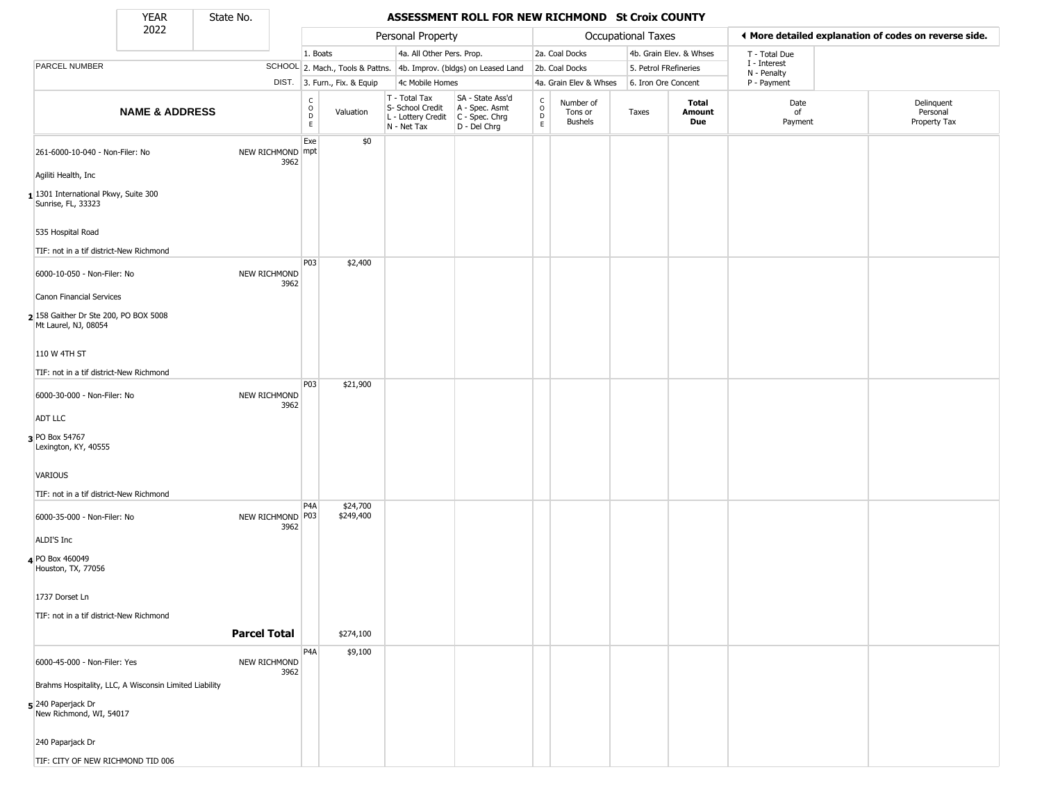# ASSESSMENT ROLL FOR NEW RICHMOND St Croix COUNTY

| YEAR | State No. |
|---|---|
| 2022 | |

**Personal Property:** 1. Boats; 2. Mach., Tools & Pattns.; 3. Furn., Fix. & Equip; 4a. All Other Pers. Prop.; 4b. Improv. (bldgs) on Leased Land; 4c Mobile Homes

**Occupational Taxes:** 2a. Coal Docks; 2b. Coal Docks; 4a. Grain Elev & Whses; 4b. Grain Elev. & Whses; 5. Petrol FRefineries; 6. Iron Ore Concent

◀ More detailed explanation of codes on reverse side.

T - Total Due; I - Interest; N - Penalty; P - Payment

| | PARCEL NUMBER / NAME & ADDRESS | SCHOOL DIST. | CODE | Valuation | T - Total Tax S- School Credit L - Lottery Credit N - Net Tax | SA - State Ass'd A - Spec. Asmt C - Spec. Chrg D - Del Chrg | CODE | Number of Tons or Bushels | Taxes | Total Amount Due | Date of Payment | Delinquent Personal Property Tax |
|---|---|---|---|---|---|---|---|---|---|---|---|---|
| 1 | 261-6000-10-040 - Non-Filer: No<br>Agiliti Health, Inc<br>1301 International Pkwy, Suite 300<br>Sunrise, FL, 33323<br>535 Hospital Road<br>TIF: not in a tif district-New Richmond | NEW RICHMOND 3962 | Exempt | $0 | | | | | | | | |
| 2 | 6000-10-050 - Non-Filer: No<br>Canon Financial Services<br>158 Gaither Dr Ste 200, PO BOX 5008<br>Mt Laurel, NJ, 08054<br>110 W 4TH ST<br>TIF: not in a tif district-New Richmond | NEW RICHMOND 3962 | P03 | $2,400 | | | | | | | | |
| 3 | 6000-30-000 - Non-Filer: No<br>ADT LLC<br>PO Box 54767<br>Lexington, KY, 40555<br>VARIOUS<br>TIF: not in a tif district-New Richmond | NEW RICHMOND 3962 | P03 | $21,900 | | | | | | | | |
| 4 | 6000-35-000 - Non-Filer: No<br>ALDI'S Inc<br>PO Box 460049<br>Houston, TX, 77056<br>1737 Dorset Ln<br>TIF: not in a tif district-New Richmond | NEW RICHMOND 3962 | P4A<br>P03 | $24,700<br>$249,400 | | | | | | | | |
| | | **Parcel Total** | | $274,100 | | | | | | | | |
| 5 | 6000-45-000 - Non-Filer: Yes<br>Brahms Hospitality, LLC, A Wisconsin Limited Liability<br>240 Paperjack Dr<br>New Richmond, WI, 54017<br>240 Paparjack Dr<br>TIF: CITY OF NEW RICHMOND TID 006 | NEW RICHMOND 3962 | P4A | $9,100 | | | | | | | | |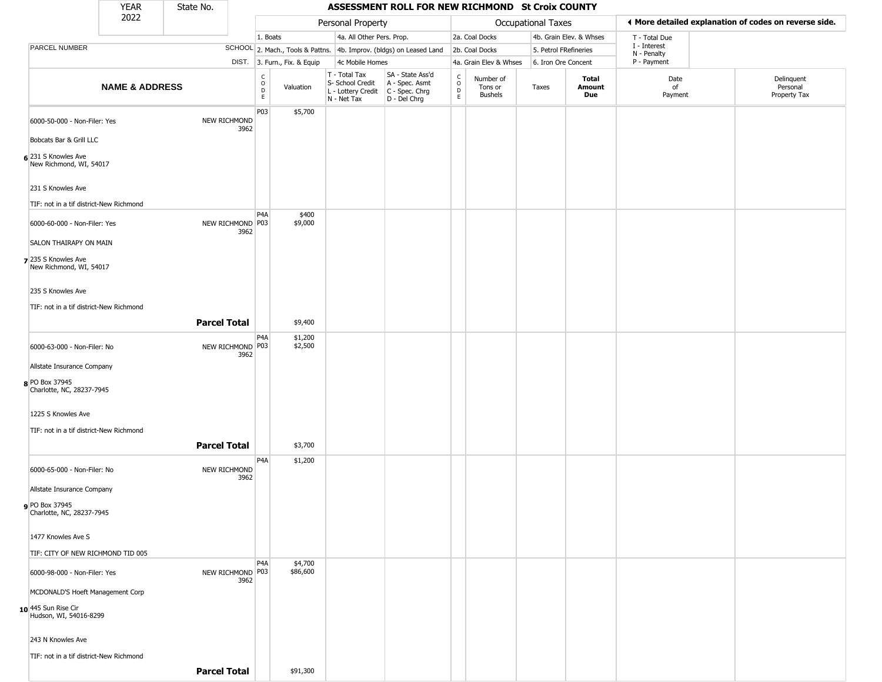# ASSESSMENT ROLL FOR NEW RICHMOND St Croix COUNTY

YEAR 2022 | State No.

◄ More detailed explanation of codes on reverse side.

**Personal Property:** 1. Boats; 2. Mach., Tools & Pattns.; 3. Furn., Fix. & Equip; 4a. All Other Pers. Prop.; 4b. Improv. (bldgs) on Leased Land; 4c Mobile Homes

**Occupational Taxes:** 2a. Coal Docks; 2b. Coal Docks; 4a. Grain Elev & Whses; 4b. Grain Elev. & Whses; 5. Petrol FRefineries; 6. Iron Ore Concent

T - Total Due; I - Interest; N - Penalty; P - Payment

| | NAME & ADDRESS | SCHOOL DIST. | CODE | Valuation | T - Total Tax S- School Credit L - Lottery Credit N - Net Tax | SA - State Ass'd A - Spec. Asmt C - Spec. Chrg D - Del Chrg | CODE | Number of Tons or Bushels | Taxes | Total Amount Due | Date of Payment | Delinquent Personal Property Tax |
|---|---|---|---|---|---|---|---|---|---|---|---|---|
| 6 | 6000-50-000 - Non-Filer: Yes<br>Bobcats Bar & Grill LLC<br>231 S Knowles Ave<br>New Richmond, WI, 54017<br>231 S Knowles Ave<br>TIF: not in a tif district-New Richmond | NEW RICHMOND 3962 | P03 | $5,700 | | | | | | | | |
| 7 | 6000-60-000 - Non-Filer: Yes<br>SALON THAIRAPY ON MAIN<br>235 S Knowles Ave<br>New Richmond, WI, 54017<br>235 S Knowles Ave<br>TIF: not in a tif district-New Richmond | NEW RICHMOND 3962 | P4A<br>P03 | $400<br>$9,000 | | | | | | | | |
| | **Parcel Total** | | | $9,400 | | | | | | | | |
| 8 | 6000-63-000 - Non-Filer: No<br>Allstate Insurance Company<br>PO Box 37945<br>Charlotte, NC, 28237-7945<br>1225 S Knowles Ave<br>TIF: not in a tif district-New Richmond | NEW RICHMOND 3962 | P4A<br>P03 | $1,200<br>$2,500 | | | | | | | | |
| | **Parcel Total** | | | $3,700 | | | | | | | | |
| 9 | 6000-65-000 - Non-Filer: No<br>Allstate Insurance Company<br>PO Box 37945<br>Charlotte, NC, 28237-7945<br>1477 Knowles Ave S<br>TIF: CITY OF NEW RICHMOND TID 005 | NEW RICHMOND 3962 | P4A | $1,200 | | | | | | | | |
| 10 | 6000-98-000 - Non-Filer: Yes<br>MCDONALD'S Hoeft Management Corp<br>445 Sun Rise Cir<br>Hudson, WI, 54016-8299<br>243 N Knowles Ave<br>TIF: not in a tif district-New Richmond | NEW RICHMOND 3962 | P4A<br>P03 | $4,700<br>$86,600 | | | | | | | | |
| | **Parcel Total** | | | $91,300 | | | | | | | | |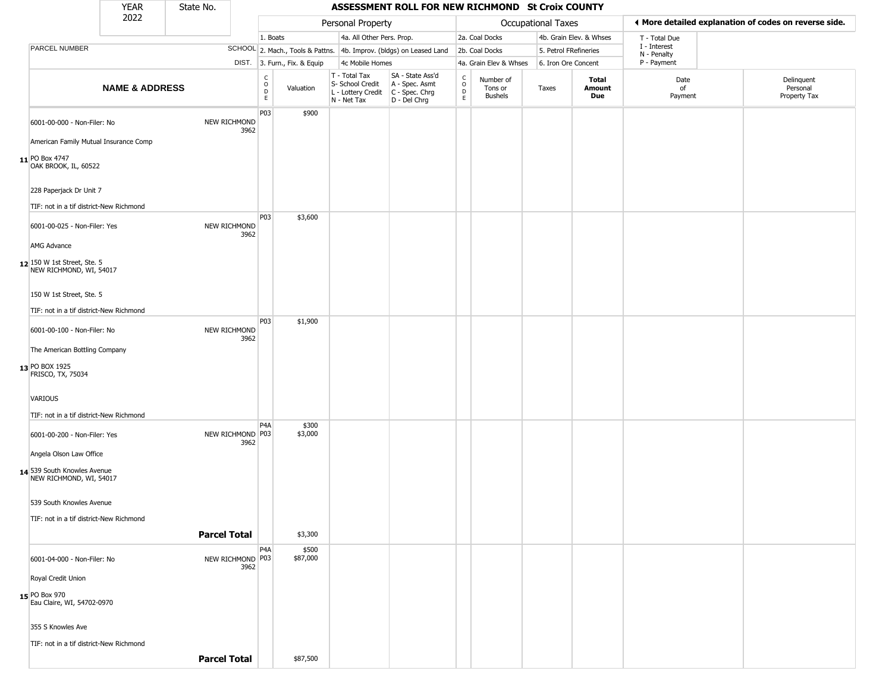# ASSESSMENT ROLL FOR NEW RICHMOND St Croix COUNTY

YEAR 2022 | State No.

**Personal Property:** 1. Boats; 2. Mach., Tools & Pattns.; 3. Furn., Fix. & Equip; 4a. All Other Pers. Prop.; 4b. Improv. (bldgs) on Leased Land; 4c Mobile Homes

**Occupational Taxes:** 2a. Coal Docks; 2b. Coal Docks; 4a. Grain Elev & Whses; 4b. Grain Elev. & Whses; 5. Petrol FRefineries; 6. Iron Ore Concent

◄ More detailed explanation of codes on reverse side.

T - Total Due; I - Interest; N - Penalty; P - Payment

| | PARCEL NUMBER / NAME & ADDRESS | SCHOOL DIST. | CODE | Valuation | T - Total Tax / S- School Credit / L - Lottery Credit / N - Net Tax | SA - State Ass'd / A - Spec. Asmt / C - Spec. Chrg / D - Del Chrg | CODE | Number of Tons or Bushels | Taxes | Total Amount Due | Date of Payment | Delinquent Personal Property Tax |
|---|---|---|---|---|---|---|---|---|---|---|---|---|
| 11 | 6001-00-000 - Non-Filer: No<br>American Family Mutual Insurance Comp<br>PO Box 4747<br>OAK BROOK, IL, 60522<br>228 Paperjack Dr Unit 7<br>TIF: not in a tif district-New Richmond | NEW RICHMOND 3962 | P03 | $900 | | | | | | | | |
| 12 | 6001-00-025 - Non-Filer: Yes<br>AMG Advance<br>150 W 1st Street, Ste. 5<br>NEW RICHMOND, WI, 54017<br>150 W 1st Street, Ste. 5<br>TIF: not in a tif district-New Richmond | NEW RICHMOND 3962 | P03 | $3,600 | | | | | | | | |
| 13 | 6001-00-100 - Non-Filer: No<br>The American Bottling Company<br>PO BOX 1925<br>FRISCO, TX, 75034<br>VARIOUS<br>TIF: not in a tif district-New Richmond | NEW RICHMOND 3962 | P03 | $1,900 | | | | | | | | |
| 14 | 6001-00-200 - Non-Filer: Yes<br>Angela Olson Law Office<br>539 South Knowles Avenue<br>NEW RICHMOND, WI, 54017<br>539 South Knowles Avenue<br>TIF: not in a tif district-New Richmond | NEW RICHMOND 3962 | P4A<br>P03 | $300<br>$3,000 | | | | | | | | |
| | **Parcel Total** | | | $3,300 | | | | | | | | |
| 15 | 6001-04-000 - Non-Filer: No<br>Royal Credit Union<br>PO Box 970<br>Eau Claire, WI, 54702-0970<br>355 S Knowles Ave<br>TIF: not in a tif district-New Richmond | NEW RICHMOND 3962 | P4A<br>P03 | $500<br>$87,000 | | | | | | | | |
| | **Parcel Total** | | | $87,500 | | | | | | | | |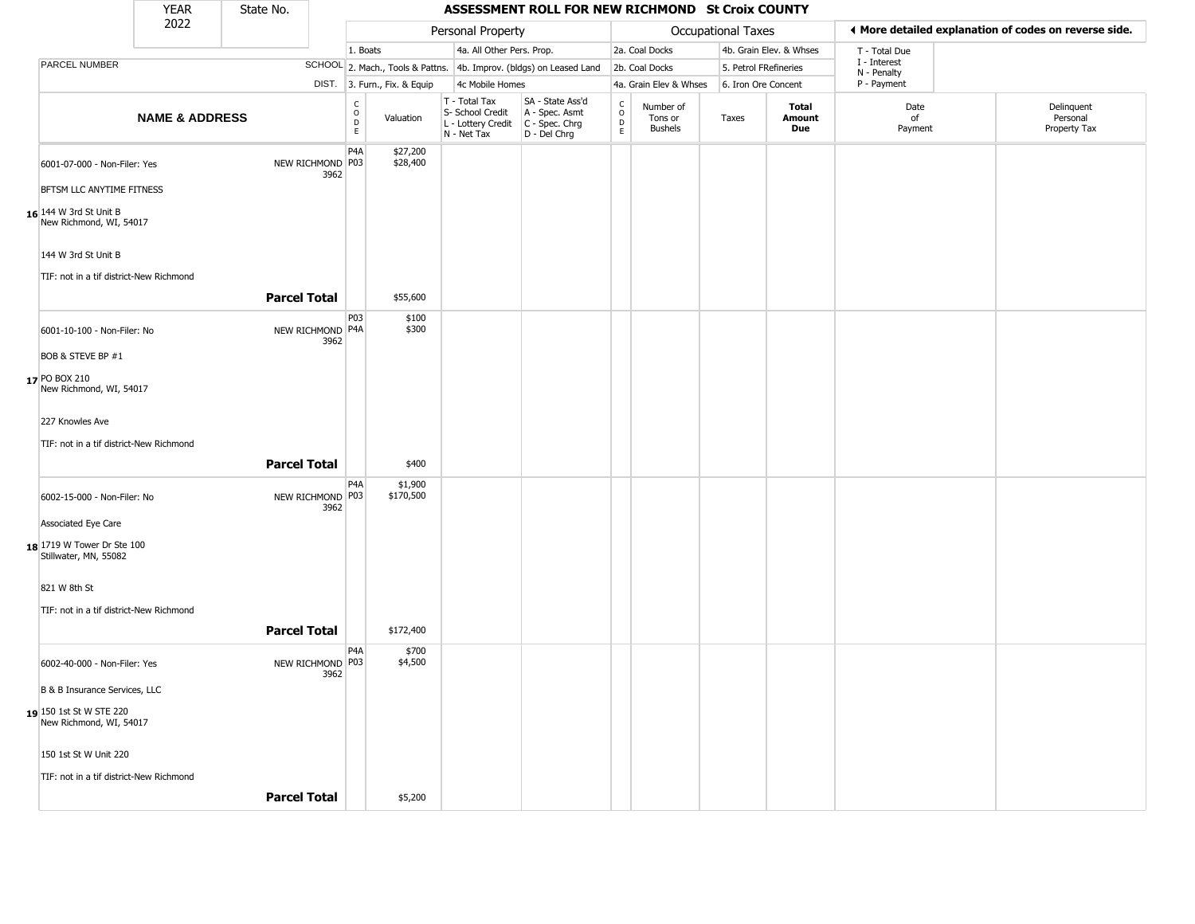| YEAR 2022 | State No. | ASSESSMENT ROLL FOR NEW RICHMOND St Croix COUNTY |
|---|---|---|

| | | Personal Property | | | | Occupational Taxes | | | | ◀ More detailed explanation of codes on reverse side. | |
|---|---|---|---|---|---|---|---|---|---|---|---|
| PARCEL NUMBER | SCHOOL DIST. | 1. Boats<br>2. Mach., Tools & Pattns.<br>3. Furn., Fix. & Equip | | 4a. All Other Pers. Prop.<br>4b. Improv. (bldgs) on Leased Land<br>4c Mobile Homes | | 2a. Coal Docks<br>2b. Coal Docks<br>4a. Grain Elev & Whses | | 4b. Grain Elev. & Whses<br>5. Petrol FRefineries<br>6. Iron Ore Concent | | T - Total Due<br>I - Interest<br>N - Penalty<br>P - Payment | |
| **NAME & ADDRESS** | | CODE | Valuation | T - Total Tax<br>S- School Credit<br>L - Lottery Credit<br>N - Net Tax | SA - State Ass'd<br>A - Spec. Asmt<br>C - Spec. Chrg<br>D - Del Chrg | CODE | Number of Tons or Bushels | Taxes | **Total Amount Due** | Date of Payment | Delinquent Personal Property Tax |
| **16** 6001-07-000 - Non-Filer: Yes<br>BFTSM LLC ANYTIME FITNESS<br>144 W 3rd St Unit B<br>New Richmond, WI, 54017<br>144 W 3rd St Unit B<br>TIF: not in a tif district-New Richmond | NEW RICHMOND 3962 | P4A<br>P03 | $27,200<br>$28,400 | | | | | | | | |
| | **Parcel Total** | | $55,600 | | | | | | | | |
| **17** 6001-10-100 - Non-Filer: No<br>BOB & STEVE BP #1<br>PO BOX 210<br>New Richmond, WI, 54017<br>227 Knowles Ave<br>TIF: not in a tif district-New Richmond | NEW RICHMOND 3962 | P03<br>P4A | $100<br>$300 | | | | | | | | |
| | **Parcel Total** | | $400 | | | | | | | | |
| **18** 6002-15-000 - Non-Filer: No<br>Associated Eye Care<br>1719 W Tower Dr Ste 100<br>Stillwater, MN, 55082<br>821 W 8th St<br>TIF: not in a tif district-New Richmond | NEW RICHMOND 3962 | P4A<br>P03 | $1,900<br>$170,500 | | | | | | | | |
| | **Parcel Total** | | $172,400 | | | | | | | | |
| **19** 6002-40-000 - Non-Filer: Yes<br>B & B Insurance Services, LLC<br>150 1st St W STE 220<br>New Richmond, WI, 54017<br>150 1st St W Unit 220<br>TIF: not in a tif district-New Richmond | NEW RICHMOND 3962 | P4A<br>P03 | $700<br>$4,500 | | | | | | | | |
| | **Parcel Total** | | $5,200 | | | | | | | | |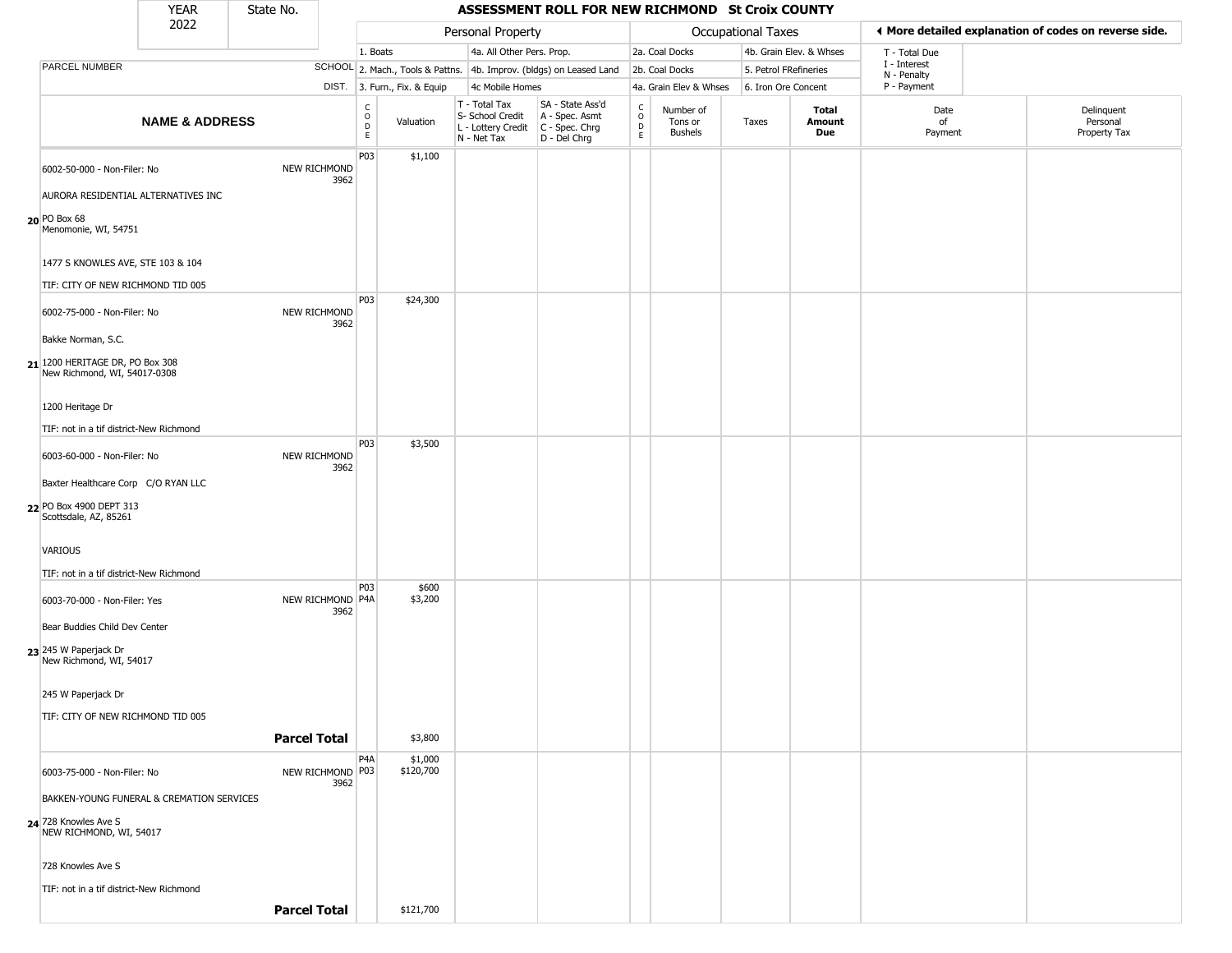# ASSESSMENT ROLL FOR NEW RICHMOND St Croix COUNTY

YEAR 2022 | State No.

| | | Personal Property | | | | Occupational Taxes | | | | ◄ More detailed explanation of codes on reverse side. | |
|---|---|---|---|---|---|---|---|---|---|---|---|
| | | 1. Boats | | 4a. All Other Pers. Prop. | | 2a. Coal Docks | | 4b. Grain Elev. & Whses | | T - Total Due | |
| PARCEL NUMBER | SCHOOL | 2. Mach., Tools & Pattns. | | 4b. Improv. (bldgs) on Leased Land | | 2b. Coal Docks | | 5. Petrol FRefineries | | I - Interest<br>N - Penalty | |
| | DIST. | 3. Furn., Fix. & Equip | | 4c Mobile Homes | | 4a. Grain Elev & Whses | | 6. Iron Ore Concent | | P - Payment | |
| **NAME & ADDRESS** | | CODE | Valuation | T - Total Tax<br>S- School Credit<br>L - Lottery Credit<br>N - Net Tax | SA - State Ass'd<br>A - Spec. Asmt<br>C - Spec. Chrg<br>D - Del Chrg | CODE | Number of Tons or Bushels | Taxes | **Total Amount Due** | Date of Payment | Delinquent Personal Property Tax |
| 20 6002-50-000 - Non-Filer: No<br>AURORA RESIDENTIAL ALTERNATIVES INC<br>PO Box 68<br>Menomonie, WI, 54751<br>1477 S KNOWLES AVE, STE 103 & 104<br>TIF: CITY OF NEW RICHMOND TID 005 | NEW RICHMOND 3962 | P03 | $1,100 | | | | | | | | |
| 21 6002-75-000 - Non-Filer: No<br>Bakke Norman, S.C.<br>1200 HERITAGE DR, PO Box 308<br>New Richmond, WI, 54017-0308<br>1200 Heritage Dr<br>TIF: not in a tif district-New Richmond | NEW RICHMOND 3962 | P03 | $24,300 | | | | | | | | |
| 22 6003-60-000 - Non-Filer: No<br>Baxter Healthcare Corp C/O RYAN LLC<br>PO Box 4900 DEPT 313<br>Scottsdale, AZ, 85261<br>VARIOUS<br>TIF: not in a tif district-New Richmond | NEW RICHMOND 3962 | P03 | $3,500 | | | | | | | | |
| 23 6003-70-000 - Non-Filer: Yes<br>Bear Buddies Child Dev Center<br>245 W Paperjack Dr<br>New Richmond, WI, 54017<br>245 W Paperjack Dr<br>TIF: CITY OF NEW RICHMOND TID 005 | NEW RICHMOND 3962 | P03<br>P4A | $600<br>$3,200 | | | | | | | | |
| **Parcel Total** | | | $3,800 | | | | | | | | |
| 24 6003-75-000 - Non-Filer: No<br>BAKKEN-YOUNG FUNERAL & CREMATION SERVICES<br>728 Knowles Ave S<br>NEW RICHMOND, WI, 54017<br>728 Knowles Ave S<br>TIF: not in a tif district-New Richmond | NEW RICHMOND 3962 | P4A<br>P03 | $1,000<br>$120,700 | | | | | | | | |
| **Parcel Total** | | | $121,700 | | | | | | | | |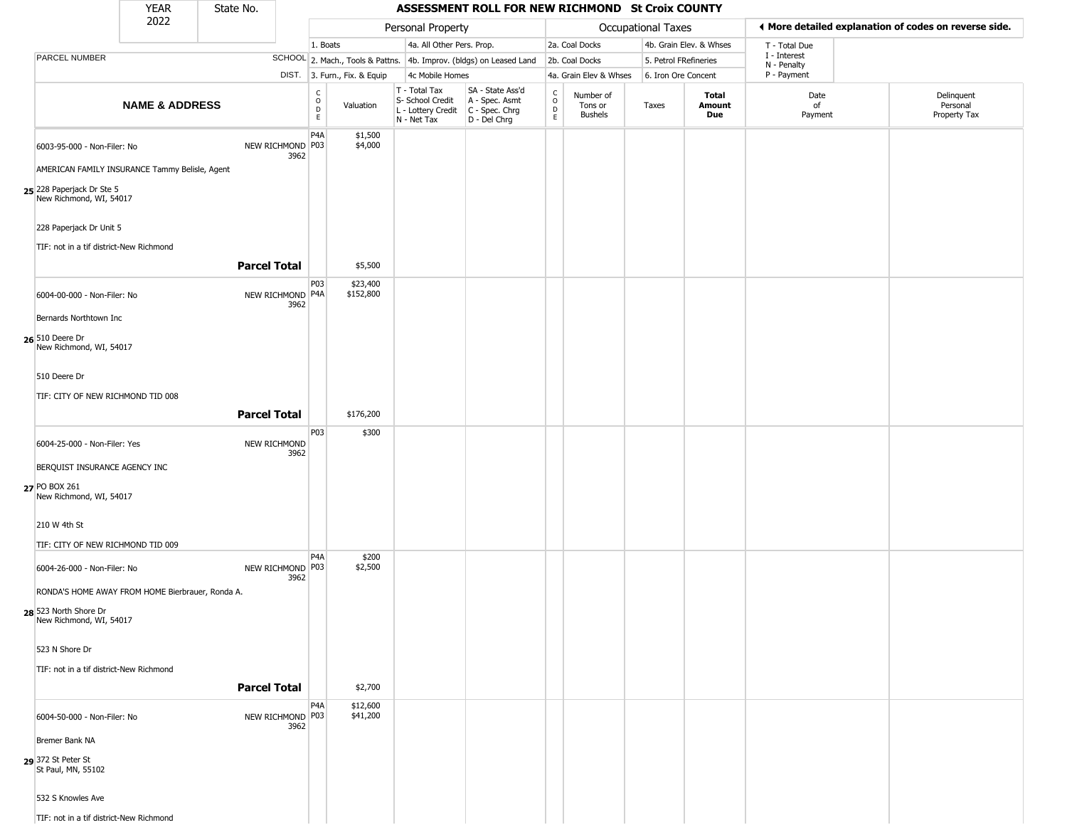| YEAR 2022 | State No. | | ASSESSMENT ROLL FOR NEW RICHMOND St Croix COUNTY | | | | | | | | | |
|---|---|---|---|---|---|---|---|---|---|---|---|---|
| | | | Personal Property | | | | Occupational Taxes | | | | ◀ More detailed explanation of codes on reverse side. | |
| | | | 1. Boats | | 4a. All Other Pers. Prop. | | 2a. Coal Docks | | 4b. Grain Elev. & Whses | | T - Total Due | |
| PARCEL NUMBER | SCHOOL | | 2. Mach., Tools & Pattns. | | 4b. Improv. (bldgs) on Leased Land | | 2b. Coal Docks | | 5. Petrol FRefineries | | I - Interest<br>N - Penalty | |
| | DIST. | | 3. Furn., Fix. & Equip | | 4c Mobile Homes | | 4a. Grain Elev & Whses | | 6. Iron Ore Concent | | P - Payment | |
| NAME & ADDRESS | | CODE | Valuation | T - Total Tax<br>S- School Credit<br>L - Lottery Credit<br>N - Net Tax | SA - State Ass'd<br>A - Spec. Asmt<br>C - Spec. Chrg<br>D - Del Chrg | CODE | Number of Tons or Bushels | Taxes | Total Amount Due | Date of Payment | Delinquent Personal Property Tax | |
| 25 6003-95-000 - Non-Filer: No<br>AMERICAN FAMILY INSURANCE Tammy Belisle, Agent<br>228 Paperjack Dr Ste 5<br>New Richmond, WI, 54017<br>228 Paperjack Dr Unit 5<br>TIF: not in a tif district-New Richmond | NEW RICHMOND 3962 | P4A<br>P03 | $1,500<br>$4,000 | | | | | | | | | |
| **Parcel Total** | | | $5,500 | | | | | | | | | |
| 26 6004-00-000 - Non-Filer: No<br>Bernards Northtown Inc<br>510 Deere Dr<br>New Richmond, WI, 54017<br>510 Deere Dr<br>TIF: CITY OF NEW RICHMOND TID 008 | NEW RICHMOND 3962 | P03<br>P4A | $23,400<br>$152,800 | | | | | | | | | |
| **Parcel Total** | | | $176,200 | | | | | | | | | |
| 27 6004-25-000 - Non-Filer: Yes<br>BERQUIST INSURANCE AGENCY INC<br>PO BOX 261<br>New Richmond, WI, 54017<br>210 W 4th St<br>TIF: CITY OF NEW RICHMOND TID 009 | NEW RICHMOND 3962 | P03 | $300 | | | | | | | | | |
| 28 6004-26-000 - Non-Filer: No<br>RONDA'S HOME AWAY FROM HOME Bierbrauer, Ronda A.<br>523 North Shore Dr<br>New Richmond, WI, 54017<br>523 N Shore Dr<br>TIF: not in a tif district-New Richmond | NEW RICHMOND 3962 | P4A<br>P03 | $200<br>$2,500 | | | | | | | | | |
| **Parcel Total** | | | $2,700 | | | | | | | | | |
| 29 6004-50-000 - Non-Filer: No<br>Bremer Bank NA<br>372 St Peter St<br>St Paul, MN, 55102<br>532 S Knowles Ave<br>TIF: not in a tif district-New Richmond | NEW RICHMOND 3962 | P4A<br>P03 | $12,600<br>$41,200 | | | | | | | | | |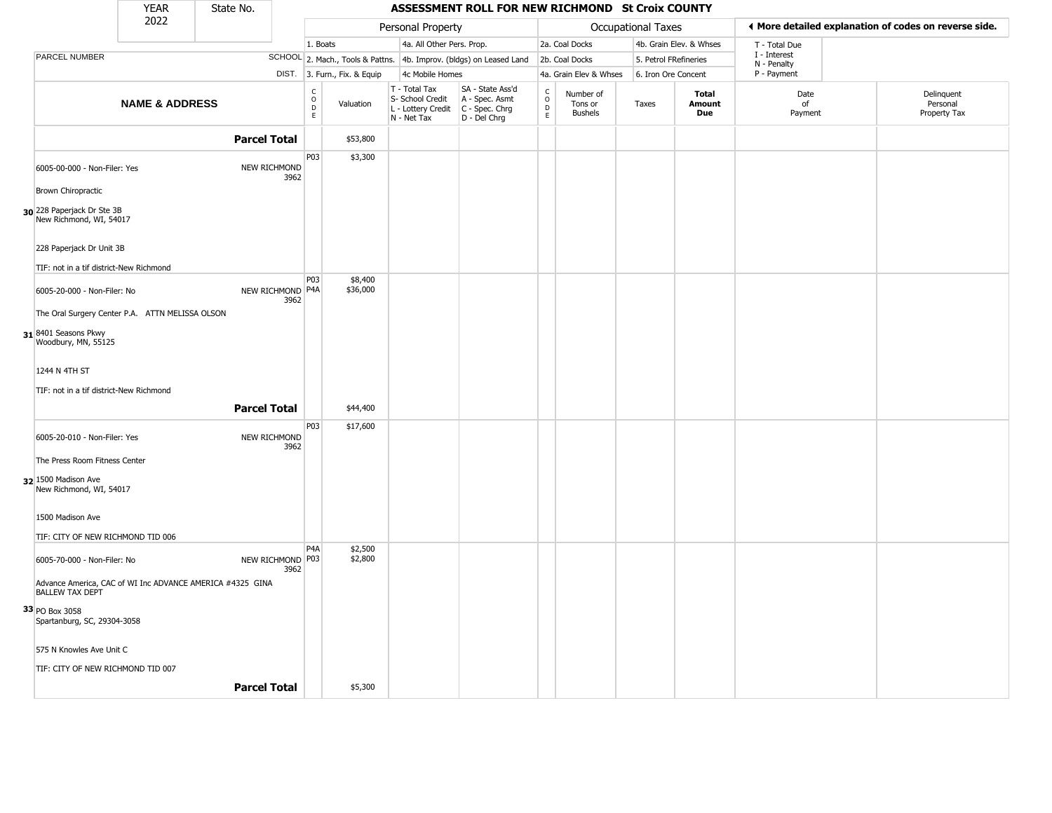| YEAR | State No. | ASSESSMENT ROLL FOR NEW RICHMOND St Croix COUNTY |
|---|---|---|
| 2022 | | |

| | | Personal Property | | | | Occupational Taxes | | | | ◂ More detailed explanation of codes on reverse side. | |
|---|---|---|---|---|---|---|---|---|---|---|---|
| | | 1. Boats | | 4a. All Other Pers. Prop. | | 2a. Coal Docks | | 4b. Grain Elev. & Whses | | T - Total Due | |
| PARCEL NUMBER | SCHOOL | 2. Mach., Tools & Pattns. | | 4b. Improv. (bldgs) on Leased Land | | 2b. Coal Docks | | 5. Petrol FRefineries | | I - Interest, N - Penalty | |
| | DIST. | 3. Furn., Fix. & Equip | | 4c Mobile Homes | | 4a. Grain Elev & Whses | | 6. Iron Ore Concent | | P - Payment | |
| **NAME & ADDRESS** | | CODE | Valuation | T - Total Tax, S- School Credit, L - Lottery Credit, N - Net Tax | SA - State Ass'd, A - Spec. Asmt, C - Spec. Chrg, D - Del Chrg | CODE | Number of Tons or Bushels | Taxes | **Total Amount Due** | Date of Payment | Delinquent Personal Property Tax |
| **Parcel Total** | | | $53,800 | | | | | | | | |
| 6005-00-000 - Non-Filer: Yes<br><br>Brown Chiropractic<br><br>30 228 Paperjack Dr Ste 3B<br>New Richmond, WI, 54017<br><br>228 Paperjack Dr Unit 3B<br><br>TIF: not in a tif district-New Richmond | NEW RICHMOND 3962 | P03 | $3,300 | | | | | | | | |
| 6005-20-000 - Non-Filer: No<br><br>The Oral Surgery Center P.A. ATTN MELISSA OLSON<br><br>31 8401 Seasons Pkwy<br>Woodbury, MN, 55125<br><br>1244 N 4TH ST<br><br>TIF: not in a tif district-New Richmond | NEW RICHMOND 3962 | P03<br>P4A | $8,400<br>$36,000 | | | | | | | | |
| **Parcel Total** | | | $44,400 | | | | | | | | |
| 6005-20-010 - Non-Filer: Yes<br><br>The Press Room Fitness Center<br><br>32 1500 Madison Ave<br>New Richmond, WI, 54017<br><br>1500 Madison Ave<br><br>TIF: CITY OF NEW RICHMOND TID 006 | NEW RICHMOND 3962 | P03 | $17,600 | | | | | | | | |
| 6005-70-000 - Non-Filer: No<br><br>Advance America, CAC of WI Inc ADVANCE AMERICA #4325 GINA BALLEW TAX DEPT<br><br>33 PO Box 3058<br>Spartanburg, SC, 29304-3058<br><br>575 N Knowles Ave Unit C<br><br>TIF: CITY OF NEW RICHMOND TID 007 | NEW RICHMOND 3962 | P4A<br>P03 | $2,500<br>$2,800 | | | | | | | | |
| **Parcel Total** | | | $5,300 | | | | | | | | |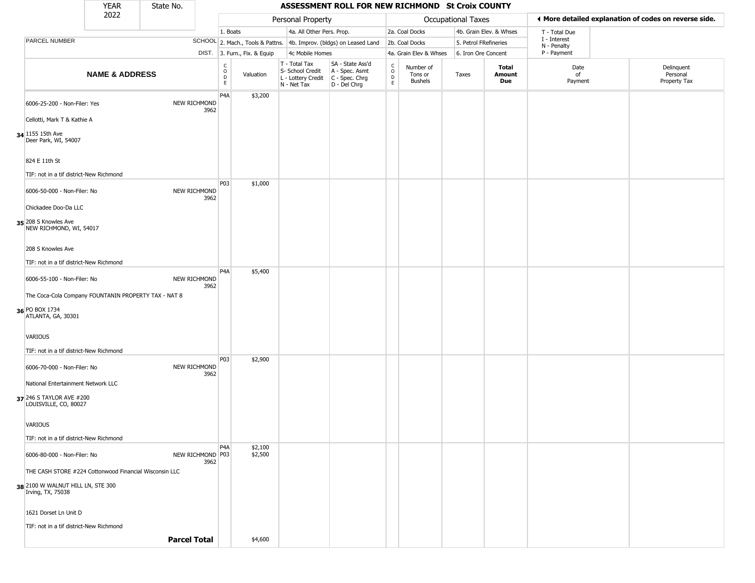| YEAR 2022 | State No. | ASSESSMENT ROLL FOR NEW RICHMOND St Croix COUNTY |
|---|---|---|

**Personal Property:** 1. Boats; 2. Mach., Tools & Pattns.; 3. Furn., Fix. & Equip; 4a. All Other Pers. Prop.; 4b. Improv. (bldgs) on Leased Land; 4c Mobile Homes

**Occupational Taxes:** 2a. Coal Docks; 2b. Coal Docks; 4a. Grain Elev & Whses; 4b. Grain Elev. & Whses; 5. Petrol FRefineries; 6. Iron Ore Concent

◄ More detailed explanation of codes on reverse side.

T - Total Due; I - Interest; N - Penalty; P - Payment

| | NAME & ADDRESS | PARCEL NUMBER / SCHOOL DIST. | CODE | Valuation | T - Total Tax S- School Credit L - Lottery Credit N - Net Tax | SA - State Ass'd A - Spec. Asmt C - Spec. Chrg D - Del Chrg | CODE | Number of Tons or Bushels | Taxes | Total Amount Due | Date of Payment | Delinquent Personal Property Tax |
|---|---|---|---|---|---|---|---|---|---|---|---|---|
| 34 | 6006-25-200 - Non-Filer: Yes<br>Cellotti, Mark T & Kathie A<br>1155 15th Ave<br>Deer Park, WI, 54007<br>824 E 11th St<br>TIF: not in a tif district-New Richmond | NEW RICHMOND 3962 | P4A | $3,200 | | | | | | | | |
| 35 | 6006-50-000 - Non-Filer: No<br>Chickadee Doo-Da LLC<br>208 S Knowles Ave<br>NEW RICHMOND, WI, 54017<br>208 S Knowles Ave<br>TIF: not in a tif district-New Richmond | NEW RICHMOND 3962 | P03 | $1,000 | | | | | | | | |
| 36 | 6006-55-100 - Non-Filer: No<br>The Coca-Cola Company FOUNTANIN PROPERTY TAX - NAT 8<br>PO BOX 1734<br>ATLANTA, GA, 30301<br>VARIOUS<br>TIF: not in a tif district-New Richmond | NEW RICHMOND 3962 | P4A | $5,400 | | | | | | | | |
| 37 | 6006-70-000 - Non-Filer: No<br>National Entertainment Network LLC<br>246 S TAYLOR AVE #200<br>LOUISVILLE, CO, 80027<br>VARIOUS<br>TIF: not in a tif district-New Richmond | NEW RICHMOND 3962 | P03 | $2,900 | | | | | | | | |
| 38 | 6006-80-000 - Non-Filer: No<br>THE CASH STORE #224 Cottonwood Financial Wisconsin LLC<br>2100 W WALNUT HILL LN, STE 300<br>Irving, TX, 75038<br>1621 Dorset Ln Unit D<br>TIF: not in a tif district-New Richmond | NEW RICHMOND 3962 | P4A<br>P03 | $2,100<br>$2,500 | | | | | | | | |
| | | **Parcel Total** | | $4,600 | | | | | | | | |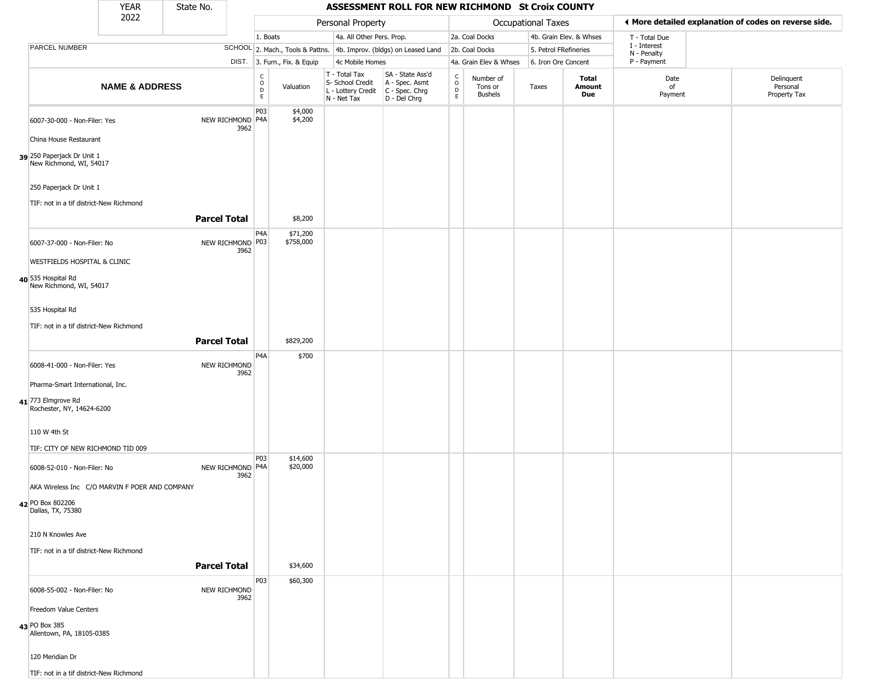| YEAR 2022 | State No. | ASSESSMENT ROLL FOR NEW RICHMOND St Croix COUNTY |
|---|---|---|

**Personal Property:** 1. Boats; 2. Mach., Tools & Pattns.; 3. Furn., Fix. & Equip; 4a. All Other Pers. Prop.; 4b. Improv. (bldgs) on Leased Land; 4c Mobile Homes

**Occupational Taxes:** 2a. Coal Docks; 2b. Coal Docks; 4a. Grain Elev & Whses; 4b. Grain Elev. & Whses; 5. Petrol FRefineries; 6. Iron Ore Concent

◄ More detailed explanation of codes on reverse side.

T - Total Due; I - Interest; N - Penalty; P - Payment

| | PARCEL NUMBER / NAME & ADDRESS | SCHOOL DIST. | CODE | Valuation | T - Total Tax / S- School Credit / L - Lottery Credit / N - Net Tax | SA - State Ass'd / A - Spec. Asmt / C - Spec. Chrg / D - Del Chrg | CODE | Number of Tons or Bushels | Taxes | Total Amount Due | Date of Payment | Delinquent Personal Property Tax |
|---|---|---|---|---|---|---|---|---|---|---|---|---|
| 39 | 6007-30-000 - Non-Filer: Yes<br>China House Restaurant<br>250 Paperjack Dr Unit 1<br>New Richmond, WI, 54017<br>250 Paperjack Dr Unit 1<br>TIF: not in a tif district-New Richmond | NEW RICHMOND 3962 | P03<br>P4A | $4,000<br>$4,200 | | | | | | | | |
| | **Parcel Total** | | | $8,200 | | | | | | | | |
| 40 | 6007-37-000 - Non-Filer: No<br>WESTFIELDS HOSPITAL & CLINIC<br>535 Hospital Rd<br>New Richmond, WI, 54017<br>535 Hospital Rd<br>TIF: not in a tif district-New Richmond | NEW RICHMOND 3962 | P4A<br>P03 | $71,200<br>$758,000 | | | | | | | | |
| | **Parcel Total** | | | $829,200 | | | | | | | | |
| 41 | 6008-41-000 - Non-Filer: Yes<br>Pharma-Smart International, Inc.<br>773 Elmgrove Rd<br>Rochester, NY, 14624-6200<br>110 W 4th St<br>TIF: CITY OF NEW RICHMOND TID 009 | NEW RICHMOND 3962 | P4A | $700 | | | | | | | | |
| 42 | 6008-52-010 - Non-Filer: No<br>AKA Wireless Inc C/O MARVIN F POER AND COMPANY<br>PO Box 802206<br>Dallas, TX, 75380<br>210 N Knowles Ave<br>TIF: not in a tif district-New Richmond | NEW RICHMOND 3962 | P03<br>P4A | $14,600<br>$20,000 | | | | | | | | |
| | **Parcel Total** | | | $34,600 | | | | | | | | |
| 43 | 6008-55-002 - Non-Filer: No<br>Freedom Value Centers<br>PO Box 385<br>Allentown, PA, 18105-0385<br>120 Meridian Dr<br>TIF: not in a tif district-New Richmond | NEW RICHMOND 3962 | P03 | $60,300 | | | | | | | | |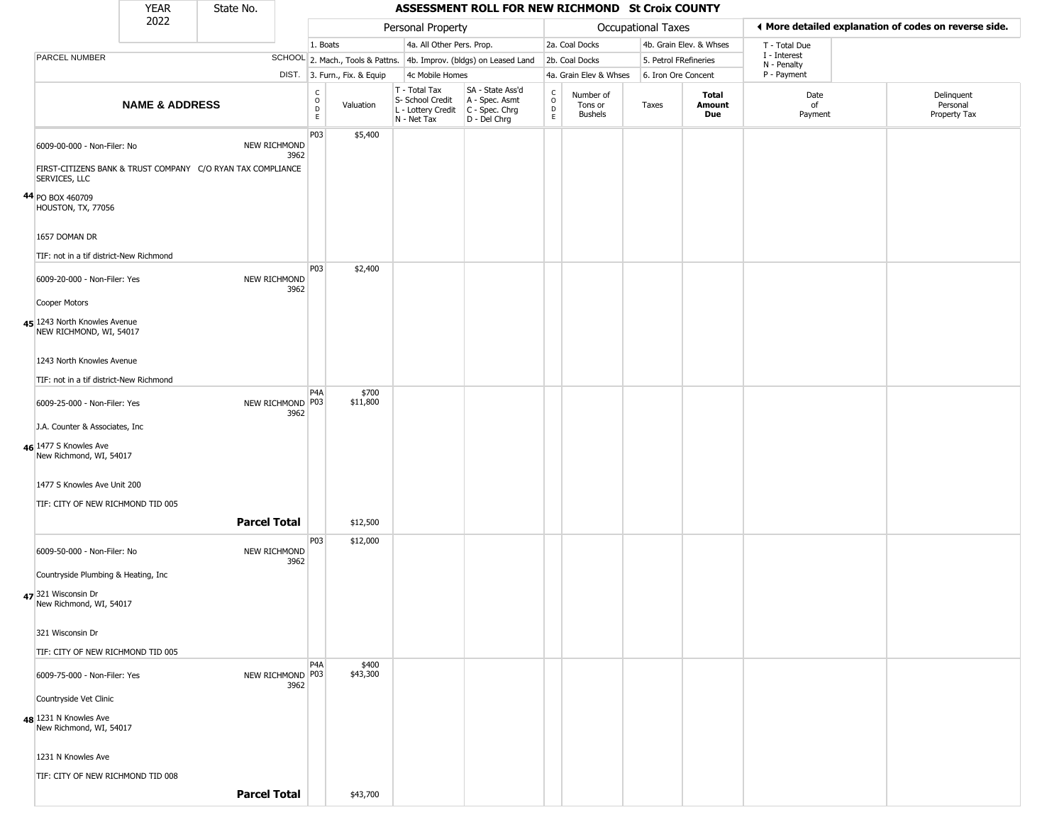| YEAR 2022 | State No. | ASSESSMENT ROLL FOR NEW RICHMOND St Croix COUNTY |
|---|---|---|

| | | Personal Property | | | | Occupational Taxes | | | | ◀ More detailed explanation of codes on reverse side. | |
|---|---|---|---|---|---|---|---|---|---|---|---|
| PARCEL NUMBER | SCHOOL DIST. | 1. Boats | | 4a. All Other Pers. Prop. | | 2a. Coal Docks | | 4b. Grain Elev. & Whses | | T - Total Due | |
| | | 2. Mach., Tools & Pattns. | | 4b. Improv. (bldgs) on Leased Land | | 2b. Coal Docks | | 5. Petrol FRefineries | | I - Interest | |
| | | 3. Furn., Fix. & Equip | | 4c Mobile Homes | | 4a. Grain Elev & Whses | | 6. Iron Ore Concent | | N - Penalty / P - Payment | |
| **NAME & ADDRESS** | | CODE | Valuation | T - Total Tax / S- School Credit / L - Lottery Credit / N - Net Tax | SA - State Ass'd / A - Spec. Asmt / C - Spec. Chrg / D - Del Chrg | CODE | Number of Tons or Bushels | Taxes | **Total Amount Due** | Date of Payment | Delinquent Personal Property Tax |
| **44** 6009-00-000 - Non-Filer: No<br>FIRST-CITIZENS BANK & TRUST COMPANY C/O RYAN TAX COMPLIANCE SERVICES, LLC<br>PO BOX 460709<br>HOUSTON, TX, 77056<br><br>1657 DOMAN DR<br><br>TIF: not in a tif district-New Richmond | NEW RICHMOND 3962 | P03 | $5,400 | | | | | | | | |
| **45** 6009-20-000 - Non-Filer: Yes<br>Cooper Motors<br>1243 North Knowles Avenue<br>NEW RICHMOND, WI, 54017<br><br>1243 North Knowles Avenue<br><br>TIF: not in a tif district-New Richmond | NEW RICHMOND 3962 | P03 | $2,400 | | | | | | | | |
| **46** 6009-25-000 - Non-Filer: Yes<br>J.A. Counter & Associates, Inc<br>1477 S Knowles Ave<br>New Richmond, WI, 54017<br><br>1477 S Knowles Ave Unit 200<br><br>TIF: CITY OF NEW RICHMOND TID 005 | NEW RICHMOND 3962 | P4A<br>P03 | $700<br>$11,800 | | | | | | | | |
| **Parcel Total** | | | $12,500 | | | | | | | | |
| **47** 6009-50-000 - Non-Filer: No<br>Countryside Plumbing & Heating, Inc<br>321 Wisconsin Dr<br>New Richmond, WI, 54017<br><br>321 Wisconsin Dr<br><br>TIF: CITY OF NEW RICHMOND TID 005 | NEW RICHMOND 3962 | P03 | $12,000 | | | | | | | | |
| **48** 6009-75-000 - Non-Filer: Yes<br>Countryside Vet Clinic<br>1231 N Knowles Ave<br>New Richmond, WI, 54017<br><br>1231 N Knowles Ave<br><br>TIF: CITY OF NEW RICHMOND TID 008 | NEW RICHMOND 3962 | P4A<br>P03 | $400<br>$43,300 | | | | | | | | |
| **Parcel Total** | | | $43,700 | | | | | | | | |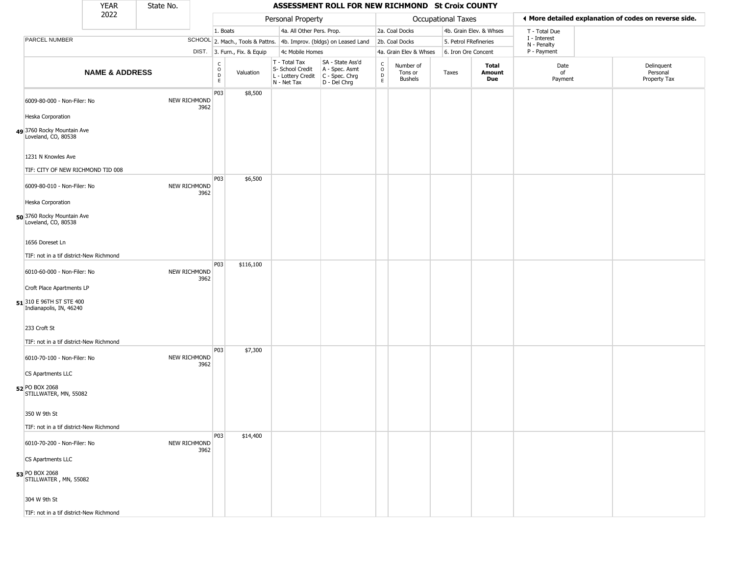| YEAR 2022 | State No. | ASSESSMENT ROLL FOR NEW RICHMOND St Croix COUNTY |
|---|---|---|

**Personal Property:** 1. Boats; 2. Mach., Tools & Pattns.; 3. Furn., Fix. & Equip; 4a. All Other Pers. Prop.; 4b. Improv. (bldgs) on Leased Land; 4c Mobile Homes

**Occupational Taxes:** 2a. Coal Docks; 2b. Coal Docks; 4a. Grain Elev & Whses; 4b. Grain Elev. & Whses; 5. Petrol FRefineries; 6. Iron Ore Concent

◄ More detailed explanation of codes on reverse side.

T - Total Due; I - Interest; N - Penalty; P - Payment

| | PARCEL NUMBER / NAME & ADDRESS | SCHOOL DIST. | CODE | Valuation | T - Total Tax, S- School Credit, L - Lottery Credit, N - Net Tax | SA - State Ass'd, A - Spec. Asmt, C - Spec. Chrg, D - Del Chrg | CODE | Number of Tons or Bushels | Taxes | Total Amount Due | Date of Payment | Delinquent Personal Property Tax |
|---|---|---|---|---|---|---|---|---|---|---|---|---|
| 49 | 6009-80-000 - Non-Filer: No<br>Heska Corporation<br>3760 Rocky Mountain Ave<br>Loveland, CO, 80538<br>1231 N Knowles Ave<br>TIF: CITY OF NEW RICHMOND TID 008 | NEW RICHMOND 3962 | P03 | $8,500 | | | | | | | | |
| 50 | 6009-80-010 - Non-Filer: No<br>Heska Corporation<br>3760 Rocky Mountain Ave<br>Loveland, CO, 80538<br>1656 Doreset Ln<br>TIF: not in a tif district-New Richmond | NEW RICHMOND 3962 | P03 | $6,500 | | | | | | | | |
| 51 | 6010-60-000 - Non-Filer: No<br>Croft Place Apartments LP<br>310 E 96TH ST STE 400<br>Indianapolis, IN, 46240<br>233 Croft St<br>TIF: not in a tif district-New Richmond | NEW RICHMOND 3962 | P03 | $116,100 | | | | | | | | |
| 52 | 6010-70-100 - Non-Filer: No<br>CS Apartments LLC<br>PO BOX 2068<br>STILLWATER, MN, 55082<br>350 W 9th St<br>TIF: not in a tif district-New Richmond | NEW RICHMOND 3962 | P03 | $7,300 | | | | | | | | |
| 53 | 6010-70-200 - Non-Filer: No<br>CS Apartments LLC<br>PO BOX 2068<br>STILLWATER , MN, 55082<br>304 W 9th St<br>TIF: not in a tif district-New Richmond | NEW RICHMOND 3962 | P03 | $14,400 | | | | | | | | |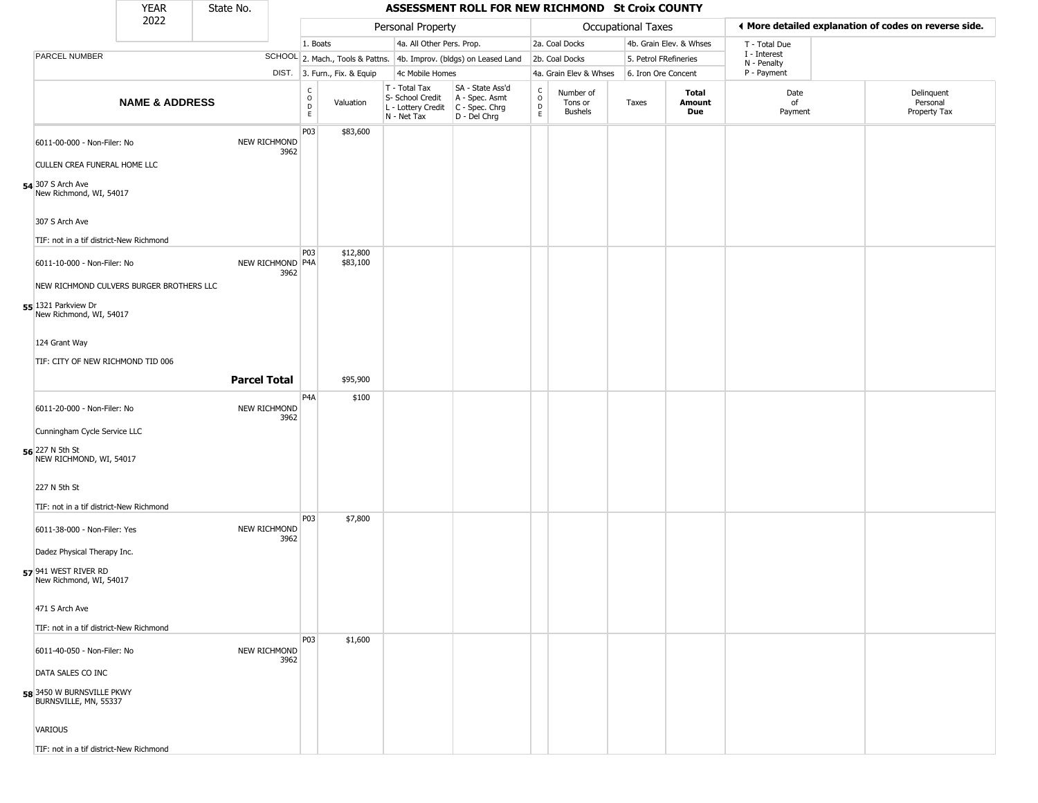# ASSESSMENT ROLL FOR NEW RICHMOND St Croix COUNTY

| YEAR | State No. |
|---|---|
| 2022 | |

◀ More detailed explanation of codes on reverse side.

| | | Personal Property | | | | Occupational Taxes | | | | | | |
|---|---|---|---|---|---|---|---|---|---|---|---|---|
| PARCEL NUMBER | SCHOOL DIST. | 1. Boats<br>2. Mach., Tools & Pattns.<br>3. Furn., Fix. & Equip | | 4a. All Other Pers. Prop.<br>4b. Improv. (bldgs) on Leased Land<br>4c Mobile Homes | | 2a. Coal Docks<br>2b. Coal Docks<br>4a. Grain Elev & Whses | | 4b. Grain Elev. & Whses<br>5. Petrol FRefineries<br>6. Iron Ore Concent | | T - Total Due<br>I - Interest<br>N - Penalty<br>P - Payment | | |
| NAME & ADDRESS | | CODE | Valuation | T - Total Tax<br>S- School Credit<br>L - Lottery Credit<br>N - Net Tax | SA - State Ass'd<br>A - Spec. Asmt<br>C - Spec. Chrg<br>D - Del Chrg | CODE | Number of Tons or Bushels | Taxes | Total Amount Due | Date of Payment | Delinquent Personal Property Tax |
| **54** 6011-00-000 - Non-Filer: No<br>CULLEN CREA FUNERAL HOME LLC<br>307 S Arch Ave<br>New Richmond, WI, 54017<br>307 S Arch Ave<br>TIF: not in a tif district-New Richmond | NEW RICHMOND 3962 | P03 | $83,600 | | | | | | | | |
| **55** 6011-10-000 - Non-Filer: No<br>NEW RICHMOND CULVERS BURGER BROTHERS LLC<br>1321 Parkview Dr<br>New Richmond, WI, 54017<br>124 Grant Way<br>TIF: CITY OF NEW RICHMOND TID 006 | NEW RICHMOND 3962 | P03<br>P4A | $12,800<br>$83,100 | | | | | | | | |
| | **Parcel Total** | | $95,900 | | | | | | | | |
| **56** 6011-20-000 - Non-Filer: No<br>Cunningham Cycle Service LLC<br>227 N 5th St<br>NEW RICHMOND, WI, 54017<br>227 N 5th St<br>TIF: not in a tif district-New Richmond | NEW RICHMOND 3962 | P4A | $100 | | | | | | | | |
| **57** 6011-38-000 - Non-Filer: Yes<br>Dadez Physical Therapy Inc.<br>941 WEST RIVER RD<br>New Richmond, WI, 54017<br>471 S Arch Ave<br>TIF: not in a tif district-New Richmond | NEW RICHMOND 3962 | P03 | $7,800 | | | | | | | | |
| **58** 6011-40-050 - Non-Filer: No<br>DATA SALES CO INC<br>3450 W BURNSVILLE PKWY<br>BURNSVILLE, MN, 55337<br>VARIOUS<br>TIF: not in a tif district-New Richmond | NEW RICHMOND 3962 | P03 | $1,600 | | | | | | | | |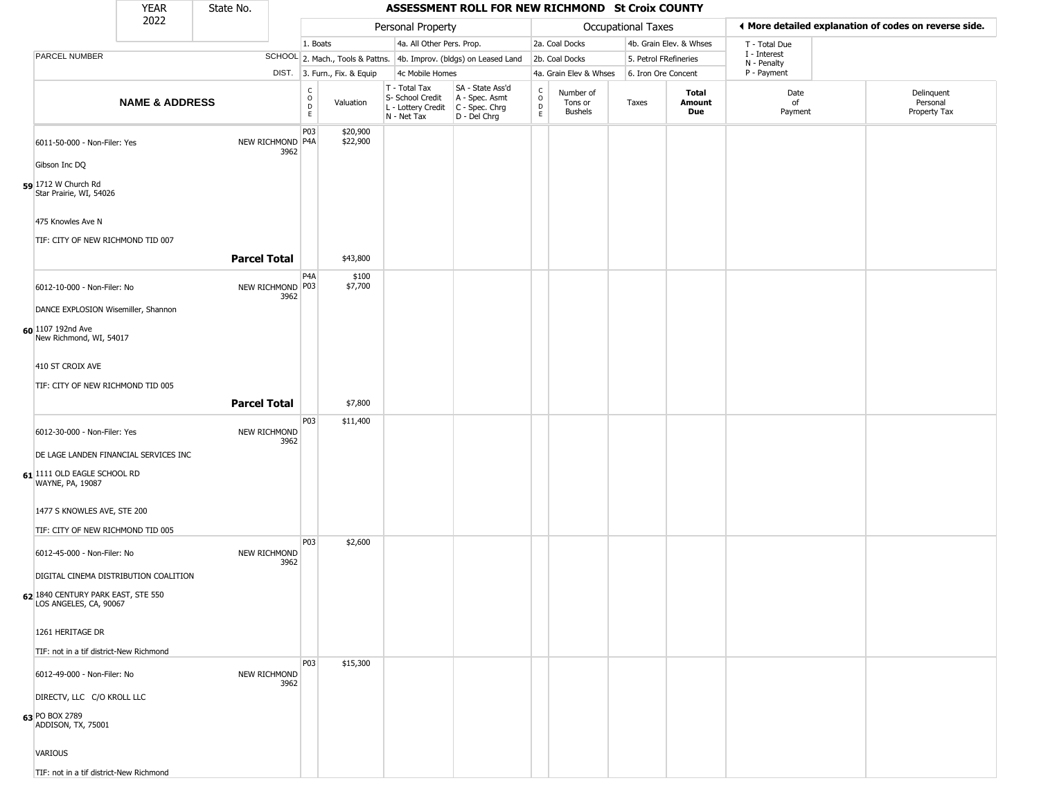| YEAR 2022 | State No. | ASSESSMENT ROLL FOR NEW RICHMOND St Croix COUNTY | | | | | | | | | | |
|---|---|---|---|---|---|---|---|---|---|---|---|---|

| | | Personal Property | | | | Occupational Taxes | | | | | ◀ More detailed explanation of codes on reverse side. | |
|---|---|---|---|---|---|---|---|---|---|---|---|---|
| | | 1. Boats | | 4a. All Other Pers. Prop. | | 2a. Coal Docks | | 4b. Grain Elev. & Whses | | | T - Total Due | |
| PARCEL NUMBER | SCHOOL | 2. Mach., Tools & Pattns. | | 4b. Improv. (bldgs) on Leased Land | | 2b. Coal Docks | | 5. Petrol FRefineries | | | I - Interest, N - Penalty | |
| | DIST. | 3. Furn., Fix. & Equip | | 4c Mobile Homes | | 4a. Grain Elev & Whses | | 6. Iron Ore Concent | | | P - Payment | |
| **NAME & ADDRESS** | | CODE | Valuation | T - Total Tax, S- School Credit, L - Lottery Credit, N - Net Tax | SA - State Ass'd, A - Spec. Asmt, C - Spec. Chrg, D - Del Chrg | CODE | Number of Tons or Bushels | Taxes | **Total Amount Due** | | Date of Payment | Delinquent Personal Property Tax |
| 59 6011-50-000 - Non-Filer: Yes<br>Gibson Inc DQ<br>1712 W Church Rd<br>Star Prairie, WI, 54026<br>475 Knowles Ave N<br>TIF: CITY OF NEW RICHMOND TID 007 | NEW RICHMOND 3962 | P03<br>P4A | $20,900<br>$22,900 | | | | | | | | | |
| | **Parcel Total** | | $43,800 | | | | | | | | | |
| 60 6012-10-000 - Non-Filer: No<br>DANCE EXPLOSION Wisemiller, Shannon<br>1107 192nd Ave<br>New Richmond, WI, 54017<br>410 ST CROIX AVE<br>TIF: CITY OF NEW RICHMOND TID 005 | NEW RICHMOND 3962 | P4A<br>P03 | $100<br>$7,700 | | | | | | | | | |
| | **Parcel Total** | | $7,800 | | | | | | | | | |
| 61 6012-30-000 - Non-Filer: Yes<br>DE LAGE LANDEN FINANCIAL SERVICES INC<br>1111 OLD EAGLE SCHOOL RD<br>WAYNE, PA, 19087<br>1477 S KNOWLES AVE, STE 200<br>TIF: CITY OF NEW RICHMOND TID 005 | NEW RICHMOND 3962 | P03 | $11,400 | | | | | | | | | |
| 62 6012-45-000 - Non-Filer: No<br>DIGITAL CINEMA DISTRIBUTION COALITION<br>1840 CENTURY PARK EAST, STE 550<br>LOS ANGELES, CA, 90067<br>1261 HERITAGE DR<br>TIF: not in a tif district-New Richmond | NEW RICHMOND 3962 | P03 | $2,600 | | | | | | | | | |
| 63 6012-49-000 - Non-Filer: No<br>DIRECTV, LLC C/O KROLL LLC<br>PO BOX 2789<br>ADDISON, TX, 75001<br>VARIOUS<br>TIF: not in a tif district-New Richmond | NEW RICHMOND 3962 | P03 | $15,300 | | | | | | | | | |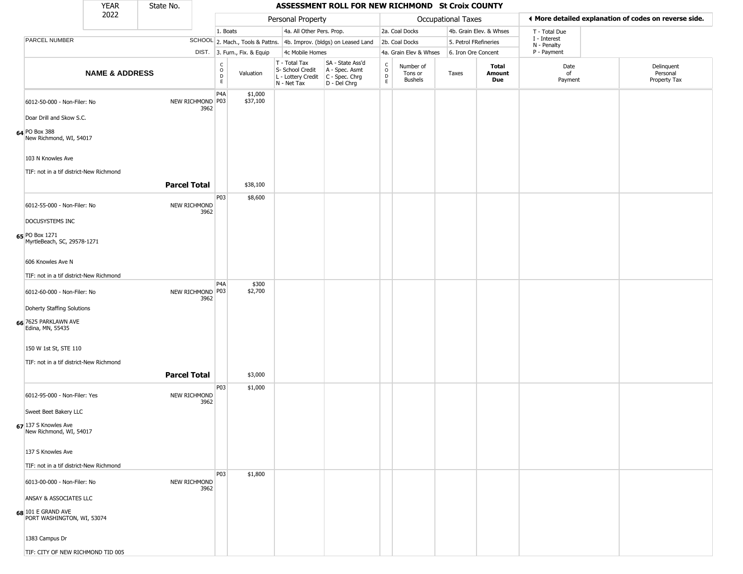| YEAR | State No. | ASSESSMENT ROLL FOR NEW RICHMOND St Croix COUNTY |
|---|---|---|
| 2022 | | |

| | | Personal Property | | | | Occupational Taxes | | | | ◀ More detailed explanation of codes on reverse side. | |
|---|---|---|---|---|---|---|---|---|---|---|---|
| | | 1. Boats | | 4a. All Other Pers. Prop. | | 2a. Coal Docks | | 4b. Grain Elev. & Whses | | T - Total Due | |
| PARCEL NUMBER | SCHOOL | 2. Mach., Tools & Pattns. | | 4b. Improv. (bldgs) on Leased Land | | 2b. Coal Docks | | 5. Petrol FRefineries | | I - Interest N - Penalty | |
| | DIST. | 3. Furn., Fix. & Equip | | 4c Mobile Homes | | 4a. Grain Elev & Whses | | 6. Iron Ore Concent | | P - Payment | |
| NAME & ADDRESS | | CODE | Valuation | T - Total Tax S- School Credit L - Lottery Credit N - Net Tax | SA - State Ass'd A - Spec. Asmt C - Spec. Chrg D - Del Chrg | CODE | Number of Tons or Bushels | Taxes | Total Amount Due | Date of Payment | Delinquent Personal Property Tax |
| **64** 6012-50-000 - Non-Filer: No<br>Doar Drill and Skow S.C.<br>PO Box 388<br>New Richmond, WI, 54017<br>103 N Knowles Ave<br>TIF: not in a tif district-New Richmond | NEW RICHMOND 3962 | P4A<br>P03 | $1,000<br>$37,100 | | | | | | | | |
| | **Parcel Total** | | $38,100 | | | | | | | | |
| **65** 6012-55-000 - Non-Filer: No<br>DOCUSYSTEMS INC<br>PO Box 1271<br>MyrtleBeach, SC, 29578-1271<br>606 Knowles Ave N<br>TIF: not in a tif district-New Richmond | NEW RICHMOND 3962 | P03 | $8,600 | | | | | | | | |
| **66** 6012-60-000 - Non-Filer: No<br>Doherty Staffing Solutions<br>7625 PARKLAWN AVE<br>Edina, MN, 55435<br>150 W 1st St, STE 110<br>TIF: not in a tif district-New Richmond | NEW RICHMOND 3962 | P4A<br>P03 | $300<br>$2,700 | | | | | | | | |
| | **Parcel Total** | | $3,000 | | | | | | | | |
| **67** 6012-95-000 - Non-Filer: Yes<br>Sweet Beet Bakery LLC<br>137 S Knowles Ave<br>New Richmond, WI, 54017<br>137 S Knowles Ave<br>TIF: not in a tif district-New Richmond | NEW RICHMOND 3962 | P03 | $1,000 | | | | | | | | |
| **68** 6013-00-000 - Non-Filer: No<br>ANSAY & ASSOCIATES LLC<br>101 E GRAND AVE<br>PORT WASHINGTON, WI, 53074<br>1383 Campus Dr<br>TIF: CITY OF NEW RICHMOND TID 005 | NEW RICHMOND 3962 | P03 | $1,800 | | | | | | | | |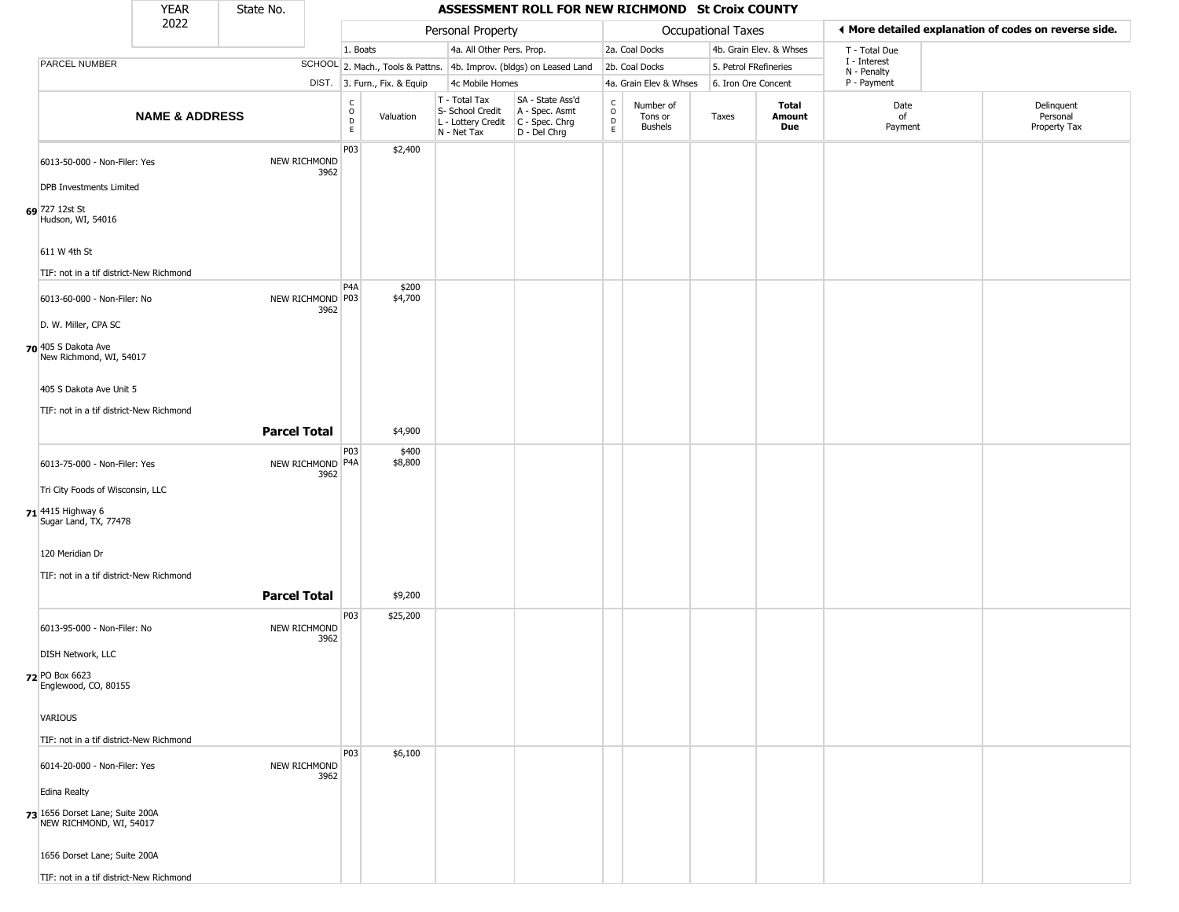# ASSESSMENT ROLL FOR NEW RICHMOND St Croix COUNTY

YEAR 2022 | State No.

| | | Personal Property | | | | | Occupational Taxes | | | | | ◄ More detailed explanation of codes on reverse side. | |
|---|---|---|---|---|---|---|---|---|---|---|---|---|---|
| | | 1. Boats | | 4a. All Other Pers. Prop. | | | 2a. Coal Docks | | 4b. Grain Elev. & Whses | | | T - Total Due | |
| PARCEL NUMBER | SCHOOL | 2. Mach., Tools & Pattns. | | 4b. Improv. (bldgs) on Leased Land | | | 2b. Coal Docks | | 5. Petrol FRefineries | | | I - Interest, N - Penalty | |
| | DIST. | 3. Furn., Fix. & Equip | | 4c Mobile Homes | | | 4a. Grain Elev & Whses | | 6. Iron Ore Concent | | | P - Payment | |
| **NAME & ADDRESS** | | CODE | Valuation | T - Total Tax, S- School Credit, L - Lottery Credit, N - Net Tax | SA - State Ass'd, A - Spec. Asmt, C - Spec. Chrg, D - Del Chrg | CODE | Number of Tons or Bushels | Taxes | **Total Amount Due** | | | Date of Payment | Delinquent Personal Property Tax |
| 69 6013-50-000 - Non-Filer: Yes<br>DPB Investments Limited<br>727 12st St<br>Hudson, WI, 54016<br>611 W 4th St<br>TIF: not in a tif district-New Richmond | NEW RICHMOND 3962 | P03 | $2,400 | | | | | | | | | | |
| 70 6013-60-000 - Non-Filer: No<br>D. W. Miller, CPA SC<br>405 S Dakota Ave<br>New Richmond, WI, 54017<br>405 S Dakota Ave Unit 5<br>TIF: not in a tif district-New Richmond | NEW RICHMOND 3962 | P4A<br>P03 | $200<br>$4,700 | | | | | | | | | | |
| | **Parcel Total** | | $4,900 | | | | | | | | | | |
| 71 6013-75-000 - Non-Filer: Yes<br>Tri City Foods of Wisconsin, LLC<br>4415 Highway 6<br>Sugar Land, TX, 77478<br>120 Meridian Dr<br>TIF: not in a tif district-New Richmond | NEW RICHMOND 3962 | P03<br>P4A | $400<br>$8,800 | | | | | | | | | | |
| | **Parcel Total** | | $9,200 | | | | | | | | | | |
| 72 6013-95-000 - Non-Filer: No<br>DISH Network, LLC<br>PO Box 6623<br>Englewood, CO, 80155<br>VARIOUS<br>TIF: not in a tif district-New Richmond | NEW RICHMOND 3962 | P03 | $25,200 | | | | | | | | | | |
| 73 6014-20-000 - Non-Filer: Yes<br>Edina Realty<br>1656 Dorset Lane; Suite 200A<br>NEW RICHMOND, WI, 54017<br>1656 Dorset Lane; Suite 200A<br>TIF: not in a tif district-New Richmond | NEW RICHMOND 3962 | P03 | $6,100 | | | | | | | | | | |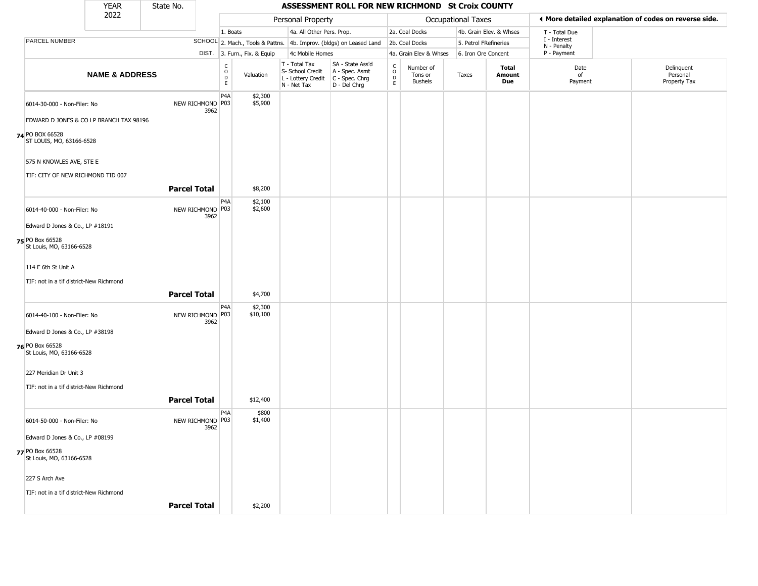| YEAR 2022 | State No. | ASSESSMENT ROLL FOR NEW RICHMOND St Croix COUNTY | | | | | | | | | | | |
|---|---|---|---|---|---|---|---|---|---|---|---|---|---|
| | | Personal Property | | | | Occupational Taxes | | | | | ◄ More detailed explanation of codes on reverse side. | | |
| | | 1. Boats | | 4a. All Other Pers. Prop. | | 2a. Coal Docks | | 4b. Grain Elev. & Whses | | | T - Total Due | | |
| PARCEL NUMBER | SCHOOL | 2. Mach., Tools & Pattns. | | 4b. Improv. (bldgs) on Leased Land | | 2b. Coal Docks | | 5. Petrol FRefineries | | | I - Interest / N - Penalty | | |
| | DIST. | 3. Furn., Fix. & Equip | | 4c Mobile Homes | | 4a. Grain Elev & Whses | | 6. Iron Ore Concent | | | P - Payment | | |
| NAME & ADDRESS | | CODE | Valuation | T - Total Tax / S- School Credit / L - Lottery Credit / N - Net Tax | SA - State Ass'd / A - Spec. Asmt / C - Spec. Chrg / D - Del Chrg | CODE | Number of Tons or Bushels | Taxes | Total Amount Due | Date of Payment | Delinquent Personal Property Tax | | |
| 74 6014-30-000 - Non-Filer: No<br>EDWARD D JONES & CO LP BRANCH TAX 98196<br>PO BOX 66528<br>ST LOUIS, MO, 63166-6528<br>575 N KNOWLES AVE, STE E<br>TIF: CITY OF NEW RICHMOND TID 007 | NEW RICHMOND 3962 | P4A<br>P03 | $2,300<br>$5,900 | | | | | | | | | | |
| **Parcel Total** | | | $8,200 | | | | | | | | | | |
| 75 6014-40-000 - Non-Filer: No<br>Edward D Jones & Co., LP #18191<br>PO Box 66528<br>St Louis, MO, 63166-6528<br>114 E 6th St Unit A<br>TIF: not in a tif district-New Richmond | NEW RICHMOND 3962 | P4A<br>P03 | $2,100<br>$2,600 | | | | | | | | | | |
| **Parcel Total** | | | $4,700 | | | | | | | | | | |
| 76 6014-40-100 - Non-Filer: No<br>Edward D Jones & Co., LP #38198<br>PO Box 66528<br>St Louis, MO, 63166-6528<br>227 Meridian Dr Unit 3<br>TIF: not in a tif district-New Richmond | NEW RICHMOND 3962 | P4A<br>P03 | $2,300<br>$10,100 | | | | | | | | | | |
| **Parcel Total** | | | $12,400 | | | | | | | | | | |
| 77 6014-50-000 - Non-Filer: No<br>Edward D Jones & Co., LP #08199<br>PO Box 66528<br>St Louis, MO, 63166-6528<br>227 S Arch Ave<br>TIF: not in a tif district-New Richmond | NEW RICHMOND 3962 | P4A<br>P03 | $800<br>$1,400 | | | | | | | | | | |
| **Parcel Total** | | | $2,200 | | | | | | | | | | |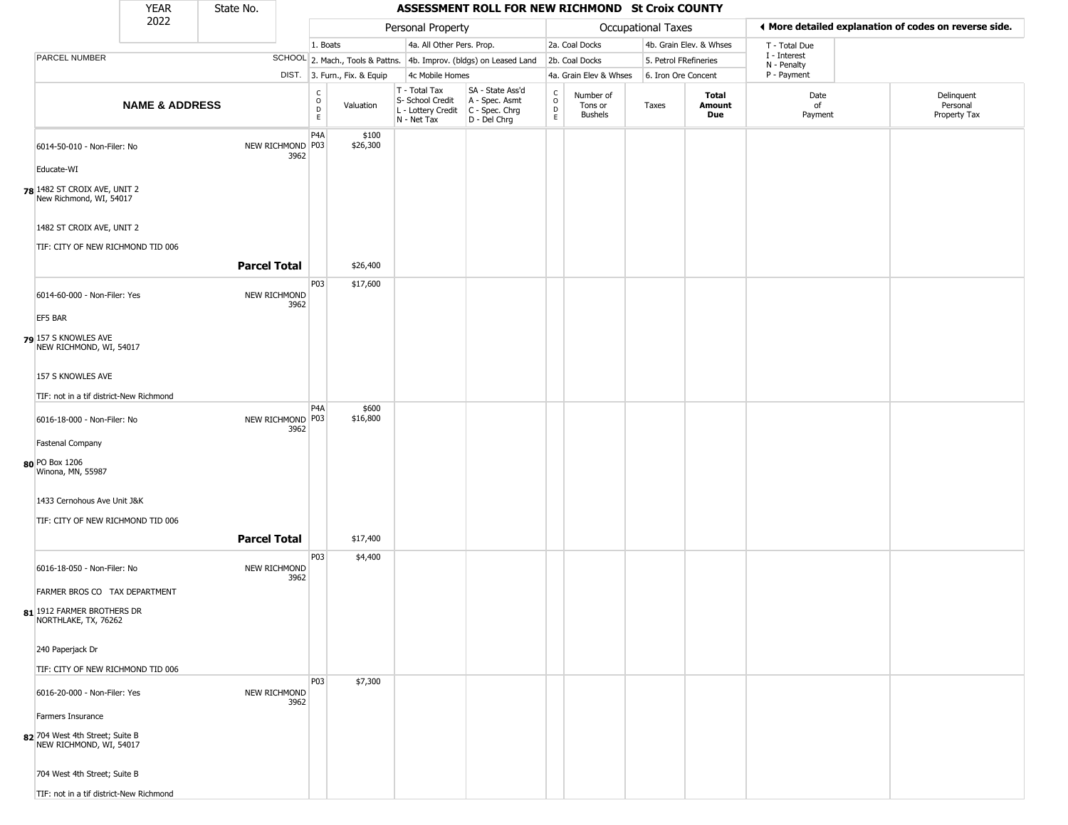| YEAR 2022 | State No. | ASSESSMENT ROLL FOR NEW RICHMOND St Croix COUNTY | | | | | | | | | |
|---|---|---|---|---|---|---|---|---|---|---|---|

**Personal Property:** 1. Boats; 2. Mach., Tools & Pattns.; 3. Furn., Fix. & Equip; 4a. All Other Pers. Prop.; 4b. Improv. (bldgs) on Leased Land; 4c Mobile Homes

**Occupational Taxes:** 2a. Coal Docks; 2b. Coal Docks; 4a. Grain Elev & Whses; 4b. Grain Elev. & Whses; 5. Petrol FRefineries; 6. Iron Ore Concent

◄ More detailed explanation of codes on reverse side. T - Total Due; I - Interest; N - Penalty; P - Payment

| | NAME & ADDRESS | PARCEL NUMBER / SCHOOL DIST. | CODE | Valuation | T - Total Tax S- School Credit L - Lottery Credit N - Net Tax | SA - State Ass'd A - Spec. Asmt C - Spec. Chrg D - Del Chrg | CODE | Number of Tons or Bushels | Taxes | Total Amount Due | Date of Payment | Delinquent Personal Property Tax |
|---|---|---|---|---|---|---|---|---|---|---|---|---|
| 78 | 6014-50-010 - Non-Filer: No<br>Educate-WI<br>1482 ST CROIX AVE, UNIT 2<br>New Richmond, WI, 54017<br>1482 ST CROIX AVE, UNIT 2<br>TIF: CITY OF NEW RICHMOND TID 006 | NEW RICHMOND 3962 | P4A<br>P03 | $100<br>$26,300 | | | | | | | | |
| | | **Parcel Total** | | $26,400 | | | | | | | | |
| 79 | 6014-60-000 - Non-Filer: Yes<br>EF5 BAR<br>157 S KNOWLES AVE<br>NEW RICHMOND, WI, 54017<br>157 S KNOWLES AVE<br>TIF: not in a tif district-New Richmond | NEW RICHMOND 3962 | P03 | $17,600 | | | | | | | | |
| 80 | 6016-18-000 - Non-Filer: No<br>Fastenal Company<br>PO Box 1206<br>Winona, MN, 55987<br>1433 Cernohous Ave Unit J&K<br>TIF: CITY OF NEW RICHMOND TID 006 | NEW RICHMOND 3962 | P4A<br>P03 | $600<br>$16,800 | | | | | | | | |
| | | **Parcel Total** | | $17,400 | | | | | | | | |
| 81 | 6016-18-050 - Non-Filer: No<br>FARMER BROS CO TAX DEPARTMENT<br>1912 FARMER BROTHERS DR<br>NORTHLAKE, TX, 76262<br>240 Paperjack Dr<br>TIF: CITY OF NEW RICHMOND TID 006 | NEW RICHMOND 3962 | P03 | $4,400 | | | | | | | | |
| 82 | 6016-20-000 - Non-Filer: Yes<br>Farmers Insurance<br>704 West 4th Street; Suite B<br>NEW RICHMOND, WI, 54017<br>704 West 4th Street; Suite B<br>TIF: not in a tif district-New Richmond | NEW RICHMOND 3962 | P03 | $7,300 | | | | | | | | |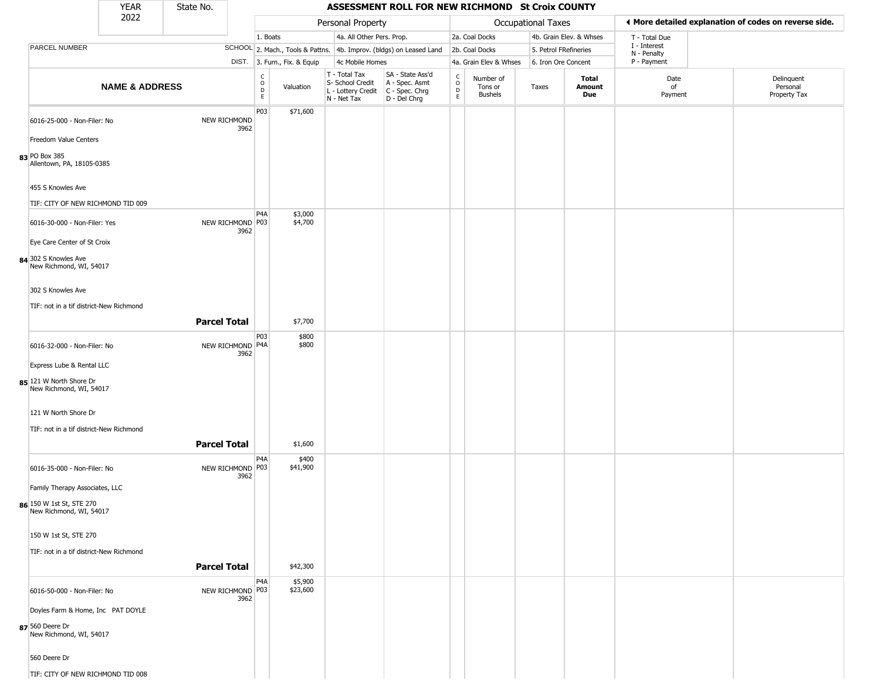| YEAR 2022 | State No. | ASSESSMENT ROLL FOR NEW RICHMOND St Croix COUNTY | | | | | | | | | |
|---|---|---|---|---|---|---|---|---|---|---|---|

| | | Personal Property | | | | Occupational Taxes | | | | ◀ More detailed explanation of codes on reverse side. | |
|---|---|---|---|---|---|---|---|---|---|---|---|
| PARCEL NUMBER | SCHOOL DIST. | 1. Boats<br>2. Mach., Tools & Pattns.<br>3. Furn., Fix. & Equip | | 4a. All Other Pers. Prop.<br>4b. Improv. (bldgs) on Leased Land<br>4c Mobile Homes | | 2a. Coal Docks<br>2b. Coal Docks<br>4a. Grain Elev & Whses | | 4b. Grain Elev. & Whses<br>5. Petrol FRefineries<br>6. Iron Ore Concent | | T - Total Due<br>I - Interest<br>N - Penalty<br>P - Payment | |
| **NAME & ADDRESS** | | CODE | Valuation | T - Total Tax<br>S- School Credit<br>L - Lottery Credit<br>N - Net Tax | SA - State Ass'd<br>A - Spec. Asmt<br>C - Spec. Chrg<br>D - Del Chrg | CODE | Number of Tons or Bushels | Taxes | **Total Amount Due** | Date of Payment | Delinquent Personal Property Tax |
| **83** 6016-25-000 - Non-Filer: No<br>Freedom Value Centers<br>PO Box 385<br>Allentown, PA, 18105-0385<br>455 S Knowles Ave<br>TIF: CITY OF NEW RICHMOND TID 009 | NEW RICHMOND 3962 | P03 | $71,600 | | | | | | | | |
| **84** 6016-30-000 - Non-Filer: Yes<br>Eye Care Center of St Croix<br>302 S Knowles Ave<br>New Richmond, WI, 54017<br>302 S Knowles Ave<br>TIF: not in a tif district-New Richmond | NEW RICHMOND 3962 | P4A<br>P03 | $3,000<br>$4,700 | | | | | | | | |
| | **Parcel Total** | | $7,700 | | | | | | | | |
| **85** 6016-32-000 - Non-Filer: No<br>Express Lube & Rental LLC<br>121 W North Shore Dr<br>New Richmond, WI, 54017<br>121 W North Shore Dr<br>TIF: not in a tif district-New Richmond | NEW RICHMOND 3962 | P03<br>P4A | $800<br>$800 | | | | | | | | |
| | **Parcel Total** | | $1,600 | | | | | | | | |
| **86** 6016-35-000 - Non-Filer: No<br>Family Therapy Associates, LLC<br>150 W 1st St, STE 270<br>New Richmond, WI, 54017<br>150 W 1st St, STE 270<br>TIF: not in a tif district-New Richmond | NEW RICHMOND 3962 | P4A<br>P03 | $400<br>$41,900 | | | | | | | | |
| | **Parcel Total** | | $42,300 | | | | | | | | |
| **87** 6016-50-000 - Non-Filer: No<br>Doyles Farm & Home, Inc PAT DOYLE<br>560 Deere Dr<br>New Richmond, WI, 54017<br>560 Deere Dr<br>TIF: CITY OF NEW RICHMOND TID 008 | NEW RICHMOND 3962 | P4A<br>P03 | $5,900<br>$23,600 | | | | | | | | |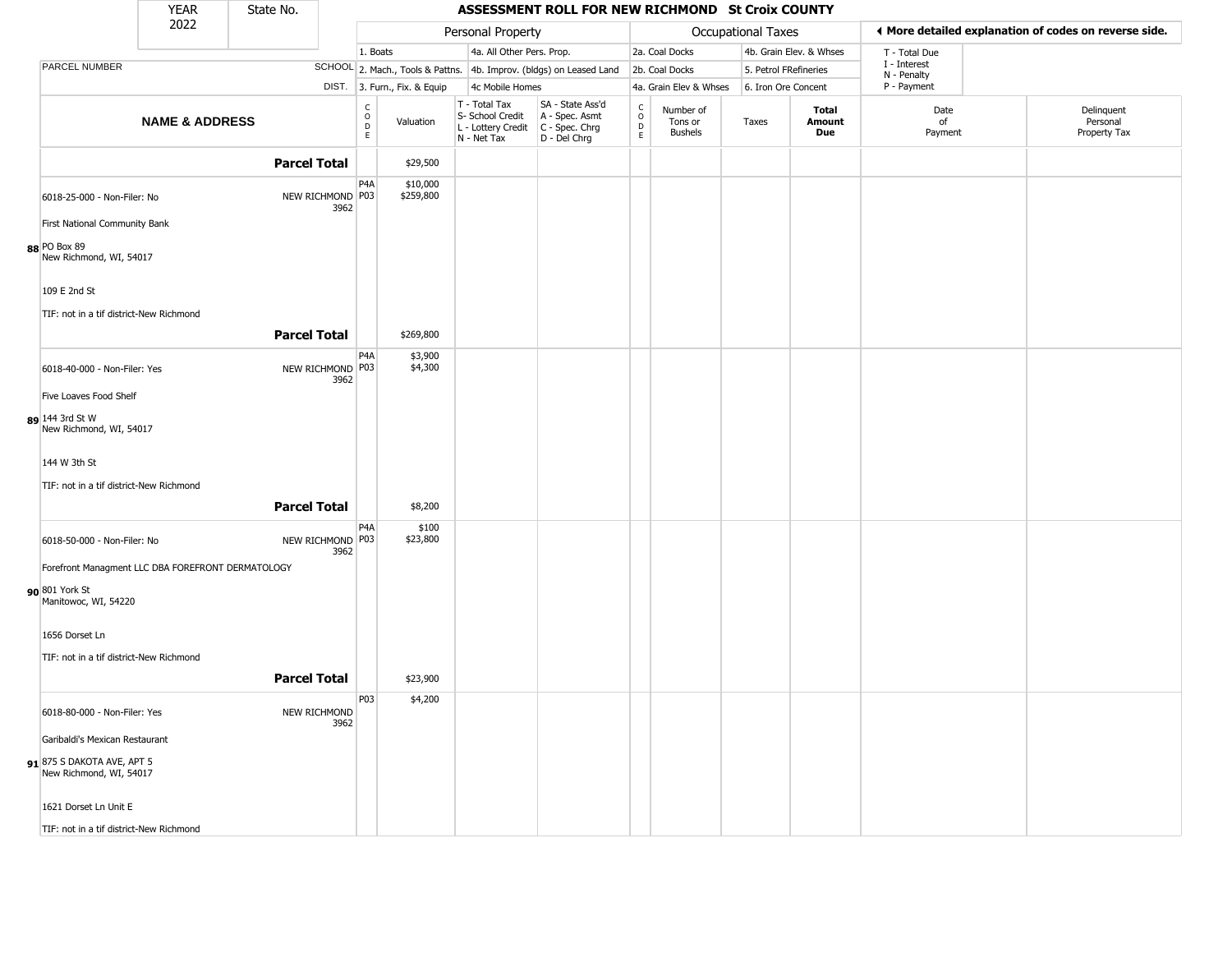| YEAR 2022 | State No. | | ASSESSMENT ROLL FOR NEW RICHMOND St Croix COUNTY | | | | | | | | | | |
|---|---|---|---|---|---|---|---|---|---|---|---|---|---|
| | | | Personal Property | | | | Occupational Taxes | | | | | ◄ More detailed explanation of codes on reverse side. | |
| | | | 1. Boats | | 4a. All Other Pers. Prop. | | 2a. Coal Docks | | 4b. Grain Elev. & Whses | | T - Total Due | | |
| PARCEL NUMBER | SCHOOL | | 2. Mach., Tools & Pattns. | | 4b. Improv. (bldgs) on Leased Land | | 2b. Coal Docks | | 5. Petrol FRefineries | | I - Interest N - Penalty | | |
| | DIST. | | 3. Furn., Fix. & Equip | | 4c Mobile Homes | | 4a. Grain Elev & Whses | | 6. Iron Ore Concent | | P - Payment | | |
| NAME & ADDRESS | | CODE | Valuation | T - Total Tax S- School Credit L - Lottery Credit N - Net Tax | SA - State Ass'd A - Spec. Asmt C - Spec. Chrg D - Del Chrg | CODE | Number of Tons or Bushels | Taxes | Total Amount Due | Date of Payment | | Delinquent Personal Property Tax | |
| **Parcel Total** | | | $29,500 | | | | | | | | | | |
| 6018-25-000 - Non-Filer: No | NEW RICHMOND 3962 | P4A P03 | $10,000 $259,800 | | | | | | | | | | |
| First National Community Bank | | | | | | | | | | | | | |
| 88 PO Box 89 New Richmond, WI, 54017 | | | | | | | | | | | | | |
| 109 E 2nd St | | | | | | | | | | | | | |
| TIF: not in a tif district-New Richmond | | | | | | | | | | | | | |
| **Parcel Total** | | | $269,800 | | | | | | | | | | |
| 6018-40-000 - Non-Filer: Yes | NEW RICHMOND 3962 | P4A P03 | $3,900 $4,300 | | | | | | | | | | |
| Five Loaves Food Shelf | | | | | | | | | | | | | |
| 89 144 3rd St W New Richmond, WI, 54017 | | | | | | | | | | | | | |
| 144 W 3th St | | | | | | | | | | | | | |
| TIF: not in a tif district-New Richmond | | | | | | | | | | | | | |
| **Parcel Total** | | | $8,200 | | | | | | | | | | |
| 6018-50-000 - Non-Filer: No | NEW RICHMOND 3962 | P4A P03 | $100 $23,800 | | | | | | | | | | |
| Forefront Managment LLC DBA FOREFRONT DERMATOLOGY | | | | | | | | | | | | | |
| 90 801 York St Manitowoc, WI, 54220 | | | | | | | | | | | | | |
| 1656 Dorset Ln | | | | | | | | | | | | | |
| TIF: not in a tif district-New Richmond | | | | | | | | | | | | | |
| **Parcel Total** | | | $23,900 | | | | | | | | | | |
| 6018-80-000 - Non-Filer: Yes | NEW RICHMOND 3962 | P03 | $4,200 | | | | | | | | | | |
| Garibaldi's Mexican Restaurant | | | | | | | | | | | | | |
| 91 875 S DAKOTA AVE, APT 5 New Richmond, WI, 54017 | | | | | | | | | | | | | |
| 1621 Dorset Ln Unit E | | | | | | | | | | | | | |
| TIF: not in a tif district-New Richmond | | | | | | | | | | | | | |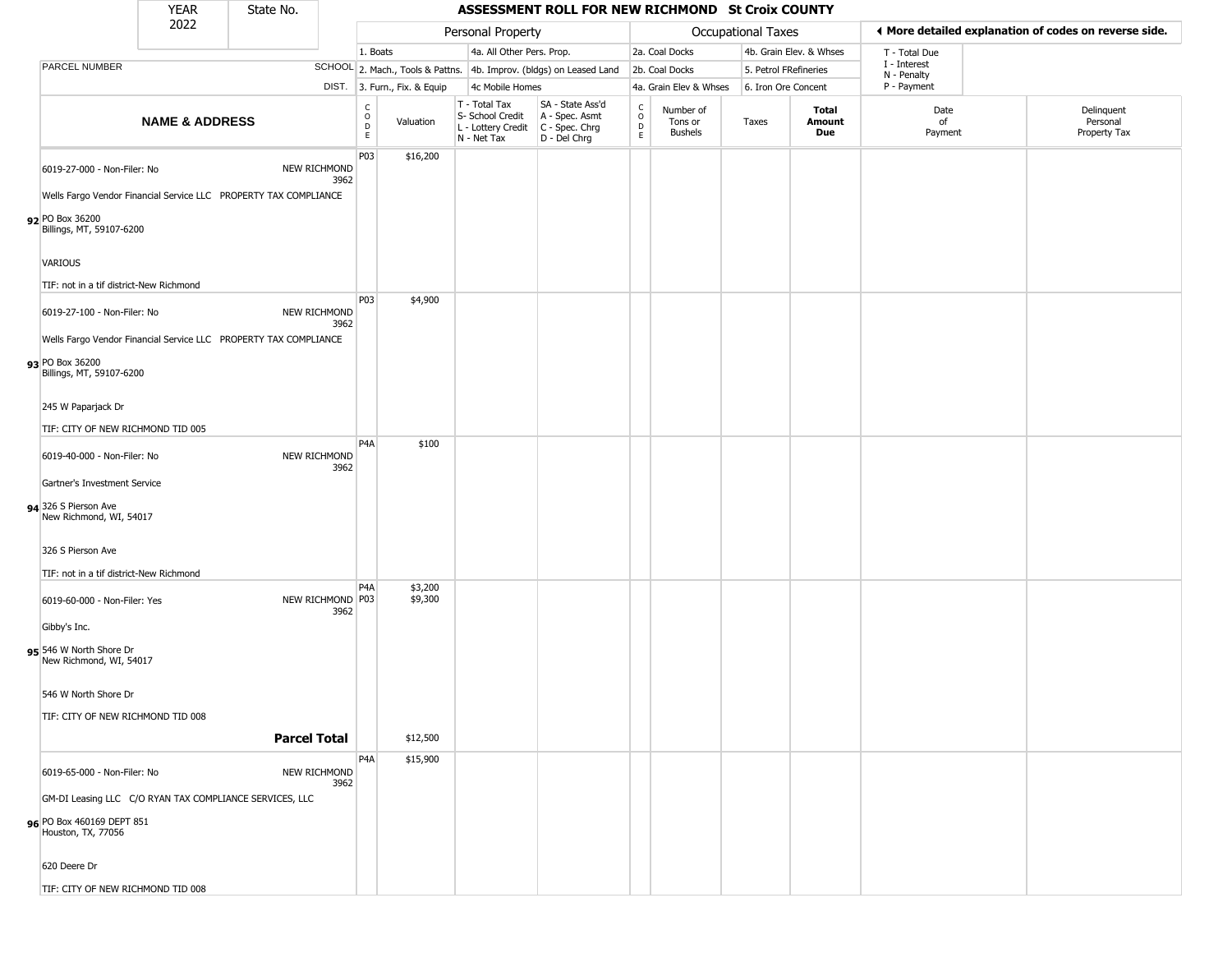| YEAR 2022 | State No. | ASSESSMENT ROLL FOR NEW RICHMOND St Croix COUNTY | | | | | | | | | |
|---|---|---|---|---|---|---|---|---|---|---|---|

| | | Personal Property | | | | Occupational Taxes | | | | ◀ More detailed explanation of codes on reverse side. | |
|---|---|---|---|---|---|---|---|---|---|---|---|
| PARCEL NUMBER | SCHOOL DIST. | 1. Boats<br>2. Mach., Tools & Pattns.<br>3. Furn., Fix. & Equip | | 4a. All Other Pers. Prop.<br>4b. Improv. (bldgs) on Leased Land<br>4c Mobile Homes | | 2a. Coal Docks<br>2b. Coal Docks<br>4a. Grain Elev & Whses | | 4b. Grain Elev. & Whses<br>5. Petrol FRefineries<br>6. Iron Ore Concent | | T - Total Due<br>I - Interest<br>N - Penalty<br>P - Payment | |
| **NAME & ADDRESS** | | CODE | Valuation | T - Total Tax<br>S- School Credit<br>L - Lottery Credit<br>N - Net Tax | SA - State Ass'd<br>A - Spec. Asmt<br>C - Spec. Chrg<br>D - Del Chrg | CODE | Number of Tons or Bushels | Taxes | **Total Amount Due** | Date of Payment | Delinquent Personal Property Tax |
| 92 6019-27-000 - Non-Filer: No<br>Wells Fargo Vendor Financial Service LLC PROPERTY TAX COMPLIANCE<br>PO Box 36200<br>Billings, MT, 59107-6200<br>VARIOUS<br>TIF: not in a tif district-New Richmond | NEW RICHMOND 3962 | P03 | $16,200 | | | | | | | | |
| 93 6019-27-100 - Non-Filer: No<br>Wells Fargo Vendor Financial Service LLC PROPERTY TAX COMPLIANCE<br>PO Box 36200<br>Billings, MT, 59107-6200<br>245 W Paparjack Dr<br>TIF: CITY OF NEW RICHMOND TID 005 | NEW RICHMOND 3962 | P03 | $4,900 | | | | | | | | |
| 94 6019-40-000 - Non-Filer: No<br>Gartner's Investment Service<br>326 S Pierson Ave<br>New Richmond, WI, 54017<br>326 S Pierson Ave<br>TIF: not in a tif district-New Richmond | NEW RICHMOND 3962 | P4A | $100 | | | | | | | | |
| 95 6019-60-000 - Non-Filer: Yes<br>Gibby's Inc.<br>546 W North Shore Dr<br>New Richmond, WI, 54017<br>546 W North Shore Dr<br>TIF: CITY OF NEW RICHMOND TID 008 | NEW RICHMOND 3962 | P4A<br>P03 | $3,200<br>$9,300 | | | | | | | | |
| **Parcel Total** | | | $12,500 | | | | | | | | |
| 96 6019-65-000 - Non-Filer: No<br>GM-DI Leasing LLC C/O RYAN TAX COMPLIANCE SERVICES, LLC<br>PO Box 460169 DEPT 851<br>Houston, TX, 77056<br>620 Deere Dr<br>TIF: CITY OF NEW RICHMOND TID 008 | NEW RICHMOND 3962 | P4A | $15,900 | | | | | | | | |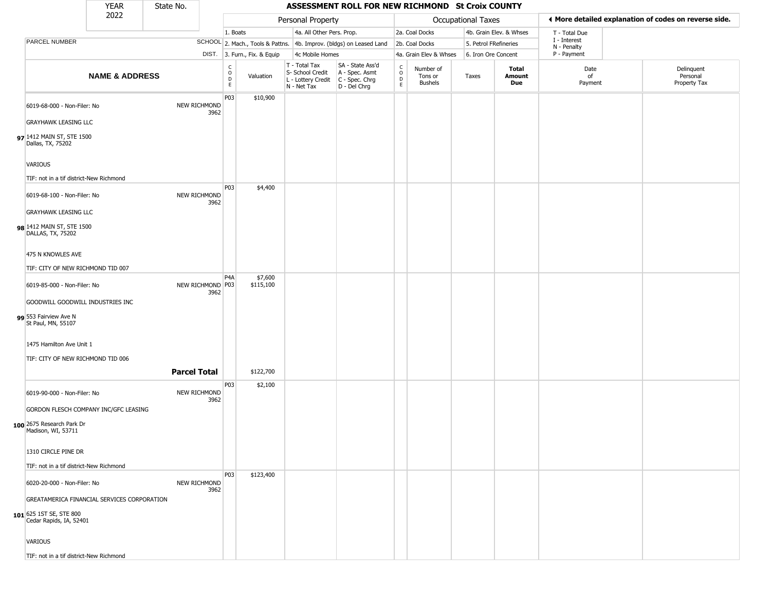| YEAR 2022 | State No. | ASSESSMENT ROLL FOR NEW RICHMOND St Croix COUNTY |
|---|---|---|

| | | Personal Property | | | | Occupational Taxes | | | | ◄ More detailed explanation of codes on reverse side. | |
|---|---|---|---|---|---|---|---|---|---|---|---|
| | | 1. Boats | | 4a. All Other Pers. Prop. | | 2a. Coal Docks | | 4b. Grain Elev. & Whses | | T - Total Due | |
| PARCEL NUMBER | SCHOOL | 2. Mach., Tools & Pattns. | | 4b. Improv. (bldgs) on Leased Land | | 2b. Coal Docks | | 5. Petrol FRefineries | | I - Interest<br>N - Penalty | |
| | DIST. | 3. Furn., Fix. & Equip | | 4c Mobile Homes | | 4a. Grain Elev & Whses | | 6. Iron Ore Concent | | P - Payment | |

| NAME & ADDRESS | | CODE | Valuation | T - Total Tax<br>S- School Credit<br>L - Lottery Credit<br>N - Net Tax | SA - State Ass'd<br>A - Spec. Asmt<br>C - Spec. Chrg<br>D - Del Chrg | CODE | Number of Tons or Bushels | Taxes | Total Amount Due | Date of Payment | Delinquent Personal Property Tax |
|---|---|---|---|---|---|---|---|---|---|---|---|
| **97** 6019-68-000 - Non-Filer: No<br>GRAYHAWK LEASING LLC<br>1412 MAIN ST, STE 1500<br>Dallas, TX, 75202<br>VARIOUS<br>TIF: not in a tif district-New Richmond | NEW RICHMOND 3962 | P03 | $10,900 | | | | | | | | |
| **98** 6019-68-100 - Non-Filer: No<br>GRAYHAWK LEASING LLC<br>1412 MAIN ST, STE 1500<br>DALLAS, TX, 75202<br>475 N KNOWLES AVE<br>TIF: CITY OF NEW RICHMOND TID 007 | NEW RICHMOND 3962 | P03 | $4,400 | | | | | | | | |
| **99** 6019-85-000 - Non-Filer: No<br>GOODWILL GOODWILL INDUSTRIES INC<br>553 Fairview Ave N<br>St Paul, MN, 55107<br>1475 Hamilton Ave Unit 1<br>TIF: CITY OF NEW RICHMOND TID 006 | NEW RICHMOND 3962 | P4A<br>P03 | $7,600<br>$115,100 | | | | | | | | |
| | **Parcel Total** | | $122,700 | | | | | | | | |
| **100** 6019-90-000 - Non-Filer: No<br>GORDON FLESCH COMPANY INC/GFC LEASING<br>2675 Research Park Dr<br>Madison, WI, 53711<br>1310 CIRCLE PINE DR<br>TIF: not in a tif district-New Richmond | NEW RICHMOND 3962 | P03 | $2,100 | | | | | | | | |
| **101** 6020-20-000 - Non-Filer: No<br>GREATAMERICA FINANCIAL SERVICES CORPORATION<br>625 1ST SE, STE 800<br>Cedar Rapids, IA, 52401<br>VARIOUS<br>TIF: not in a tif district-New Richmond | NEW RICHMOND 3962 | P03 | $123,400 | | | | | | | | |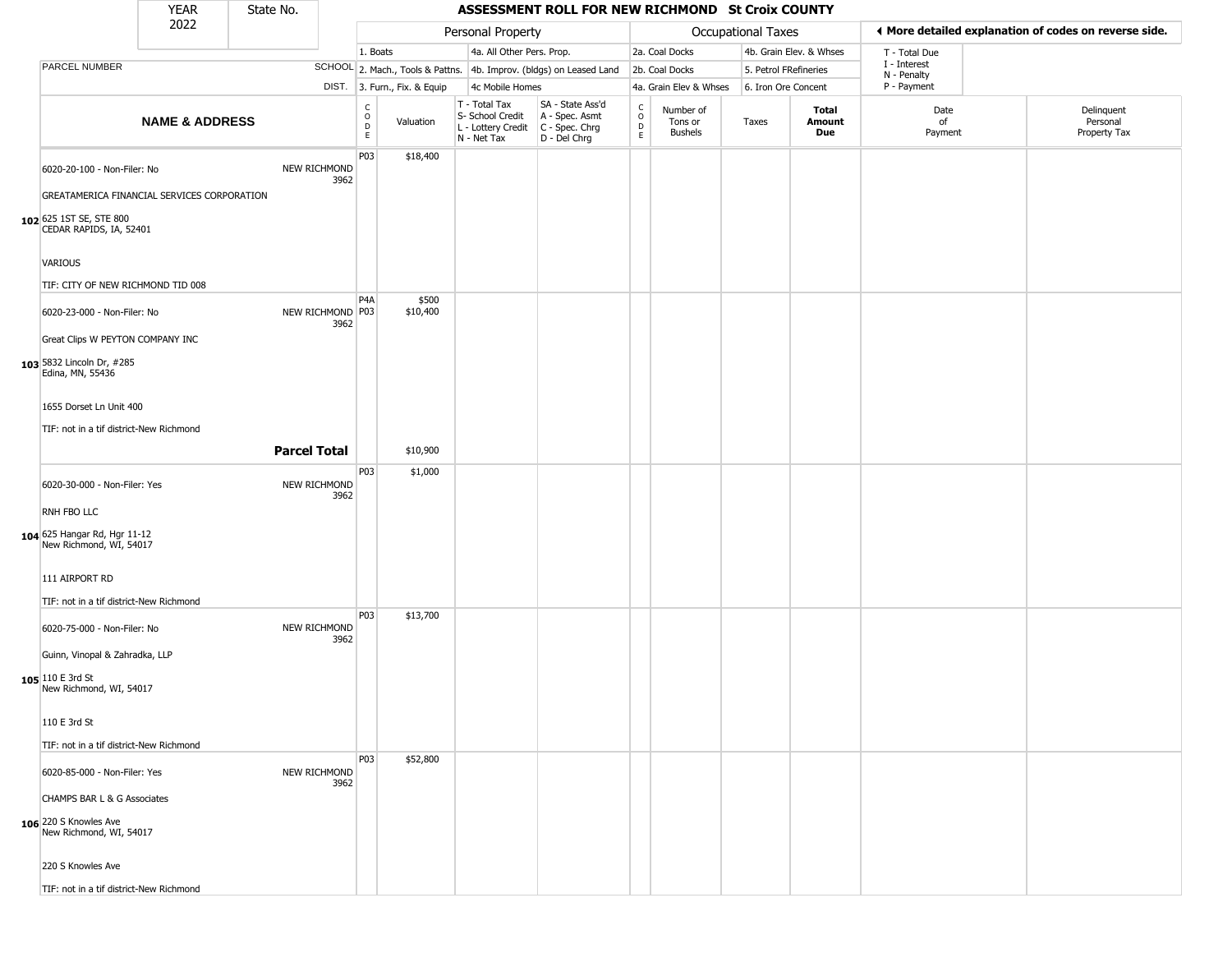| YEAR 2022 | State No. | ASSESSMENT ROLL FOR NEW RICHMOND St Croix COUNTY | | | | | | | | | | |
|---|---|---|---|---|---|---|---|---|---|---|---|---|

| | | Personal Property | | | | | Occupational Taxes | | | | ◀ More detailed explanation of codes on reverse side. | |
|---|---|---|---|---|---|---|---|---|---|---|---|---|
| | | 1. Boats | | 4a. All Other Pers. Prop. | | | 2a. Coal Docks | | 4b. Grain Elev. & Whses | | T - Total Due | |
| PARCEL NUMBER | SCHOOL | 2. Mach., Tools & Pattns. | | 4b. Improv. (bldgs) on Leased Land | | | 2b. Coal Docks | | 5. Petrol FRefineries | | I - Interest N - Penalty | |
| | DIST. | 3. Furn., Fix. & Equip | | 4c Mobile Homes | | | 4a. Grain Elev & Whses | | 6. Iron Ore Concent | | P - Payment | |
| **NAME & ADDRESS** | | CODE | Valuation | T - Total Tax S- School Credit L - Lottery Credit N - Net Tax | SA - State Ass'd A - Spec. Asmt C - Spec. Chrg D - Del Chrg | CODE | Number of Tons or Bushels | Taxes | **Total Amount Due** | Date of Payment | Delinquent Personal Property Tax | |
| **102** 6020-20-100 - Non-Filer: No<br>GREATAMERICA FINANCIAL SERVICES CORPORATION<br>625 1ST SE, STE 800<br>CEDAR RAPIDS, IA, 52401<br>VARIOUS<br>TIF: CITY OF NEW RICHMOND TID 008 | NEW RICHMOND 3962 | P03 | $18,400 | | | | | | | | | |
| **103** 6020-23-000 - Non-Filer: No<br>Great Clips W PEYTON COMPANY INC<br>5832 Lincoln Dr, #285<br>Edina, MN, 55436<br>1655 Dorset Ln Unit 400<br>TIF: not in a tif district-New Richmond | NEW RICHMOND 3962 | P4A<br>P03 | $500<br>$10,400 | | | | | | | | | |
| | **Parcel Total** | | $10,900 | | | | | | | | | |
| **104** 6020-30-000 - Non-Filer: Yes<br>RNH FBO LLC<br>625 Hangar Rd, Hgr 11-12<br>New Richmond, WI, 54017<br>111 AIRPORT RD<br>TIF: not in a tif district-New Richmond | NEW RICHMOND 3962 | P03 | $1,000 | | | | | | | | | |
| **105** 6020-75-000 - Non-Filer: No<br>Guinn, Vinopal & Zahradka, LLP<br>110 E 3rd St<br>New Richmond, WI, 54017<br>110 E 3rd St<br>TIF: not in a tif district-New Richmond | NEW RICHMOND 3962 | P03 | $13,700 | | | | | | | | | |
| **106** 6020-85-000 - Non-Filer: Yes<br>CHAMPS BAR L & G Associates<br>220 S Knowles Ave<br>New Richmond, WI, 54017<br>220 S Knowles Ave<br>TIF: not in a tif district-New Richmond | NEW RICHMOND 3962 | P03 | $52,800 | | | | | | | | | |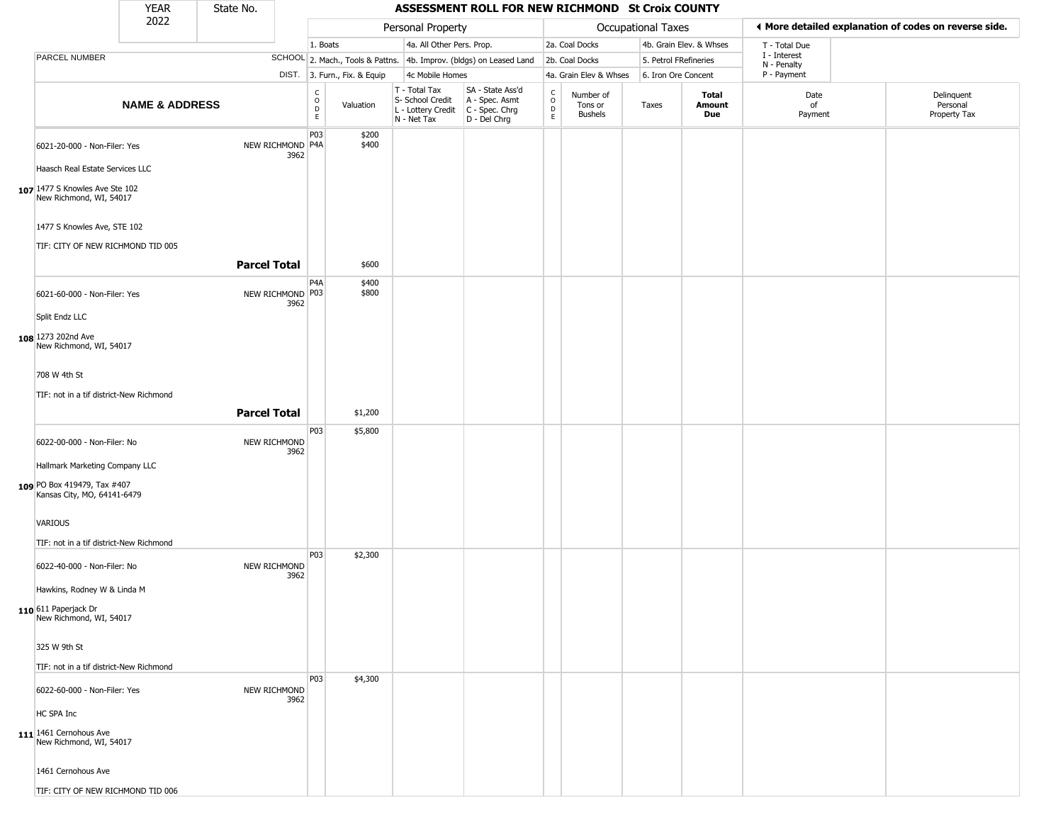| YEAR 2022 | State No. | | ASSESSMENT ROLL FOR NEW RICHMOND St Croix COUNTY | | | | | | | | | |
|---|---|---|---|---|---|---|---|---|---|---|---|---|
| | | | Personal Property | | | | Occupational Taxes | | | | ◄ More detailed explanation of codes on reverse side. | |
| PARCEL NUMBER | SCHOOL DIST. | | 1. Boats<br>2. Mach., Tools & Pattns.<br>3. Furn., Fix. & Equip | | 4a. All Other Pers. Prop.<br>4b. Improv. (bldgs) on Leased Land<br>4c Mobile Homes | | 2a. Coal Docks<br>2b. Coal Docks<br>4a. Grain Elev & Whses | | 4b. Grain Elev. & Whses<br>5. Petrol FRefineries<br>6. Iron Ore Concent | | T - Total Due<br>I - Interest<br>N - Penalty<br>P - Payment | |
| | NAME & ADDRESS | | CODE | Valuation | T - Total Tax<br>S- School Credit<br>L - Lottery Credit<br>N - Net Tax | SA - State Ass'd<br>A - Spec. Asmt<br>C - Spec. Chrg<br>D - Del Chrg | CODE | Number of Tons or Bushels | Taxes | Total Amount Due | Date of Payment | Delinquent Personal Property Tax |
| 107 | 6021-20-000 - Non-Filer: Yes<br>Haasch Real Estate Services LLC<br>1477 S Knowles Ave Ste 102<br>New Richmond, WI, 54017<br>1477 S Knowles Ave, STE 102<br>TIF: CITY OF NEW RICHMOND TID 005 | NEW RICHMOND 3962 | P03<br>P4A | $200<br>$400 | | | | | | | | |
| | | **Parcel Total** | | $600 | | | | | | | | |
| 108 | 6021-60-000 - Non-Filer: Yes<br>Split Endz LLC<br>1273 202nd Ave<br>New Richmond, WI, 54017<br>708 W 4th St<br>TIF: not in a tif district-New Richmond | NEW RICHMOND 3962 | P4A<br>P03 | $400<br>$800 | | | | | | | | |
| | | **Parcel Total** | | $1,200 | | | | | | | | |
| 109 | 6022-00-000 - Non-Filer: No<br>Hallmark Marketing Company LLC<br>PO Box 419479, Tax #407<br>Kansas City, MO, 64141-6479<br>VARIOUS<br>TIF: not in a tif district-New Richmond | NEW RICHMOND 3962 | P03 | $5,800 | | | | | | | | |
| 110 | 6022-40-000 - Non-Filer: No<br>Hawkins, Rodney W & Linda M<br>611 Paperjack Dr<br>New Richmond, WI, 54017<br>325 W 9th St<br>TIF: not in a tif district-New Richmond | NEW RICHMOND 3962 | P03 | $2,300 | | | | | | | | |
| 111 | 6022-60-000 - Non-Filer: Yes<br>HC SPA Inc<br>1461 Cernohous Ave<br>New Richmond, WI, 54017<br>1461 Cernohous Ave<br>TIF: CITY OF NEW RICHMOND TID 006 | NEW RICHMOND 3962 | P03 | $4,300 | | | | | | | | |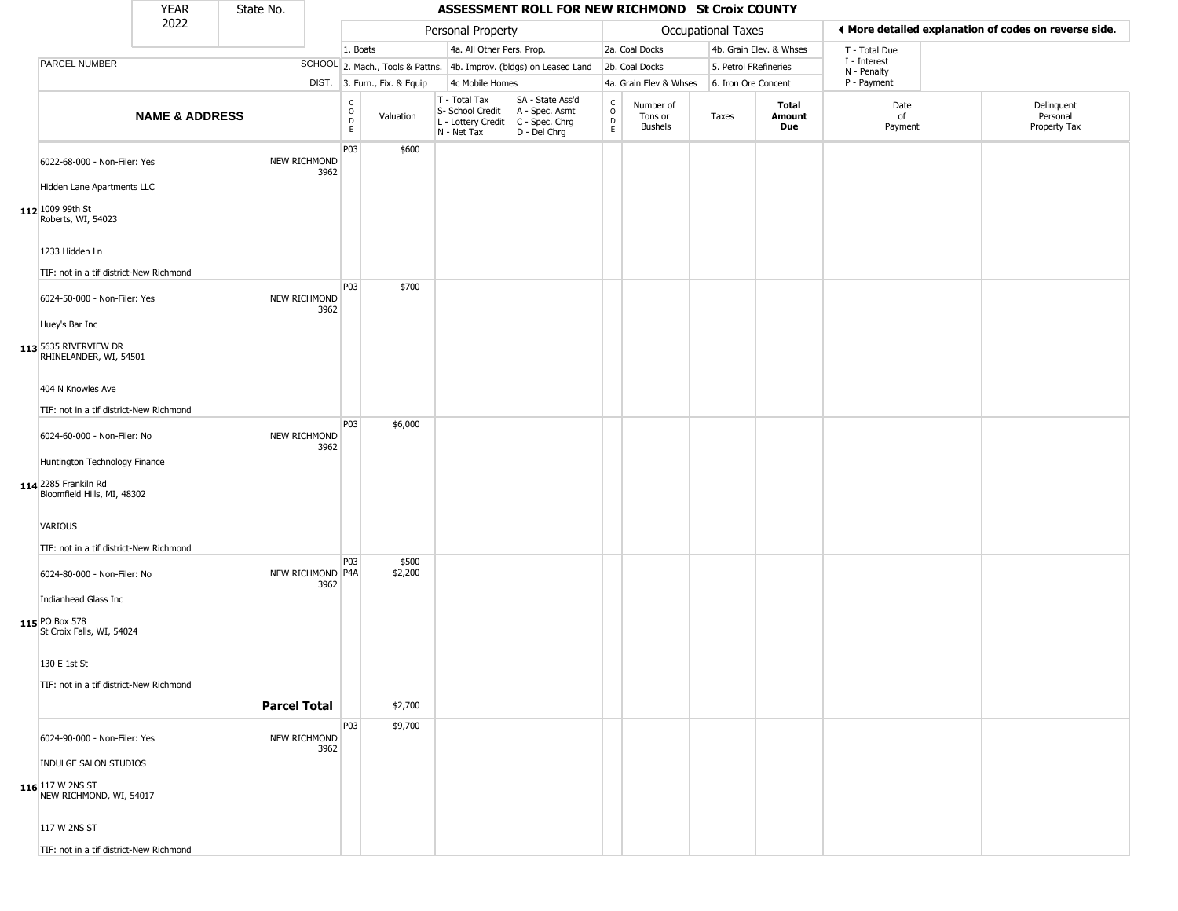| YEAR 2022 | State No. | | ASSESSMENT ROLL FOR NEW RICHMOND St Croix COUNTY | | | | | | | | | | |
|---|---|---|---|---|---|---|---|---|---|---|---|---|---|

| | | Personal Property | | | | Occupational Taxes | | | | ◄ More detailed explanation of codes on reverse side. | |
|---|---|---|---|---|---|---|---|---|---|---|---|
| | | 1. Boats | | 4a. All Other Pers. Prop. | | 2a. Coal Docks | | 4b. Grain Elev. & Whses | | T - Total Due<br>I - Interest<br>N - Penalty<br>P - Payment | |
| PARCEL NUMBER | SCHOOL | 2. Mach., Tools & Pattns. | | 4b. Improv. (bldgs) on Leased Land | | 2b. Coal Docks | | 5. Petrol FRefineries | | | |
| | DIST. | 3. Furn., Fix. & Equip | | 4c Mobile Homes | | 4a. Grain Elev & Whses | | 6. Iron Ore Concent | | | |

| NAME & ADDRESS | | CODE | Valuation | T - Total Tax<br>S- School Credit<br>L - Lottery Credit<br>N - Net Tax | SA - State Ass'd<br>A - Spec. Asmt<br>C - Spec. Chrg<br>D - Del Chrg | CODE | Number of Tons or Bushels | Taxes | Total Amount Due | Date of Payment | Delinquent Personal Property Tax |
|---|---|---|---|---|---|---|---|---|---|---|---|
| **112** 6022-68-000 - Non-Filer: Yes<br>Hidden Lane Apartments LLC<br>1009 99th St<br>Roberts, WI, 54023<br>1233 Hidden Ln<br>TIF: not in a tif district-New Richmond | NEW RICHMOND 3962 | P03 | $600 | | | | | | | | |
| **113** 6024-50-000 - Non-Filer: Yes<br>Huey's Bar Inc<br>5635 RIVERVIEW DR<br>RHINELANDER, WI, 54501<br>404 N Knowles Ave<br>TIF: not in a tif district-New Richmond | NEW RICHMOND 3962 | P03 | $700 | | | | | | | | |
| **114** 6024-60-000 - Non-Filer: No<br>Huntington Technology Finance<br>2285 Frankiln Rd<br>Bloomfield Hills, MI, 48302<br>VARIOUS<br>TIF: not in a tif district-New Richmond | NEW RICHMOND 3962 | P03 | $6,000 | | | | | | | | |
| **115** 6024-80-000 - Non-Filer: No<br>Indianhead Glass Inc<br>PO Box 578<br>St Croix Falls, WI, 54024<br>130 E 1st St<br>TIF: not in a tif district-New Richmond | NEW RICHMOND 3962 | P03<br>P4A | $500<br>$2,200 | | | | | | | | |
| | **Parcel Total** | | $2,700 | | | | | | | | |
| **116** 6024-90-000 - Non-Filer: Yes<br>INDULGE SALON STUDIOS<br>117 W 2NS ST<br>NEW RICHMOND, WI, 54017<br>117 W 2NS ST<br>TIF: not in a tif district-New Richmond | NEW RICHMOND 3962 | P03 | $9,700 | | | | | | | | |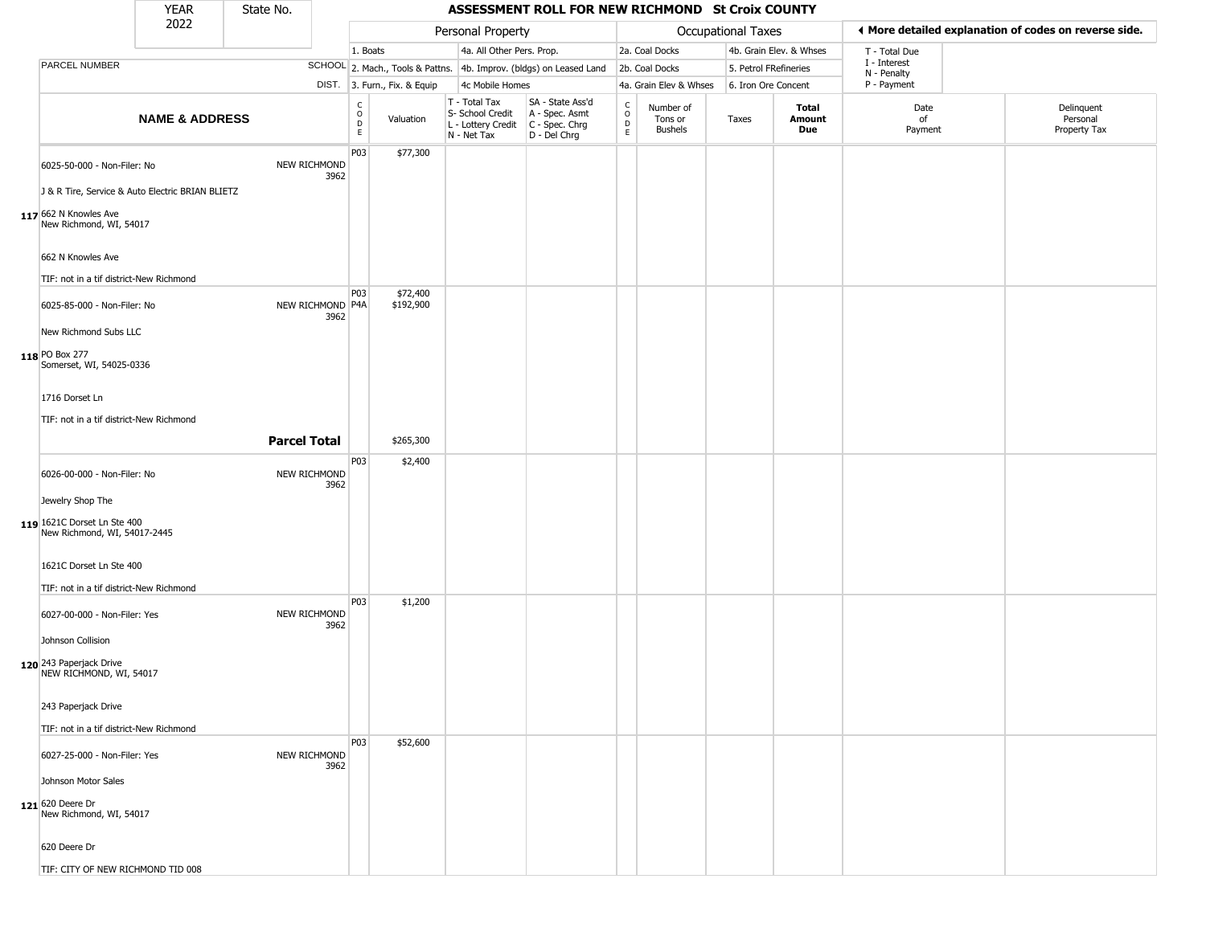# ASSESSMENT ROLL FOR NEW RICHMOND St Croix COUNTY

YEAR 2022 | State No.

| | SCHOOL DIST. | Personal Property | | | | | Occupational Taxes | | | | ◄ More detailed explanation of codes on reverse side. | |
|---|---|---|---|---|---|---|---|---|---|---|---|---|
| PARCEL NUMBER | | 1. Boats / 2. Mach., Tools & Pattns. / 3. Furn., Fix. & Equip | | 4a. All Other Pers. Prop. / 4b. Improv. (bldgs) on Leased Land / 4c Mobile Homes | | | 2a. Coal Docks / 2b. Coal Docks / 4a. Grain Elev & Whses | | 4b. Grain Elev. & Whses / 5. Petrol FRefineries / 6. Iron Ore Concent | | T - Total Due / I - Interest / N - Penalty / P - Payment | |
| **NAME & ADDRESS** | | CODE | Valuation | T - Total Tax / S- School Credit / L - Lottery Credit / N - Net Tax | SA - State Ass'd / A - Spec. Asmt / C - Spec. Chrg / D - Del Chrg | CODE | Number of Tons or Bushels | Taxes | **Total Amount Due** | Date of Payment | Delinquent Personal Property Tax |
| **117** 6025-50-000 - Non-Filer: No<br>J & R Tire, Service & Auto Electric BRIAN BLIETZ<br>662 N Knowles Ave<br>New Richmond, WI, 54017<br>662 N Knowles Ave<br>TIF: not in a tif district-New Richmond | NEW RICHMOND 3962 | P03 | $77,300 | | | | | | | | |
| **118** 6025-85-000 - Non-Filer: No<br>New Richmond Subs LLC<br>PO Box 277<br>Somerset, WI, 54025-0336<br>1716 Dorset Ln<br>TIF: not in a tif district-New Richmond | NEW RICHMOND 3962 | P03<br>P4A | $72,400<br>$192,900 | | | | | | | | |
| | **Parcel Total** | | $265,300 | | | | | | | | |
| **119** 6026-00-000 - Non-Filer: No<br>Jewelry Shop The<br>1621C Dorset Ln Ste 400<br>New Richmond, WI, 54017-2445<br>1621C Dorset Ln Ste 400<br>TIF: not in a tif district-New Richmond | NEW RICHMOND 3962 | P03 | $2,400 | | | | | | | | |
| **120** 6027-00-000 - Non-Filer: Yes<br>Johnson Collision<br>243 Paperjack Drive<br>NEW RICHMOND, WI, 54017<br>243 Paperjack Drive<br>TIF: not in a tif district-New Richmond | NEW RICHMOND 3962 | P03 | $1,200 | | | | | | | | |
| **121** 6027-25-000 - Non-Filer: Yes<br>Johnson Motor Sales<br>620 Deere Dr<br>New Richmond, WI, 54017<br>620 Deere Dr<br>TIF: CITY OF NEW RICHMOND TID 008 | NEW RICHMOND 3962 | P03 | $52,600 | | | | | | | | |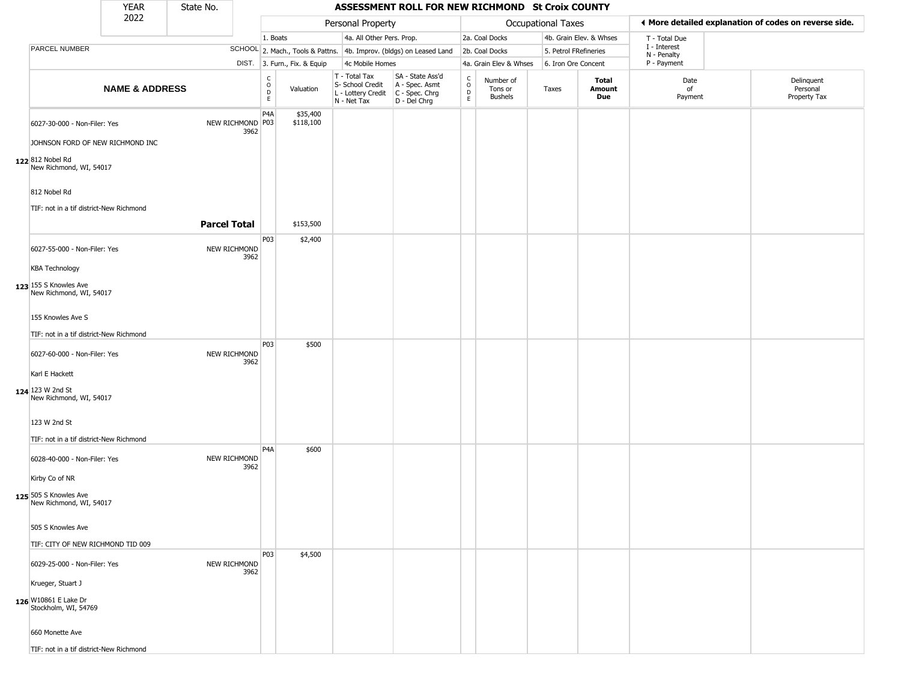| YEAR 2022 | State No. | ASSESSMENT ROLL FOR NEW RICHMOND St Croix COUNTY |
|---|---|---|

| | | Personal Property | | | | Occupational Taxes | | | | ◄ More detailed explanation of codes on reverse side. | |
|---|---|---|---|---|---|---|---|---|---|---|---|
| PARCEL NUMBER | SCHOOL DIST. | 1. Boats<br>2. Mach., Tools & Pattns.<br>3. Furn., Fix. & Equip | | 4a. All Other Pers. Prop.<br>4b. Improv. (bldgs) on Leased Land<br>4c Mobile Homes | | 2a. Coal Docks<br>2b. Coal Docks<br>4a. Grain Elev & Whses | | 4b. Grain Elev. & Whses<br>5. Petrol FRefineries<br>6. Iron Ore Concent | | T - Total Due<br>I - Interest<br>N - Penalty<br>P - Payment | |

| # | NAME & ADDRESS | SCHOOL DIST. | CODE | Valuation | T - Total Tax<br>S- School Credit<br>L - Lottery Credit<br>N - Net Tax | SA - State Ass'd<br>A - Spec. Asmt<br>C - Spec. Chrg<br>D - Del Chrg | CODE | Number of Tons or Bushels | Taxes | Total Amount Due | Date of Payment | Delinquent Personal Property Tax |
|---|---|---|---|---|---|---|---|---|---|---|---|---|
| 122 | 6027-30-000 - Non-Filer: Yes<br>JOHNSON FORD OF NEW RICHMOND INC<br>812 Nobel Rd<br>New Richmond, WI, 54017<br>812 Nobel Rd<br>TIF: not in a tif district-New Richmond | NEW RICHMOND 3962 | P4A<br>P03 | $35,400<br>$118,100 | | | | | | | | |
| | **Parcel Total** | | | $153,500 | | | | | | | | |
| 123 | 6027-55-000 - Non-Filer: Yes<br>KBA Technology<br>155 S Knowles Ave<br>New Richmond, WI, 54017<br>155 Knowles Ave S<br>TIF: not in a tif district-New Richmond | NEW RICHMOND 3962 | P03 | $2,400 | | | | | | | | |
| 124 | 6027-60-000 - Non-Filer: Yes<br>Karl E Hackett<br>123 W 2nd St<br>New Richmond, WI, 54017<br>123 W 2nd St<br>TIF: not in a tif district-New Richmond | NEW RICHMOND 3962 | P03 | $500 | | | | | | | | |
| 125 | 6028-40-000 - Non-Filer: Yes<br>Kirby Co of NR<br>505 S Knowles Ave<br>New Richmond, WI, 54017<br>505 S Knowles Ave<br>TIF: CITY OF NEW RICHMOND TID 009 | NEW RICHMOND 3962 | P4A | $600 | | | | | | | | |
| 126 | 6029-25-000 - Non-Filer: Yes<br>Krueger, Stuart J<br>W10861 E Lake Dr<br>Stockholm, WI, 54769<br>660 Monette Ave<br>TIF: not in a tif district-New Richmond | NEW RICHMOND 3962 | P03 | $4,500 | | | | | | | | |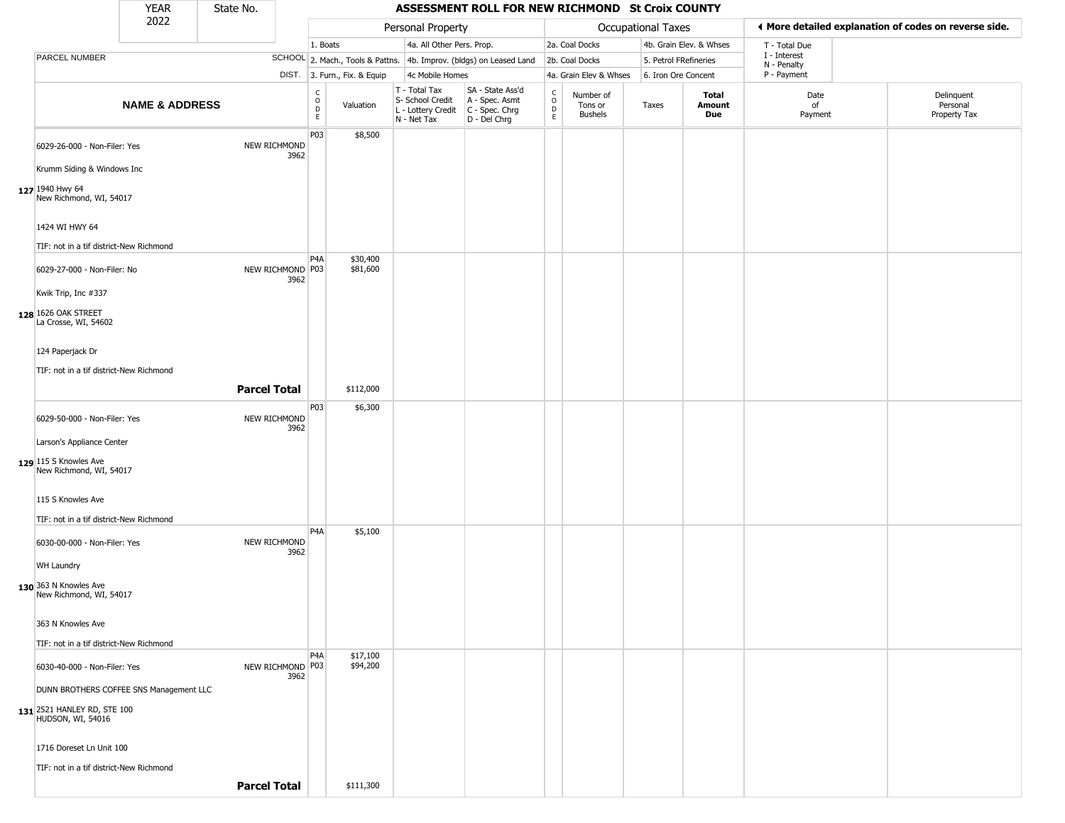| YEAR 2022 | State No. | ASSESSMENT ROLL FOR NEW RICHMOND St Croix COUNTY | | | | | | | | | | |
|---|---|---|---|---|---|---|---|---|---|---|---|---|

| | | Personal Property | | | | Occupational Taxes | | | | | ◀ More detailed explanation of codes on reverse side. | |
|---|---|---|---|---|---|---|---|---|---|---|---|---|
| | | 1. Boats | | 4a. All Other Pers. Prop. | | 2a. Coal Docks | | 4b. Grain Elev. & Whses | | | T - Total Due | |
| PARCEL NUMBER | SCHOOL | 2. Mach., Tools & Pattns. | | 4b. Improv. (bldgs) on Leased Land | | 2b. Coal Docks | | 5. Petrol FRefineries | | | I - Interest N - Penalty | |
| | DIST. | 3. Furn., Fix. & Equip | | 4c Mobile Homes | | 4a. Grain Elev & Whses | | 6. Iron Ore Concent | | | P - Payment | |
| NAME & ADDRESS | | CODE | Valuation | T - Total Tax S- School Credit L - Lottery Credit N - Net Tax | SA - State Ass'd A - Spec. Asmt C - Spec. Chrg D - Del Chrg | CODE | Number of Tons or Bushels | Taxes | Total Amount Due | | Date of Payment | Delinquent Personal Property Tax |
| 127 6029-26-000 - Non-Filer: Yes<br>Krumm Siding & Windows Inc<br>1940 Hwy 64<br>New Richmond, WI, 54017<br>1424 WI HWY 64<br>TIF: not in a tif district-New Richmond | NEW RICHMOND 3962 | P03 | $8,500 | | | | | | | | | |
| 128 6029-27-000 - Non-Filer: No<br>Kwik Trip, Inc #337<br>1626 OAK STREET<br>La Crosse, WI, 54602<br>124 Paperjack Dr<br>TIF: not in a tif district-New Richmond | NEW RICHMOND 3962 | P4A<br>P03 | $30,400<br>$81,600 | | | | | | | | | |
| | **Parcel Total** | | $112,000 | | | | | | | | | |
| 129 6029-50-000 - Non-Filer: Yes<br>Larson's Appliance Center<br>115 S Knowles Ave<br>New Richmond, WI, 54017<br>115 S Knowles Ave<br>TIF: not in a tif district-New Richmond | NEW RICHMOND 3962 | P03 | $6,300 | | | | | | | | | |
| 130 6030-00-000 - Non-Filer: Yes<br>WH Laundry<br>363 N Knowles Ave<br>New Richmond, WI, 54017<br>363 N Knowles Ave<br>TIF: not in a tif district-New Richmond | NEW RICHMOND 3962 | P4A | $5,100 | | | | | | | | | |
| 131 6030-40-000 - Non-Filer: Yes<br>DUNN BROTHERS COFFEE SNS Management LLC<br>2521 HANLEY RD, STE 100<br>HUDSON, WI, 54016<br>1716 Doreset Ln Unit 100<br>TIF: not in a tif district-New Richmond | NEW RICHMOND 3962 | P4A<br>P03 | $17,100<br>$94,200 | | | | | | | | | |
| | **Parcel Total** | | $111,300 | | | | | | | | | |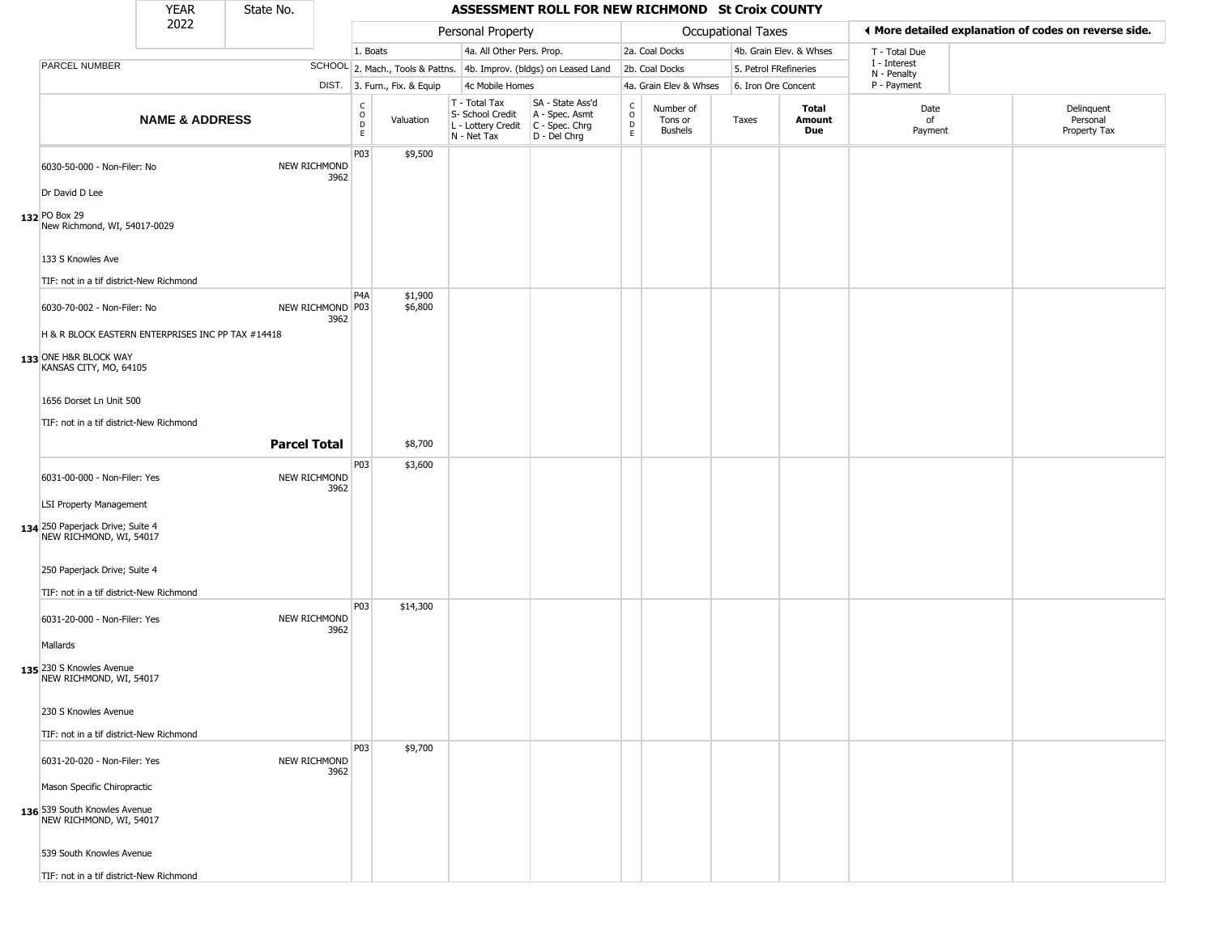# ASSESSMENT ROLL FOR NEW RICHMOND St Croix COUNTY

YEAR 2022 | State No.

| PARCEL NUMBER / NAME & ADDRESS | SCHOOL DIST. | CODE | Valuation | T - Total Tax / S- School Credit / L - Lottery Credit / N - Net Tax | SA - State Ass'd / A - Spec. Asmt / C - Spec. Chrg / D - Del Chrg | CODE | Number of Tons or Bushels | Taxes | Total Amount Due | Date of Payment | Delinquent Personal Property Tax |
|---|---|---|---|---|---|---|---|---|---|---|---|
| **132** 6030-50-000 - Non-Filer: No<br>Dr David D Lee<br>PO Box 29<br>New Richmond, WI, 54017-0029<br>133 S Knowles Ave<br>TIF: not in a tif district-New Richmond | NEW RICHMOND 3962 | P03 | $9,500 | | | | | | | | |
| **133** 6030-70-002 - Non-Filer: No<br>H & R BLOCK EASTERN ENTERPRISES INC PP TAX #14418<br>ONE H&R BLOCK WAY<br>KANSAS CITY, MO, 64105<br>1656 Dorset Ln Unit 500<br>TIF: not in a tif district-New Richmond | NEW RICHMOND 3962 | P4A<br>P03 | $1,900<br>$6,800 | | | | | | | | |
| **Parcel Total** | | | $8,700 | | | | | | | | |
| **134** 6031-00-000 - Non-Filer: Yes<br>LSI Property Management<br>250 Paperjack Drive; Suite 4<br>NEW RICHMOND, WI, 54017<br>250 Paperjack Drive; Suite 4<br>TIF: not in a tif district-New Richmond | NEW RICHMOND 3962 | P03 | $3,600 | | | | | | | | |
| **135** 6031-20-000 - Non-Filer: Yes<br>Mallards<br>230 S Knowles Avenue<br>NEW RICHMOND, WI, 54017<br>230 S Knowles Avenue<br>TIF: not in a tif district-New Richmond | NEW RICHMOND 3962 | P03 | $14,300 | | | | | | | | |
| **136** 6031-20-020 - Non-Filer: Yes<br>Mason Specific Chiropractic<br>539 South Knowles Avenue<br>NEW RICHMOND, WI, 54017<br>539 South Knowles Avenue<br>TIF: not in a tif district-New Richmond | NEW RICHMOND 3962 | P03 | $9,700 | | | | | | | | |

Personal Property: 1. Boats; 2. Mach., Tools & Pattns.; 3. Furn., Fix. & Equip; 4a. All Other Pers. Prop.; 4b. Improv. (bldgs) on Leased Land; 4c Mobile Homes

Occupational Taxes: 2a. Coal Docks; 2b. Coal Docks; 4a. Grain Elev & Whses; 4b. Grain Elev. & Whses; 5. Petrol FRefineries; 6. Iron Ore Concent

T - Total Due; I - Interest; N - Penalty; P - Payment

◄ More detailed explanation of codes on reverse side.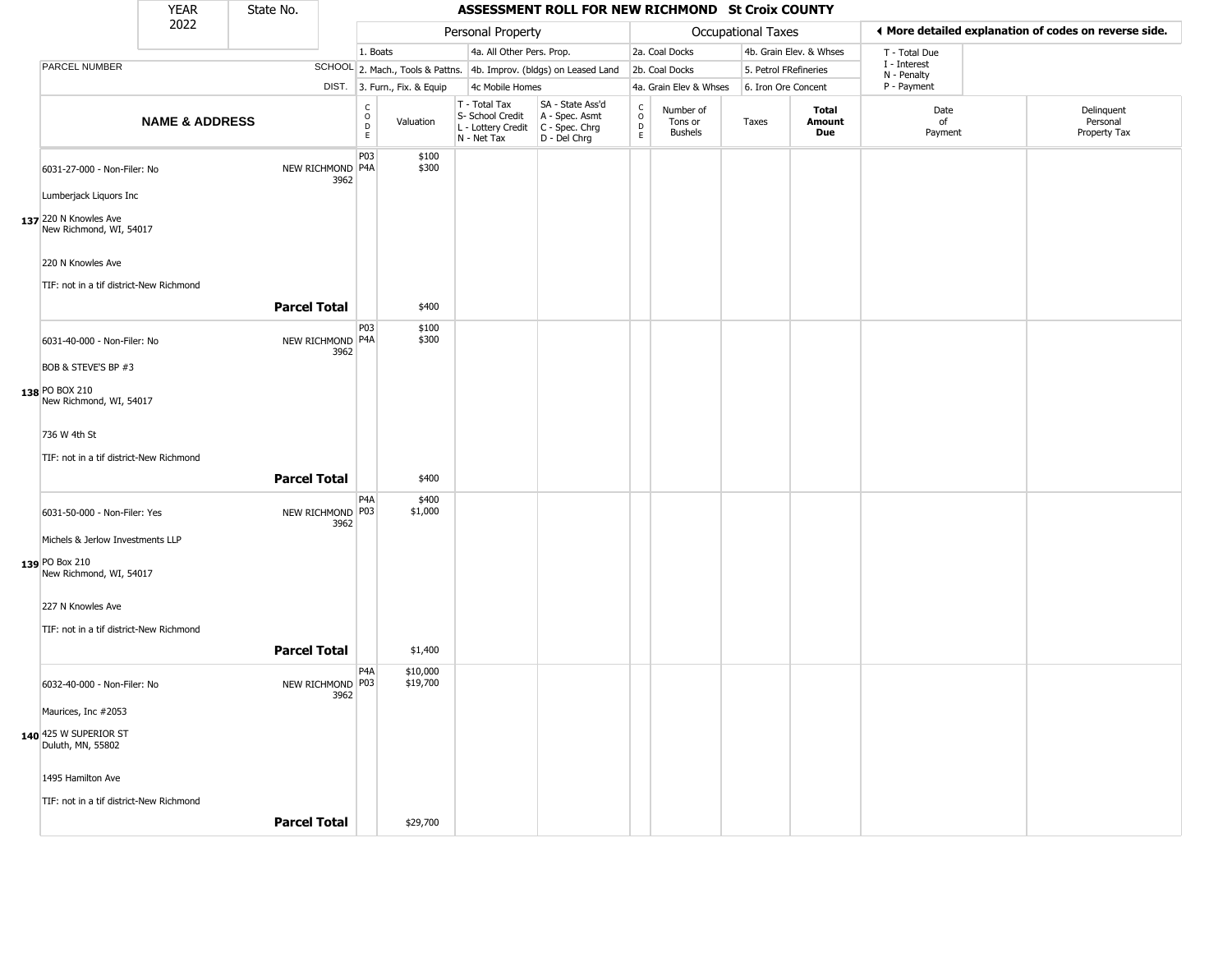# ASSESSMENT ROLL FOR NEW RICHMOND St Croix COUNTY

YEAR 2022 | State No.

| PARCEL NUMBER / NAME & ADDRESS | SCHOOL DIST. | CODE | Valuation | T - Total Tax / S- School Credit / L - Lottery Credit / N - Net Tax | SA - State Ass'd / A - Spec. Asmt / C - Spec. Chrg / D - Del Chrg | CODE | Number of Tons or Bushels | Taxes | Total Amount Due | Date of Payment | Delinquent Personal Property Tax |
|---|---|---|---|---|---|---|---|---|---|---|---|
| | | | **Personal Property** | | | | **Occupational Taxes** | | | | |
| | | | 1. Boats | 4a. All Other Pers. Prop. | | | 2a. Coal Docks | 4b. Grain Elev. & Whses | | T - Total Due | |
| | | | 2. Mach., Tools & Pattns. | 4b. Improv. (bldgs) on Leased Land | | | 2b. Coal Docks | 5. Petrol FRefineries | | I - Interest | |
| | | | 3. Furn., Fix. & Equip | 4c Mobile Homes | | | 4a. Grain Elev & Whses | 6. Iron Ore Concent | | N - Penalty / P - Payment | |
| 137 6031-27-000 - Non-Filer: No<br>Lumberjack Liquors Inc<br>220 N Knowles Ave<br>New Richmond, WI, 54017<br>220 N Knowles Ave<br>TIF: not in a tif district-New Richmond | NEW RICHMOND 3962 | P03<br>P4A | $100<br>$300 | | | | | | | | |
| **Parcel Total** | | | $400 | | | | | | | | |
| 138 6031-40-000 - Non-Filer: No<br>BOB & STEVE'S BP #3<br>PO BOX 210<br>New Richmond, WI, 54017<br>736 W 4th St<br>TIF: not in a tif district-New Richmond | NEW RICHMOND 3962 | P03<br>P4A | $100<br>$300 | | | | | | | | |
| **Parcel Total** | | | $400 | | | | | | | | |
| 139 6031-50-000 - Non-Filer: Yes<br>Michels & Jerlow Investments LLP<br>PO Box 210<br>New Richmond, WI, 54017<br>227 N Knowles Ave<br>TIF: not in a tif district-New Richmond | NEW RICHMOND 3962 | P4A<br>P03 | $400<br>$1,000 | | | | | | | | |
| **Parcel Total** | | | $1,400 | | | | | | | | |
| 140 6032-40-000 - Non-Filer: No<br>Maurices, Inc #2053<br>425 W SUPERIOR ST<br>Duluth, MN, 55802<br>1495 Hamilton Ave<br>TIF: not in a tif district-New Richmond | NEW RICHMOND 3962 | P4A<br>P03 | $10,000<br>$19,700 | | | | | | | | |
| **Parcel Total** | | | $29,700 | | | | | | | | |

◀ More detailed explanation of codes on reverse side.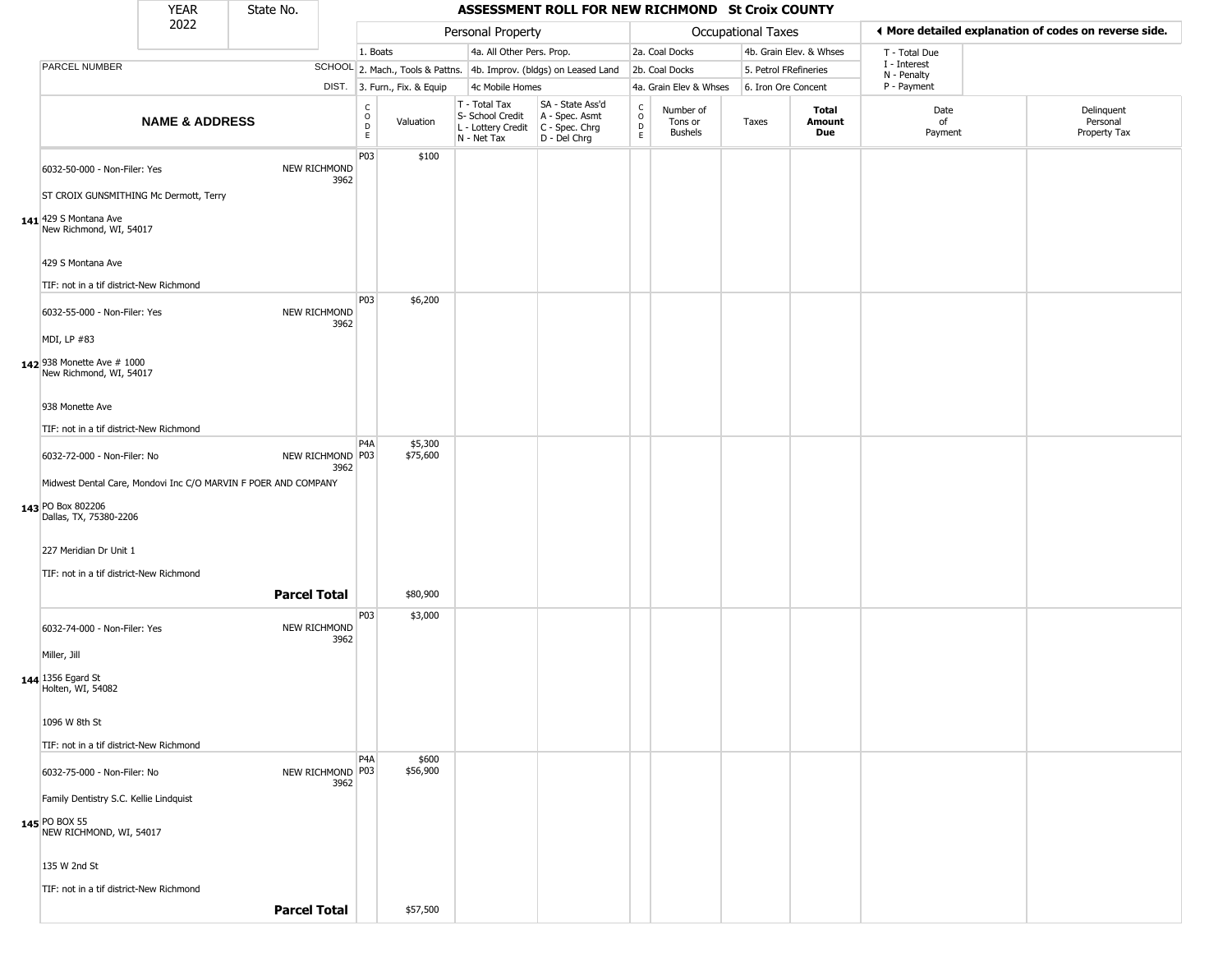| YEAR 2022 | State No. |
| --- | --- |

# ASSESSMENT ROLL FOR NEW RICHMOND St Croix COUNTY

◄ More detailed explanation of codes on reverse side.

| | | Personal Property | | | | | Occupational Taxes | | | | | |
| --- | --- | --- | --- | --- | --- | --- | --- | --- | --- | --- | --- | --- |
| PARCEL NUMBER | SCHOOL DIST. | 1. Boats<br>2. Mach., Tools & Pattns.<br>3. Furn., Fix. & Equip | | 4a. All Other Pers. Prop.<br>4b. Improv. (bldgs) on Leased Land<br>4c Mobile Homes | | 2a. Coal Docks<br>2b. Coal Docks<br>4a. Grain Elev & Whses | | 4b. Grain Elev. & Whses<br>5. Petrol FRefineries<br>6. Iron Ore Concent | | T - Total Due<br>I - Interest<br>N - Penalty<br>P - Payment | | |
| **NAME & ADDRESS** | | CODE | Valuation | T - Total Tax<br>S- School Credit<br>L - Lottery Credit<br>N - Net Tax | SA - State Ass'd<br>A - Spec. Asmt<br>C - Spec. Chrg<br>D - Del Chrg | CODE | Number of Tons or Bushels | Taxes | **Total Amount Due** | Date of Payment | Delinquent Personal Property Tax |
| **141** 6032-50-000 - Non-Filer: Yes<br>ST CROIX GUNSMITHING Mc Dermott, Terry<br>429 S Montana Ave<br>New Richmond, WI, 54017<br>429 S Montana Ave<br>TIF: not in a tif district-New Richmond | NEW RICHMOND 3962 | P03 | $100 | | | | | | | | |
| **142** 6032-55-000 - Non-Filer: Yes<br>MDI, LP #83<br>938 Monette Ave # 1000<br>New Richmond, WI, 54017<br>938 Monette Ave<br>TIF: not in a tif district-New Richmond | NEW RICHMOND 3962 | P03 | $6,200 | | | | | | | | |
| **143** 6032-72-000 - Non-Filer: No<br>Midwest Dental Care, Mondovi Inc C/O MARVIN F POER AND COMPANY<br>PO Box 802206<br>Dallas, TX, 75380-2206<br>227 Meridian Dr Unit 1<br>TIF: not in a tif district-New Richmond | NEW RICHMOND 3962 | P4A<br>P03 | $5,300<br>$75,600 | | | | | | | | |
| | **Parcel Total** | | $80,900 | | | | | | | | |
| **144** 6032-74-000 - Non-Filer: Yes<br>Miller, Jill<br>1356 Egard St<br>Holten, WI, 54082<br>1096 W 8th St<br>TIF: not in a tif district-New Richmond | NEW RICHMOND 3962 | P03 | $3,000 | | | | | | | | |
| **145** 6032-75-000 - Non-Filer: No<br>Family Dentistry S.C. Kellie Lindquist<br>PO BOX 55<br>NEW RICHMOND, WI, 54017<br>135 W 2nd St<br>TIF: not in a tif district-New Richmond | NEW RICHMOND 3962 | P4A<br>P03 | $600<br>$56,900 | | | | | | | | |
| | **Parcel Total** | | $57,500 | | | | | | | | |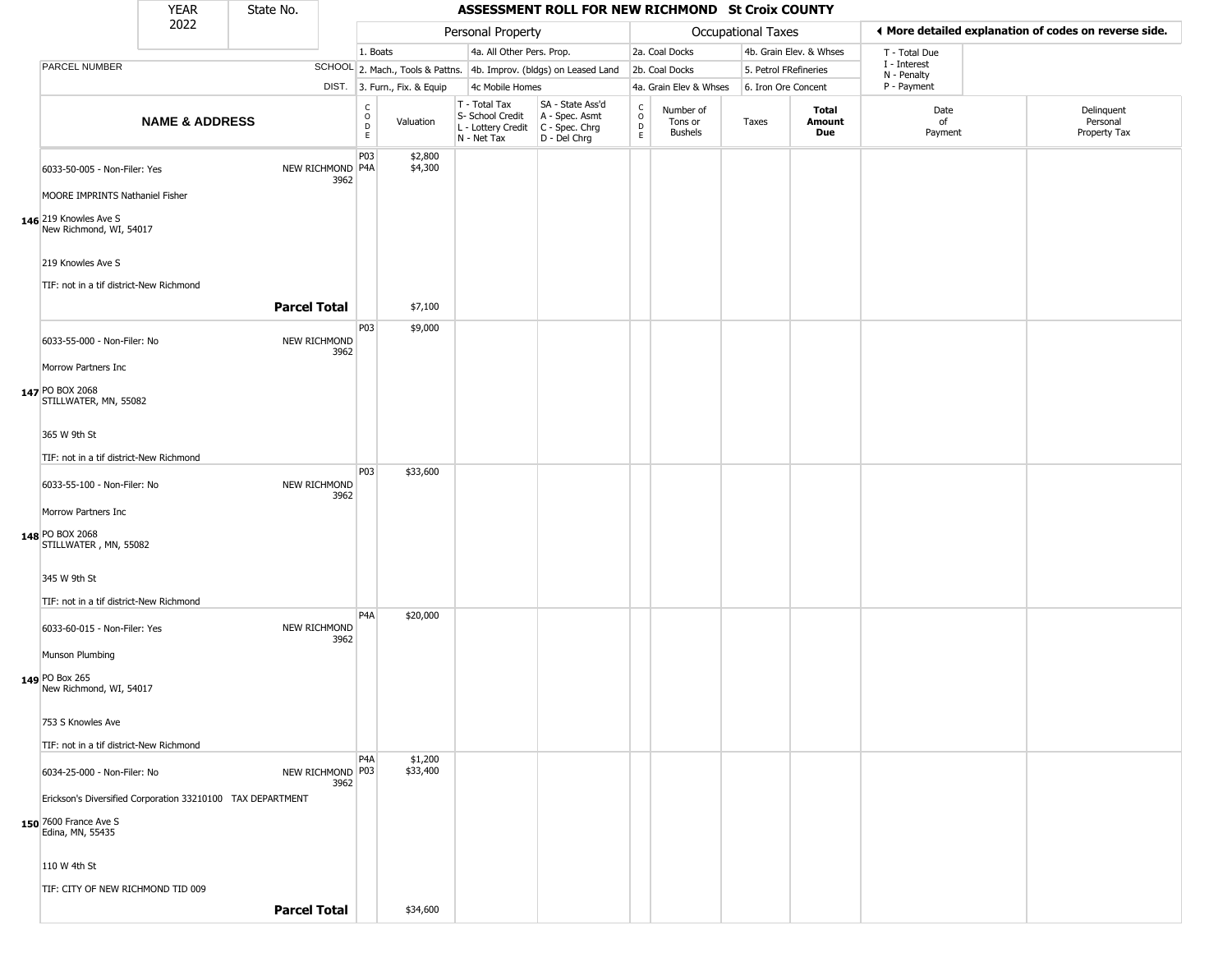| YEAR 2022 | State No. | ASSESSMENT ROLL FOR NEW RICHMOND St Croix COUNTY | | | | | | | | | | |
|---|---|---|---|---|---|---|---|---|---|---|---|---|
| | | Personal Property | | | | Occupational Taxes | | | | ◄ More detailed explanation of codes on reverse side. | | |
| PARCEL NUMBER | SCHOOL DIST. | 1. Boats<br>2. Mach., Tools & Pattns.<br>3. Furn., Fix. & Equip | | 4a. All Other Pers. Prop.<br>4b. Improv. (bldgs) on Leased Land<br>4c Mobile Homes | | 2a. Coal Docks<br>2b. Coal Docks<br>4a. Grain Elev & Whses | | 4b. Grain Elev. & Whses<br>5. Petrol FRefineries<br>6. Iron Ore Concent | | T - Total Due<br>I - Interest<br>N - Penalty<br>P - Payment | | |
| NAME & ADDRESS | | CODE | Valuation | T - Total Tax<br>S- School Credit<br>L - Lottery Credit<br>N - Net Tax | SA - State Ass'd<br>A - Spec. Asmt<br>C - Spec. Chrg<br>D - Del Chrg | CODE | Number of Tons or Bushels | Taxes | Total Amount Due | Date of Payment | Delinquent Personal Property Tax | |
| 146 6033-50-005 - Non-Filer: Yes<br>MOORE IMPRINTS Nathaniel Fisher<br>219 Knowles Ave S<br>New Richmond, WI, 54017<br>219 Knowles Ave S<br>TIF: not in a tif district-New Richmond | NEW RICHMOND 3962 | P03<br>P4A | $2,800<br>$4,300 | | | | | | | | | |
| **Parcel Total** | | | $7,100 | | | | | | | | | |
| 147 6033-55-000 - Non-Filer: No<br>Morrow Partners Inc<br>PO BOX 2068<br>STILLWATER, MN, 55082<br>365 W 9th St<br>TIF: not in a tif district-New Richmond | NEW RICHMOND 3962 | P03 | $9,000 | | | | | | | | | |
| 148 6033-55-100 - Non-Filer: No<br>Morrow Partners Inc<br>PO BOX 2068<br>STILLWATER , MN, 55082<br>345 W 9th St<br>TIF: not in a tif district-New Richmond | NEW RICHMOND 3962 | P03 | $33,600 | | | | | | | | | |
| 149 6033-60-015 - Non-Filer: Yes<br>Munson Plumbing<br>PO Box 265<br>New Richmond, WI, 54017<br>753 S Knowles Ave<br>TIF: not in a tif district-New Richmond | NEW RICHMOND 3962 | P4A | $20,000 | | | | | | | | | |
| 150 6034-25-000 - Non-Filer: No<br>Erickson's Diversified Corporation 33210100 TAX DEPARTMENT<br>7600 France Ave S<br>Edina, MN, 55435<br>110 W 4th St<br>TIF: CITY OF NEW RICHMOND TID 009 | NEW RICHMOND 3962 | P4A<br>P03 | $1,200<br>$33,400 | | | | | | | | | |
| **Parcel Total** | | | $34,600 | | | | | | | | | |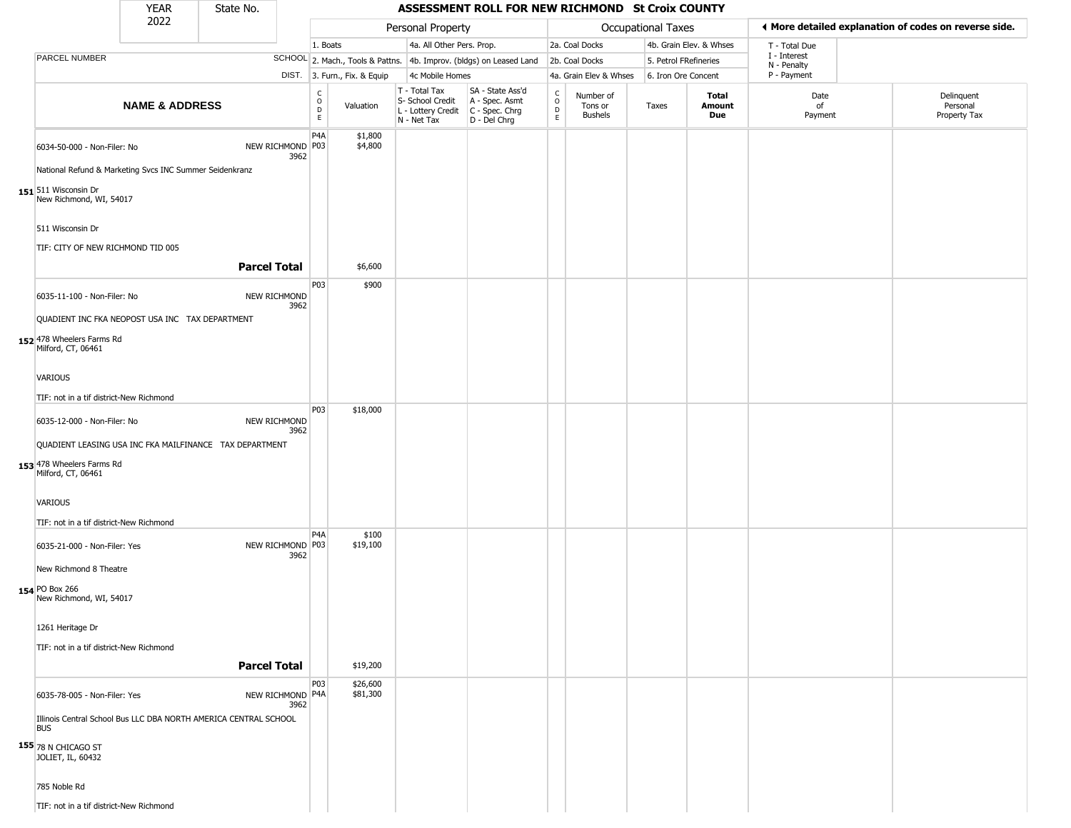# ASSESSMENT ROLL FOR NEW RICHMOND St Croix COUNTY

| YEAR | State No. |
|---|---|
| 2022 | |

**Personal Property:** 1. Boats; 2. Mach., Tools & Pattns.; 3. Furn., Fix. & Equip; 4a. All Other Pers. Prop.; 4b. Improv. (bldgs) on Leased Land; 4c Mobile Homes

**Occupational Taxes:** 2a. Coal Docks; 2b. Coal Docks; 4a. Grain Elev & Whses; 4b. Grain Elev. & Whses; 5. Petrol FRefineries; 6. Iron Ore Concent

T - Total Due; I - Interest; N - Penalty; P - Payment

◄ More detailed explanation of codes on reverse side.

| | NAME & ADDRESS | SCHOOL DIST. | CODE | Valuation | T - Total Tax S- School Credit L - Lottery Credit N - Net Tax | SA - State Ass'd A - Spec. Asmt C - Spec. Chrg D - Del Chrg | CODE | Number of Tons or Bushels | Taxes | Total Amount Due | Date of Payment | Delinquent Personal Property Tax |
|---|---|---|---|---|---|---|---|---|---|---|---|---|
| 151 | 6034-50-000 - Non-Filer: No<br>National Refund & Marketing Svcs INC Summer Seidenkranz<br>511 Wisconsin Dr<br>New Richmond, WI, 54017<br>511 Wisconsin Dr<br>TIF: CITY OF NEW RICHMOND TID 005 | NEW RICHMOND 3962 | P4A<br>P03 | $1,800<br>$4,800 | | | | | | | | |
| | **Parcel Total** | | | $6,600 | | | | | | | | |
| 152 | 6035-11-100 - Non-Filer: No<br>QUADIENT INC FKA NEOPOST USA INC TAX DEPARTMENT<br>478 Wheelers Farms Rd<br>Milford, CT, 06461<br>VARIOUS<br>TIF: not in a tif district-New Richmond | NEW RICHMOND 3962 | P03 | $900 | | | | | | | | |
| 153 | 6035-12-000 - Non-Filer: No<br>QUADIENT LEASING USA INC FKA MAILFINANCE TAX DEPARTMENT<br>478 Wheelers Farms Rd<br>Milford, CT, 06461<br>VARIOUS<br>TIF: not in a tif district-New Richmond | NEW RICHMOND 3962 | P03 | $18,000 | | | | | | | | |
| 154 | 6035-21-000 - Non-Filer: Yes<br>New Richmond 8 Theatre<br>PO Box 266<br>New Richmond, WI, 54017<br>1261 Heritage Dr<br>TIF: not in a tif district-New Richmond | NEW RICHMOND 3962 | P4A<br>P03 | $100<br>$19,100 | | | | | | | | |
| | **Parcel Total** | | | $19,200 | | | | | | | | |
| 155 | 6035-78-005 - Non-Filer: Yes<br>Illinois Central School Bus LLC DBA NORTH AMERICA CENTRAL SCHOOL BUS<br>78 N CHICAGO ST<br>JOLIET, IL, 60432<br>785 Noble Rd<br>TIF: not in a tif district-New Richmond | NEW RICHMOND 3962 | P03<br>P4A | $26,600<br>$81,300 | | | | | | | | |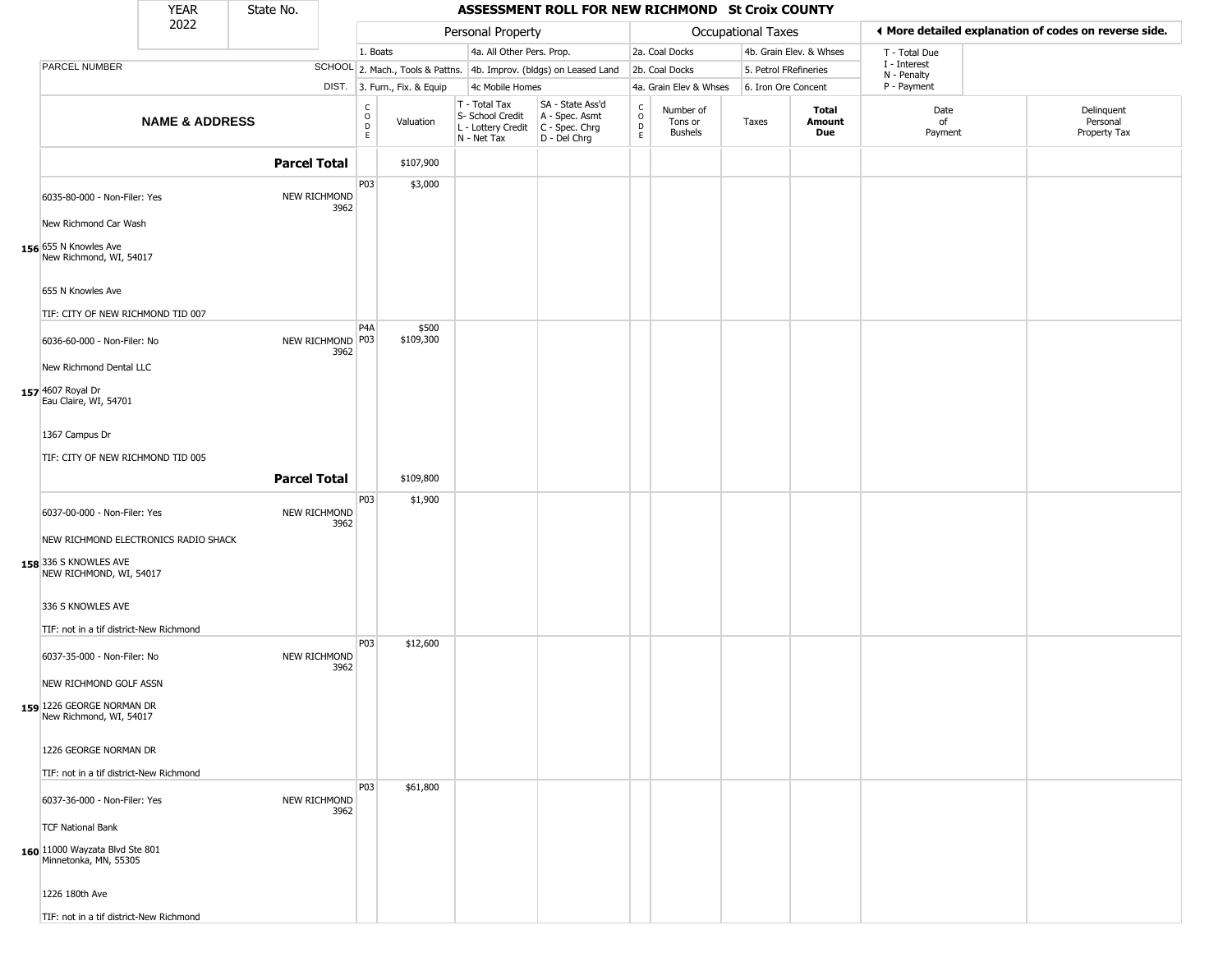| YEAR 2022 | State No. | | ASSESSMENT ROLL FOR NEW RICHMOND St Croix COUNTY | | | | | | | | | |
|---|---|---|---|---|---|---|---|---|---|---|---|---|
| | | | Personal Property | | | | Occupational Taxes | | | | ◄ More detailed explanation of codes on reverse side. | |
| | | | 1. Boats | | 4a. All Other Pers. Prop. | | 2a. Coal Docks | | 4b. Grain Elev. & Whses | | T - Total Due | |
| PARCEL NUMBER | SCHOOL | | 2. Mach., Tools & Pattns. | | 4b. Improv. (bldgs) on Leased Land | | 2b. Coal Docks | | 5. Petrol FRefineries | | I - Interest<br>N - Penalty | |
| | DIST. | | 3. Furn., Fix. & Equip | | 4c Mobile Homes | | 4a. Grain Elev & Whses | | 6. Iron Ore Concent | | P - Payment | |

| NAME & ADDRESS | SCHOOL DIST. | CODE | Valuation | T - Total Tax<br>S- School Credit<br>L - Lottery Credit<br>N - Net Tax | SA - State Ass'd<br>A - Spec. Asmt<br>C - Spec. Chrg<br>D - Del Chrg | CODE | Number of Tons or Bushels | Taxes | Total Amount Due | Date of Payment | Delinquent Personal Property Tax |
|---|---|---|---|---|---|---|---|---|---|---|---|
| **Parcel Total** | | | $107,900 | | | | | | | | |
| 156 6035-80-000 - Non-Filer: Yes<br>New Richmond Car Wash<br>655 N Knowles Ave<br>New Richmond, WI, 54017<br>655 N Knowles Ave<br>TIF: CITY OF NEW RICHMOND TID 007 | NEW RICHMOND 3962 | P03 | $3,000 | | | | | | | | |
| 157 6036-60-000 - Non-Filer: No<br>New Richmond Dental LLC<br>4607 Royal Dr<br>Eau Claire, WI, 54701<br>1367 Campus Dr<br>TIF: CITY OF NEW RICHMOND TID 005 | NEW RICHMOND 3962 | P4A<br>P03 | $500<br>$109,300 | | | | | | | | |
| **Parcel Total** | | | $109,800 | | | | | | | | |
| 158 6037-00-000 - Non-Filer: Yes<br>NEW RICHMOND ELECTRONICS RADIO SHACK<br>336 S KNOWLES AVE<br>NEW RICHMOND, WI, 54017<br>336 S KNOWLES AVE<br>TIF: not in a tif district-New Richmond | NEW RICHMOND 3962 | P03 | $1,900 | | | | | | | | |
| 159 6037-35-000 - Non-Filer: No<br>NEW RICHMOND GOLF ASSN<br>1226 GEORGE NORMAN DR<br>New Richmond, WI, 54017<br>1226 GEORGE NORMAN DR<br>TIF: not in a tif district-New Richmond | NEW RICHMOND 3962 | P03 | $12,600 | | | | | | | | |
| 160 6037-36-000 - Non-Filer: Yes<br>TCF National Bank<br>11000 Wayzata Blvd Ste 801<br>Minnetonka, MN, 55305<br>1226 180th Ave<br>TIF: not in a tif district-New Richmond | NEW RICHMOND 3962 | P03 | $61,800 | | | | | | | | |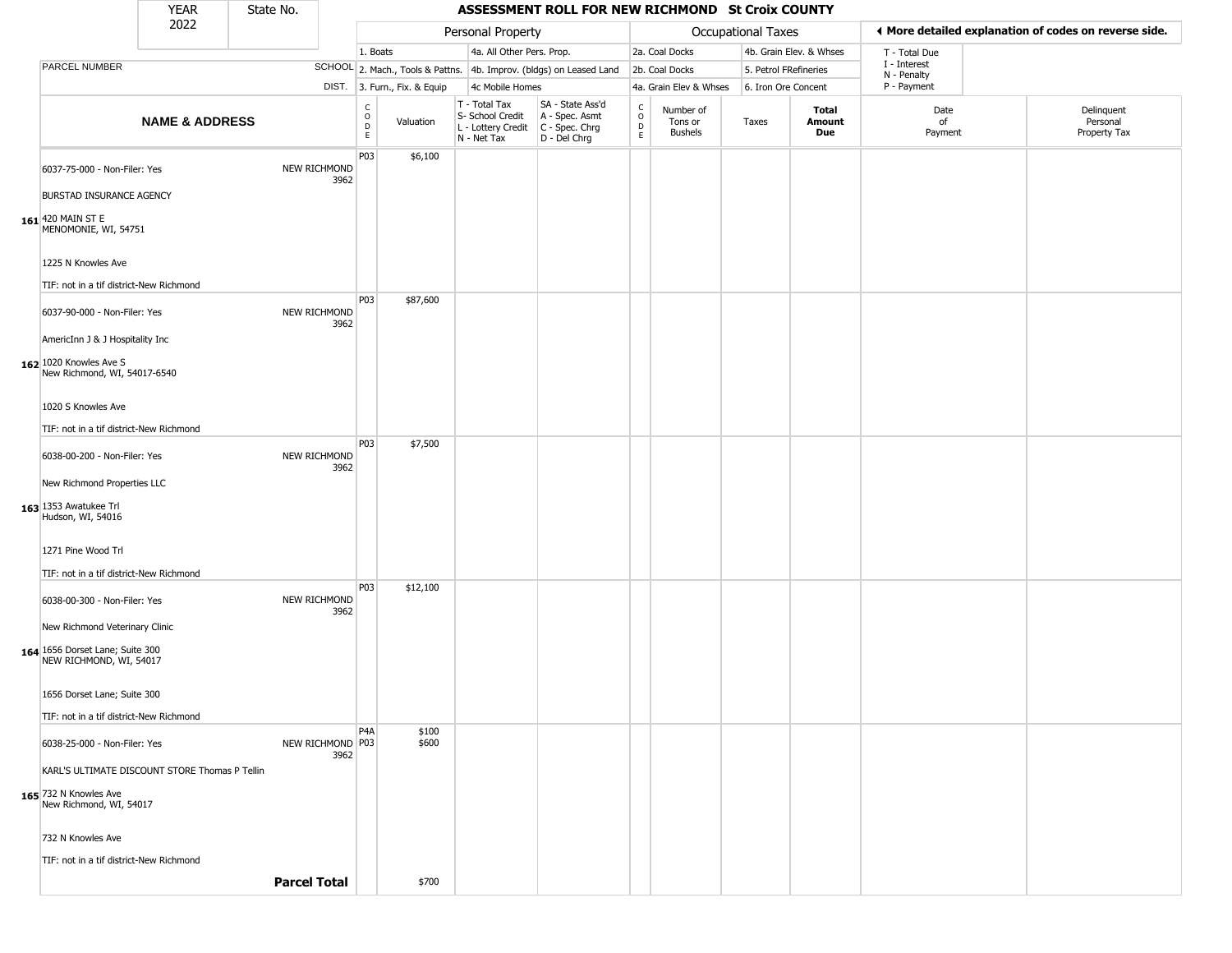| YEAR 2022 | State No. | ASSESSMENT ROLL FOR NEW RICHMOND St Croix COUNTY | | | | | | | | | | ◀ More detailed explanation of codes on reverse side. | |
|---|---|---|---|---|---|---|---|---|---|---|---|---|---|
| | | Personal Property | | | | | Occupational Taxes | | | | | | |
| | | 1. Boats | | 4a. All Other Pers. Prop. | | | 2a. Coal Docks | | 4b. Grain Elev. & Whses | | | T - Total Due<br>I - Interest<br>N - Penalty<br>P - Payment | |
| PARCEL NUMBER | SCHOOL | 2. Mach., Tools & Pattns. | | 4b. Improv. (bldgs) on Leased Land | | | 2b. Coal Docks | | 5. Petrol FRefineries | | | | |
| | DIST. | 3. Furn., Fix. & Equip | | 4c Mobile Homes | | | 4a. Grain Elev & Whses | | 6. Iron Ore Concent | | | | |
| **NAME & ADDRESS** | | CODE | Valuation | T - Total Tax<br>S- School Credit<br>L - Lottery Credit<br>N - Net Tax | SA - State Ass'd<br>A - Spec. Asmt<br>C - Spec. Chrg<br>D - Del Chrg | CODE | Number of Tons or Bushels | Taxes | **Total Amount Due** | Date of Payment | | Delinquent Personal Property Tax | |
| 161 6037-75-000 - Non-Filer: Yes<br>BURSTAD INSURANCE AGENCY<br>420 MAIN ST E<br>MENOMONIE, WI, 54751<br>1225 N Knowles Ave<br>TIF: not in a tif district-New Richmond | NEW RICHMOND 3962 | P03 | $6,100 | | | | | | | | | | |
| 162 6037-90-000 - Non-Filer: Yes<br>AmericInn J & J Hospitality Inc<br>1020 Knowles Ave S<br>New Richmond, WI, 54017-6540<br>1020 S Knowles Ave<br>TIF: not in a tif district-New Richmond | NEW RICHMOND 3962 | P03 | $87,600 | | | | | | | | | | |
| 163 6038-00-200 - Non-Filer: Yes<br>New Richmond Properties LLC<br>1353 Awatukee Trl<br>Hudson, WI, 54016<br>1271 Pine Wood Trl<br>TIF: not in a tif district-New Richmond | NEW RICHMOND 3962 | P03 | $7,500 | | | | | | | | | | |
| 164 6038-00-300 - Non-Filer: Yes<br>New Richmond Veterinary Clinic<br>1656 Dorset Lane; Suite 300<br>NEW RICHMOND, WI, 54017<br>1656 Dorset Lane; Suite 300<br>TIF: not in a tif district-New Richmond | NEW RICHMOND 3962 | P03 | $12,100 | | | | | | | | | | |
| 165 6038-25-000 - Non-Filer: Yes<br>KARL'S ULTIMATE DISCOUNT STORE Thomas P Tellin<br>732 N Knowles Ave<br>New Richmond, WI, 54017<br>732 N Knowles Ave<br>TIF: not in a tif district-New Richmond | NEW RICHMOND 3962 | P4A<br>P03 | $100<br>$600 | | | | | | | | | | |
| | **Parcel Total** | | $700 | | | | | | | | | | |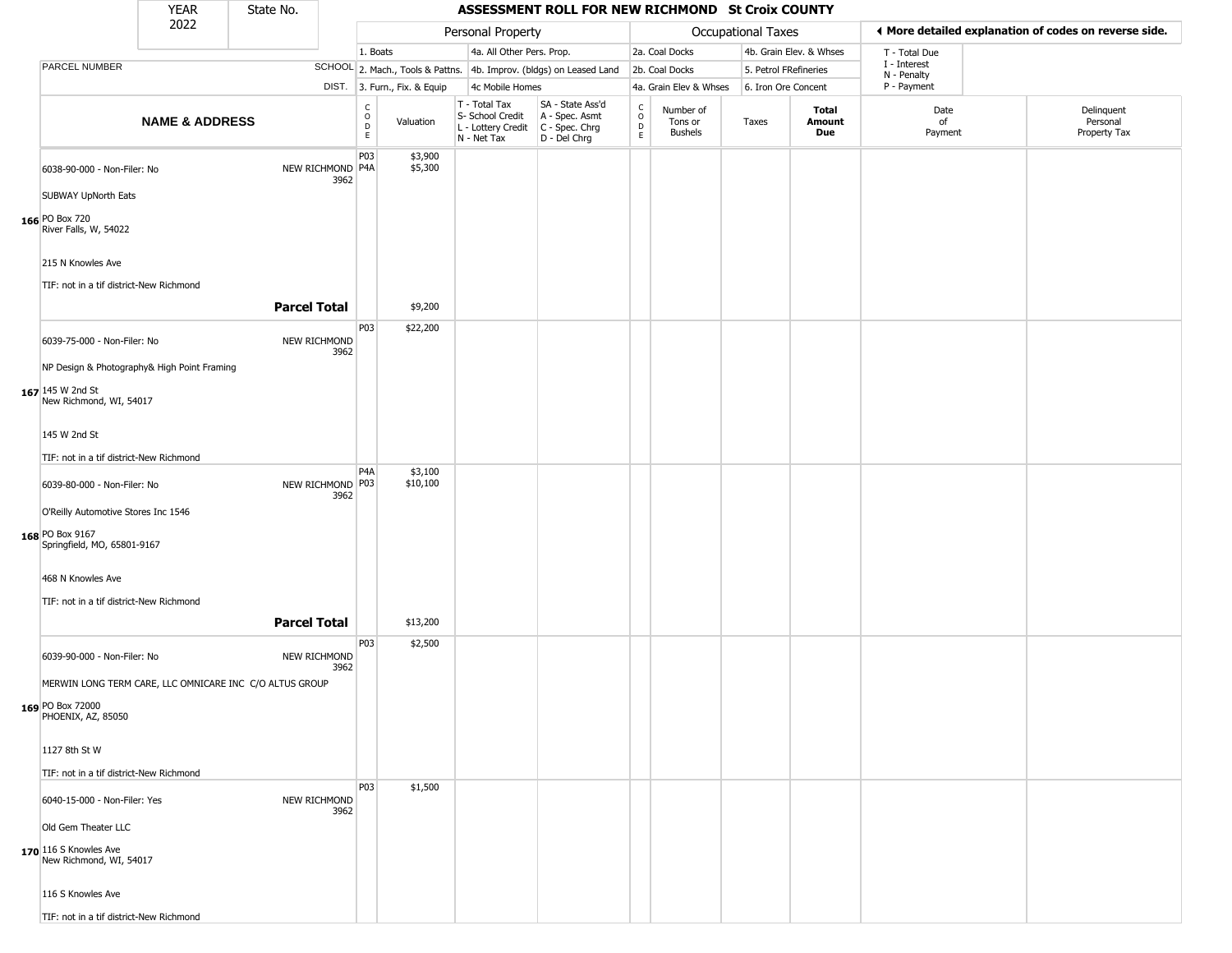| YEAR 2022 | State No. | ASSESSMENT ROLL FOR NEW RICHMOND St Croix COUNTY |
|---|---|---|

| | | Personal Property | | | | Occupational Taxes | | | | ◄ More detailed explanation of codes on reverse side. | |
|---|---|---|---|---|---|---|---|---|---|---|---|
| PARCEL NUMBER | SCHOOL DIST. | 1. Boats<br>2. Mach., Tools & Pattns.<br>3. Furn., Fix. & Equip | | 4a. All Other Pers. Prop.<br>4b. Improv. (bldgs) on Leased Land<br>4c Mobile Homes | | 2a. Coal Docks<br>2b. Coal Docks<br>4a. Grain Elev & Whses | | 4b. Grain Elev. & Whses<br>5. Petrol FRefineries<br>6. Iron Ore Concent | | T - Total Due<br>I - Interest<br>N - Penalty<br>P - Payment | |
| **NAME & ADDRESS** | | CODE | Valuation | T - Total Tax<br>S- School Credit<br>L - Lottery Credit<br>N - Net Tax | SA - State Ass'd<br>A - Spec. Asmt<br>C - Spec. Chrg<br>D - Del Chrg | CODE | Number of Tons or Bushels | Taxes | **Total Amount Due** | Date of Payment | Delinquent Personal Property Tax |
| 6038-90-000 - Non-Filer: No<br>SUBWAY UpNorth Eats<br>166 PO Box 720<br>River Falls, W, 54022<br>215 N Knowles Ave<br>TIF: not in a tif district-New Richmond | NEW RICHMOND 3962 | P03<br>P4A | $3,900<br>$5,300 | | | | | | | | |
| | **Parcel Total** | | $9,200 | | | | | | | | |
| 6039-75-000 - Non-Filer: No<br>NP Design & Photography& High Point Framing<br>167 145 W 2nd St<br>New Richmond, WI, 54017<br>145 W 2nd St<br>TIF: not in a tif district-New Richmond | NEW RICHMOND 3962 | P03 | $22,200 | | | | | | | | |
| 6039-80-000 - Non-Filer: No<br>O'Reilly Automotive Stores Inc 1546<br>168 PO Box 9167<br>Springfield, MO, 65801-9167<br>468 N Knowles Ave<br>TIF: not in a tif district-New Richmond | NEW RICHMOND 3962 | P4A<br>P03 | $3,100<br>$10,100 | | | | | | | | |
| | **Parcel Total** | | $13,200 | | | | | | | | |
| 6039-90-000 - Non-Filer: No<br>MERWIN LONG TERM CARE, LLC OMNICARE INC C/O ALTUS GROUP<br>169 PO Box 72000<br>PHOENIX, AZ, 85050<br>1127 8th St W<br>TIF: not in a tif district-New Richmond | NEW RICHMOND 3962 | P03 | $2,500 | | | | | | | | |
| 6040-15-000 - Non-Filer: Yes<br>Old Gem Theater LLC<br>170 116 S Knowles Ave<br>New Richmond, WI, 54017<br>116 S Knowles Ave<br>TIF: not in a tif district-New Richmond | NEW RICHMOND 3962 | P03 | $1,500 | | | | | | | | |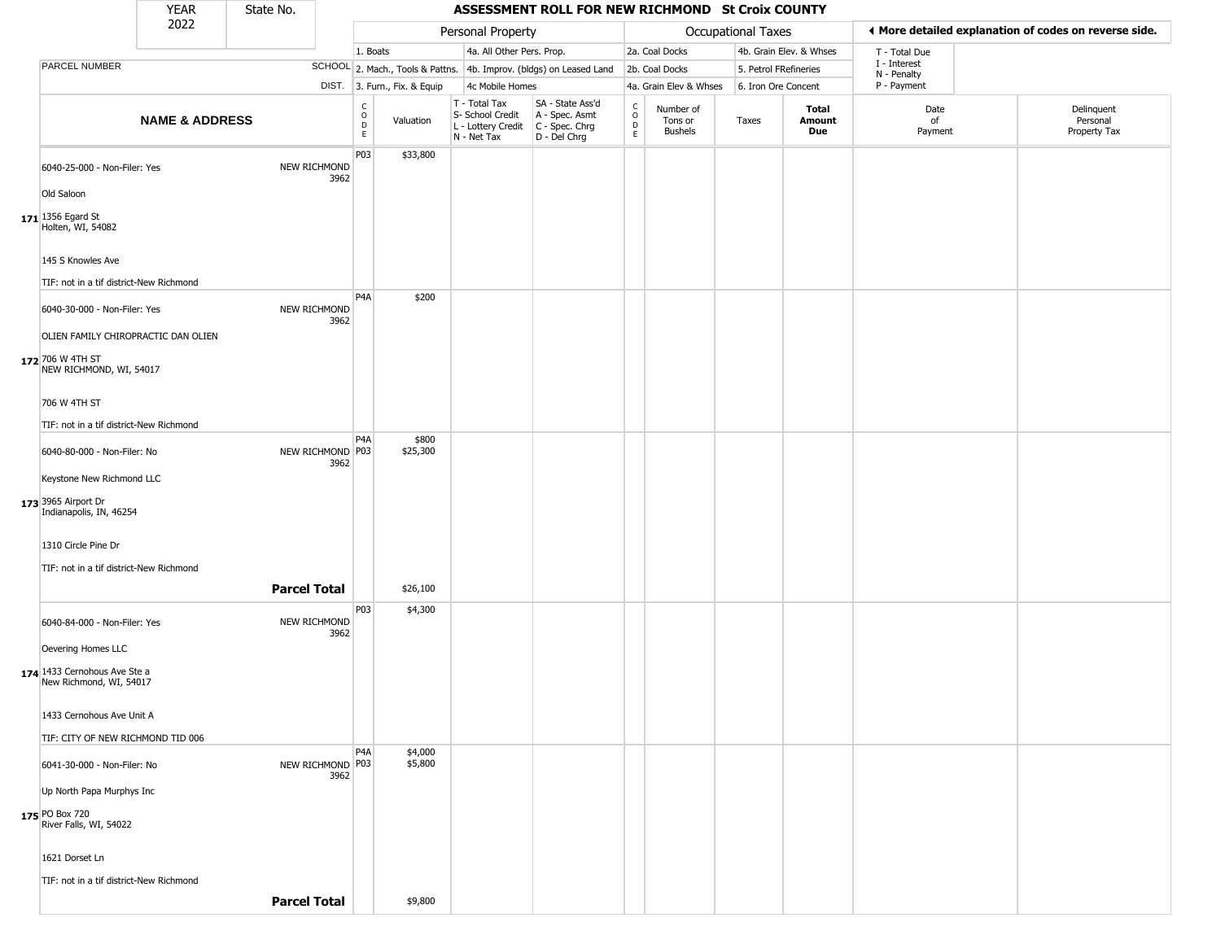# ASSESSMENT ROLL FOR NEW RICHMOND St Croix COUNTY

YEAR 2022 | State No.

| | | Personal Property | | | | Occupational Taxes | | | | ◄ More detailed explanation of codes on reverse side. | |
|---|---|---|---|---|---|---|---|---|---|---|---|
| PARCEL NUMBER | SCHOOL DIST. | 1. Boats<br>2. Mach., Tools & Pattns.<br>3. Furn., Fix. & Equip | | 4a. All Other Pers. Prop.<br>4b. Improv. (bldgs) on Leased Land<br>4c Mobile Homes | | 2a. Coal Docks<br>2b. Coal Docks<br>4a. Grain Elev & Whses | | 4b. Grain Elev. & Whses<br>5. Petrol FRefineries<br>6. Iron Ore Concent | | T - Total Due<br>I - Interest<br>N - Penalty<br>P - Payment | |
| **NAME & ADDRESS** | | CODE | Valuation | T - Total Tax<br>S- School Credit<br>L - Lottery Credit<br>N - Net Tax | SA - State Ass'd<br>A - Spec. Asmt<br>C - Spec. Chrg<br>D - Del Chrg | CODE | Number of Tons or Bushels | Taxes | **Total Amount Due** | Date of Payment | Delinquent Personal Property Tax |
| **171** 6040-25-000 - Non-Filer: Yes<br>Old Saloon<br>1356 Egard St<br>Holten, WI, 54082<br>145 S Knowles Ave<br>TIF: not in a tif district-New Richmond | NEW RICHMOND 3962 | P03 | $33,800 | | | | | | | | |
| **172** 6040-30-000 - Non-Filer: Yes<br>OLIEN FAMILY CHIROPRACTIC DAN OLIEN<br>706 W 4TH ST<br>NEW RICHMOND, WI, 54017<br>706 W 4TH ST<br>TIF: not in a tif district-New Richmond | NEW RICHMOND 3962 | P4A | $200 | | | | | | | | |
| **173** 6040-80-000 - Non-Filer: No<br>Keystone New Richmond LLC<br>3965 Airport Dr<br>Indianapolis, IN, 46254<br>1310 Circle Pine Dr<br>TIF: not in a tif district-New Richmond | NEW RICHMOND 3962 | P4A<br>P03 | $800<br>$25,300 | | | | | | | | |
| | **Parcel Total** | | $26,100 | | | | | | | | |
| **174** 6040-84-000 - Non-Filer: Yes<br>Oevering Homes LLC<br>1433 Cernohous Ave Ste a<br>New Richmond, WI, 54017<br>1433 Cernohous Ave Unit A<br>TIF: CITY OF NEW RICHMOND TID 006 | NEW RICHMOND 3962 | P03 | $4,300 | | | | | | | | |
| **175** 6041-30-000 - Non-Filer: No<br>Up North Papa Murphys Inc<br>PO Box 720<br>River Falls, WI, 54022<br>1621 Dorset Ln<br>TIF: not in a tif district-New Richmond | NEW RICHMOND 3962 | P4A<br>P03 | $4,000<br>$5,800 | | | | | | | | |
| | **Parcel Total** | | $9,800 | | | | | | | | |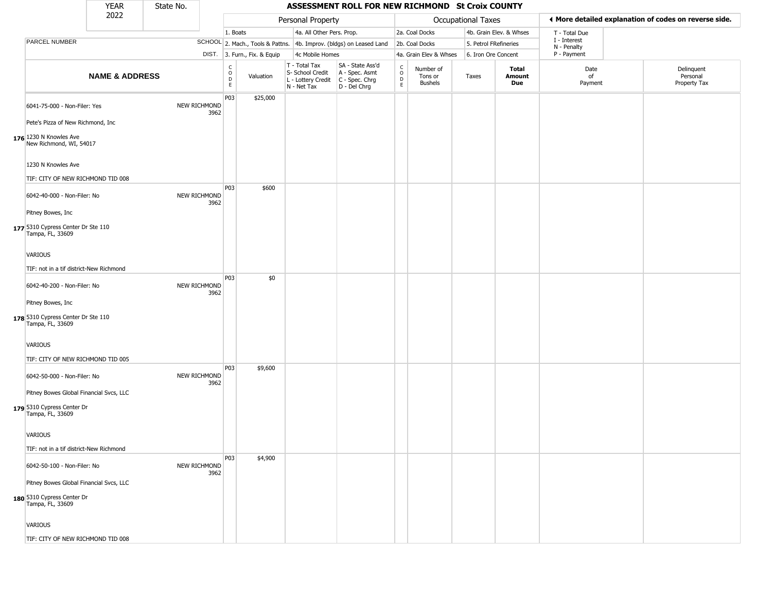| YEAR 2022 | State No. | ASSESSMENT ROLL FOR NEW RICHMOND St Croix COUNTY | | | | | | | | | | |
|---|---|---|---|---|---|---|---|---|---|---|---|---|

| | | Personal Property | | | | Occupational Taxes | | | | | ◀ More detailed explanation of codes on reverse side. | |
|---|---|---|---|---|---|---|---|---|---|---|---|---|
| | | 1. Boats | | 4a. All Other Pers. Prop. | | 2a. Coal Docks | | 4b. Grain Elev. & Whses | | | T - Total Due | |
| PARCEL NUMBER | SCHOOL | 2. Mach., Tools & Pattns. | | 4b. Improv. (bldgs) on Leased Land | | 2b. Coal Docks | | 5. Petrol FRefineries | | | I - Interest; N - Penalty | |
| | DIST. | 3. Furn., Fix. & Equip | | 4c Mobile Homes | | 4a. Grain Elev & Whses | | 6. Iron Ore Concent | | | P - Payment | |
| NAME & ADDRESS | | CODE | Valuation | T - Total Tax; S- School Credit; L - Lottery Credit; N - Net Tax | SA - State Ass'd; A - Spec. Asmt; C - Spec. Chrg; D - Del Chrg | CODE | Number of Tons or Bushels | Taxes | Total Amount Due | Date of Payment | Delinquent Personal Property Tax |
| 176 6041-75-000 - Non-Filer: Yes; Pete's Pizza of New Richmond, Inc; 1230 N Knowles Ave; New Richmond, WI, 54017; 1230 N Knowles Ave; TIF: CITY OF NEW RICHMOND TID 008 | NEW RICHMOND 3962 | P03 | $25,000 | | | | | | | | |
| 177 6042-40-000 - Non-Filer: No; Pitney Bowes, Inc; 5310 Cypress Center Dr Ste 110; Tampa, FL, 33609; VARIOUS; TIF: not in a tif district-New Richmond | NEW RICHMOND 3962 | P03 | $600 | | | | | | | | |
| 178 6042-40-200 - Non-Filer: No; Pitney Bowes, Inc; 5310 Cypress Center Dr Ste 110; Tampa, FL, 33609; VARIOUS; TIF: CITY OF NEW RICHMOND TID 005 | NEW RICHMOND 3962 | P03 | $0 | | | | | | | | |
| 179 6042-50-000 - Non-Filer: No; Pitney Bowes Global Financial Svcs, LLC; 5310 Cypress Center Dr; Tampa, FL, 33609; VARIOUS; TIF: not in a tif district-New Richmond | NEW RICHMOND 3962 | P03 | $9,600 | | | | | | | | |
| 180 6042-50-100 - Non-Filer: No; Pitney Bowes Global Financial Svcs, LLC; 5310 Cypress Center Dr; Tampa, FL, 33609; VARIOUS; TIF: CITY OF NEW RICHMOND TID 008 | NEW RICHMOND 3962 | P03 | $4,900 | | | | | | | | |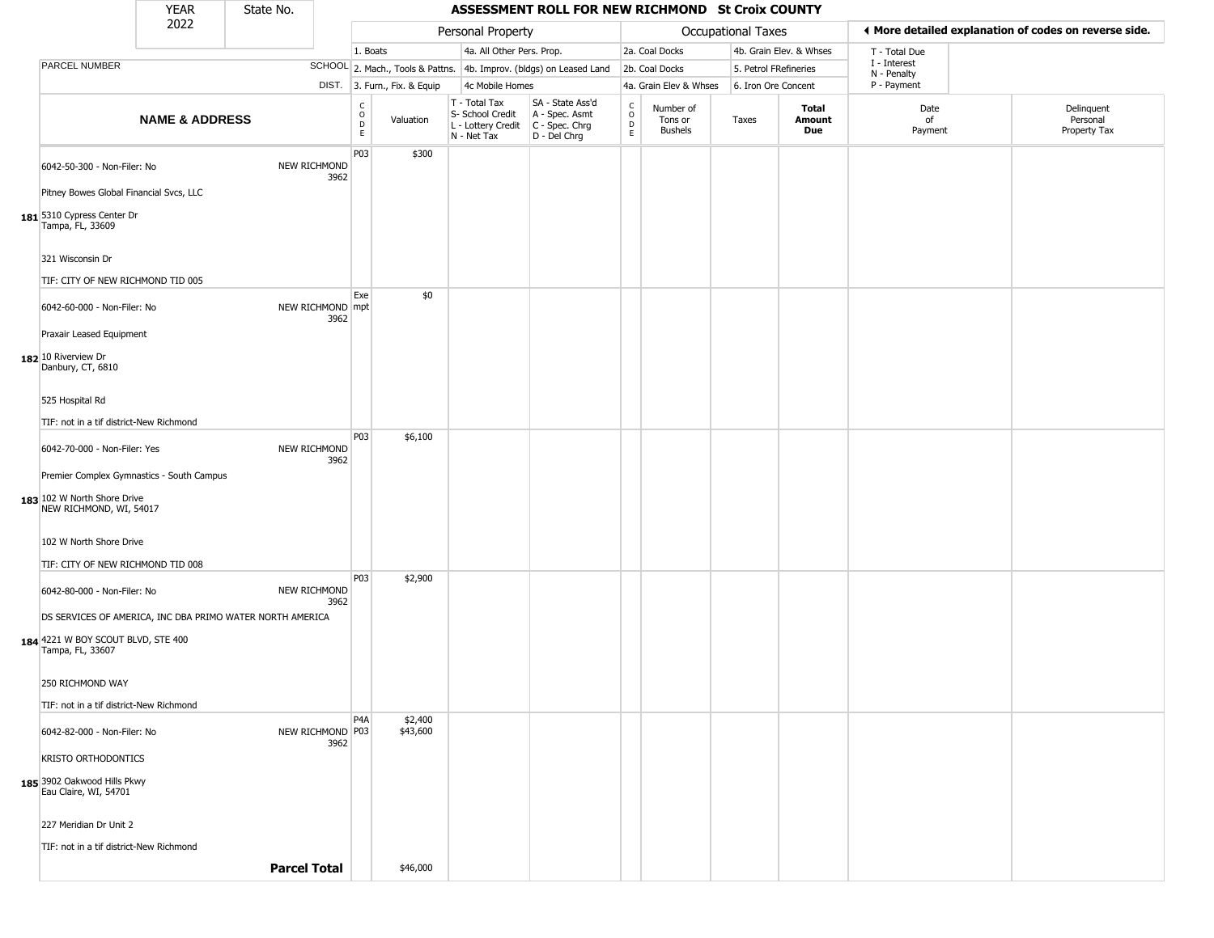| YEAR 2022 | State No. | | ASSESSMENT ROLL FOR NEW RICHMOND St Croix COUNTY | | | | | | | | | |
|---|---|---|---|---|---|---|---|---|---|---|---|---|
| | | | Personal Property | | | | Occupational Taxes | | | | ◄ More detailed explanation of codes on reverse side. | |
| | | | 1. Boats | | 4a. All Other Pers. Prop. | | 2a. Coal Docks | | 4b. Grain Elev. & Whses | | T - Total Due | |
| PARCEL NUMBER | SCHOOL | | 2. Mach., Tools & Pattns. | | 4b. Improv. (bldgs) on Leased Land | | 2b. Coal Docks | | 5. Petrol FRefineries | | I - Interest | |
| | DIST. | | 3. Furn., Fix. & Equip | | 4c Mobile Homes | | 4a. Grain Elev & Whses | | 6. Iron Ore Concent | | N - Penalty / P - Payment | |

| | NAME & ADDRESS | SCHOOL DIST. | CODE | Valuation | T - Total Tax / S- School Credit / L - Lottery Credit / N - Net Tax | SA - State Ass'd / A - Spec. Asmt / C - Spec. Chrg / D - Del Chrg | CODE | Number of Tons or Bushels | Taxes | Total Amount Due | Date of Payment | Delinquent Personal Property Tax |
|---|---|---|---|---|---|---|---|---|---|---|---|---|
| 181 | 6042-50-300 - Non-Filer: No<br>Pitney Bowes Global Financial Svcs, LLC<br>5310 Cypress Center Dr<br>Tampa, FL, 33609<br>321 Wisconsin Dr<br>TIF: CITY OF NEW RICHMOND TID 005 | NEW RICHMOND 3962 | P03 | $300 | | | | | | | | |
| 182 | 6042-60-000 - Non-Filer: No<br>Praxair Leased Equipment<br>10 Riverview Dr<br>Danbury, CT, 6810<br>525 Hospital Rd<br>TIF: not in a tif district-New Richmond | NEW RICHMOND 3962 | Exempt | $0 | | | | | | | | |
| 183 | 6042-70-000 - Non-Filer: Yes<br>Premier Complex Gymnastics - South Campus<br>102 W North Shore Drive<br>NEW RICHMOND, WI, 54017<br>102 W North Shore Drive<br>TIF: CITY OF NEW RICHMOND TID 008 | NEW RICHMOND 3962 | P03 | $6,100 | | | | | | | | |
| 184 | 6042-80-000 - Non-Filer: No<br>DS SERVICES OF AMERICA, INC DBA PRIMO WATER NORTH AMERICA<br>4221 W BOY SCOUT BLVD, STE 400<br>Tampa, FL, 33607<br>250 RICHMOND WAY<br>TIF: not in a tif district-New Richmond | NEW RICHMOND 3962 | P03 | $2,900 | | | | | | | | |
| 185 | 6042-82-000 - Non-Filer: No<br>KRISTO ORTHODONTICS<br>3902 Oakwood Hills Pkwy<br>Eau Claire, WI, 54701<br>227 Meridian Dr Unit 2<br>TIF: not in a tif district-New Richmond | NEW RICHMOND 3962 | P4A<br>P03 | $2,400<br>$43,600 | | | | | | | | |
| | **Parcel Total** | | | $46,000 | | | | | | | | |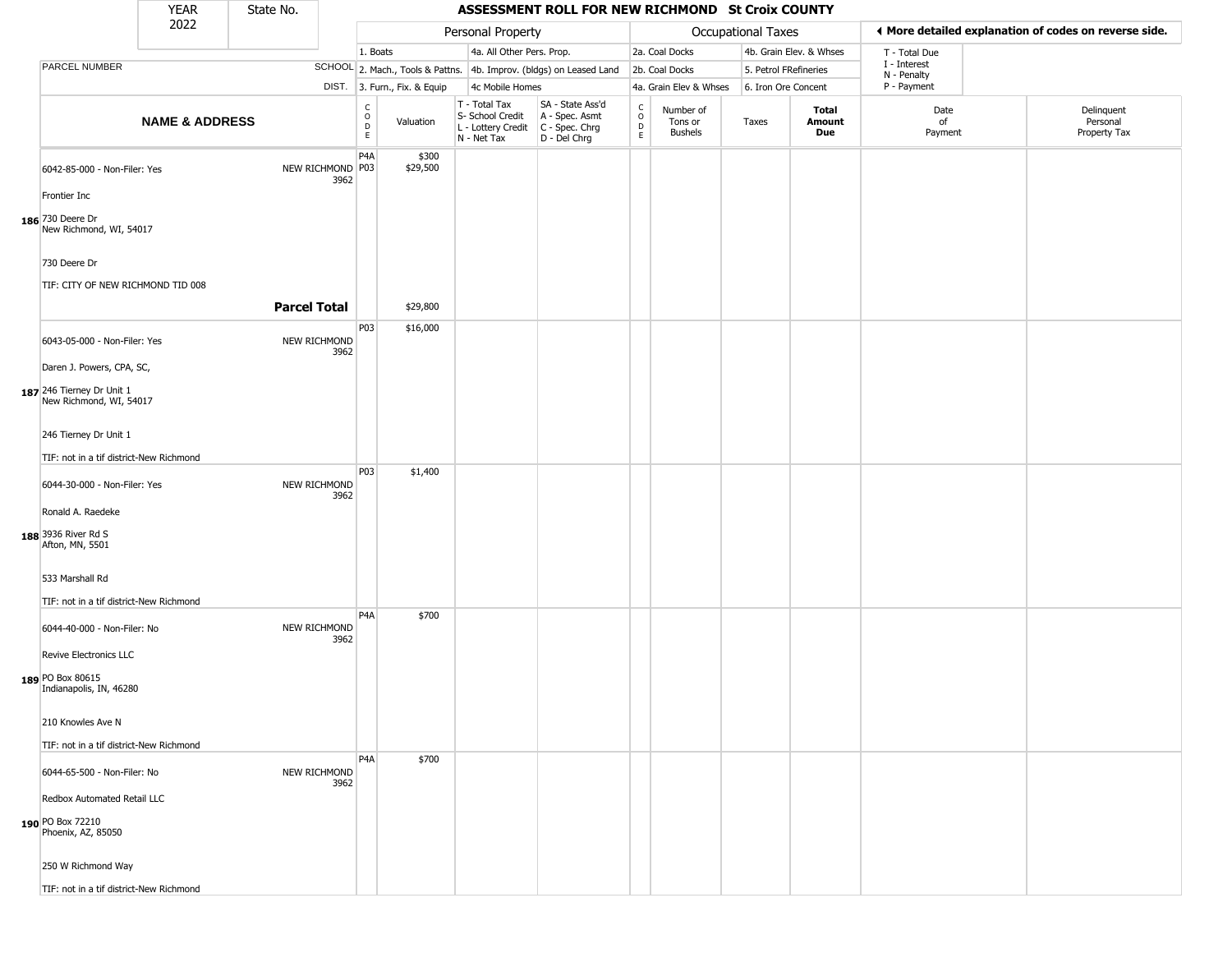| YEAR 2022 | State No. | ASSESSMENT ROLL FOR NEW RICHMOND St Croix COUNTY | | | | | | | | | | |
|---|---|---|---|---|---|---|---|---|---|---|---|---|

| | | Personal Property | | | | Occupational Taxes | | | | ◄ More detailed explanation of codes on reverse side. | |
|---|---|---|---|---|---|---|---|---|---|---|---|
| | | 1. Boats | | 4a. All Other Pers. Prop. | | 2a. Coal Docks | | 4b. Grain Elev. & Whses | | T - Total Due | |
| PARCEL NUMBER | SCHOOL | 2. Mach., Tools & Pattns. | | 4b. Improv. (bldgs) on Leased Land | | 2b. Coal Docks | | 5. Petrol FRefineries | | I - Interest N - Penalty | |
| | DIST. | 3. Furn., Fix. & Equip | | 4c Mobile Homes | | 4a. Grain Elev & Whses | | 6. Iron Ore Concent | | P - Payment | |

| NAME & ADDRESS | | CODE | Valuation | T - Total Tax S- School Credit L - Lottery Credit N - Net Tax | SA - State Ass'd A - Spec. Asmt C - Spec. Chrg D - Del Chrg | CODE | Number of Tons or Bushels | Taxes | Total Amount Due | Date of Payment | Delinquent Personal Property Tax |
|---|---|---|---|---|---|---|---|---|---|---|---|
| **186** 6042-85-000 - Non-Filer: Yes<br>Frontier Inc<br>730 Deere Dr<br>New Richmond, WI, 54017<br><br>730 Deere Dr<br>TIF: CITY OF NEW RICHMOND TID 008 | NEW RICHMOND 3962 | P4A<br>P03 | $300<br>$29,500 | | | | | | | | |
| | **Parcel Total** | | $29,800 | | | | | | | | |
| **187** 6043-05-000 - Non-Filer: Yes<br>Daren J. Powers, CPA, SC,<br>246 Tierney Dr Unit 1<br>New Richmond, WI, 54017<br><br>246 Tierney Dr Unit 1<br>TIF: not in a tif district-New Richmond | NEW RICHMOND 3962 | P03 | $16,000 | | | | | | | | |
| **188** 6044-30-000 - Non-Filer: Yes<br>Ronald A. Raedeke<br>3936 River Rd S<br>Afton, MN, 5501<br><br>533 Marshall Rd<br>TIF: not in a tif district-New Richmond | NEW RICHMOND 3962 | P03 | $1,400 | | | | | | | | |
| **189** 6044-40-000 - Non-Filer: No<br>Revive Electronics LLC<br>PO Box 80615<br>Indianapolis, IN, 46280<br><br>210 Knowles Ave N<br>TIF: not in a tif district-New Richmond | NEW RICHMOND 3962 | P4A | $700 | | | | | | | | |
| **190** 6044-65-500 - Non-Filer: No<br>Redbox Automated Retail LLC<br>PO Box 72210<br>Phoenix, AZ, 85050<br><br>250 W Richmond Way<br>TIF: not in a tif district-New Richmond | NEW RICHMOND 3962 | P4A | $700 | | | | | | | | |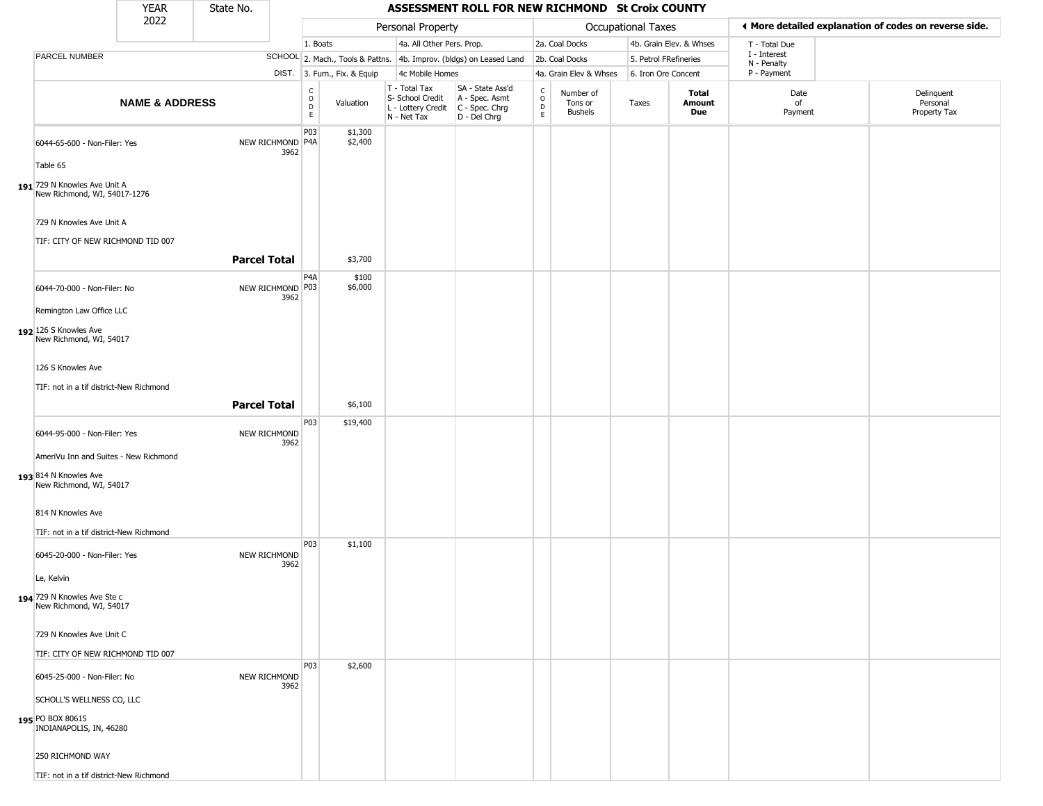# ASSESSMENT ROLL FOR NEW RICHMOND St Croix COUNTY

YEAR 2022 | State No.

| | | Personal Property | | | | Occupational Taxes | | | | ◀ More detailed explanation of codes on reverse side. | |
|---|---|---|---|---|---|---|---|---|---|---|---|
| PARCEL NUMBER | SCHOOL DIST. | 1. Boats<br>2. Mach., Tools & Pattns.<br>3. Furn., Fix. & Equip | | 4a. All Other Pers. Prop.<br>4b. Improv. (bldgs) on Leased Land<br>4c Mobile Homes | | 2a. Coal Docks<br>2b. Coal Docks<br>4a. Grain Elev & Whses | | 4b. Grain Elev. & Whses<br>5. Petrol FRefineries<br>6. Iron Ore Concent | | T - Total Due<br>I - Interest<br>N - Penalty<br>P - Payment | |
| **NAME & ADDRESS** | | CODE | Valuation | T - Total Tax<br>S- School Credit<br>L - Lottery Credit<br>N - Net Tax | SA - State Ass'd<br>A - Spec. Asmt<br>C - Spec. Chrg<br>D - Del Chrg | CODE | Number of Tons or Bushels | Taxes | **Total Amount Due** | Date of Payment | Delinquent Personal Property Tax |
| **191** 6044-65-600 - Non-Filer: Yes<br>Table 65<br>729 N Knowles Ave Unit A<br>New Richmond, WI, 54017-1276<br>729 N Knowles Ave Unit A<br>TIF: CITY OF NEW RICHMOND TID 007 | NEW RICHMOND 3962 | P03<br>P4A | $1,300<br>$2,400 | | | | | | | | |
| | **Parcel Total** | | $3,700 | | | | | | | | |
| **192** 6044-70-000 - Non-Filer: No<br>Remington Law Office LLC<br>126 S Knowles Ave<br>New Richmond, WI, 54017<br>126 S Knowles Ave<br>TIF: not in a tif district-New Richmond | NEW RICHMOND 3962 | P4A<br>P03 | $100<br>$6,000 | | | | | | | | |
| | **Parcel Total** | | $6,100 | | | | | | | | |
| **193** 6044-95-000 - Non-Filer: Yes<br>AmeriVu Inn and Suites - New Richmond<br>814 N Knowles Ave<br>New Richmond, WI, 54017<br>814 N Knowles Ave<br>TIF: not in a tif district-New Richmond | NEW RICHMOND 3962 | P03 | $19,400 | | | | | | | | |
| **194** 6045-20-000 - Non-Filer: Yes<br>Le, Kelvin<br>729 N Knowles Ave Ste c<br>New Richmond, WI, 54017<br>729 N Knowles Ave Unit C<br>TIF: CITY OF NEW RICHMOND TID 007 | NEW RICHMOND 3962 | P03 | $1,100 | | | | | | | | |
| **195** 6045-25-000 - Non-Filer: No<br>SCHOLL'S WELLNESS CO, LLC<br>PO BOX 80615<br>INDIANAPOLIS, IN, 46280<br>250 RICHMOND WAY<br>TIF: not in a tif district-New Richmond | NEW RICHMOND 3962 | P03 | $2,600 | | | | | | | | |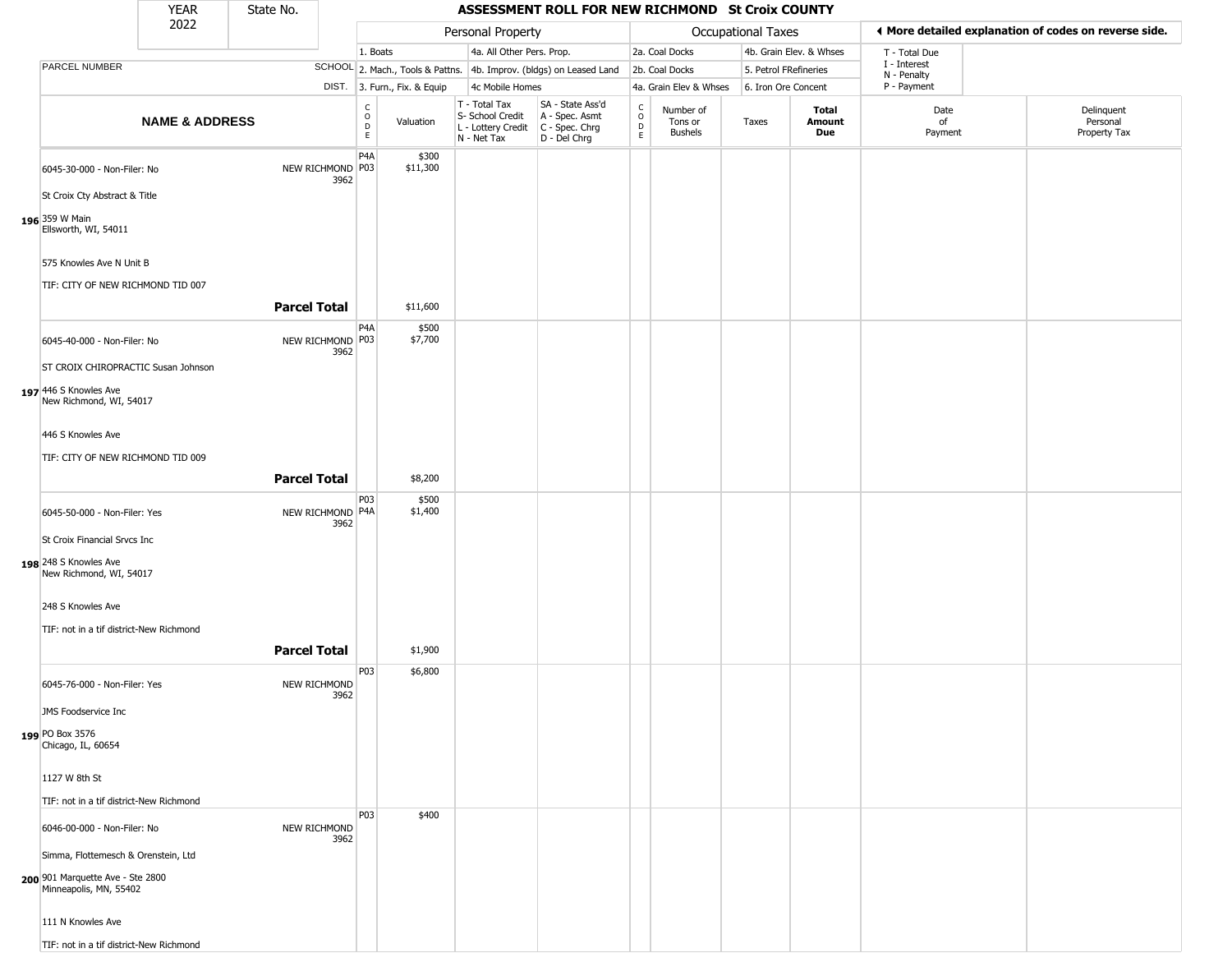# ASSESSMENT ROLL FOR NEW RICHMOND St Croix COUNTY

YEAR 2022 | State No.

| | | Personal Property | | | | Occupational Taxes | | | | ◄ More detailed explanation of codes on reverse side. | |
|---|---|---|---|---|---|---|---|---|---|---|---|
| | | 1. Boats | | 4a. All Other Pers. Prop. | | 2a. Coal Docks | | 4b. Grain Elev. & Whses | | T - Total Due<br>I - Interest<br>N - Penalty<br>P - Payment | |
| PARCEL NUMBER | SCHOOL | 2. Mach., Tools & Pattns. | | 4b. Improv. (bldgs) on Leased Land | | 2b. Coal Docks | | 5. Petrol FRefineries | | | |
| | DIST. | 3. Furn., Fix. & Equip | | 4c Mobile Homes | | 4a. Grain Elev & Whses | | 6. Iron Ore Concent | | | |

| NAME & ADDRESS | | CODE | Valuation | T - Total Tax<br>S- School Credit<br>L - Lottery Credit<br>N - Net Tax | SA - State Ass'd<br>A - Spec. Asmt<br>C - Spec. Chrg<br>D - Del Chrg | CODE | Number of Tons or Bushels | Taxes | Total Amount Due | Date of Payment | Delinquent Personal Property Tax |
|---|---|---|---|---|---|---|---|---|---|---|---|
| **196** 6045-30-000 - Non-Filer: No<br>St Croix Cty Abstract & Title<br>359 W Main<br>Ellsworth, WI, 54011<br>575 Knowles Ave N Unit B<br>TIF: CITY OF NEW RICHMOND TID 007 | NEW RICHMOND 3962 | P4A<br>P03 | $300<br>$11,300 | | | | | | | | |
| | **Parcel Total** | | $11,600 | | | | | | | | |
| **197** 6045-40-000 - Non-Filer: No<br>ST CROIX CHIROPRACTIC Susan Johnson<br>446 S Knowles Ave<br>New Richmond, WI, 54017<br>446 S Knowles Ave<br>TIF: CITY OF NEW RICHMOND TID 009 | NEW RICHMOND 3962 | P4A<br>P03 | $500<br>$7,700 | | | | | | | | |
| | **Parcel Total** | | $8,200 | | | | | | | | |
| **198** 6045-50-000 - Non-Filer: Yes<br>St Croix Financial Srvcs Inc<br>248 S Knowles Ave<br>New Richmond, WI, 54017<br>248 S Knowles Ave<br>TIF: not in a tif district-New Richmond | NEW RICHMOND 3962 | P03<br>P4A | $500<br>$1,400 | | | | | | | | |
| | **Parcel Total** | | $1,900 | | | | | | | | |
| **199** 6045-76-000 - Non-Filer: Yes<br>JMS Foodservice Inc<br>PO Box 3576<br>Chicago, IL, 60654<br>1127 W 8th St<br>TIF: not in a tif district-New Richmond | NEW RICHMOND 3962 | P03 | $6,800 | | | | | | | | |
| **200** 6046-00-000 - Non-Filer: No<br>Simma, Flottemesch & Orenstein, Ltd<br>901 Marquette Ave - Ste 2800<br>Minneapolis, MN, 55402<br>111 N Knowles Ave<br>TIF: not in a tif district-New Richmond | NEW RICHMOND 3962 | P03 | $400 | | | | | | | | |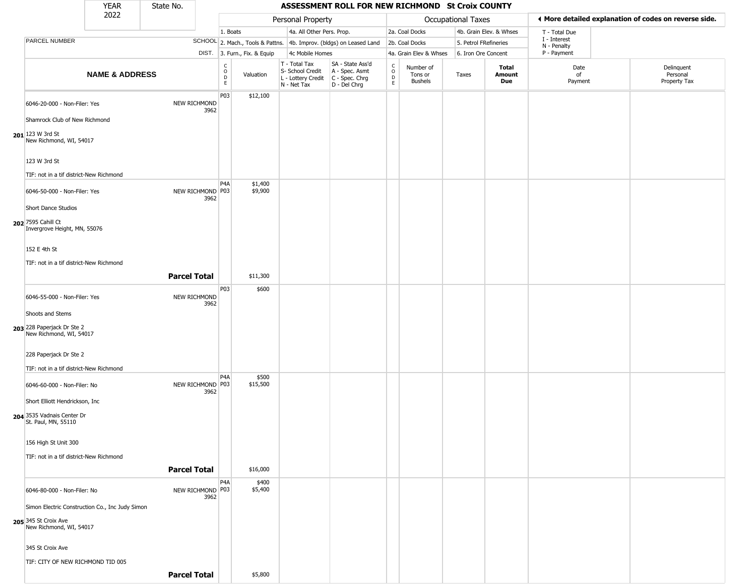# ASSESSMENT ROLL FOR NEW RICHMOND St Croix COUNTY

YEAR 2022 | State No.

| | Personal Property | | | Occupational Taxes | |
|---|---|---|---|---|---|
| 1. Boats | 4a. All Other Pers. Prop. | | 2a. Coal Docks | 4b. Grain Elev. & Whses | |
| 2. Mach., Tools & Pattns. | 4b. Improv. (bldgs) on Leased Land | | 2b. Coal Docks | 5. Petrol FRefineries | |
| 3. Furn., Fix. & Equip | 4c Mobile Homes | | 4a. Grain Elev & Whses | 6. Iron Ore Concent | |

◄ More detailed explanation of codes on reverse side.

T - Total Due
I - Interest
N - Penalty
P - Payment

| | NAME & ADDRESS | SCHOOL DIST. | CODE | Valuation | T - Total Tax S- School Credit L - Lottery Credit N - Net Tax | SA - State Ass'd A - Spec. Asmt C - Spec. Chrg D - Del Chrg | CODE | Number of Tons or Bushels | Taxes | Total Amount Due | Date of Payment | Delinquent Personal Property Tax |
|---|---|---|---|---|---|---|---|---|---|---|---|---|
| 201 | 6046-20-000 - Non-Filer: Yes<br>Shamrock Club of New Richmond<br>123 W 3rd St<br>New Richmond, WI, 54017<br>123 W 3rd St<br>TIF: not in a tif district-New Richmond | NEW RICHMOND 3962 | P03 | $12,100 | | | | | | | | |
| 202 | 6046-50-000 - Non-Filer: Yes<br>Short Dance Studios<br>7595 Cahill Ct<br>Invergrove Height, MN, 55076<br>152 E 4th St<br>TIF: not in a tif district-New Richmond | NEW RICHMOND 3962 | P4A<br>P03 | $1,400<br>$9,900 | | | | | | | | |
| | | **Parcel Total** | | $11,300 | | | | | | | | |
| 203 | 6046-55-000 - Non-Filer: Yes<br>Shoots and Stems<br>228 Paperjack Dr Ste 2<br>New Richmond, WI, 54017<br>228 Paperjack Dr Ste 2<br>TIF: not in a tif district-New Richmond | NEW RICHMOND 3962 | P03 | $600 | | | | | | | | |
| 204 | 6046-60-000 - Non-Filer: No<br>Short Elliott Hendrickson, Inc<br>3535 Vadnais Center Dr<br>St. Paul, MN, 55110<br>156 High St Unit 300<br>TIF: not in a tif district-New Richmond | NEW RICHMOND 3962 | P4A<br>P03 | $500<br>$15,500 | | | | | | | | |
| | | **Parcel Total** | | $16,000 | | | | | | | | |
| 205 | 6046-80-000 - Non-Filer: No<br>Simon Electric Construction Co., Inc Judy Simon<br>345 St Croix Ave<br>New Richmond, WI, 54017<br>345 St Croix Ave<br>TIF: CITY OF NEW RICHMOND TID 005 | NEW RICHMOND 3962 | P4A<br>P03 | $400<br>$5,400 | | | | | | | | |
| | | **Parcel Total** | | $5,800 | | | | | | | | |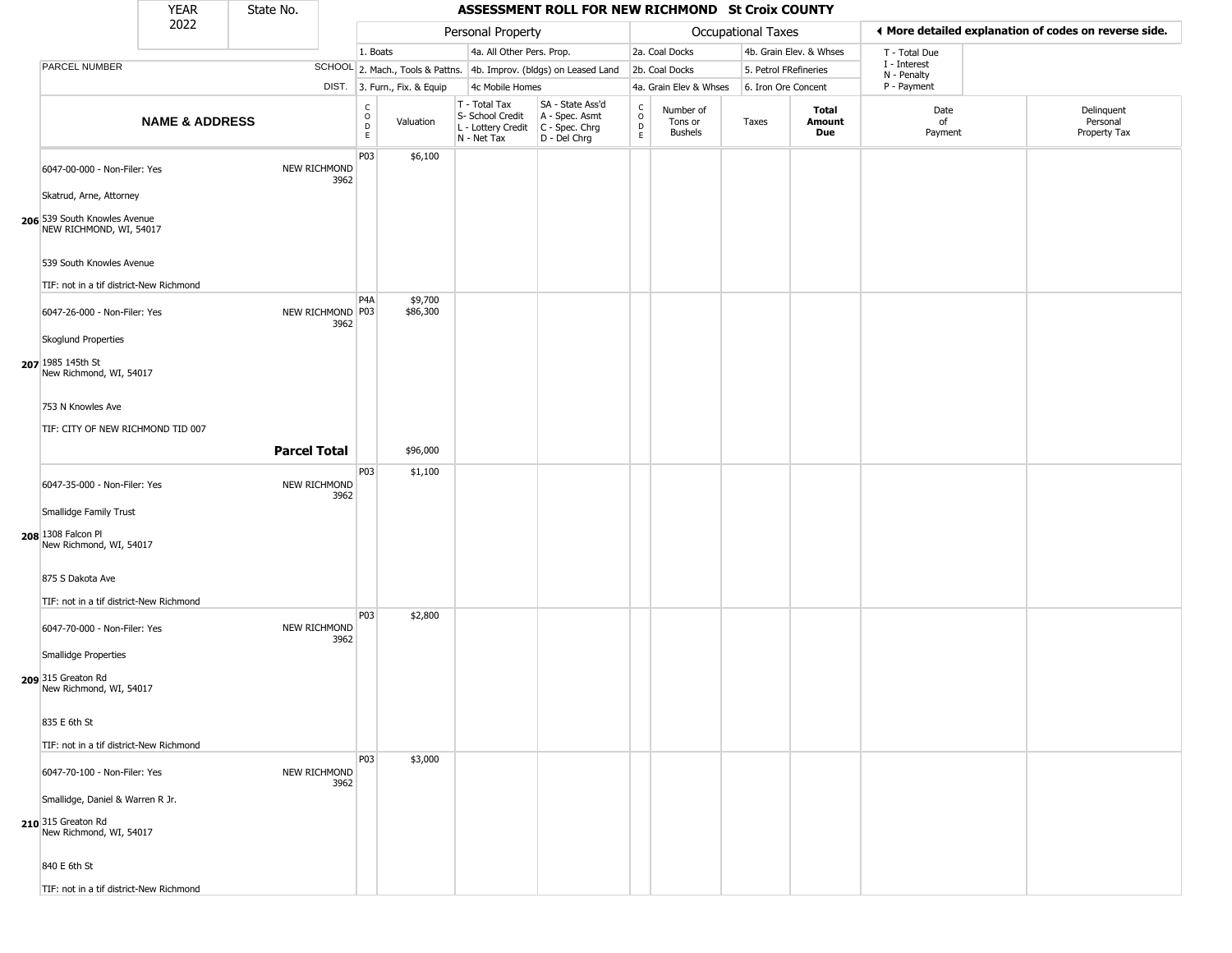| YEAR 2022 | State No. | | ASSESSMENT ROLL FOR NEW RICHMOND St Croix COUNTY | | | | | | | | | | |
|---|---|---|---|---|---|---|---|---|---|---|---|---|---|
| | | | Personal Property | | | | Occupational Taxes | | | | ◀ More detailed explanation of codes on reverse side. | | |
| | | | 1. Boats | | 4a. All Other Pers. Prop. | | 2a. Coal Docks | | 4b. Grain Elev. & Whses | | T - Total Due | | |
| PARCEL NUMBER | | SCHOOL | 2. Mach., Tools & Pattns. | | 4b. Improv. (bldgs) on Leased Land | | 2b. Coal Docks | | 5. Petrol FRefineries | | I - Interest N - Penalty | | |
| | | DIST. | 3. Furn., Fix. & Equip | | 4c Mobile Homes | | 4a. Grain Elev & Whses | | 6. Iron Ore Concent | | P - Payment | | |

| | NAME & ADDRESS | | CODE | Valuation | T - Total Tax S- School Credit L - Lottery Credit N - Net Tax | SA - State Ass'd A - Spec. Asmt C - Spec. Chrg D - Del Chrg | CODE | Number of Tons or Bushels | Taxes | Total Amount Due | Date of Payment | Delinquent Personal Property Tax |
|---|---|---|---|---|---|---|---|---|---|---|---|---|
| 206 | 6047-00-000 - Non-Filer: Yes<br>Skatrud, Arne, Attorney<br>539 South Knowles Avenue<br>NEW RICHMOND, WI, 54017<br>539 South Knowles Avenue<br>TIF: not in a tif district-New Richmond | NEW RICHMOND 3962 | P03 | $6,100 | | | | | | | | |
| 207 | 6047-26-000 - Non-Filer: Yes<br>Skoglund Properties<br>1985 145th St<br>New Richmond, WI, 54017<br>753 N Knowles Ave<br>TIF: CITY OF NEW RICHMOND TID 007 | NEW RICHMOND 3962 | P4A<br>P03 | $9,700<br>$86,300 | | | | | | | | |
| | | **Parcel Total** | | $96,000 | | | | | | | | |
| 208 | 6047-35-000 - Non-Filer: Yes<br>Smallidge Family Trust<br>1308 Falcon Pl<br>New Richmond, WI, 54017<br>875 S Dakota Ave<br>TIF: not in a tif district-New Richmond | NEW RICHMOND 3962 | P03 | $1,100 | | | | | | | | |
| 209 | 6047-70-000 - Non-Filer: Yes<br>Smallidge Properties<br>315 Greaton Rd<br>New Richmond, WI, 54017<br>835 E 6th St<br>TIF: not in a tif district-New Richmond | NEW RICHMOND 3962 | P03 | $2,800 | | | | | | | | |
| 210 | 6047-70-100 - Non-Filer: Yes<br>Smallidge, Daniel & Warren R Jr.<br>315 Greaton Rd<br>New Richmond, WI, 54017<br>840 E 6th St<br>TIF: not in a tif district-New Richmond | NEW RICHMOND 3962 | P03 | $3,000 | | | | | | | | |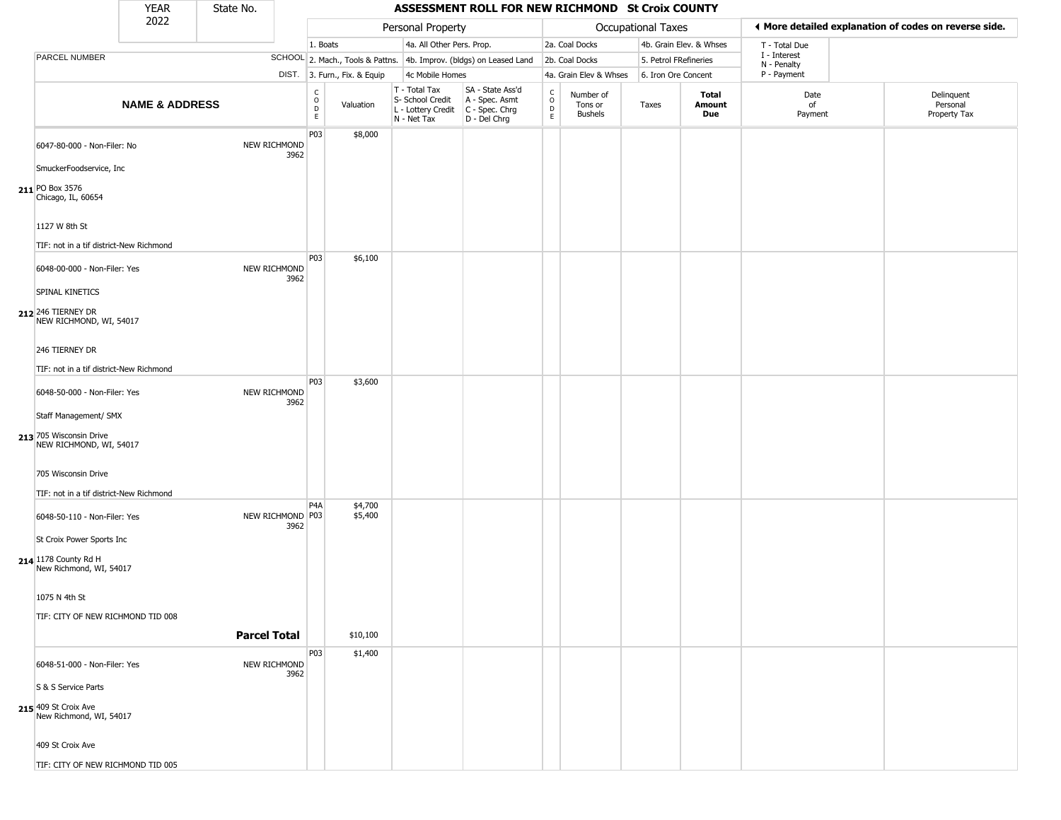# ASSESSMENT ROLL FOR NEW RICHMOND St Croix COUNTY

YEAR 2022 | State No.

| PARCEL NUMBER / NAME & ADDRESS | SCHOOL DIST. | CODE | Valuation | T - Total Tax / S- School Credit / L - Lottery Credit / N - Net Tax | SA - State Ass'd / A - Spec. Asmt / C - Spec. Chrg / D - Del Chrg | CODE | Number of Tons or Bushels | Taxes | Total Amount Due | Date of Payment | Delinquent Personal Property Tax |
|---|---|---|---|---|---|---|---|---|---|---|---|
| 211 6047-80-000 - Non-Filer: No<br>SmuckerFoodservice, Inc<br>PO Box 3576<br>Chicago, IL, 60654<br>1127 W 8th St<br>TIF: not in a tif district-New Richmond | NEW RICHMOND 3962 | P03 | $8,000 | | | | | | | | |
| 212 6048-00-000 - Non-Filer: Yes<br>SPINAL KINETICS<br>246 TIERNEY DR<br>NEW RICHMOND, WI, 54017<br>246 TIERNEY DR<br>TIF: not in a tif district-New Richmond | NEW RICHMOND 3962 | P03 | $6,100 | | | | | | | | |
| 213 6048-50-000 - Non-Filer: Yes<br>Staff Management/ SMX<br>705 Wisconsin Drive<br>NEW RICHMOND, WI, 54017<br>705 Wisconsin Drive<br>TIF: not in a tif district-New Richmond | NEW RICHMOND 3962 | P03 | $3,600 | | | | | | | | |
| 214 6048-50-110 - Non-Filer: Yes<br>St Croix Power Sports Inc<br>1178 County Rd H<br>New Richmond, WI, 54017<br>1075 N 4th St<br>TIF: CITY OF NEW RICHMOND TID 008 | NEW RICHMOND 3962 | P4A<br>P03 | $4,700<br>$5,400 | | | | | | | | |
| **Parcel Total** | | | $10,100 | | | | | | | | |
| 215 6048-51-000 - Non-Filer: Yes<br>S & S Service Parts<br>409 St Croix Ave<br>New Richmond, WI, 54017<br>409 St Croix Ave<br>TIF: CITY OF NEW RICHMOND TID 005 | NEW RICHMOND 3962 | P03 | $1,400 | | | | | | | | |

Personal Property codes: 1. Boats; 2. Mach., Tools & Pattns.; 3. Furn., Fix. & Equip; 4a. All Other Pers. Prop.; 4b. Improv. (bldgs) on Leased Land; 4c Mobile Homes

Occupational Taxes codes: 2a. Coal Docks; 2b. Coal Docks; 4a. Grain Elev & Whses; 4b. Grain Elev. & Whses; 5. Petrol FRefineries; 6. Iron Ore Concent

T - Total Due; I - Interest; N - Penalty; P - Payment

◀ More detailed explanation of codes on reverse side.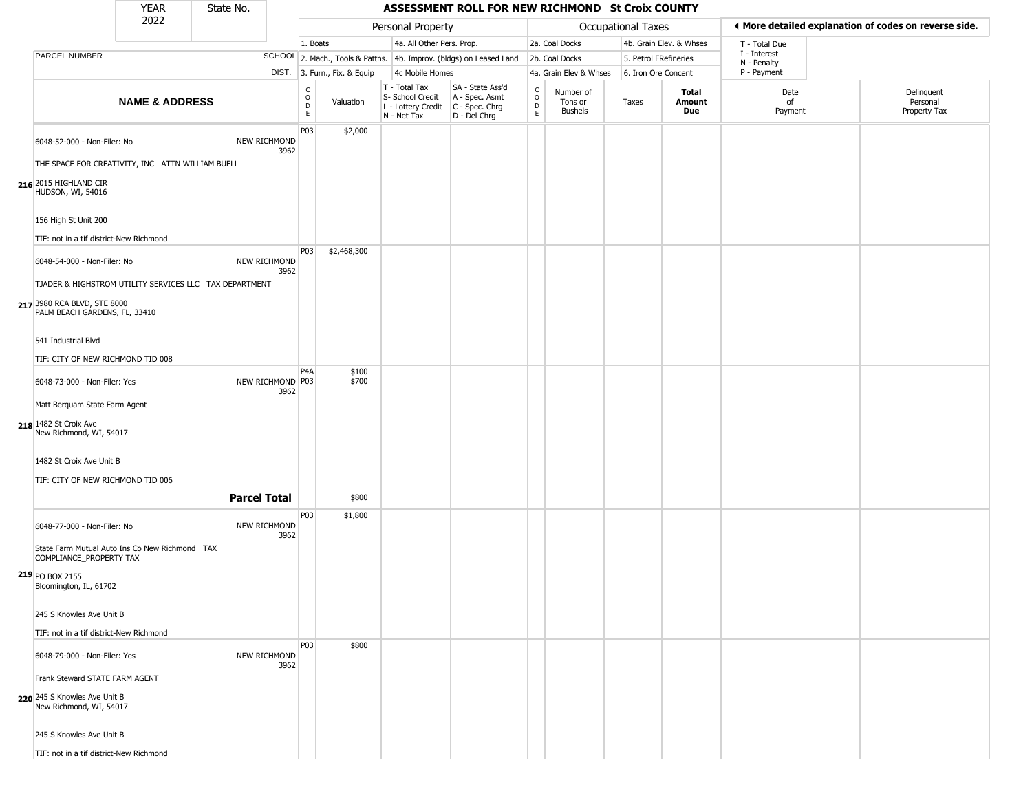| YEAR 2022 | State No. | ASSESSMENT ROLL FOR NEW RICHMOND St Croix COUNTY | | | | | | | | | | |
|---|---|---|---|---|---|---|---|---|---|---|---|---|

| | | Personal Property | | | | Occupational Taxes | | | | | ◄ More detailed explanation of codes on reverse side. | |
|---|---|---|---|---|---|---|---|---|---|---|---|---|
| PARCEL NUMBER | SCHOOL DIST. | 1. Boats<br>2. Mach., Tools & Pattns.<br>3. Furn., Fix. & Equip | | 4a. All Other Pers. Prop.<br>4b. Improv. (bldgs) on Leased Land<br>4c Mobile Homes | | 2a. Coal Docks<br>2b. Coal Docks<br>4a. Grain Elev & Whses | | 4b. Grain Elev. & Whses<br>5. Petrol FRefineries<br>6. Iron Ore Concent | | T - Total Due<br>I - Interest<br>N - Penalty<br>P - Payment | | |
| **NAME & ADDRESS** | | CODE | Valuation | T - Total Tax<br>S- School Credit<br>L - Lottery Credit<br>N - Net Tax | SA - State Ass'd<br>A - Spec. Asmt<br>C - Spec. Chrg<br>D - Del Chrg | CODE | Number of Tons or Bushels | Taxes | **Total Amount Due** | Date of Payment | Delinquent Personal Property Tax | |
| 216 6048-52-000 - Non-Filer: No<br>THE SPACE FOR CREATIVITY, INC ATTN WILLIAM BUELL<br>2015 HIGHLAND CIR<br>HUDSON, WI, 54016<br>156 High St Unit 200<br>TIF: not in a tif district-New Richmond | NEW RICHMOND 3962 | P03 | $2,000 | | | | | | | | | |
| 217 6048-54-000 - Non-Filer: No<br>TJADER & HIGHSTROM UTILITY SERVICES LLC TAX DEPARTMENT<br>3980 RCA BLVD, STE 8000<br>PALM BEACH GARDENS, FL, 33410<br>541 Industrial Blvd<br>TIF: CITY OF NEW RICHMOND TID 008 | NEW RICHMOND 3962 | P03 | $2,468,300 | | | | | | | | | |
| 218 6048-73-000 - Non-Filer: Yes<br>Matt Berquam State Farm Agent<br>1482 St Croix Ave<br>New Richmond, WI, 54017<br>1482 St Croix Ave Unit B<br>TIF: CITY OF NEW RICHMOND TID 006 | NEW RICHMOND 3962 | P4A<br>P03 | $100<br>$700 | | | | | | | | | |
| | **Parcel Total** | | $800 | | | | | | | | | |
| 219 6048-77-000 - Non-Filer: No<br>State Farm Mutual Auto Ins Co New Richmond TAX COMPLIANCE_PROPERTY TAX<br>PO BOX 2155<br>Bloomington, IL, 61702<br>245 S Knowles Ave Unit B<br>TIF: not in a tif district-New Richmond | NEW RICHMOND 3962 | P03 | $1,800 | | | | | | | | | |
| 220 6048-79-000 - Non-Filer: Yes<br>Frank Steward STATE FARM AGENT<br>245 S Knowles Ave Unit B<br>New Richmond, WI, 54017<br>245 S Knowles Ave Unit B<br>TIF: not in a tif district-New Richmond | NEW RICHMOND 3962 | P03 | $800 | | | | | | | | | |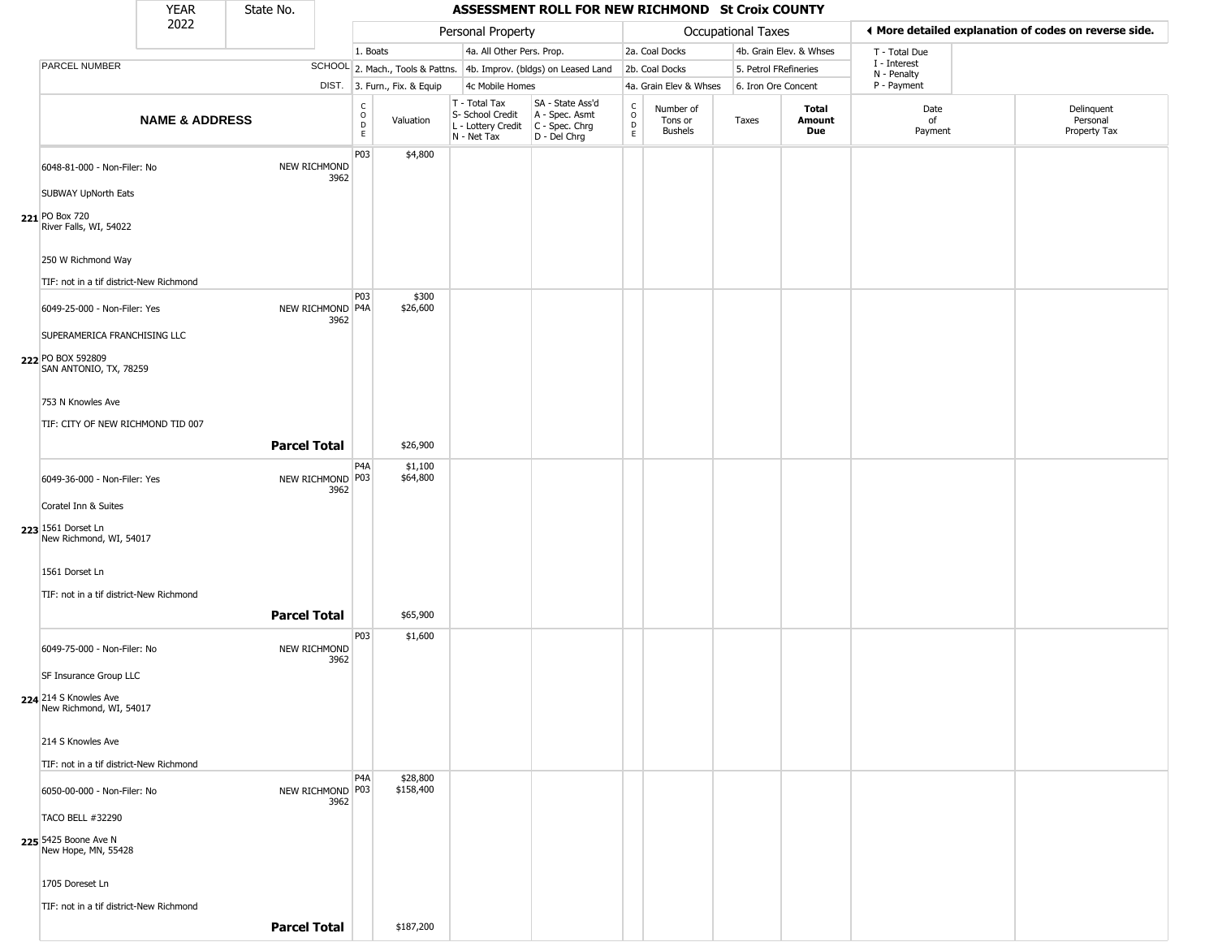| YEAR 2022 | State No. | ASSESSMENT ROLL FOR NEW RICHMOND St Croix COUNTY | | | | | | | | | |
|---|---|---|---|---|---|---|---|---|---|---|---|

| | | Personal Property | | | | | Occupational Taxes | | | | ◂ More detailed explanation of codes on reverse side. | |
|---|---|---|---|---|---|---|---|---|---|---|---|---|
| PARCEL NUMBER | SCHOOL DIST. | 1. Boats<br>2. Mach., Tools & Pattns.<br>3. Furn., Fix. & Equip | | 4a. All Other Pers. Prop.<br>4b. Improv. (bldgs) on Leased Land<br>4c Mobile Homes | | | 2a. Coal Docks<br>2b. Coal Docks<br>4a. Grain Elev & Whses | | 4b. Grain Elev. & Whses<br>5. Petrol FRefineries<br>6. Iron Ore Concent | | T - Total Due<br>I - Interest<br>N - Penalty<br>P - Payment | |
| NAME & ADDRESS | | CODE | Valuation | T - Total Tax<br>S- School Credit<br>L - Lottery Credit<br>N - Net Tax | SA - State Ass'd<br>A - Spec. Asmt<br>C - Spec. Chrg<br>D - Del Chrg | CODE | Number of Tons or Bushels | Taxes | Total Amount Due | | Date of Payment | Delinquent Personal Property Tax |
| **221** 6048-81-000 - Non-Filer: No<br>SUBWAY UpNorth Eats<br>PO Box 720<br>River Falls, WI, 54022<br>250 W Richmond Way<br>TIF: not in a tif district-New Richmond | NEW RICHMOND 3962 | P03 | $4,800 | | | | | | | | | |
| **222** 6049-25-000 - Non-Filer: Yes<br>SUPERAMERICA FRANCHISING LLC<br>PO BOX 592809<br>SAN ANTONIO, TX, 78259<br>753 N Knowles Ave<br>TIF: CITY OF NEW RICHMOND TID 007 | NEW RICHMOND 3962 | P03<br>P4A | $300<br>$26,600 | | | | | | | | | |
| | **Parcel Total** | | $26,900 | | | | | | | | | |
| **223** 6049-36-000 - Non-Filer: Yes<br>Coratel Inn & Suites<br>1561 Dorset Ln<br>New Richmond, WI, 54017<br>1561 Dorset Ln<br>TIF: not in a tif district-New Richmond | NEW RICHMOND 3962 | P4A<br>P03 | $1,100<br>$64,800 | | | | | | | | | |
| | **Parcel Total** | | $65,900 | | | | | | | | | |
| **224** 6049-75-000 - Non-Filer: No<br>SF Insurance Group LLC<br>214 S Knowles Ave<br>New Richmond, WI, 54017<br>214 S Knowles Ave<br>TIF: not in a tif district-New Richmond | NEW RICHMOND 3962 | P03 | $1,600 | | | | | | | | | |
| **225** 6050-00-000 - Non-Filer: No<br>TACO BELL #32290<br>5425 Boone Ave N<br>New Hope, MN, 55428<br>1705 Doreset Ln<br>TIF: not in a tif district-New Richmond | NEW RICHMOND 3962 | P4A<br>P03 | $28,800<br>$158,400 | | | | | | | | | |
| | **Parcel Total** | | $187,200 | | | | | | | | | |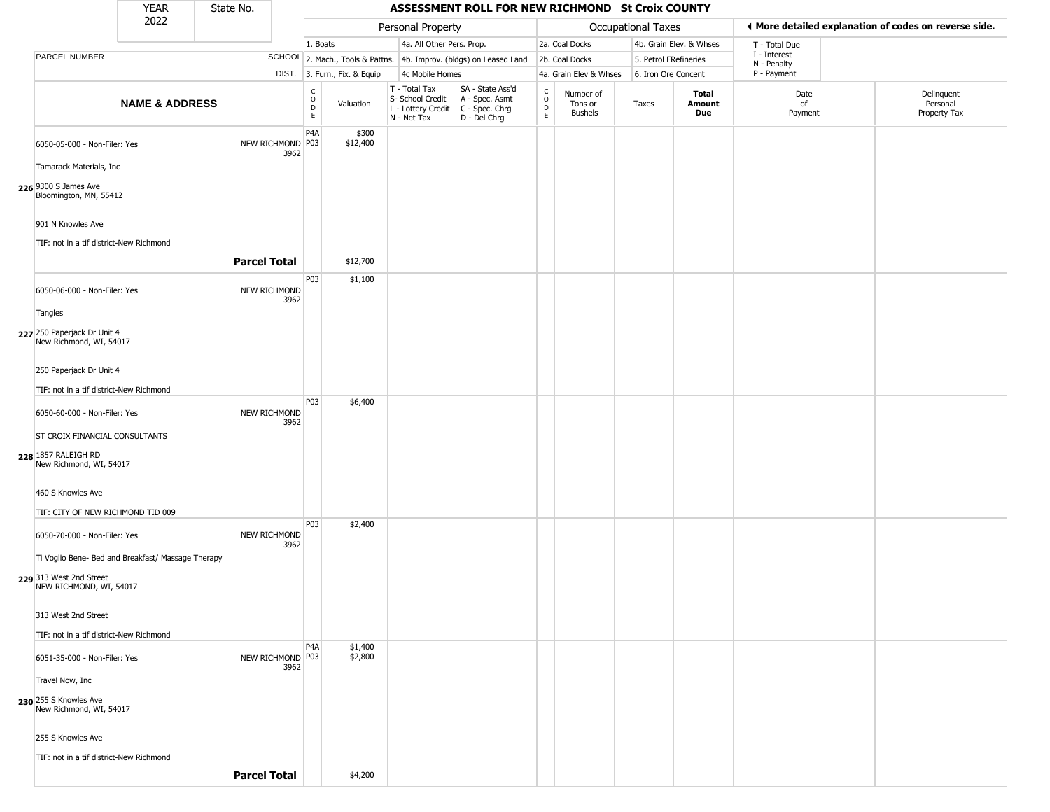# ASSESSMENT ROLL FOR NEW RICHMOND St Croix COUNTY

YEAR 2022 | State No.

| | | Personal Property | | | | Occupational Taxes | | | | ◄ More detailed explanation of codes on reverse side. | |
|---|---|---|---|---|---|---|---|---|---|---|---|
| PARCEL NUMBER | SCHOOL DIST. | 1. Boats<br>2. Mach., Tools & Pattns.<br>3. Furn., Fix. & Equip | | 4a. All Other Pers. Prop.<br>4b. Improv. (bldgs) on Leased Land<br>4c Mobile Homes | | 2a. Coal Docks<br>2b. Coal Docks<br>4a. Grain Elev & Whses | | 4b. Grain Elev. & Whses<br>5. Petrol FRefineries<br>6. Iron Ore Concent | | T - Total Due<br>I - Interest<br>N - Penalty<br>P - Payment | |
| **NAME & ADDRESS** | | CODE | Valuation | T - Total Tax<br>S- School Credit<br>L - Lottery Credit<br>N - Net Tax | SA - State Ass'd<br>A - Spec. Asmt<br>C - Spec. Chrg<br>D - Del Chrg | CODE | Number of Tons or Bushels | Taxes | **Total Amount Due** | Date of Payment | Delinquent Personal Property Tax |
| 226 6050-05-000 - Non-Filer: Yes<br>Tamarack Materials, Inc<br>9300 S James Ave<br>Bloomington, MN, 55412<br>901 N Knowles Ave<br>TIF: not in a tif district-New Richmond | NEW RICHMOND 3962 | P4A<br>P03 | $300<br>$12,400 | | | | | | | | |
| | **Parcel Total** | | $12,700 | | | | | | | | |
| 227 6050-06-000 - Non-Filer: Yes<br>Tangles<br>250 Paperjack Dr Unit 4<br>New Richmond, WI, 54017<br>250 Paperjack Dr Unit 4<br>TIF: not in a tif district-New Richmond | NEW RICHMOND 3962 | P03 | $1,100 | | | | | | | | |
| 228 6050-60-000 - Non-Filer: Yes<br>ST CROIX FINANCIAL CONSULTANTS<br>1857 RALEIGH RD<br>New Richmond, WI, 54017<br>460 S Knowles Ave<br>TIF: CITY OF NEW RICHMOND TID 009 | NEW RICHMOND 3962 | P03 | $6,400 | | | | | | | | |
| 229 6050-70-000 - Non-Filer: Yes<br>Ti Voglio Bene- Bed and Breakfast/ Massage Therapy<br>313 West 2nd Street<br>NEW RICHMOND, WI, 54017<br>313 West 2nd Street<br>TIF: not in a tif district-New Richmond | NEW RICHMOND 3962 | P03 | $2,400 | | | | | | | | |
| 230 6051-35-000 - Non-Filer: Yes<br>Travel Now, Inc<br>255 S Knowles Ave<br>New Richmond, WI, 54017<br>255 S Knowles Ave<br>TIF: not in a tif district-New Richmond | NEW RICHMOND 3962 | P4A<br>P03 | $1,400<br>$2,800 | | | | | | | | |
| | **Parcel Total** | | $4,200 | | | | | | | | |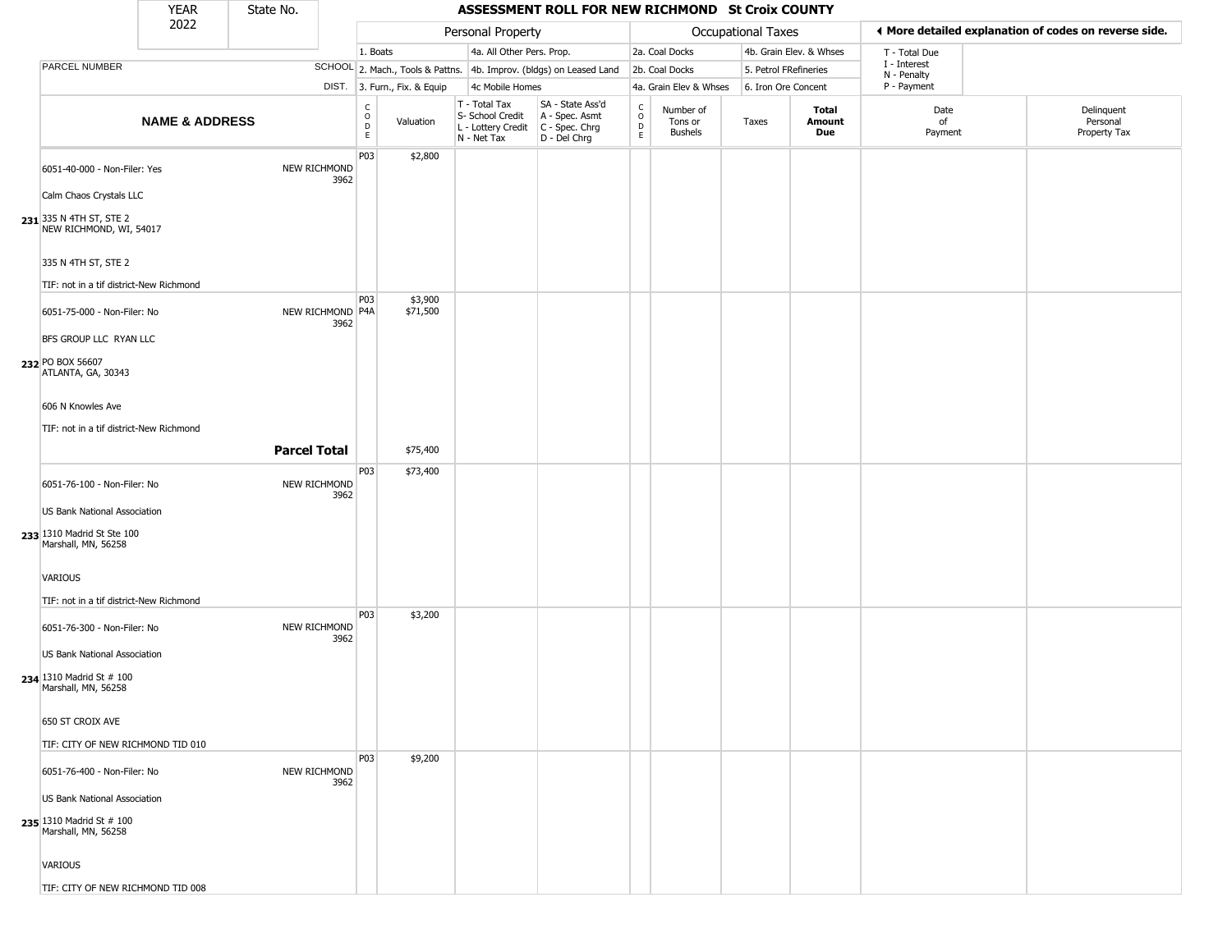| YEAR 2022 | State No. | ASSESSMENT ROLL FOR NEW RICHMOND St Croix COUNTY | | | | | | | | | |
|---|---|---|---|---|---|---|---|---|---|---|---|

| | | Personal Property | | | | Occupational Taxes | | | | ◀ More detailed explanation of codes on reverse side. | |
|---|---|---|---|---|---|---|---|---|---|---|---|
| PARCEL NUMBER | SCHOOL DIST. | 1. Boats<br>2. Mach., Tools & Pattns.<br>3. Furn., Fix. & Equip | | 4a. All Other Pers. Prop.<br>4b. Improv. (bldgs) on Leased Land<br>4c Mobile Homes | | 2a. Coal Docks<br>2b. Coal Docks<br>4a. Grain Elev & Whses | | 4b. Grain Elev. & Whses<br>5. Petrol FRefineries<br>6. Iron Ore Concent | | T - Total Due<br>I - Interest<br>N - Penalty<br>P - Payment | |
| **NAME & ADDRESS** | | CODE | Valuation | T - Total Tax<br>S- School Credit<br>L - Lottery Credit<br>N - Net Tax | SA - State Ass'd<br>A - Spec. Asmt<br>C - Spec. Chrg<br>D - Del Chrg | CODE | Number of Tons or Bushels | Taxes | **Total Amount Due** | Date of Payment | Delinquent Personal Property Tax |
| 6051-40-000 - Non-Filer: Yes<br>Calm Chaos Crystals LLC<br>**231** 335 N 4TH ST, STE 2<br>NEW RICHMOND, WI, 54017<br>335 N 4TH ST, STE 2<br>TIF: not in a tif district-New Richmond | NEW RICHMOND 3962 | P03 | $2,800 | | | | | | | | |
| 6051-75-000 - Non-Filer: No<br>BFS GROUP LLC RYAN LLC<br>**232** PO BOX 56607<br>ATLANTA, GA, 30343<br>606 N Knowles Ave<br>TIF: not in a tif district-New Richmond | NEW RICHMOND 3962 | P03<br>P4A | $3,900<br>$71,500 | | | | | | | | |
| | **Parcel Total** | | $75,400 | | | | | | | | |
| 6051-76-100 - Non-Filer: No<br>US Bank National Association<br>**233** 1310 Madrid St Ste 100<br>Marshall, MN, 56258<br>VARIOUS<br>TIF: not in a tif district-New Richmond | NEW RICHMOND 3962 | P03 | $73,400 | | | | | | | | |
| 6051-76-300 - Non-Filer: No<br>US Bank National Association<br>**234** 1310 Madrid St # 100<br>Marshall, MN, 56258<br>650 ST CROIX AVE<br>TIF: CITY OF NEW RICHMOND TID 010 | NEW RICHMOND 3962 | P03 | $3,200 | | | | | | | | |
| 6051-76-400 - Non-Filer: No<br>US Bank National Association<br>**235** 1310 Madrid St # 100<br>Marshall, MN, 56258<br>VARIOUS<br>TIF: CITY OF NEW RICHMOND TID 008 | NEW RICHMOND 3962 | P03 | $9,200 | | | | | | | | |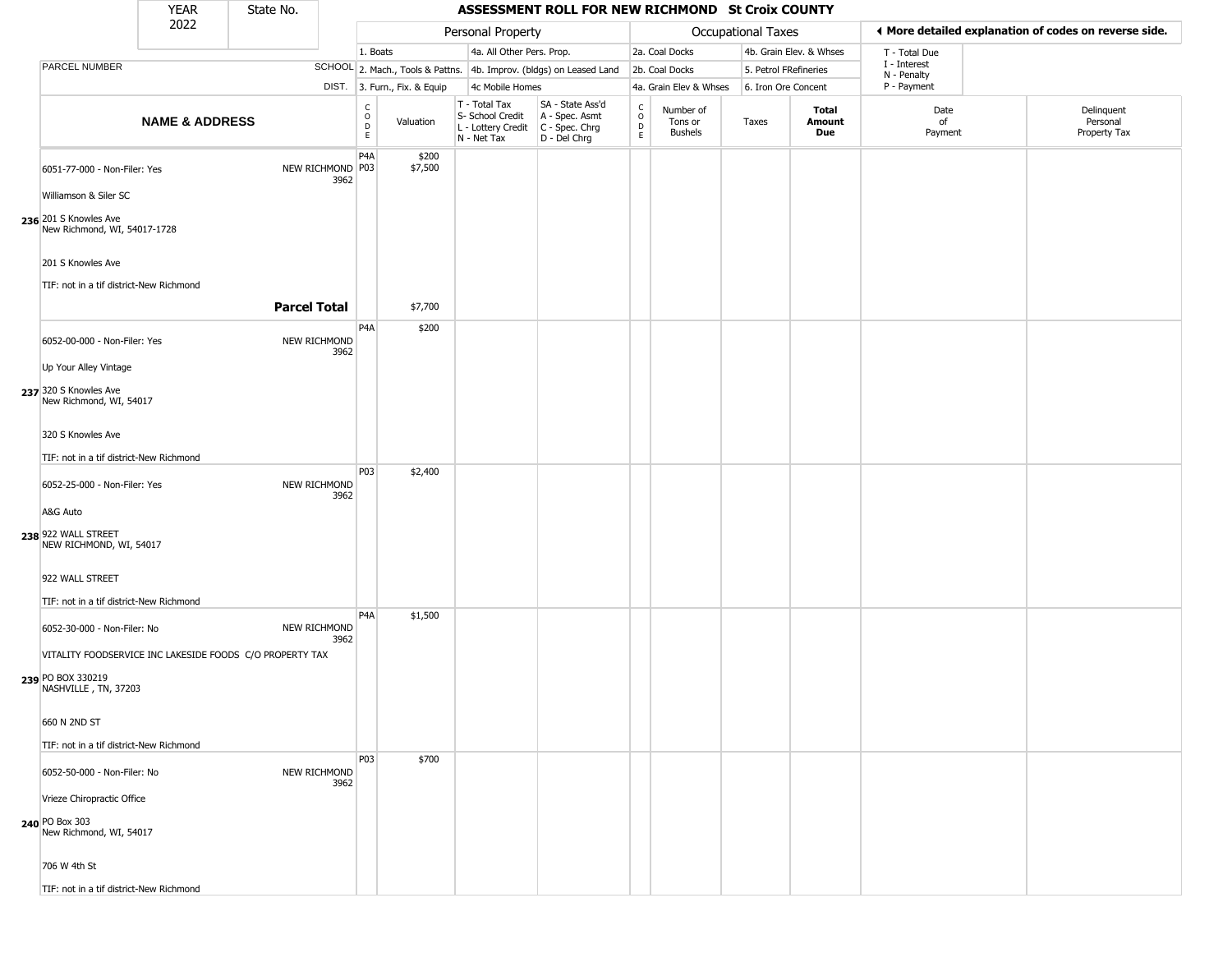# ASSESSMENT ROLL FOR NEW RICHMOND St Croix COUNTY

| YEAR | State No. |
|---|---|
| 2022 | |

| | | Personal Property | | | | Occupational Taxes | | | | ◄ More detailed explanation of codes on reverse side. | |
|---|---|---|---|---|---|---|---|---|---|---|---|
| | | 1. Boats | | 4a. All Other Pers. Prop. | | 2a. Coal Docks | | 4b. Grain Elev. & Whses | | T - Total Due | |
| PARCEL NUMBER | SCHOOL | 2. Mach., Tools & Pattns. | | 4b. Improv. (bldgs) on Leased Land | | 2b. Coal Docks | | 5. Petrol FRefineries | | I - Interest<br>N - Penalty | |
| | DIST. | 3. Furn., Fix. & Equip | | 4c Mobile Homes | | 4a. Grain Elev & Whses | | 6. Iron Ore Concent | | P - Payment | |

| | NAME & ADDRESS | SCHOOL DIST. | CODE | Valuation | T - Total Tax<br>S- School Credit<br>L - Lottery Credit<br>N - Net Tax | SA - State Ass'd<br>A - Spec. Asmt<br>C - Spec. Chrg<br>D - Del Chrg | CODE | Number of Tons or Bushels | Taxes | Total Amount Due | Date of Payment | Delinquent Personal Property Tax |
|---|---|---|---|---|---|---|---|---|---|---|---|---|
| 236 | 6051-77-000 - Non-Filer: Yes<br>Williamson & Siler SC<br>201 S Knowles Ave<br>New Richmond, WI, 54017-1728<br>201 S Knowles Ave<br>TIF: not in a tif district-New Richmond | NEW RICHMOND 3962 | P4A<br>P03 | $200<br>$7,500 | | | | | | | | |
| | **Parcel Total** | | | $7,700 | | | | | | | | |
| 237 | 6052-00-000 - Non-Filer: Yes<br>Up Your Alley Vintage<br>320 S Knowles Ave<br>New Richmond, WI, 54017<br>320 S Knowles Ave<br>TIF: not in a tif district-New Richmond | NEW RICHMOND 3962 | P4A | $200 | | | | | | | | |
| 238 | 6052-25-000 - Non-Filer: Yes<br>A&G Auto<br>922 WALL STREET<br>NEW RICHMOND, WI, 54017<br>922 WALL STREET<br>TIF: not in a tif district-New Richmond | NEW RICHMOND 3962 | P03 | $2,400 | | | | | | | | |
| 239 | 6052-30-000 - Non-Filer: No<br>VITALITY FOODSERVICE INC LAKESIDE FOODS C/O PROPERTY TAX<br>PO BOX 330219<br>NASHVILLE , TN, 37203<br>660 N 2ND ST<br>TIF: not in a tif district-New Richmond | NEW RICHMOND 3962 | P4A | $1,500 | | | | | | | | |
| 240 | 6052-50-000 - Non-Filer: No<br>Vrieze Chiropractic Office<br>PO Box 303<br>New Richmond, WI, 54017<br>706 W 4th St<br>TIF: not in a tif district-New Richmond | NEW RICHMOND 3962 | P03 | $700 | | | | | | | | |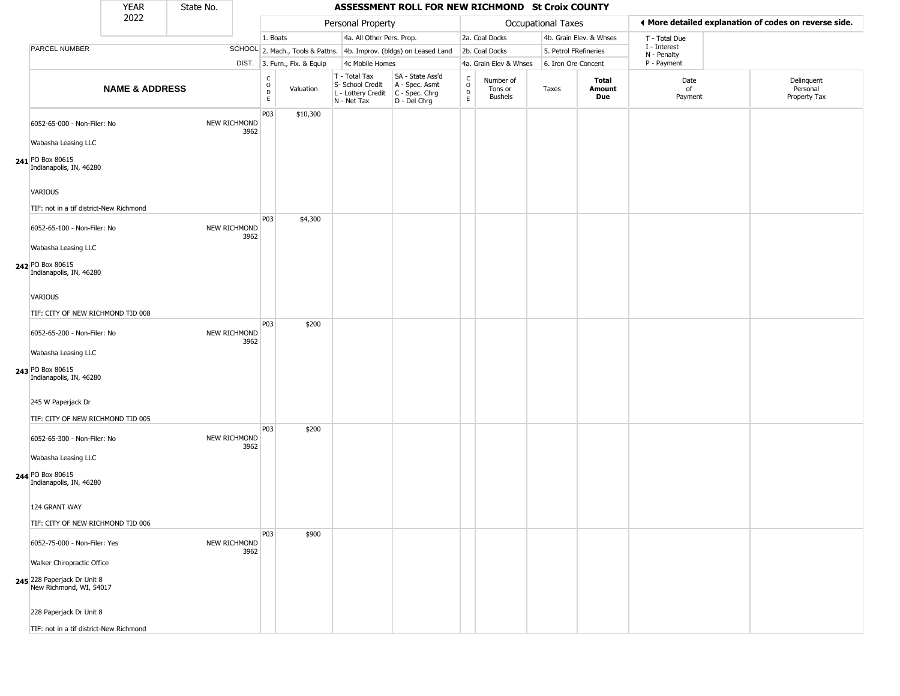| YEAR 2022 | State No. | | ASSESSMENT ROLL FOR NEW RICHMOND St Croix COUNTY | | | | | | | | | | |
|---|---|---|---|---|---|---|---|---|---|---|---|---|---|
| | | | Personal Property | | | | Occupational Taxes | | | | ◀ More detailed explanation of codes on reverse side. | | |
| | | | 1. Boats | | 4a. All Other Pers. Prop. | | 2a. Coal Docks | | 4b. Grain Elev. & Whses | | T - Total Due | | |
| PARCEL NUMBER | | SCHOOL | 2. Mach., Tools & Pattns. | | 4b. Improv. (bldgs) on Leased Land | | 2b. Coal Docks | | 5. Petrol FRefineries | | I - Interest<br>N - Penalty | | |
| | | DIST. | 3. Furn., Fix. & Equip | | 4c Mobile Homes | | 4a. Grain Elev & Whses | | 6. Iron Ore Concent | | P - Payment | | |

| | NAME & ADDRESS | | CODE | Valuation | T - Total Tax<br>S- School Credit<br>L - Lottery Credit<br>N - Net Tax | SA - State Ass'd<br>A - Spec. Asmt<br>C - Spec. Chrg<br>D - Del Chrg | CODE | Number of Tons or Bushels | Taxes | Total Amount Due | Date of Payment | Delinquent Personal Property Tax |
|---|---|---|---|---|---|---|---|---|---|---|---|---|
| 241 | 6052-65-000 - Non-Filer: No<br>Wabasha Leasing LLC<br>PO Box 80615<br>Indianapolis, IN, 46280<br>VARIOUS<br>TIF: not in a tif district-New Richmond | NEW RICHMOND 3962 | P03 | $10,300 | | | | | | | | |
| 242 | 6052-65-100 - Non-Filer: No<br>Wabasha Leasing LLC<br>PO Box 80615<br>Indianapolis, IN, 46280<br>VARIOUS<br>TIF: CITY OF NEW RICHMOND TID 008 | NEW RICHMOND 3962 | P03 | $4,300 | | | | | | | | |
| 243 | 6052-65-200 - Non-Filer: No<br>Wabasha Leasing LLC<br>PO Box 80615<br>Indianapolis, IN, 46280<br>245 W Paperjack Dr<br>TIF: CITY OF NEW RICHMOND TID 005 | NEW RICHMOND 3962 | P03 | $200 | | | | | | | | |
| 244 | 6052-65-300 - Non-Filer: No<br>Wabasha Leasing LLC<br>PO Box 80615<br>Indianapolis, IN, 46280<br>124 GRANT WAY<br>TIF: CITY OF NEW RICHMOND TID 006 | NEW RICHMOND 3962 | P03 | $200 | | | | | | | | |
| 245 | 6052-75-000 - Non-Filer: Yes<br>Walker Chiropractic Office<br>228 Paperjack Dr Unit 8<br>New Richmond, WI, 54017<br>228 Paperjack Dr Unit 8<br>TIF: not in a tif district-New Richmond | NEW RICHMOND 3962 | P03 | $900 | | | | | | | | |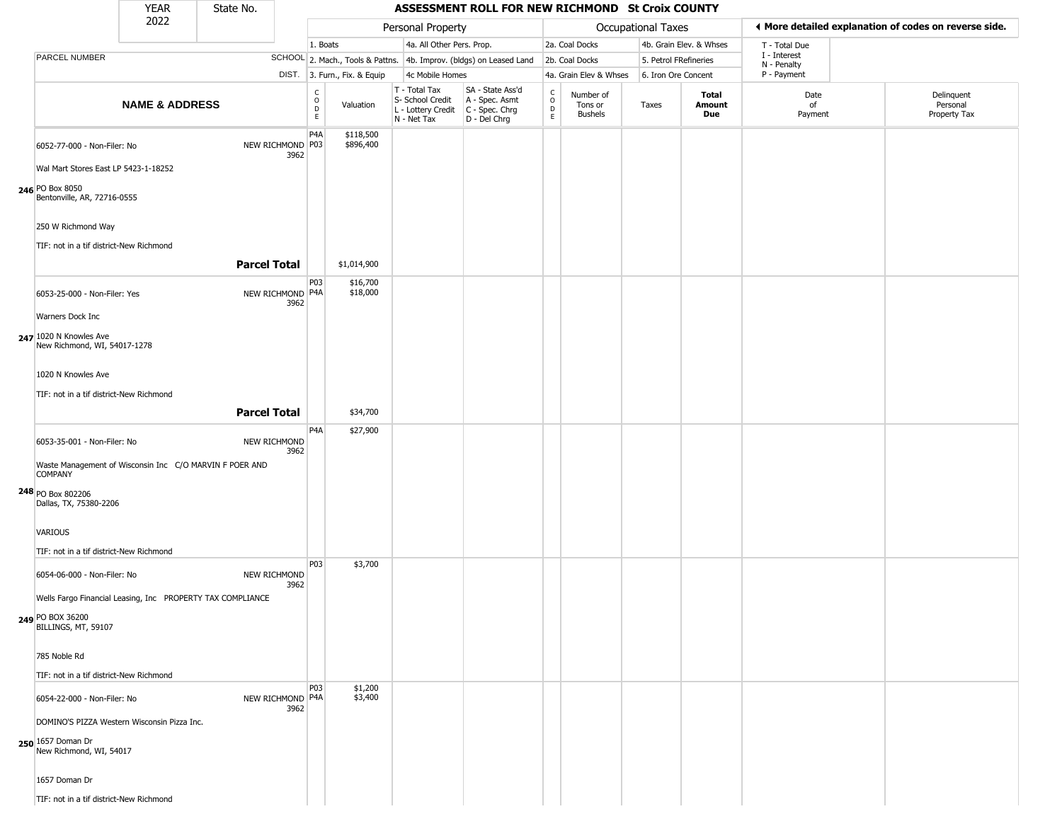| YEAR 2022 | State No. | ASSESSMENT ROLL FOR NEW RICHMOND St Croix COUNTY | | | | | | | | | | |
|---|---|---|---|---|---|---|---|---|---|---|---|---|
| | | Personal Property | | | | Occupational Taxes | | | | ◀ More detailed explanation of codes on reverse side. | | |
| | | 1. Boats | | 4a. All Other Pers. Prop. | | 2a. Coal Docks | | 4b. Grain Elev. & Whses | | T - Total Due | | |
| PARCEL NUMBER | SCHOOL | 2. Mach., Tools & Pattns. | | 4b. Improv. (bldgs) on Leased Land | | 2b. Coal Docks | | 5. Petrol FRefineries | | I - Interest N - Penalty | | |
| | DIST. | 3. Furn., Fix. & Equip | | 4c Mobile Homes | | 4a. Grain Elev & Whses | | 6. Iron Ore Concent | | P - Payment | | |
| **NAME & ADDRESS** | | CODE | Valuation | T - Total Tax S- School Credit L - Lottery Credit N - Net Tax | SA - State Ass'd A - Spec. Asmt C - Spec. Chrg D - Del Chrg | CODE | Number of Tons or Bushels | Taxes | **Total Amount Due** | Date of Payment | Delinquent Personal Property Tax | |
| **246** 6052-77-000 - Non-Filer: No<br>Wal Mart Stores East LP 5423-1-18252<br>PO Box 8050<br>Bentonville, AR, 72716-0555<br>250 W Richmond Way<br>TIF: not in a tif district-New Richmond | NEW RICHMOND 3962 | P4A<br>P03 | $118,500<br>$896,400 | | | | | | | | | |
| | **Parcel Total** | | $1,014,900 | | | | | | | | | |
| **247** 6053-25-000 - Non-Filer: Yes<br>Warners Dock Inc<br>1020 N Knowles Ave<br>New Richmond, WI, 54017-1278<br>1020 N Knowles Ave<br>TIF: not in a tif district-New Richmond | NEW RICHMOND 3962 | P03<br>P4A | $16,700<br>$18,000 | | | | | | | | | |
| | **Parcel Total** | | $34,700 | | | | | | | | | |
| **248** 6053-35-001 - Non-Filer: No<br>Waste Management of Wisconsin Inc C/O MARVIN F POER AND COMPANY<br>PO Box 802206<br>Dallas, TX, 75380-2206<br>VARIOUS<br>TIF: not in a tif district-New Richmond | NEW RICHMOND 3962 | P4A | $27,900 | | | | | | | | | |
| **249** 6054-06-000 - Non-Filer: No<br>Wells Fargo Financial Leasing, Inc PROPERTY TAX COMPLIANCE<br>PO BOX 36200<br>BILLINGS, MT, 59107<br>785 Noble Rd<br>TIF: not in a tif district-New Richmond | NEW RICHMOND 3962 | P03 | $3,700 | | | | | | | | | |
| **250** 6054-22-000 - Non-Filer: No<br>DOMINO'S PIZZA Western Wisconsin Pizza Inc.<br>1657 Doman Dr<br>New Richmond, WI, 54017<br>1657 Doman Dr<br>TIF: not in a tif district-New Richmond | NEW RICHMOND 3962 | P03<br>P4A | $1,200<br>$3,400 | | | | | | | | | |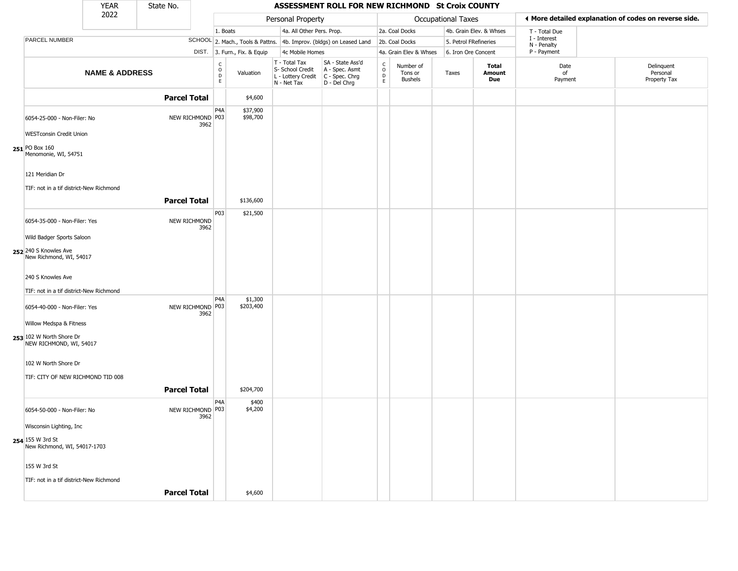| YEAR 2022 | State No. | ASSESSMENT ROLL FOR NEW RICHMOND St Croix COUNTY |
|---|---|---|

| NAME & ADDRESS | SCHOOL DIST. | CODE | Valuation | T - Total Tax / S- School Credit / L - Lottery Credit / N - Net Tax | SA - State Ass'd / A - Spec. Asmt / C - Spec. Chrg / D - Del Chrg | CODE | Number of Tons or Bushels | Taxes | Total Amount Due | Date of Payment | Delinquent Personal Property Tax |
|---|---|---|---|---|---|---|---|---|---|---|---|
| **Parcel Total** | | | $4,600 | | | | | | | | |
| 6054-25-000 - Non-Filer: No<br>WESTconsin Credit Union<br>251 PO Box 160<br>Menomonie, WI, 54751<br>121 Meridian Dr<br>TIF: not in a tif district-New Richmond | NEW RICHMOND 3962 | P4A<br>P03 | $37,900<br>$98,700 | | | | | | | | |
| **Parcel Total** | | | $136,600 | | | | | | | | |
| 6054-35-000 - Non-Filer: Yes<br>Wild Badger Sports Saloon<br>252 240 S Knowles Ave<br>New Richmond, WI, 54017<br>240 S Knowles Ave<br>TIF: not in a tif district-New Richmond | NEW RICHMOND 3962 | P03 | $21,500 | | | | | | | | |
| 6054-40-000 - Non-Filer: Yes<br>Willow Medspa & Fitness<br>253 102 W North Shore Dr<br>NEW RICHMOND, WI, 54017<br>102 W North Shore Dr<br>TIF: CITY OF NEW RICHMOND TID 008 | NEW RICHMOND 3962 | P4A<br>P03 | $1,300<br>$203,400 | | | | | | | | |
| **Parcel Total** | | | $204,700 | | | | | | | | |
| 6054-50-000 - Non-Filer: No<br>Wisconsin Lighting, Inc<br>254 155 W 3rd St<br>New Richmond, WI, 54017-1703<br>155 W 3rd St<br>TIF: not in a tif district-New Richmond | NEW RICHMOND 3962 | P4A<br>P03 | $400<br>$4,200 | | | | | | | | |
| **Parcel Total** | | | $4,600 | | | | | | | | |

Personal Property codes: 1. Boats; 2. Mach., Tools & Pattns.; 3. Furn., Fix. & Equip; 4a. All Other Pers. Prop.; 4b. Improv. (bldgs) on Leased Land; 4c Mobile Homes

Occupational Taxes codes: 2a. Coal Docks; 2b. Coal Docks; 4a. Grain Elev & Whses; 4b. Grain Elev. & Whses; 5. Petrol FRefineries; 6. Iron Ore Concent

◄ More detailed explanation of codes on reverse side.

T - Total Due; I - Interest; N - Penalty; P - Payment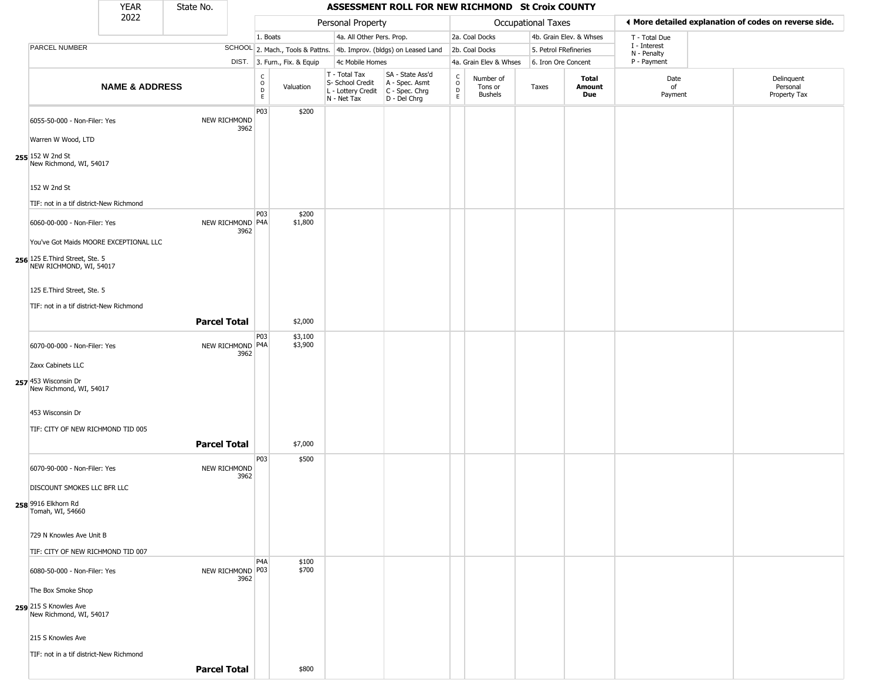# ASSESSMENT ROLL FOR NEW RICHMOND St Croix COUNTY

YEAR 2022 | State No.

| | Personal Property | | | Occupational Taxes | | ◄ More detailed explanation of codes on reverse side. |
|---|---|---|---|---|---|---|
| PARCEL NUMBER SCHOOL DIST. | 1. Boats | 4a. All Other Pers. Prop. | 2a. Coal Docks | 4b. Grain Elev. & Whses | T - Total Due |
| | 2. Mach., Tools & Pattns. | 4b. Improv. (bldgs) on Leased Land | 2b. Coal Docks | 5. Petrol FRefineries | I - Interest, N - Penalty |
| | 3. Furn., Fix. & Equip | 4c Mobile Homes | 4a. Grain Elev & Whses | 6. Iron Ore Concent | P - Payment |

| | NAME & ADDRESS | | CODE | Valuation | T - Total Tax S- School Credit L - Lottery Credit N - Net Tax | SA - State Ass'd A - Spec. Asmt C - Spec. Chrg D - Del Chrg | CODE | Number of Tons or Bushels | Taxes | Total Amount Due | Date of Payment | Delinquent Personal Property Tax |
|---|---|---|---|---|---|---|---|---|---|---|---|---|
| 255 | 6055-50-000 - Non-Filer: Yes<br>Warren W Wood, LTD<br>152 W 2nd St<br>New Richmond, WI, 54017<br>152 W 2nd St<br>TIF: not in a tif district-New Richmond | NEW RICHMOND 3962 | P03 | $200 | | | | | | | | |
| 256 | 6060-00-000 - Non-Filer: Yes<br>You've Got Maids MOORE EXCEPTIONAL LLC<br>125 E.Third Street, Ste. 5<br>NEW RICHMOND, WI, 54017<br>125 E.Third Street, Ste. 5<br>TIF: not in a tif district-New Richmond | NEW RICHMOND 3962 | P03<br>P4A | $200<br>$1,800 | | | | | | | | |
| | | **Parcel Total** | | $2,000 | | | | | | | | |
| 257 | 6070-00-000 - Non-Filer: Yes<br>Zaxx Cabinets LLC<br>453 Wisconsin Dr<br>New Richmond, WI, 54017<br>453 Wisconsin Dr<br>TIF: CITY OF NEW RICHMOND TID 005 | NEW RICHMOND 3962 | P03<br>P4A | $3,100<br>$3,900 | | | | | | | | |
| | | **Parcel Total** | | $7,000 | | | | | | | | |
| 258 | 6070-90-000 - Non-Filer: Yes<br>DISCOUNT SMOKES LLC BFR LLC<br>9916 Elkhorn Rd<br>Tomah, WI, 54660<br>729 N Knowles Ave Unit B<br>TIF: CITY OF NEW RICHMOND TID 007 | NEW RICHMOND 3962 | P03 | $500 | | | | | | | | |
| 259 | 6080-50-000 - Non-Filer: Yes<br>The Box Smoke Shop<br>215 S Knowles Ave<br>New Richmond, WI, 54017<br>215 S Knowles Ave<br>TIF: not in a tif district-New Richmond | NEW RICHMOND 3962 | P4A<br>P03 | $100<br>$700 | | | | | | | | |
| | | **Parcel Total** | | $800 | | | | | | | | |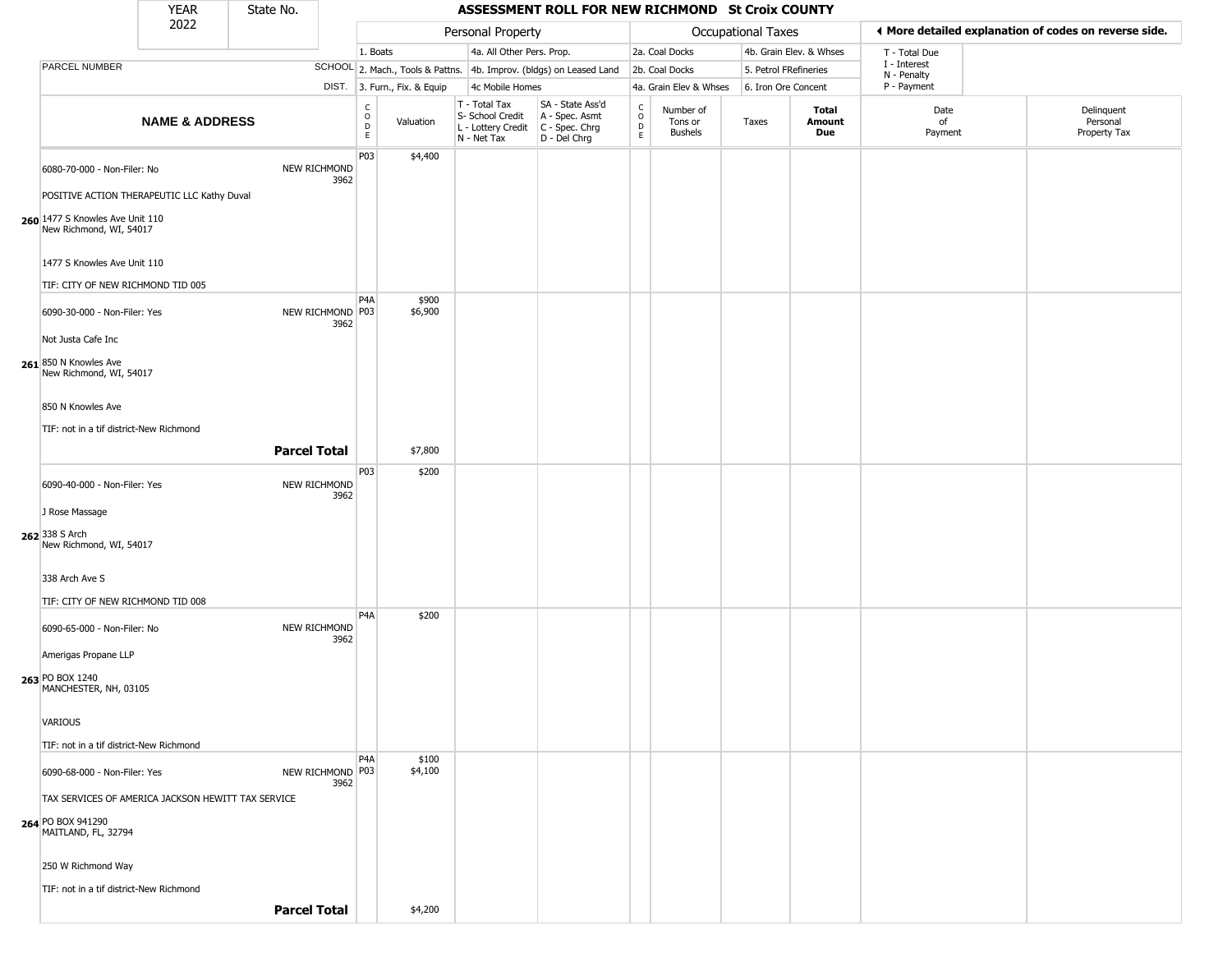| YEAR 2022 | State No. | ASSESSMENT ROLL FOR NEW RICHMOND St Croix COUNTY | | | | | | | | | | | |
|---|---|---|---|---|---|---|---|---|---|---|---|---|---|
| | | Personal Property | | | | Occupational Taxes | | | | | ◀ More detailed explanation of codes on reverse side. | | |
| | | 1. Boats | | 4a. All Other Pers. Prop. | | 2a. Coal Docks | | 4b. Grain Elev. & Whses | | | T - Total Due | | |
| PARCEL NUMBER | SCHOOL | 2. Mach., Tools & Pattns. | | 4b. Improv. (bldgs) on Leased Land | | 2b. Coal Docks | | 5. Petrol FRefineries | | | I - Interest<br>N - Penalty | | |
| | DIST. | 3. Furn., Fix. & Equip | | 4c Mobile Homes | | 4a. Grain Elev & Whses | | 6. Iron Ore Concent | | | P - Payment | | |

| | NAME & ADDRESS | | CODE | Valuation | T - Total Tax<br>S- School Credit<br>L - Lottery Credit<br>N - Net Tax | SA - State Ass'd<br>A - Spec. Asmt<br>C - Spec. Chrg<br>D - Del Chrg | CODE | Number of Tons or Bushels | Taxes | Total Amount Due | Date of Payment | Delinquent Personal Property Tax |
|---|---|---|---|---|---|---|---|---|---|---|---|---|
| 260 | 6080-70-000 - Non-Filer: No<br>POSITIVE ACTION THERAPEUTIC LLC Kathy Duval<br>1477 S Knowles Ave Unit 110<br>New Richmond, WI, 54017<br>1477 S Knowles Ave Unit 110<br>TIF: CITY OF NEW RICHMOND TID 005 | NEW RICHMOND 3962 | P03 | $4,400 | | | | | | | | |
| 261 | 6090-30-000 - Non-Filer: Yes<br>Not Justa Cafe Inc<br>850 N Knowles Ave<br>New Richmond, WI, 54017<br>850 N Knowles Ave<br>TIF: not in a tif district-New Richmond | NEW RICHMOND 3962 | P4A<br>P03 | $900<br>$6,900 | | | | | | | | |
| | | **Parcel Total** | | $7,800 | | | | | | | | |
| 262 | 6090-40-000 - Non-Filer: Yes<br>J Rose Massage<br>338 S Arch<br>New Richmond, WI, 54017<br>338 Arch Ave S<br>TIF: CITY OF NEW RICHMOND TID 008 | NEW RICHMOND 3962 | P03 | $200 | | | | | | | | |
| 263 | 6090-65-000 - Non-Filer: No<br>Amerigas Propane LLP<br>PO BOX 1240<br>MANCHESTER, NH, 03105<br>VARIOUS<br>TIF: not in a tif district-New Richmond | NEW RICHMOND 3962 | P4A | $200 | | | | | | | | |
| 264 | 6090-68-000 - Non-Filer: Yes<br>TAX SERVICES OF AMERICA JACKSON HEWITT TAX SERVICE<br>PO BOX 941290<br>MAITLAND, FL, 32794<br>250 W Richmond Way<br>TIF: not in a tif district-New Richmond | NEW RICHMOND 3962 | P4A<br>P03 | $100<br>$4,100 | | | | | | | | |
| | | **Parcel Total** | | $4,200 | | | | | | | | |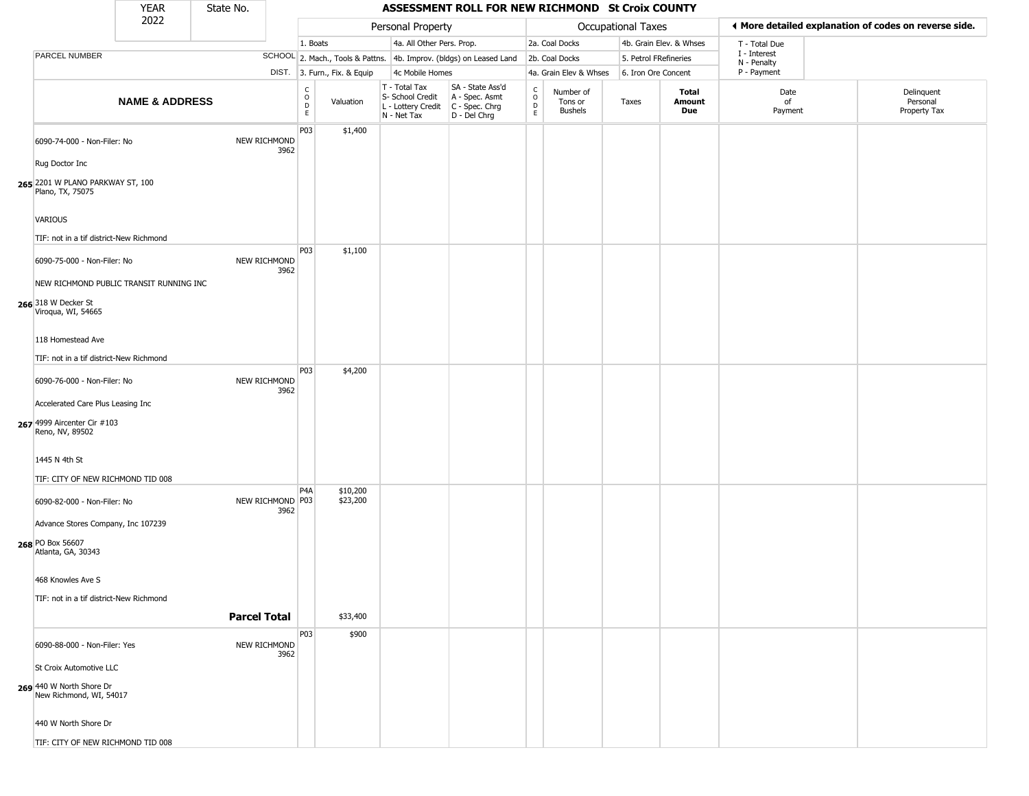| YEAR 2022 | State No. | ASSESSMENT ROLL FOR NEW RICHMOND St Croix COUNTY | | | | | | | | | | |
|---|---|---|---|---|---|---|---|---|---|---|---|---|

| | | | Personal Property | | | | Occupational Taxes | | | | ◄ More detailed explanation of codes on reverse side. | |
|---|---|---|---|---|---|---|---|---|---|---|---|---|
| | | | 1. Boats | | 4a. All Other Pers. Prop. | | 2a. Coal Docks | | 4b. Grain Elev. & Whses | | T - Total Due | |
| PARCEL NUMBER | | SCHOOL | 2. Mach., Tools & Pattns. | | 4b. Improv. (bldgs) on Leased Land | | 2b. Coal Docks | | 5. Petrol FRefineries | | I - Interest N - Penalty | |
| | | DIST. | 3. Furn., Fix. & Equip | | 4c Mobile Homes | | 4a. Grain Elev & Whses | | 6. Iron Ore Concent | | P - Payment | |
| NAME & ADDRESS | | CODE | Valuation | T - Total Tax S- School Credit L - Lottery Credit N - Net Tax | SA - State Ass'd A - Spec. Asmt C - Spec. Chrg D - Del Chrg | CODE | Number of Tons or Bushels | Taxes | Total Amount Due | Date of Payment | Delinquent Personal Property Tax |
| 265 | 6090-74-000 - Non-Filer: No<br>Rug Doctor Inc<br>2201 W PLANO PARKWAY ST, 100<br>Plano, TX, 75075<br>VARIOUS<br>TIF: not in a tif district-New Richmond | NEW RICHMOND 3962 | P03 | $1,400 | | | | | | | | |
| 266 | 6090-75-000 - Non-Filer: No<br>NEW RICHMOND PUBLIC TRANSIT RUNNING INC<br>318 W Decker St<br>Viroqua, WI, 54665<br>118 Homestead Ave<br>TIF: not in a tif district-New Richmond | NEW RICHMOND 3962 | P03 | $1,100 | | | | | | | | |
| 267 | 6090-76-000 - Non-Filer: No<br>Accelerated Care Plus Leasing Inc<br>4999 Aircenter Cir #103<br>Reno, NV, 89502<br>1445 N 4th St<br>TIF: CITY OF NEW RICHMOND TID 008 | NEW RICHMOND 3962 | P03 | $4,200 | | | | | | | | |
| 268 | 6090-82-000 - Non-Filer: No<br>Advance Stores Company, Inc 107239<br>PO Box 56607<br>Atlanta, GA, 30343<br>468 Knowles Ave S<br>TIF: not in a tif district-New Richmond | NEW RICHMOND 3962 | P4A<br>P03 | $10,200<br>$23,200 | | | | | | | | |
| | **Parcel Total** | | | $33,400 | | | | | | | | |
| 269 | 6090-88-000 - Non-Filer: Yes<br>St Croix Automotive LLC<br>440 W North Shore Dr<br>New Richmond, WI, 54017<br>440 W North Shore Dr<br>TIF: CITY OF NEW RICHMOND TID 008 | NEW RICHMOND 3962 | P03 | $900 | | | | | | | | |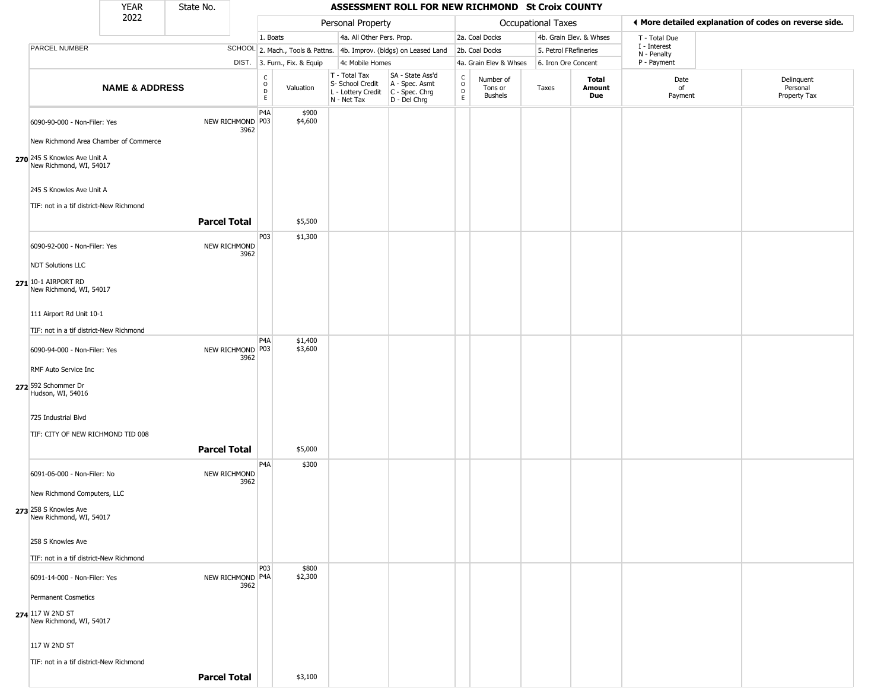# ASSESSMENT ROLL FOR NEW RICHMOND St Croix COUNTY

YEAR 2022 | State No.

| | | Personal Property | | | | Occupational Taxes | | | | ◀ More detailed explanation of codes on reverse side. | |
|---|---|---|---|---|---|---|---|---|---|---|---|
| PARCEL NUMBER | SCHOOL DIST. | 1. Boats<br>2. Mach., Tools & Pattns.<br>3. Furn., Fix. & Equip | | 4a. All Other Pers. Prop.<br>4b. Improv. (bldgs) on Leased Land<br>4c Mobile Homes | | 2a. Coal Docks<br>2b. Coal Docks<br>4a. Grain Elev & Whses | | 4b. Grain Elev. & Whses<br>5. Petrol FRefineries<br>6. Iron Ore Concent | | T - Total Due<br>I - Interest<br>N - Penalty<br>P - Payment | |
| **NAME & ADDRESS** | | CODE | Valuation | T - Total Tax<br>S- School Credit<br>L - Lottery Credit<br>N - Net Tax | SA - State Ass'd<br>A - Spec. Asmt<br>C - Spec. Chrg<br>D - Del Chrg | CODE | Number of Tons or Bushels | Taxes | **Total Amount Due** | Date of Payment | Delinquent Personal Property Tax |
| **270** 6090-90-000 - Non-Filer: Yes<br>New Richmond Area Chamber of Commerce<br>245 S Knowles Ave Unit A<br>New Richmond, WI, 54017<br>245 S Knowles Ave Unit A<br>TIF: not in a tif district-New Richmond | NEW RICHMOND 3962 | P4A<br>P03 | $900<br>$4,600 | | | | | | | | |
| | **Parcel Total** | | $5,500 | | | | | | | | |
| **271** 6090-92-000 - Non-Filer: Yes<br>NDT Solutions LLC<br>10-1 AIRPORT RD<br>New Richmond, WI, 54017<br>111 Airport Rd Unit 10-1<br>TIF: not in a tif district-New Richmond | NEW RICHMOND 3962 | P03 | $1,300 | | | | | | | | |
| **272** 6090-94-000 - Non-Filer: Yes<br>RMF Auto Service Inc<br>592 Schommer Dr<br>Hudson, WI, 54016<br>725 Industrial Blvd<br>TIF: CITY OF NEW RICHMOND TID 008 | NEW RICHMOND 3962 | P4A<br>P03 | $1,400<br>$3,600 | | | | | | | | |
| | **Parcel Total** | | $5,000 | | | | | | | | |
| **273** 6091-06-000 - Non-Filer: No<br>New Richmond Computers, LLC<br>258 S Knowles Ave<br>New Richmond, WI, 54017<br>258 S Knowles Ave<br>TIF: not in a tif district-New Richmond | NEW RICHMOND 3962 | P4A | $300 | | | | | | | | |
| **274** 6091-14-000 - Non-Filer: Yes<br>Permanent Cosmetics<br>117 W 2ND ST<br>New Richmond, WI, 54017<br>117 W 2ND ST<br>TIF: not in a tif district-New Richmond | NEW RICHMOND 3962 | P03<br>P4A | $800<br>$2,300 | | | | | | | | |
| | **Parcel Total** | | $3,100 | | | | | | | | |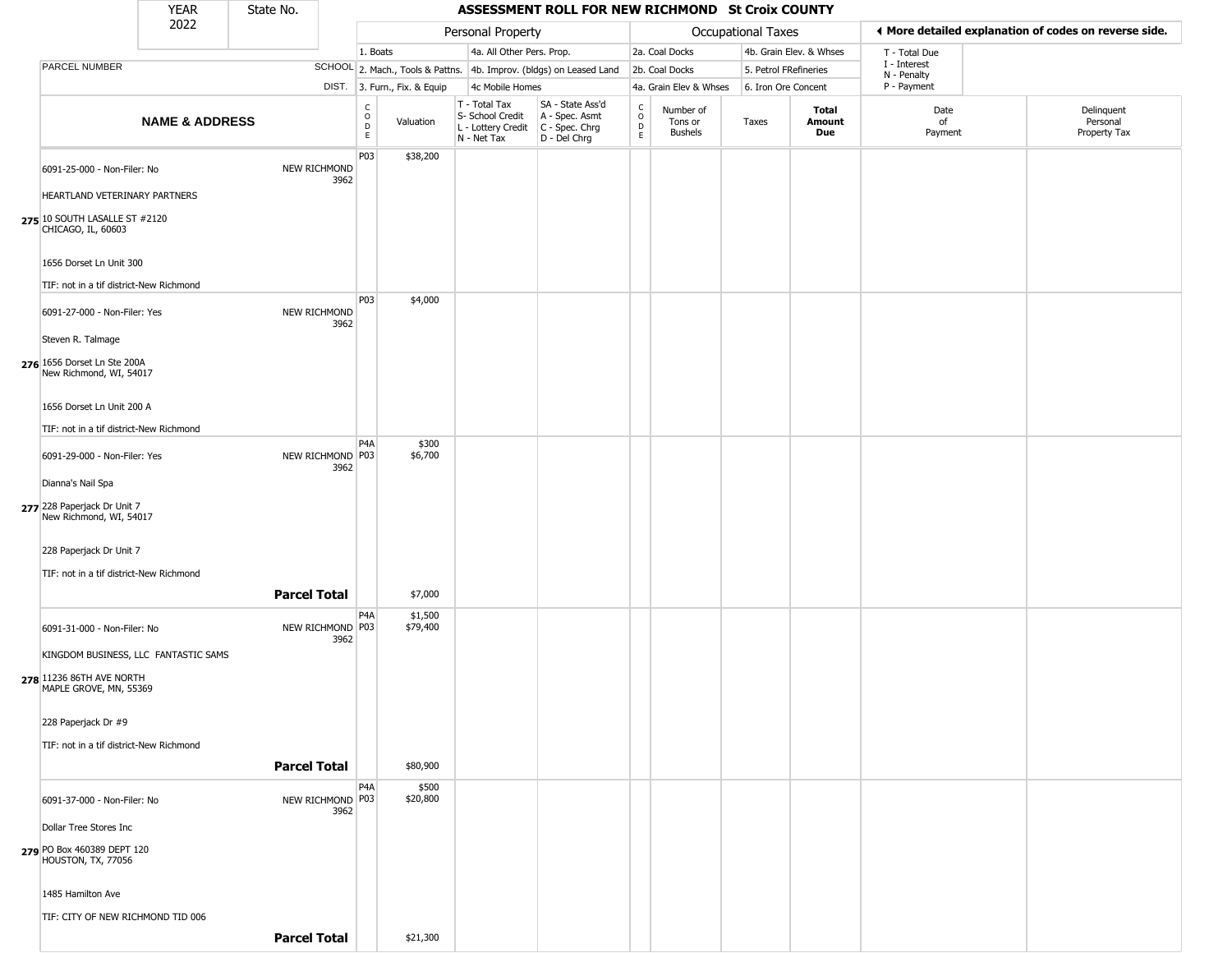# ASSESSMENT ROLL FOR NEW RICHMOND St Croix COUNTY

YEAR 2022 | State No.

| | | Personal Property | | | | Occupational Taxes | | | | ◄ More detailed explanation of codes on reverse side. | |
|---|---|---|---|---|---|---|---|---|---|---|---|
| PARCEL NUMBER | SCHOOL DIST. | 1. Boats<br>2. Mach., Tools & Pattns.<br>3. Furn., Fix. & Equip | | 4a. All Other Pers. Prop.<br>4b. Improv. (bldgs) on Leased Land<br>4c Mobile Homes | | 2a. Coal Docks<br>2b. Coal Docks<br>4a. Grain Elev & Whses | | 4b. Grain Elev. & Whses<br>5. Petrol FRefineries<br>6. Iron Ore Concent | | T - Total Due<br>I - Interest<br>N - Penalty<br>P - Payment | |
| **NAME & ADDRESS** | | CODE | Valuation | T - Total Tax<br>S- School Credit<br>L - Lottery Credit<br>N - Net Tax | SA - State Ass'd<br>A - Spec. Asmt<br>C - Spec. Chrg<br>D - Del Chrg | CODE | Number of Tons or Bushels | Taxes | **Total Amount Due** | Date of Payment | Delinquent Personal Property Tax |
| 275 6091-25-000 - Non-Filer: No<br>HEARTLAND VETERINARY PARTNERS<br>10 SOUTH LASALLE ST #2120<br>CHICAGO, IL, 60603<br>1656 Dorset Ln Unit 300<br>TIF: not in a tif district-New Richmond | NEW RICHMOND 3962 | P03 | $38,200 | | | | | | | | |
| 276 6091-27-000 - Non-Filer: Yes<br>Steven R. Talmage<br>1656 Dorset Ln Ste 200A<br>New Richmond, WI, 54017<br>1656 Dorset Ln Unit 200 A<br>TIF: not in a tif district-New Richmond | NEW RICHMOND 3962 | P03 | $4,000 | | | | | | | | |
| 277 6091-29-000 - Non-Filer: Yes<br>Dianna's Nail Spa<br>228 Paperjack Dr Unit 7<br>New Richmond, WI, 54017<br>228 Paperjack Dr Unit 7<br>TIF: not in a tif district-New Richmond | NEW RICHMOND 3962 | P4A<br>P03 | $300<br>$6,700 | | | | | | | | |
| | **Parcel Total** | | $7,000 | | | | | | | | |
| 278 6091-31-000 - Non-Filer: No<br>KINGDOM BUSINESS, LLC FANTASTIC SAMS<br>11236 86TH AVE NORTH<br>MAPLE GROVE, MN, 55369<br>228 Paperjack Dr #9<br>TIF: not in a tif district-New Richmond | NEW RICHMOND 3962 | P4A<br>P03 | $1,500<br>$79,400 | | | | | | | | |
| | **Parcel Total** | | $80,900 | | | | | | | | |
| 279 6091-37-000 - Non-Filer: No<br>Dollar Tree Stores Inc<br>PO Box 460389 DEPT 120<br>HOUSTON, TX, 77056<br>1485 Hamilton Ave<br>TIF: CITY OF NEW RICHMOND TID 006 | NEW RICHMOND 3962 | P4A<br>P03 | $500<br>$20,800 | | | | | | | | |
| | **Parcel Total** | | $21,300 | | | | | | | | |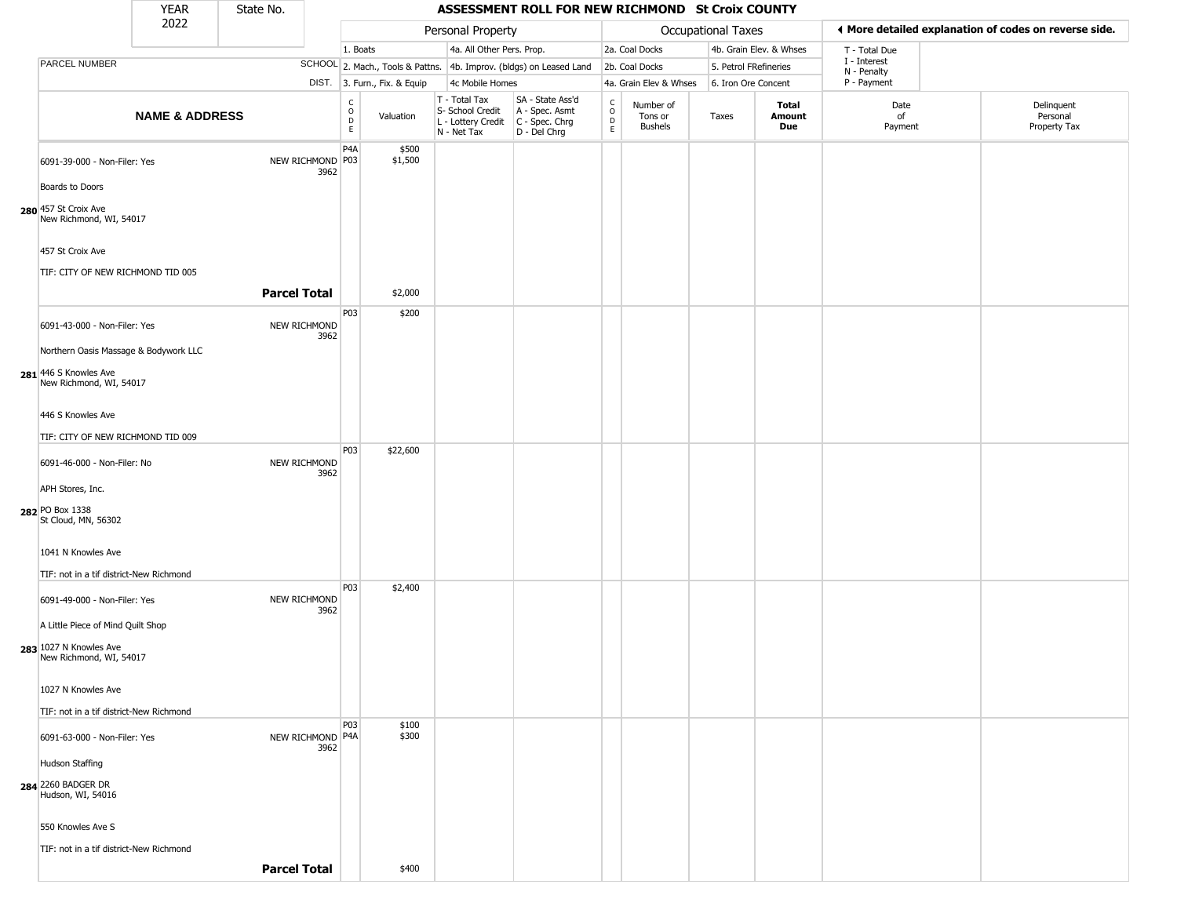# ASSESSMENT ROLL FOR NEW RICHMOND St Croix COUNTY

YEAR 2022 | State No.

| | | Personal Property | | | | Occupational Taxes | | | | | More detailed explanation of codes on reverse side. |
|---|---|---|---|---|---|---|---|---|---|---|---|
| PARCEL NUMBER | SCHOOL DIST. | 1. Boats / 2. Mach., Tools & Pattns. / 3. Furn., Fix. & Equip | | 4a. All Other Pers. Prop. / 4b. Improv. (bldgs) on Leased Land / 4c Mobile Homes | | 2a. Coal Docks / 2b. Coal Docks / 4a. Grain Elev & Whses | | 4b. Grain Elev. & Whses / 5. Petrol FRefineries / 6. Iron Ore Concent | | T - Total Due / I - Interest / N - Penalty / P - Payment | |
| NAME & ADDRESS | | CODE | Valuation | T - Total Tax / S- School Credit / L - Lottery Credit / N - Net Tax | SA - State Ass'd / A - Spec. Asmt / C - Spec. Chrg / D - Del Chrg | CODE | Number of Tons or Bushels | Taxes | Total Amount Due | Date of Payment | Delinquent Personal Property Tax |
| **280** 6091-39-000 - Non-Filer: Yes<br>Boards to Doors<br>457 St Croix Ave<br>New Richmond, WI, 54017<br>457 St Croix Ave<br>TIF: CITY OF NEW RICHMOND TID 005 | NEW RICHMOND 3962 | P4A<br>P03 | $500<br>$1,500 | | | | | | | | |
| | **Parcel Total** | | $2,000 | | | | | | | | |
| **281** 6091-43-000 - Non-Filer: Yes<br>Northern Oasis Massage & Bodywork LLC<br>446 S Knowles Ave<br>New Richmond, WI, 54017<br>446 S Knowles Ave<br>TIF: CITY OF NEW RICHMOND TID 009 | NEW RICHMOND 3962 | P03 | $200 | | | | | | | | |
| **282** 6091-46-000 - Non-Filer: No<br>APH Stores, Inc.<br>PO Box 1338<br>St Cloud, MN, 56302<br>1041 N Knowles Ave<br>TIF: not in a tif district-New Richmond | NEW RICHMOND 3962 | P03 | $22,600 | | | | | | | | |
| **283** 6091-49-000 - Non-Filer: Yes<br>A Little Piece of Mind Quilt Shop<br>1027 N Knowles Ave<br>New Richmond, WI, 54017<br>1027 N Knowles Ave<br>TIF: not in a tif district-New Richmond | NEW RICHMOND 3962 | P03 | $2,400 | | | | | | | | |
| **284** 6091-63-000 - Non-Filer: Yes<br>Hudson Staffing<br>2260 BADGER DR<br>Hudson, WI, 54016<br>550 Knowles Ave S<br>TIF: not in a tif district-New Richmond | NEW RICHMOND 3962 | P03<br>P4A | $100<br>$300 | | | | | | | | |
| | **Parcel Total** | | $400 | | | | | | | | |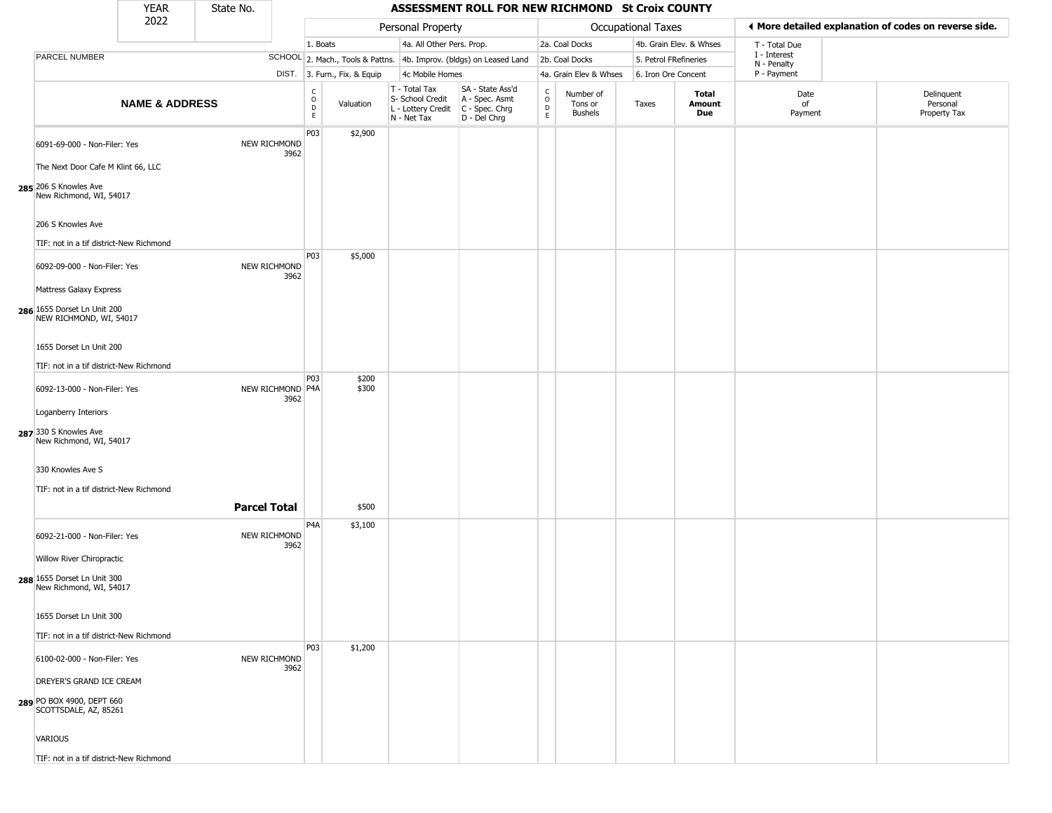| YEAR 2022 | State No. | ASSESSMENT ROLL FOR NEW RICHMOND St Croix COUNTY |
|---|---|---|

| | | Personal Property | | | | Occupational Taxes | | | | ◄ More detailed explanation of codes on reverse side. | |
|---|---|---|---|---|---|---|---|---|---|---|---|
| PARCEL NUMBER | SCHOOL DIST. | 1. Boats<br>2. Mach., Tools & Pattns.<br>3. Furn., Fix. & Equip | | 4a. All Other Pers. Prop.<br>4b. Improv. (bldgs) on Leased Land<br>4c Mobile Homes | | 2a. Coal Docks<br>2b. Coal Docks<br>4a. Grain Elev & Whses | | 4b. Grain Elev. & Whses<br>5. Petrol FRefineries<br>6. Iron Ore Concent | | T - Total Due<br>I - Interest<br>N - Penalty<br>P - Payment | |
| **NAME & ADDRESS** | | CODE | Valuation | T - Total Tax<br>S- School Credit<br>L - Lottery Credit<br>N - Net Tax | SA - State Ass'd<br>A - Spec. Asmt<br>C - Spec. Chrg<br>D - Del Chrg | CODE | Number of Tons or Bushels | Taxes | **Total Amount Due** | Date of Payment | Delinquent Personal Property Tax |
| 285 6091-69-000 - Non-Filer: Yes<br>The Next Door Cafe M Klint 66, LLC<br>206 S Knowles Ave<br>New Richmond, WI, 54017<br>206 S Knowles Ave<br>TIF: not in a tif district-New Richmond | NEW RICHMOND 3962 | P03 | $2,900 | | | | | | | | |
| 286 6092-09-000 - Non-Filer: Yes<br>Mattress Galaxy Express<br>1655 Dorset Ln Unit 200<br>NEW RICHMOND, WI, 54017<br>1655 Dorset Ln Unit 200<br>TIF: not in a tif district-New Richmond | NEW RICHMOND 3962 | P03 | $5,000 | | | | | | | | |
| 287 6092-13-000 - Non-Filer: Yes<br>Loganberry Interiors<br>330 S Knowles Ave<br>New Richmond, WI, 54017<br>330 Knowles Ave S<br>TIF: not in a tif district-New Richmond | NEW RICHMOND 3962 | P03<br>P4A | $200<br>$300 | | | | | | | | |
| | **Parcel Total** | | $500 | | | | | | | | |
| 288 6092-21-000 - Non-Filer: Yes<br>Willow River Chiropractic<br>1655 Dorset Ln Unit 300<br>New Richmond, WI, 54017<br>1655 Dorset Ln Unit 300<br>TIF: not in a tif district-New Richmond | NEW RICHMOND 3962 | P4A | $3,100 | | | | | | | | |
| 289 6100-02-000 - Non-Filer: Yes<br>DREYER'S GRAND ICE CREAM<br>PO BOX 4900, DEPT 660<br>SCOTTSDALE, AZ, 85261<br>VARIOUS<br>TIF: not in a tif district-New Richmond | NEW RICHMOND 3962 | P03 | $1,200 | | | | | | | | |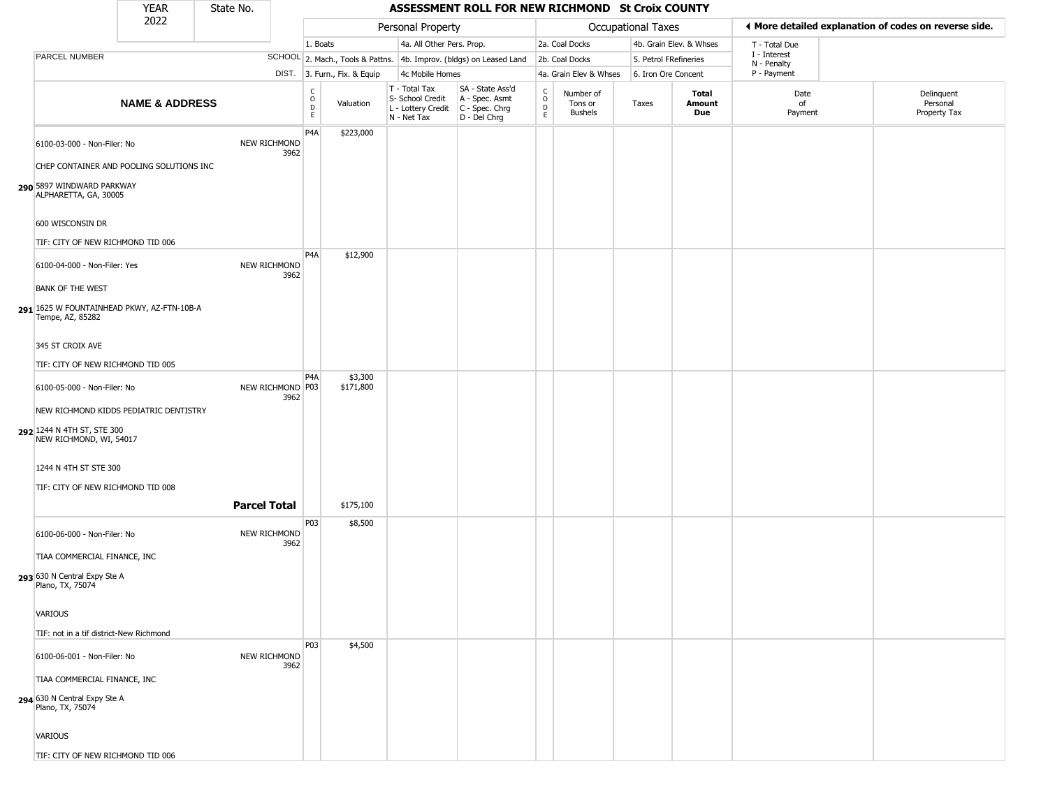| YEAR 2022 | State No. | ASSESSMENT ROLL FOR NEW RICHMOND St Croix COUNTY |
|---|---|---|

| | | Personal Property | | | | Occupational Taxes | | | | ◂ More detailed explanation of codes on reverse side. | |
|---|---|---|---|---|---|---|---|---|---|---|---|
| | | 1. Boats | | 4a. All Other Pers. Prop. | | 2a. Coal Docks | | 4b. Grain Elev. & Whses | | T - Total Due | |
| PARCEL NUMBER | SCHOOL | 2. Mach., Tools & Pattns. | | 4b. Improv. (bldgs) on Leased Land | | 2b. Coal Docks | | 5. Petrol FRefineries | | I - Interest N - Penalty | |
| | DIST. | 3. Furn., Fix. & Equip | | 4c Mobile Homes | | 4a. Grain Elev & Whses | | 6. Iron Ore Concent | | P - Payment | |
| **NAME & ADDRESS** | | CODE | Valuation | T - Total Tax S- School Credit L - Lottery Credit N - Net Tax | SA - State Ass'd A - Spec. Asmt C - Spec. Chrg D - Del Chrg | CODE | Number of Tons or Bushels | Taxes | **Total Amount Due** | Date of Payment | Delinquent Personal Property Tax |
| 6100-03-000 - Non-Filer: No<br>CHEP CONTAINER AND POOLING SOLUTIONS INC<br>**290** 5897 WINDWARD PARKWAY<br>ALPHARETTA, GA, 30005<br>600 WISCONSIN DR<br>TIF: CITY OF NEW RICHMOND TID 006 | NEW RICHMOND 3962 | P4A | $223,000 | | | | | | | | |
| 6100-04-000 - Non-Filer: Yes<br>BANK OF THE WEST<br>**291** 1625 W FOUNTAINHEAD PKWY, AZ-FTN-10B-A<br>Tempe, AZ, 85282<br>345 ST CROIX AVE<br>TIF: CITY OF NEW RICHMOND TID 005 | NEW RICHMOND 3962 | P4A | $12,900 | | | | | | | | |
| 6100-05-000 - Non-Filer: No<br>NEW RICHMOND KIDDS PEDIATRIC DENTISTRY<br>**292** 1244 N 4TH ST, STE 300<br>NEW RICHMOND, WI, 54017<br>1244 N 4TH ST STE 300<br>TIF: CITY OF NEW RICHMOND TID 008 | NEW RICHMOND 3962 | P4A<br>P03 | $3,300<br>$171,800 | | | | | | | | |
| | **Parcel Total** | | $175,100 | | | | | | | | |
| 6100-06-000 - Non-Filer: No<br>TIAA COMMERCIAL FINANCE, INC<br>**293** 630 N Central Expy Ste A<br>Plano, TX, 75074<br>VARIOUS<br>TIF: not in a tif district-New Richmond | NEW RICHMOND 3962 | P03 | $8,500 | | | | | | | | |
| 6100-06-001 - Non-Filer: No<br>TIAA COMMERCIAL FINANCE, INC<br>**294** 630 N Central Expy Ste A<br>Plano, TX, 75074<br>VARIOUS<br>TIF: CITY OF NEW RICHMOND TID 006 | NEW RICHMOND 3962 | P03 | $4,500 | | | | | | | | |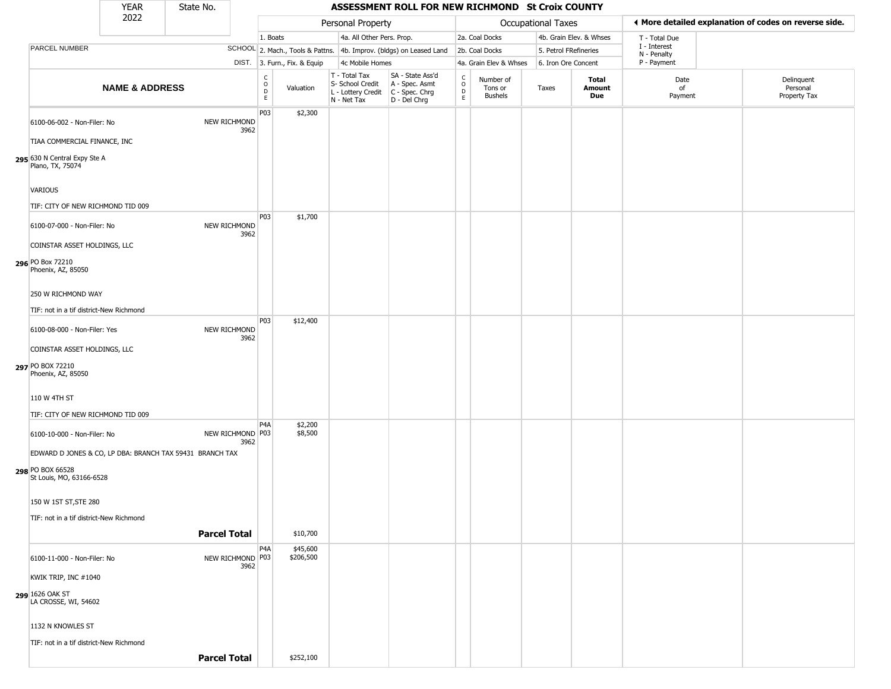| YEAR 2022 | State No. | ASSESSMENT ROLL FOR NEW RICHMOND St Croix COUNTY |
|---|---|---|

| | | Personal Property | | | | Occupational Taxes | | | | ◀ More detailed explanation of codes on reverse side. | |
|---|---|---|---|---|---|---|---|---|---|---|---|
| PARCEL NUMBER | SCHOOL DIST. | 1. Boats<br>2. Mach., Tools & Pattns.<br>3. Furn., Fix. & Equip | | 4a. All Other Pers. Prop.<br>4b. Improv. (bldgs) on Leased Land<br>4c Mobile Homes | | 2a. Coal Docks<br>2b. Coal Docks<br>4a. Grain Elev & Whses | | 4b. Grain Elev. & Whses<br>5. Petrol FRefineries<br>6. Iron Ore Concent | | T - Total Due<br>I - Interest<br>N - Penalty<br>P - Payment | |
| **NAME & ADDRESS** | | CODE | Valuation | T - Total Tax<br>S- School Credit<br>L - Lottery Credit<br>N - Net Tax | SA - State Ass'd<br>A - Spec. Asmt<br>C - Spec. Chrg<br>D - Del Chrg | CODE | Number of Tons or Bushels | Taxes | **Total Amount Due** | Date of Payment | Delinquent Personal Property Tax |
| 6100-06-002 - Non-Filer: No<br>TIAA COMMERCIAL FINANCE, INC<br>**295** 630 N Central Expy Ste A<br>Plano, TX, 75074<br>VARIOUS<br>TIF: CITY OF NEW RICHMOND TID 009 | NEW RICHMOND 3962 | P03 | $2,300 | | | | | | | | |
| 6100-07-000 - Non-Filer: No<br>COINSTAR ASSET HOLDINGS, LLC<br>**296** PO Box 72210<br>Phoenix, AZ, 85050<br>250 W RICHMOND WAY<br>TIF: not in a tif district-New Richmond | NEW RICHMOND 3962 | P03 | $1,700 | | | | | | | | |
| 6100-08-000 - Non-Filer: Yes<br>COINSTAR ASSET HOLDINGS, LLC<br>**297** PO BOX 72210<br>Phoenix, AZ, 85050<br>110 W 4TH ST<br>TIF: CITY OF NEW RICHMOND TID 009 | NEW RICHMOND 3962 | P03 | $12,400 | | | | | | | | |
| 6100-10-000 - Non-Filer: No<br>EDWARD D JONES & CO, LP DBA: BRANCH TAX 59431 BRANCH TAX<br>**298** PO BOX 66528<br>St Louis, MO, 63166-6528<br>150 W 1ST ST,STE 280<br>TIF: not in a tif district-New Richmond | NEW RICHMOND 3962 | P4A<br>P03 | $2,200<br>$8,500 | | | | | | | | |
| | **Parcel Total** | | $10,700 | | | | | | | | |
| 6100-11-000 - Non-Filer: No<br>KWIK TRIP, INC #1040<br>**299** 1626 OAK ST<br>LA CROSSE, WI, 54602<br>1132 N KNOWLES ST<br>TIF: not in a tif district-New Richmond | NEW RICHMOND 3962 | P4A<br>P03 | $45,600<br>$206,500 | | | | | | | | |
| | **Parcel Total** | | $252,100 | | | | | | | | |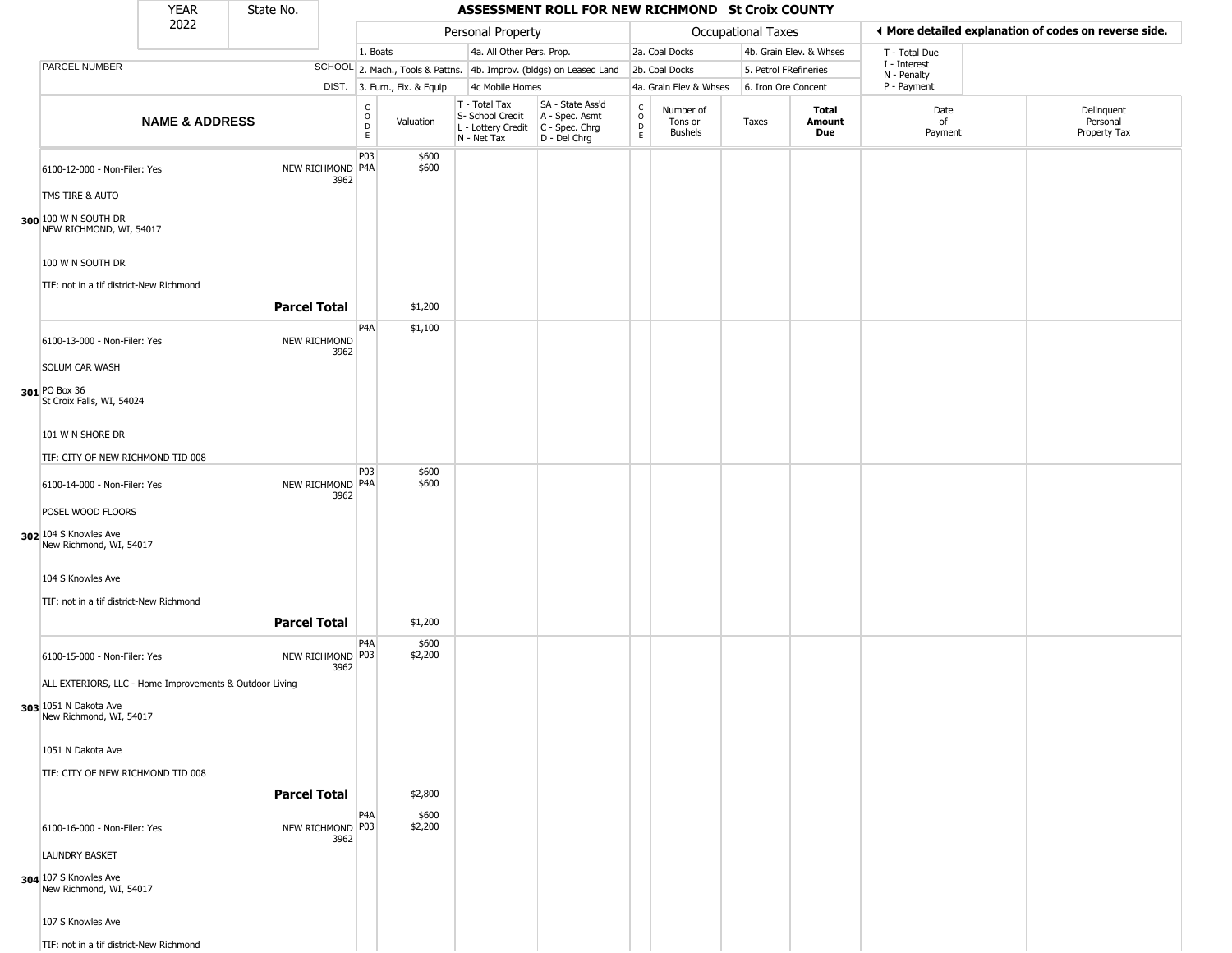# ASSESSMENT ROLL FOR NEW RICHMOND St Croix COUNTY

YEAR 2022 | State No.

| | Personal Property | | Occupational Taxes | | |
|---|---|---|---|---|---|
| | 1. Boats | 4a. All Other Pers. Prop. | 2a. Coal Docks | 4b. Grain Elev. & Whses | T - Total Due |
| | 2. Mach., Tools & Pattns. | 4b. Improv. (bldgs) on Leased Land | 2b. Coal Docks | 5. Petrol FRefineries | I - Interest |
| | 3. Furn., Fix. & Equip | 4c Mobile Homes | 4a. Grain Elev & Whses | 6. Iron Ore Concent | N - Penalty |
| | | | | | P - Payment |

◄ More detailed explanation of codes on reverse side.

| | NAME & ADDRESS | SCHOOL DIST. | CODE | Valuation | T - Total Tax S- School Credit L - Lottery Credit N - Net Tax | SA - State Ass'd A - Spec. Asmt C - Spec. Chrg D - Del Chrg | CODE | Number of Tons or Bushels | Taxes | Total Amount Due | Date of Payment | Delinquent Personal Property Tax |
|---|---|---|---|---|---|---|---|---|---|---|---|---|
| 300 | 6100-12-000 - Non-Filer: Yes<br>TMS TIRE & AUTO<br>100 W N SOUTH DR<br>NEW RICHMOND, WI, 54017<br>100 W N SOUTH DR<br>TIF: not in a tif district-New Richmond | NEW RICHMOND 3962 | P03<br>P4A | $600<br>$600 | | | | | | | | |
| | **Parcel Total** | | | $1,200 | | | | | | | | |
| 301 | 6100-13-000 - Non-Filer: Yes<br>SOLUM CAR WASH<br>PO Box 36<br>St Croix Falls, WI, 54024<br>101 W N SHORE DR<br>TIF: CITY OF NEW RICHMOND TID 008 | NEW RICHMOND 3962 | P4A | $1,100 | | | | | | | | |
| 302 | 6100-14-000 - Non-Filer: Yes<br>POSEL WOOD FLOORS<br>104 S Knowles Ave<br>New Richmond, WI, 54017<br>104 S Knowles Ave<br>TIF: not in a tif district-New Richmond | NEW RICHMOND 3962 | P03<br>P4A | $600<br>$600 | | | | | | | | |
| | **Parcel Total** | | | $1,200 | | | | | | | | |
| 303 | 6100-15-000 - Non-Filer: Yes<br>ALL EXTERIORS, LLC - Home Improvements & Outdoor Living<br>1051 N Dakota Ave<br>New Richmond, WI, 54017<br>1051 N Dakota Ave<br>TIF: CITY OF NEW RICHMOND TID 008 | NEW RICHMOND 3962 | P4A<br>P03 | $600<br>$2,200 | | | | | | | | |
| | **Parcel Total** | | | $2,800 | | | | | | | | |
| 304 | 6100-16-000 - Non-Filer: Yes<br>LAUNDRY BASKET<br>107 S Knowles Ave<br>New Richmond, WI, 54017<br>107 S Knowles Ave<br>TIF: not in a tif district-New Richmond | NEW RICHMOND 3962 | P4A<br>P03 | $600<br>$2,200 | | | | | | | | |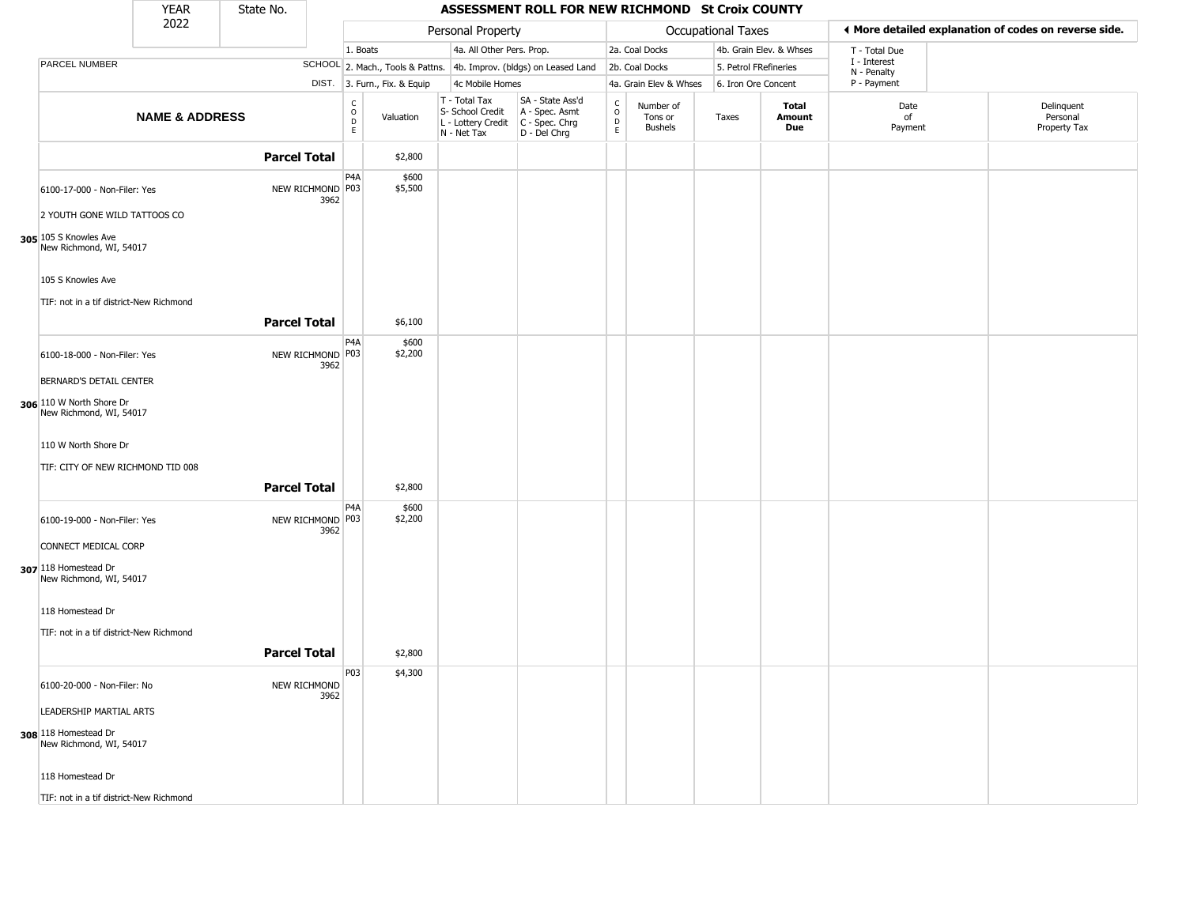| YEAR 2022 | State No. | ASSESSMENT ROLL FOR NEW RICHMOND St Croix COUNTY | | | | | | | | | | |
|---|---|---|---|---|---|---|---|---|---|---|---|---|

| | | Personal Property | | | | Occupational Taxes | | | | ◄ More detailed explanation of codes on reverse side. | |
|---|---|---|---|---|---|---|---|---|---|---|---|
| PARCEL NUMBER | SCHOOL DIST. | 1. Boats<br>2. Mach., Tools & Pattns.<br>3. Furn., Fix. & Equip | | 4a. All Other Pers. Prop.<br>4b. Improv. (bldgs) on Leased Land<br>4c Mobile Homes | | 2a. Coal Docks<br>2b. Coal Docks<br>4a. Grain Elev & Whses | | 4b. Grain Elev. & Whses<br>5. Petrol FRefineries<br>6. Iron Ore Concent | | T - Total Due<br>I - Interest<br>N - Penalty<br>P - Payment | |
| NAME & ADDRESS | | CODE | Valuation | T - Total Tax<br>S- School Credit<br>L - Lottery Credit<br>N - Net Tax | SA - State Ass'd<br>A - Spec. Asmt<br>C - Spec. Chrg<br>D - Del Chrg | CODE | Number of Tons or Bushels | Taxes | Total Amount Due | Date of Payment | Delinquent Personal Property Tax |
| **Parcel Total** | | | $2,800 | | | | | | | | |
| 6100-17-000 - Non-Filer: Yes<br>2 YOUTH GONE WILD TATTOOS CO<br>305 105 S Knowles Ave<br>New Richmond, WI, 54017<br>105 S Knowles Ave<br>TIF: not in a tif district-New Richmond | NEW RICHMOND 3962 | P4A<br>P03 | $600<br>$5,500 | | | | | | | | |
| **Parcel Total** | | | $6,100 | | | | | | | | |
| 6100-18-000 - Non-Filer: Yes<br>BERNARD'S DETAIL CENTER<br>306 110 W North Shore Dr<br>New Richmond, WI, 54017<br>110 W North Shore Dr<br>TIF: CITY OF NEW RICHMOND TID 008 | NEW RICHMOND 3962 | P4A<br>P03 | $600<br>$2,200 | | | | | | | | |
| **Parcel Total** | | | $2,800 | | | | | | | | |
| 6100-19-000 - Non-Filer: Yes<br>CONNECT MEDICAL CORP<br>307 118 Homestead Dr<br>New Richmond, WI, 54017<br>118 Homestead Dr<br>TIF: not in a tif district-New Richmond | NEW RICHMOND 3962 | P4A<br>P03 | $600<br>$2,200 | | | | | | | | |
| **Parcel Total** | | | $2,800 | | | | | | | | |
| 6100-20-000 - Non-Filer: No<br>LEADERSHIP MARTIAL ARTS<br>308 118 Homestead Dr<br>New Richmond, WI, 54017<br>118 Homestead Dr<br>TIF: not in a tif district-New Richmond | NEW RICHMOND 3962 | P03 | $4,300 | | | | | | | | |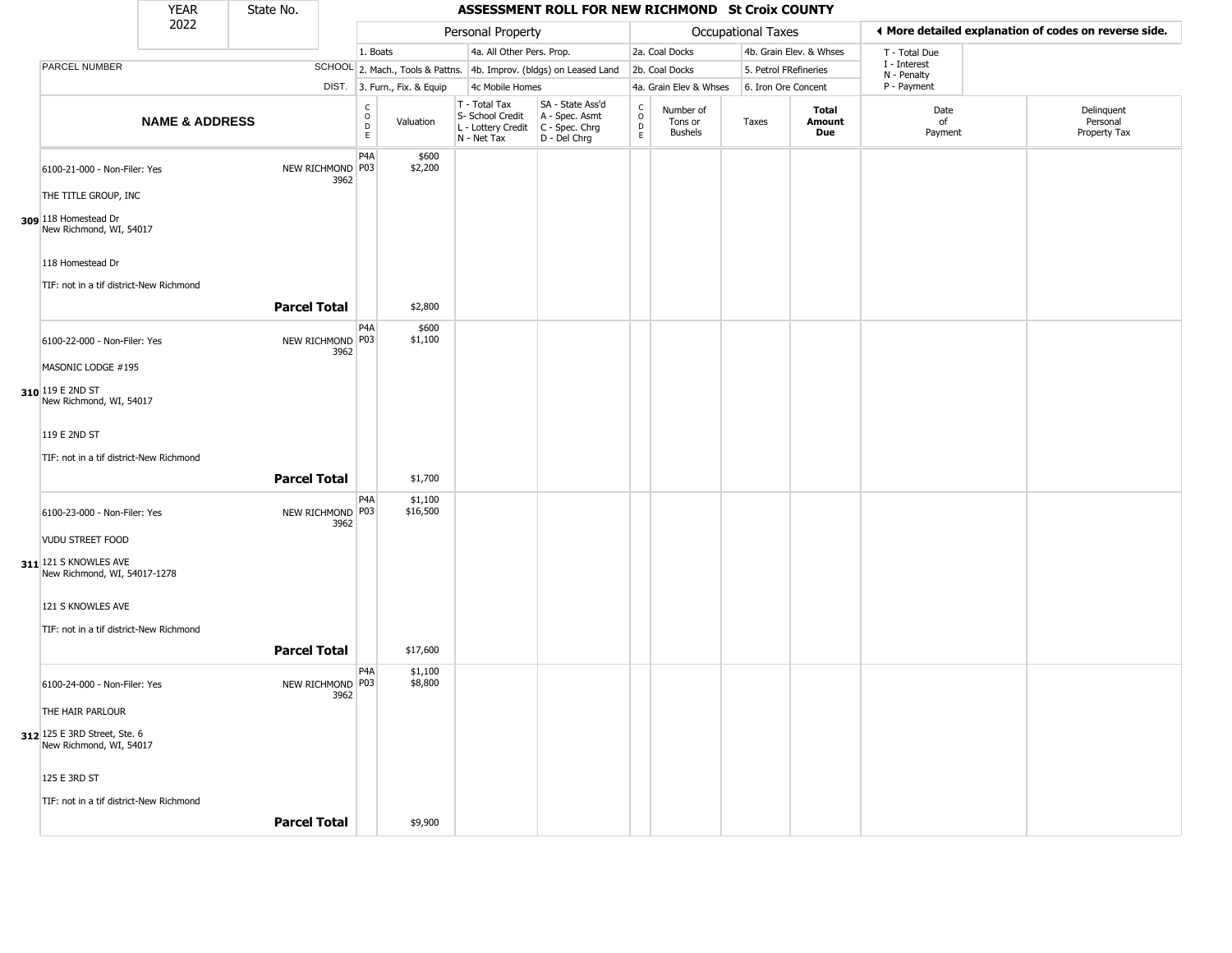| YEAR 2022 | State No. | ASSESSMENT ROLL FOR NEW RICHMOND St Croix COUNTY | | | | | | | | | | |
|---|---|---|---|---|---|---|---|---|---|---|---|---|

| | | Personal Property | | | | Occupational Taxes | | | | ◄ More detailed explanation of codes on reverse side. | |
|---|---|---|---|---|---|---|---|---|---|---|---|
| | | 1. Boats | | 4a. All Other Pers. Prop. | | 2a. Coal Docks | | 4b. Grain Elev. & Whses | | T - Total Due | |
| PARCEL NUMBER | SCHOOL | 2. Mach., Tools & Pattns. | | 4b. Improv. (bldgs) on Leased Land | | 2b. Coal Docks | | 5. Petrol FRefineries | | I - Interest N - Penalty | |
| | DIST. | 3. Furn., Fix. & Equip | | 4c Mobile Homes | | 4a. Grain Elev & Whses | | 6. Iron Ore Concent | | P - Payment | |
| **NAME & ADDRESS** | | CODE | Valuation | T - Total Tax S- School Credit L - Lottery Credit N - Net Tax | SA - State Ass'd A - Spec. Asmt C - Spec. Chrg D - Del Chrg | CODE | Number of Tons or Bushels | Taxes | **Total Amount Due** | Date of Payment | Delinquent Personal Property Tax |
| 309 6100-21-000 - Non-Filer: Yes<br>THE TITLE GROUP, INC<br>118 Homestead Dr<br>New Richmond, WI, 54017<br>118 Homestead Dr<br>TIF: not in a tif district-New Richmond | NEW RICHMOND 3962 | P4A<br>P03 | $600<br>$2,200 | | | | | | | | |
| | **Parcel Total** | | $2,800 | | | | | | | | |
| 310 6100-22-000 - Non-Filer: Yes<br>MASONIC LODGE #195<br>119 E 2ND ST<br>New Richmond, WI, 54017<br>119 E 2ND ST<br>TIF: not in a tif district-New Richmond | NEW RICHMOND 3962 | P4A<br>P03 | $600<br>$1,100 | | | | | | | | |
| | **Parcel Total** | | $1,700 | | | | | | | | |
| 311 6100-23-000 - Non-Filer: Yes<br>VUDU STREET FOOD<br>121 S KNOWLES AVE<br>New Richmond, WI, 54017-1278<br>121 S KNOWLES AVE<br>TIF: not in a tif district-New Richmond | NEW RICHMOND 3962 | P4A<br>P03 | $1,100<br>$16,500 | | | | | | | | |
| | **Parcel Total** | | $17,600 | | | | | | | | |
| 312 6100-24-000 - Non-Filer: Yes<br>THE HAIR PARLOUR<br>125 E 3RD Street, Ste. 6<br>New Richmond, WI, 54017<br>125 E 3RD ST<br>TIF: not in a tif district-New Richmond | NEW RICHMOND 3962 | P4A<br>P03 | $1,100<br>$8,800 | | | | | | | | |
| | **Parcel Total** | | $9,900 | | | | | | | | |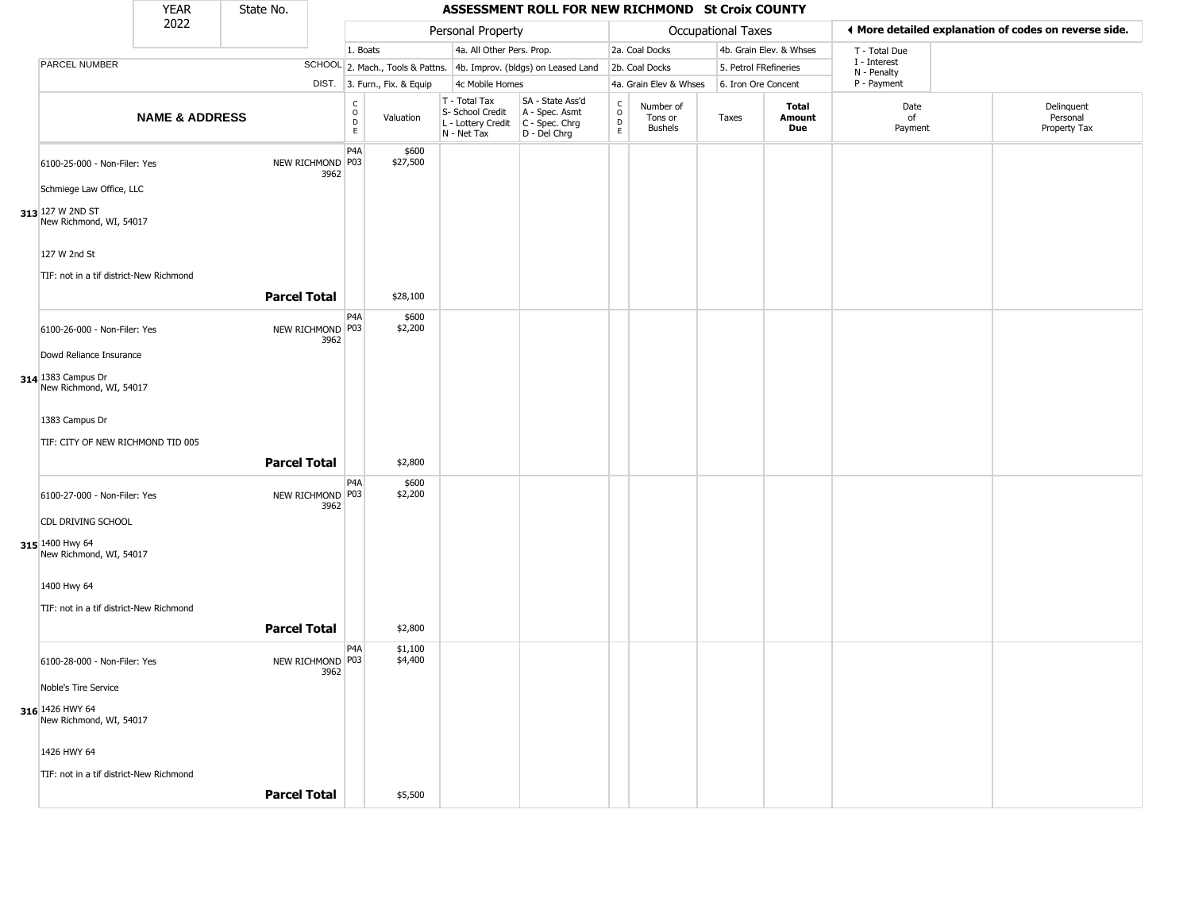| YEAR | State No. | ASSESSMENT ROLL FOR NEW RICHMOND St Croix COUNTY |
|---|---|---|
| 2022 | | |

| | | Personal Property | | | | Occupational Taxes | | | ◄ More detailed explanation of codes on reverse side. |
|---|---|---|---|---|---|---|---|---|---|
| | | 1. Boats | | 4a. All Other Pers. Prop. | | 2a. Coal Docks | | 4b. Grain Elev. & Whses | T - Total Due |
| PARCEL NUMBER | SCHOOL | 2. Mach., Tools & Pattns. | | 4b. Improv. (bldgs) on Leased Land | | 2b. Coal Docks | | 5. Petrol FRefineries | I - Interest<br>N - Penalty |
| | DIST. | 3. Furn., Fix. & Equip | | 4c Mobile Homes | | 4a. Grain Elev & Whses | | 6. Iron Ore Concent | P - Payment |

| NAME & ADDRESS | | CODE | Valuation | T - Total Tax<br>S- School Credit<br>L - Lottery Credit<br>N - Net Tax | SA - State Ass'd<br>A - Spec. Asmt<br>C - Spec. Chrg<br>D - Del Chrg | CODE | Number of Tons or Bushels | Taxes | Total Amount Due | Date of Payment | Delinquent Personal Property Tax |
|---|---|---|---|---|---|---|---|---|---|---|---|
| 6100-25-000 - Non-Filer: Yes<br><br>Schmiege Law Office, LLC<br><br>313 127 W 2ND ST<br>New Richmond, WI, 54017<br><br>127 W 2nd St<br><br>TIF: not in a tif district-New Richmond | NEW RICHMOND 3962 | P4A<br>P03 | \$600<br>\$27,500 | | | | | | | | |
| | **Parcel Total** | | \$28,100 | | | | | | | | |
| 6100-26-000 - Non-Filer: Yes<br><br>Dowd Reliance Insurance<br><br>314 1383 Campus Dr<br>New Richmond, WI, 54017<br><br>1383 Campus Dr<br><br>TIF: CITY OF NEW RICHMOND TID 005 | NEW RICHMOND 3962 | P4A<br>P03 | \$600<br>\$2,200 | | | | | | | | |
| | **Parcel Total** | | \$2,800 | | | | | | | | |
| 6100-27-000 - Non-Filer: Yes<br><br>CDL DRIVING SCHOOL<br><br>315 1400 Hwy 64<br>New Richmond, WI, 54017<br><br>1400 Hwy 64<br><br>TIF: not in a tif district-New Richmond | NEW RICHMOND 3962 | P4A<br>P03 | \$600<br>\$2,200 | | | | | | | | |
| | **Parcel Total** | | \$2,800 | | | | | | | | |
| 6100-28-000 - Non-Filer: Yes<br><br>Noble's Tire Service<br><br>316 1426 HWY 64<br>New Richmond, WI, 54017<br><br>1426 HWY 64<br><br>TIF: not in a tif district-New Richmond | NEW RICHMOND 3962 | P4A<br>P03 | \$1,100<br>\$4,400 | | | | | | | | |
| | **Parcel Total** | | \$5,500 | | | | | | | | |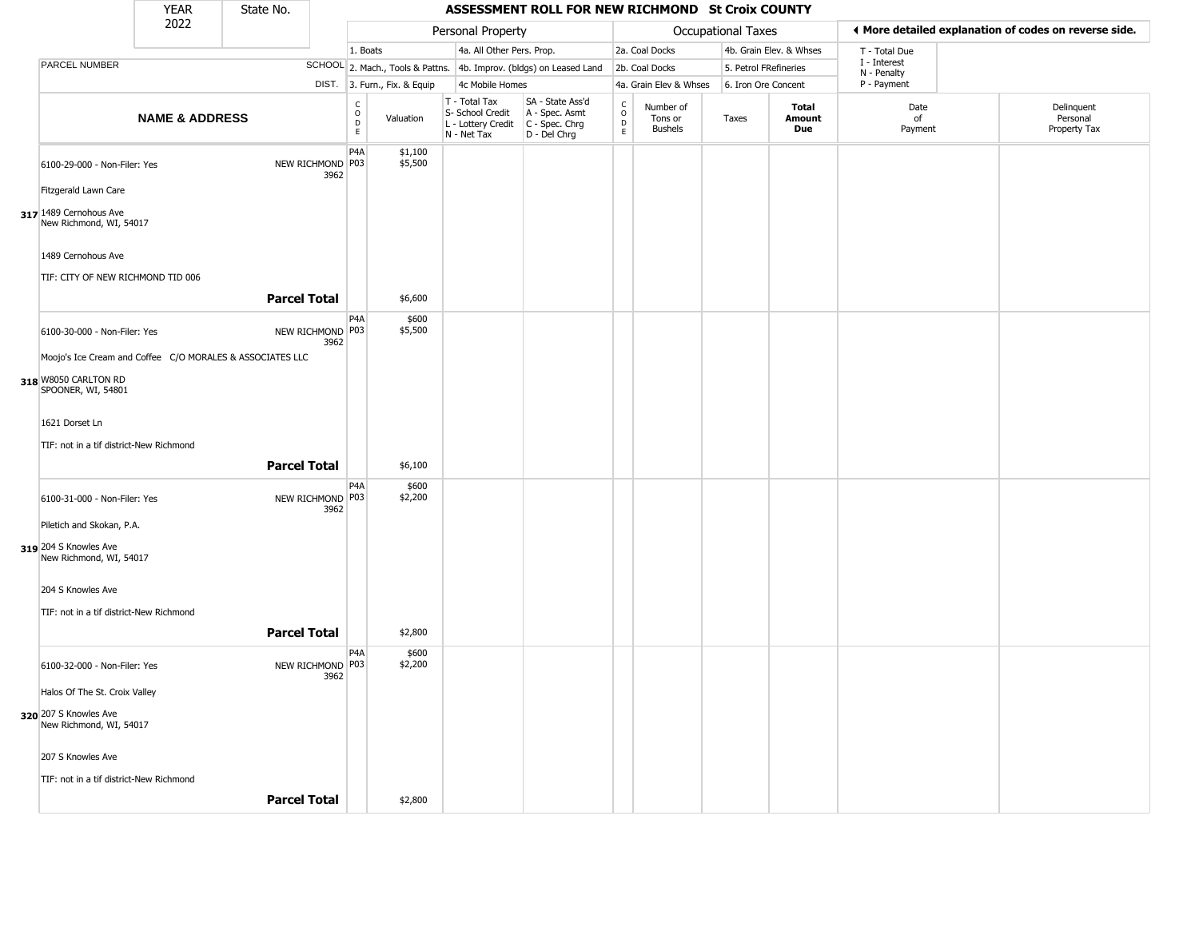| YEAR 2022 | State No. | ASSESSMENT ROLL FOR NEW RICHMOND St Croix COUNTY |
|---|---|---|

| | | Personal Property | | | | Occupational Taxes | | | | ◀ More detailed explanation of codes on reverse side. | |
|---|---|---|---|---|---|---|---|---|---|---|---|
| PARCEL NUMBER | SCHOOL DIST. | 1. Boats<br>2. Mach., Tools & Pattns.<br>3. Furn., Fix. & Equip | | 4a. All Other Pers. Prop.<br>4b. Improv. (bldgs) on Leased Land<br>4c Mobile Homes | | 2a. Coal Docks<br>2b. Coal Docks<br>4a. Grain Elev & Whses | | 4b. Grain Elev. & Whses<br>5. Petrol FRefineries<br>6. Iron Ore Concent | | T - Total Due<br>I - Interest<br>N - Penalty<br>P - Payment | |
| **NAME & ADDRESS** | | CODE | Valuation | T - Total Tax<br>S- School Credit<br>L - Lottery Credit<br>N - Net Tax | SA - State Ass'd<br>A - Spec. Asmt<br>C - Spec. Chrg<br>D - Del Chrg | CODE | Number of Tons or Bushels | Taxes | **Total Amount Due** | Date of Payment | Delinquent Personal Property Tax |
| 6100-29-000 - Non-Filer: Yes<br>Fitzgerald Lawn Care<br>317 1489 Cernohous Ave<br>New Richmond, WI, 54017<br>1489 Cernohous Ave<br>TIF: CITY OF NEW RICHMOND TID 006 | NEW RICHMOND 3962 | P4A<br>P03 | $1,100<br>$5,500 | | | | | | | | |
| **Parcel Total** | | | $6,600 | | | | | | | | |
| 6100-30-000 - Non-Filer: Yes<br>Moojo's Ice Cream and Coffee C/O MORALES & ASSOCIATES LLC<br>318 W8050 CARLTON RD<br>SPOONER, WI, 54801<br>1621 Dorset Ln<br>TIF: not in a tif district-New Richmond | NEW RICHMOND 3962 | P4A<br>P03 | $600<br>$5,500 | | | | | | | | |
| **Parcel Total** | | | $6,100 | | | | | | | | |
| 6100-31-000 - Non-Filer: Yes<br>Piletich and Skokan, P.A.<br>319 204 S Knowles Ave<br>New Richmond, WI, 54017<br>204 S Knowles Ave<br>TIF: not in a tif district-New Richmond | NEW RICHMOND 3962 | P4A<br>P03 | $600<br>$2,200 | | | | | | | | |
| **Parcel Total** | | | $2,800 | | | | | | | | |
| 6100-32-000 - Non-Filer: Yes<br>Halos Of The St. Croix Valley<br>320 207 S Knowles Ave<br>New Richmond, WI, 54017<br>207 S Knowles Ave<br>TIF: not in a tif district-New Richmond | NEW RICHMOND 3962 | P4A<br>P03 | $600<br>$2,200 | | | | | | | | |
| **Parcel Total** | | | $2,800 | | | | | | | | |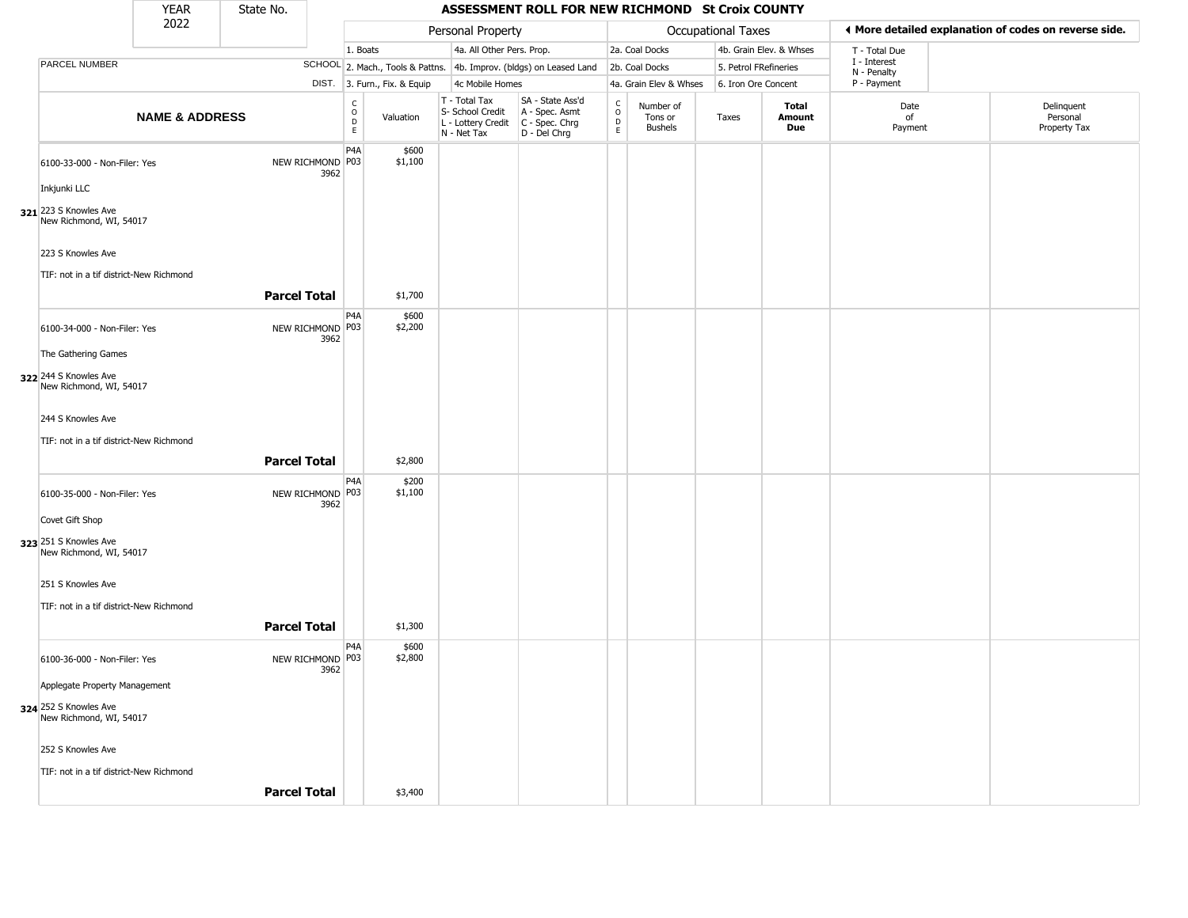# ASSESSMENT ROLL FOR NEW RICHMOND St Croix COUNTY

| YEAR | State No. |
|---|---|
| 2022 | |

| | | Personal Property | | | | Occupational Taxes | | | | ◀ More detailed explanation of codes on reverse side. | |
|---|---|---|---|---|---|---|---|---|---|---|---|
| | | 1. Boats | | 4a. All Other Pers. Prop. | | 2a. Coal Docks | | 4b. Grain Elev. & Whses | | T - Total Due | |
| PARCEL NUMBER | SCHOOL | 2. Mach., Tools & Pattns. | | 4b. Improv. (bldgs) on Leased Land | | 2b. Coal Docks | | 5. Petrol FRefineries | | I - Interest<br>N - Penalty | |
| | DIST. | 3. Furn., Fix. & Equip | | 4c Mobile Homes | | 4a. Grain Elev & Whses | | 6. Iron Ore Concent | | P - Payment | |
| **NAME & ADDRESS** | | CODE | Valuation | T - Total Tax<br>S- School Credit<br>L - Lottery Credit<br>N - Net Tax | SA - State Ass'd<br>A - Spec. Asmt<br>C - Spec. Chrg<br>D - Del Chrg | CODE | Number of Tons or Bushels | Taxes | **Total Amount Due** | Date of Payment | Delinquent Personal Property Tax |
| 6100-33-000 - Non-Filer: Yes<br>Inkjunki LLC<br>**321** 223 S Knowles Ave<br>New Richmond, WI, 54017<br>223 S Knowles Ave<br>TIF: not in a tif district-New Richmond | NEW RICHMOND 3962 | P4A<br>P03 | $600<br>$1,100 | | | | | | | | |
| | **Parcel Total** | | $1,700 | | | | | | | | |
| 6100-34-000 - Non-Filer: Yes<br>The Gathering Games<br>**322** 244 S Knowles Ave<br>New Richmond, WI, 54017<br>244 S Knowles Ave<br>TIF: not in a tif district-New Richmond | NEW RICHMOND 3962 | P4A<br>P03 | $600<br>$2,200 | | | | | | | | |
| | **Parcel Total** | | $2,800 | | | | | | | | |
| 6100-35-000 - Non-Filer: Yes<br>Covet Gift Shop<br>**323** 251 S Knowles Ave<br>New Richmond, WI, 54017<br>251 S Knowles Ave<br>TIF: not in a tif district-New Richmond | NEW RICHMOND 3962 | P4A<br>P03 | $200<br>$1,100 | | | | | | | | |
| | **Parcel Total** | | $1,300 | | | | | | | | |
| 6100-36-000 - Non-Filer: Yes<br>Applegate Property Management<br>**324** 252 S Knowles Ave<br>New Richmond, WI, 54017<br>252 S Knowles Ave<br>TIF: not in a tif district-New Richmond | NEW RICHMOND 3962 | P4A<br>P03 | $600<br>$2,800 | | | | | | | | |
| | **Parcel Total** | | $3,400 | | | | | | | | |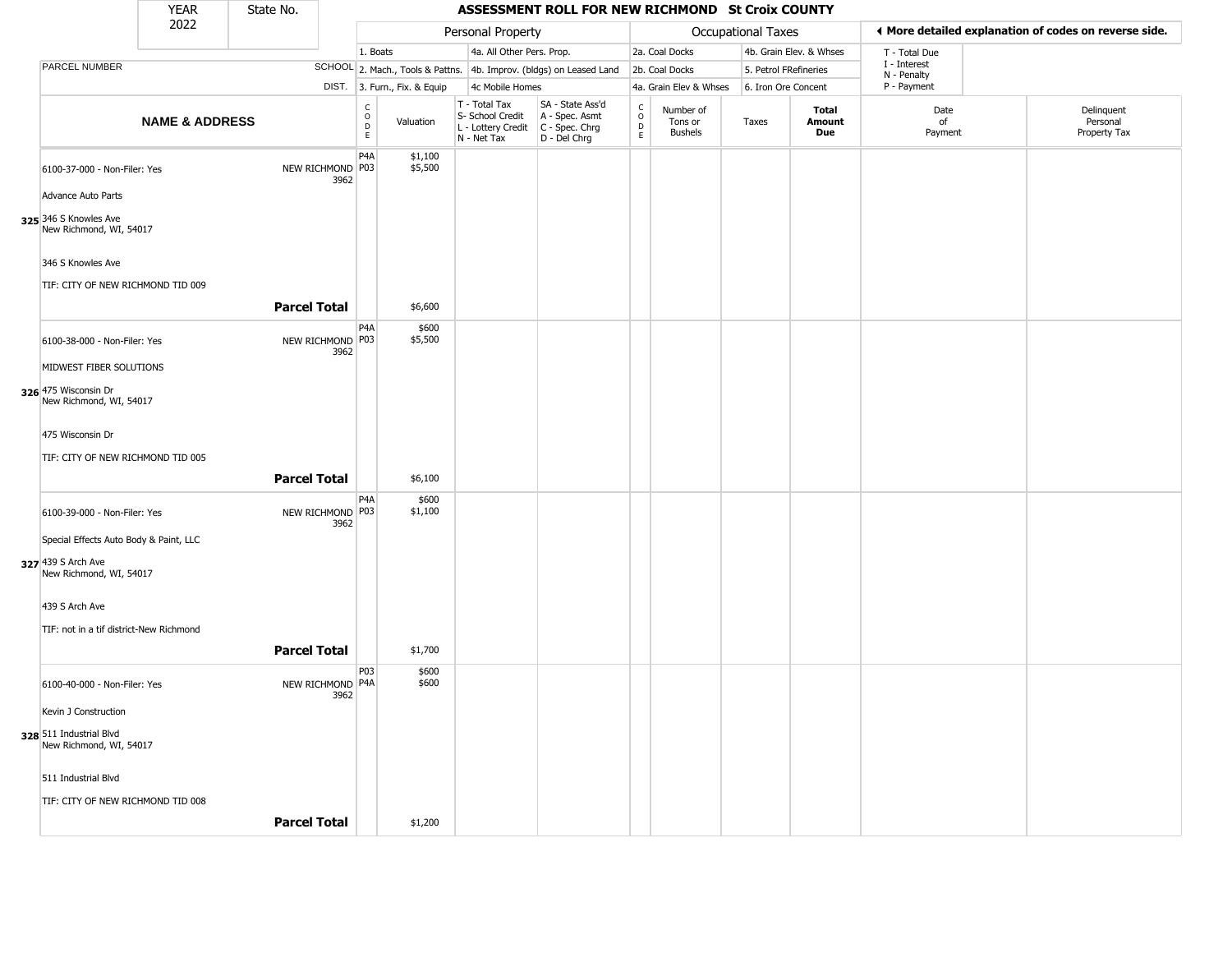| YEAR 2022 | State No. | | ASSESSMENT ROLL FOR NEW RICHMOND St Croix COUNTY | | | | | | | | | |
|---|---|---|---|---|---|---|---|---|---|---|---|---|

| | | Personal Property | | | | Occupational Taxes | | | | ◄ More detailed explanation of codes on reverse side. | |
|---|---|---|---|---|---|---|---|---|---|---|---|
| | | 1. Boats | | 4a. All Other Pers. Prop. | | 2a. Coal Docks | | 4b. Grain Elev. & Whses | | T - Total Due | |
| PARCEL NUMBER | SCHOOL | 2. Mach., Tools & Pattns. | | 4b. Improv. (bldgs) on Leased Land | | 2b. Coal Docks | | 5. Petrol FRefineries | | I - Interest N - Penalty | |
| | DIST. | 3. Furn., Fix. & Equip | | 4c Mobile Homes | | 4a. Grain Elev & Whses | | 6. Iron Ore Concent | | P - Payment | |

| NAME & ADDRESS | | CODE | Valuation | T - Total Tax S- School Credit L - Lottery Credit N - Net Tax | SA - State Ass'd A - Spec. Asmt C - Spec. Chrg D - Del Chrg | CODE | Number of Tons or Bushels | Taxes | Total Amount Due | Date of Payment | Delinquent Personal Property Tax |
|---|---|---|---|---|---|---|---|---|---|---|---|
| 6100-37-000 - Non-Filer: Yes<br>Advance Auto Parts<br>**325** 346 S Knowles Ave<br>New Richmond, WI, 54017<br>346 S Knowles Ave<br>TIF: CITY OF NEW RICHMOND TID 009 | NEW RICHMOND 3962 | P4A<br>P03 | $1,100<br>$5,500 | | | | | | | | |
| | **Parcel Total** | | $6,600 | | | | | | | | |
| 6100-38-000 - Non-Filer: Yes<br>MIDWEST FIBER SOLUTIONS<br>**326** 475 Wisconsin Dr<br>New Richmond, WI, 54017<br>475 Wisconsin Dr<br>TIF: CITY OF NEW RICHMOND TID 005 | NEW RICHMOND 3962 | P4A<br>P03 | $600<br>$5,500 | | | | | | | | |
| | **Parcel Total** | | $6,100 | | | | | | | | |
| 6100-39-000 - Non-Filer: Yes<br>Special Effects Auto Body & Paint, LLC<br>**327** 439 S Arch Ave<br>New Richmond, WI, 54017<br>439 S Arch Ave<br>TIF: not in a tif district-New Richmond | NEW RICHMOND 3962 | P4A<br>P03 | $600<br>$1,100 | | | | | | | | |
| | **Parcel Total** | | $1,700 | | | | | | | | |
| 6100-40-000 - Non-Filer: Yes<br>Kevin J Construction<br>**328** 511 Industrial Blvd<br>New Richmond, WI, 54017<br>511 Industrial Blvd<br>TIF: CITY OF NEW RICHMOND TID 008 | NEW RICHMOND 3962 | P03<br>P4A | $600<br>$600 | | | | | | | | |
| | **Parcel Total** | | $1,200 | | | | | | | | |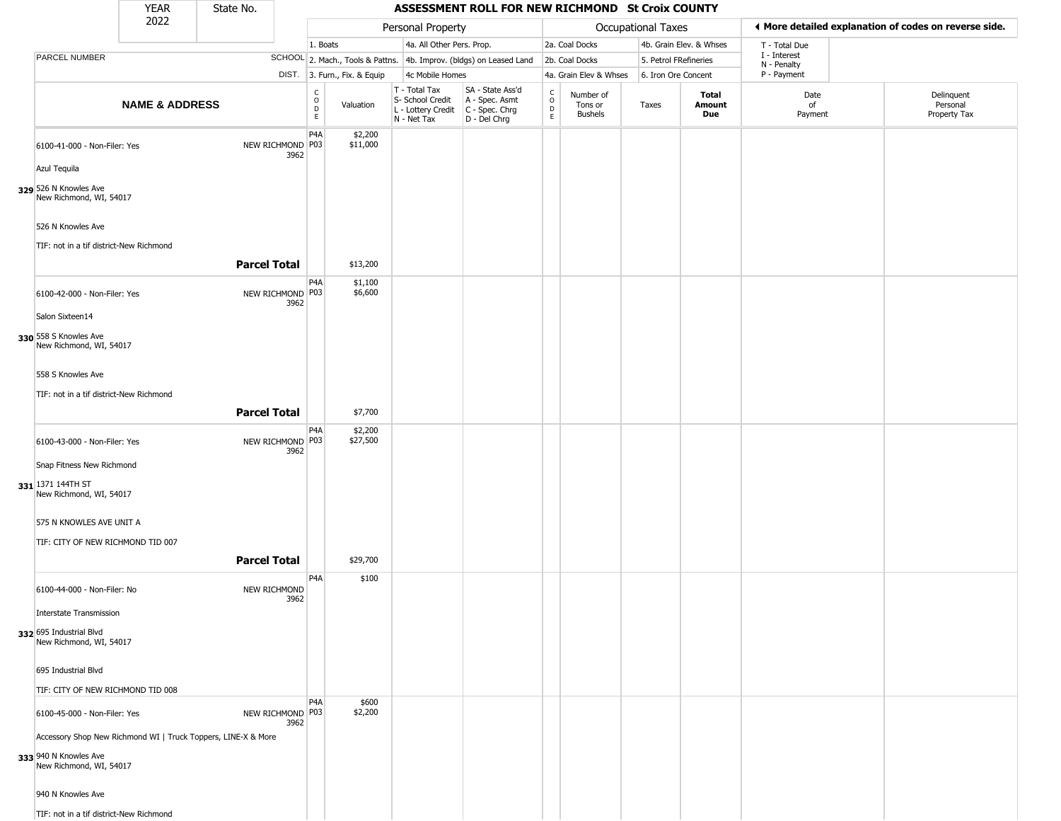| YEAR 2022 | State No. | ASSESSMENT ROLL FOR NEW RICHMOND St Croix COUNTY | | | | | | | | | | |
|---|---|---|---|---|---|---|---|---|---|---|---|---|

| | | Personal Property | | | | Occupational Taxes | | | | | ◄ More detailed explanation of codes on reverse side. | |
|---|---|---|---|---|---|---|---|---|---|---|---|---|
| | | 1. Boats | | 4a. All Other Pers. Prop. | | 2a. Coal Docks | | 4b. Grain Elev. & Whses | | | T - Total Due<br>I - Interest<br>N - Penalty<br>P - Payment | |
| PARCEL NUMBER | SCHOOL | 2. Mach., Tools & Pattns. | | 4b. Improv. (bldgs) on Leased Land | | 2b. Coal Docks | | 5. Petrol FRefineries | | | | |
| | DIST. | 3. Furn., Fix. & Equip | | 4c Mobile Homes | | 4a. Grain Elev & Whses | | 6. Iron Ore Concent | | | | |
| **NAME & ADDRESS** | | CODE | Valuation | T - Total Tax<br>S- School Credit<br>L - Lottery Credit<br>N - Net Tax | SA - State Ass'd<br>A - Spec. Asmt<br>C - Spec. Chrg<br>D - Del Chrg | CODE | Number of Tons or Bushels | Taxes | **Total Amount Due** | Date of Payment | Delinquent Personal Property Tax | |
| 329 6100-41-000 - Non-Filer: Yes<br>Azul Tequila<br>526 N Knowles Ave<br>New Richmond, WI, 54017<br>526 N Knowles Ave<br>TIF: not in a tif district-New Richmond | NEW RICHMOND 3962 | P4A<br>P03 | $2,200<br>$11,000 | | | | | | | | | |
| **Parcel Total** | | | $13,200 | | | | | | | | | |
| 330 6100-42-000 - Non-Filer: Yes<br>Salon Sixteen14<br>558 S Knowles Ave<br>New Richmond, WI, 54017<br>558 S Knowles Ave<br>TIF: not in a tif district-New Richmond | NEW RICHMOND 3962 | P4A<br>P03 | $1,100<br>$6,600 | | | | | | | | | |
| **Parcel Total** | | | $7,700 | | | | | | | | | |
| 331 6100-43-000 - Non-Filer: Yes<br>Snap Fitness New Richmond<br>1371 144TH ST<br>New Richmond, WI, 54017<br>575 N KNOWLES AVE UNIT A<br>TIF: CITY OF NEW RICHMOND TID 007 | NEW RICHMOND 3962 | P4A<br>P03 | $2,200<br>$27,500 | | | | | | | | | |
| **Parcel Total** | | | $29,700 | | | | | | | | | |
| 332 6100-44-000 - Non-Filer: No<br>Interstate Transmission<br>695 Industrial Blvd<br>New Richmond, WI, 54017<br>695 Industrial Blvd<br>TIF: CITY OF NEW RICHMOND TID 008 | NEW RICHMOND 3962 | P4A | $100 | | | | | | | | | |
| 333 6100-45-000 - Non-Filer: Yes<br>Accessory Shop New Richmond WI \| Truck Toppers, LINE-X & More<br>940 N Knowles Ave<br>New Richmond, WI, 54017<br>940 N Knowles Ave<br>TIF: not in a tif district-New Richmond | NEW RICHMOND 3962 | P4A<br>P03 | $600<br>$2,200 | | | | | | | | | |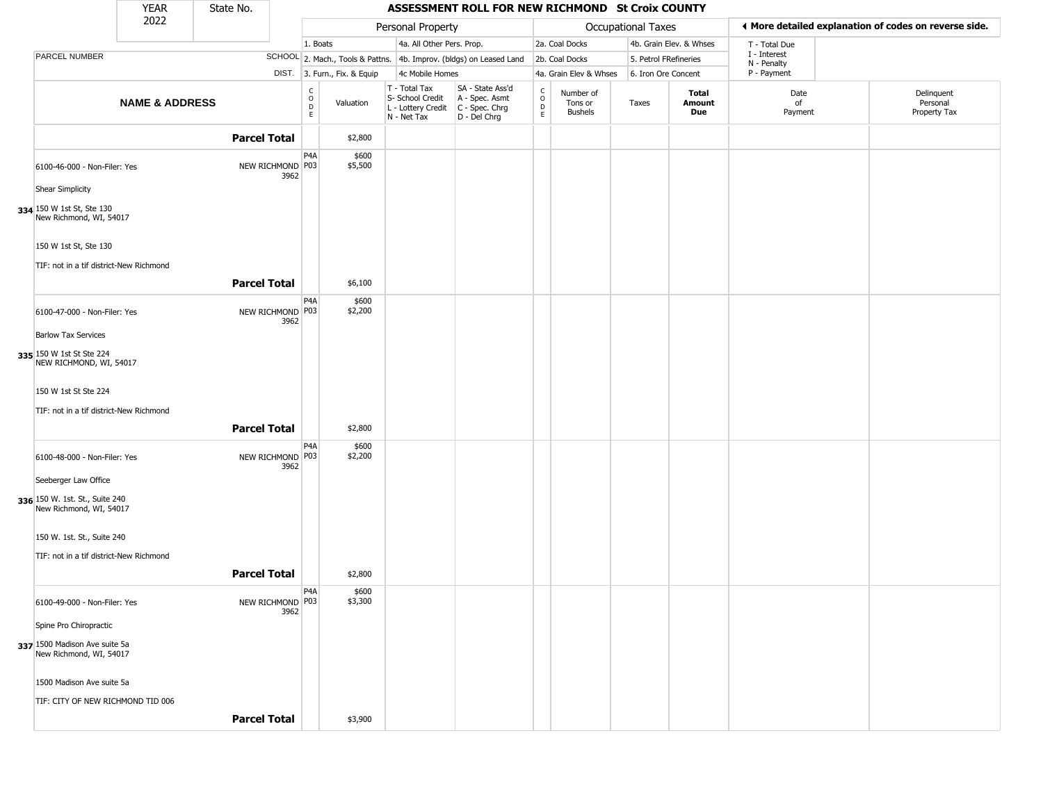| YEAR 2022 | State No. | ASSESSMENT ROLL FOR NEW RICHMOND St Croix COUNTY | | | | | | | | | | |
|---|---|---|---|---|---|---|---|---|---|---|---|---|
| | | Personal Property | | | | Occupational Taxes | | | | ◄ More detailed explanation of codes on reverse side. | | |
| | | 1. Boats | | 4a. All Other Pers. Prop. | | 2a. Coal Docks | | 4b. Grain Elev. & Whses | | T - Total Due | | |
| PARCEL NUMBER | SCHOOL | 2. Mach., Tools & Pattns. | | 4b. Improv. (bldgs) on Leased Land | | 2b. Coal Docks | | 5. Petrol FRefineries | | I - Interest N - Penalty | | |
| | DIST. | 3. Furn., Fix. & Equip | | 4c Mobile Homes | | 4a. Grain Elev & Whses | | 6. Iron Ore Concent | | P - Payment | | |
| NAME & ADDRESS | | CODE | Valuation | T - Total Tax S- School Credit L - Lottery Credit N - Net Tax | SA - State Ass'd A - Spec. Asmt C - Spec. Chrg D - Del Chrg | CODE | Number of Tons or Bushels | Taxes | Total Amount Due | Date of Payment | Delinquent Personal Property Tax | |
| | **Parcel Total** | | $2,800 | | | | | | | | | |
| 6100-46-000 - Non-Filer: Yes<br>Shear Simplicity<br>**334** 150 W 1st St, Ste 130<br>New Richmond, WI, 54017<br>150 W 1st St, Ste 130<br>TIF: not in a tif district-New Richmond | NEW RICHMOND 3962 | P4A<br>P03 | $600<br>$5,500 | | | | | | | | | |
| | **Parcel Total** | | $6,100 | | | | | | | | | |
| 6100-47-000 - Non-Filer: Yes<br>Barlow Tax Services<br>**335** 150 W 1st St Ste 224<br>NEW RICHMOND, WI, 54017<br>150 W 1st St Ste 224<br>TIF: not in a tif district-New Richmond | NEW RICHMOND 3962 | P4A<br>P03 | $600<br>$2,200 | | | | | | | | | |
| | **Parcel Total** | | $2,800 | | | | | | | | | |
| 6100-48-000 - Non-Filer: Yes<br>Seeberger Law Office<br>**336** 150 W. 1st. St., Suite 240<br>New Richmond, WI, 54017<br>150 W. 1st. St., Suite 240<br>TIF: not in a tif district-New Richmond | NEW RICHMOND 3962 | P4A<br>P03 | $600<br>$2,200 | | | | | | | | | |
| | **Parcel Total** | | $2,800 | | | | | | | | | |
| 6100-49-000 - Non-Filer: Yes<br>Spine Pro Chiropractic<br>**337** 1500 Madison Ave suite 5a<br>New Richmond, WI, 54017<br>1500 Madison Ave suite 5a<br>TIF: CITY OF NEW RICHMOND TID 006 | NEW RICHMOND 3962 | P4A<br>P03 | $600<br>$3,300 | | | | | | | | | |
| | **Parcel Total** | | $3,900 | | | | | | | | | |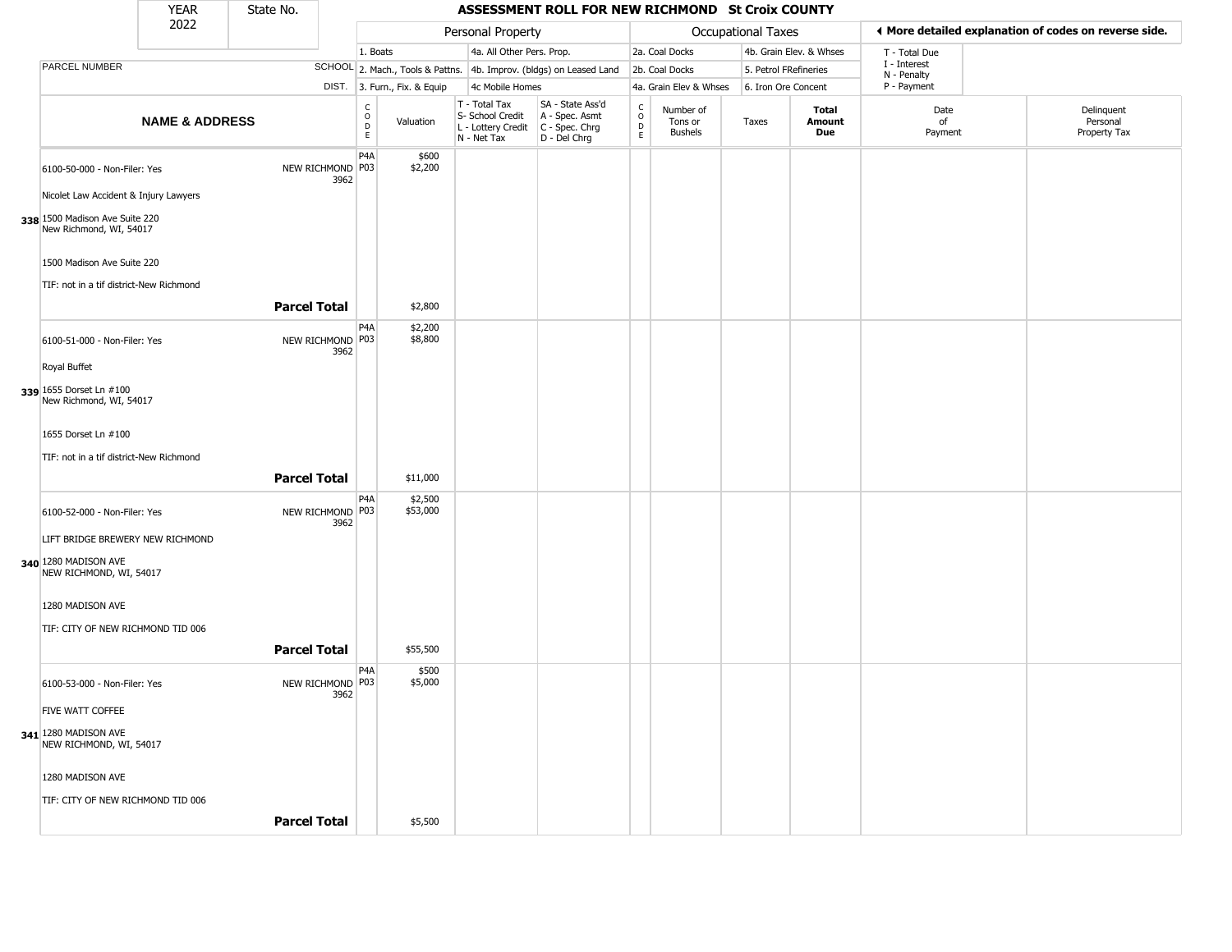| YEAR | State No. | | ASSESSMENT ROLL FOR NEW RICHMOND St Croix COUNTY | | | | | | | | | |
|---|---|---|---|---|---|---|---|---|---|---|---|---|
| 2022 | | | | | | | | | | | | |

| | | Personal Property | | | | Occupational Taxes | | | | ◀ More detailed explanation of codes on reverse side. | |
|---|---|---|---|---|---|---|---|---|---|---|---|
| | | 1. Boats | | 4a. All Other Pers. Prop. | | 2a. Coal Docks | | 4b. Grain Elev. & Whses | | T - Total Due | |
| PARCEL NUMBER | SCHOOL | 2. Mach., Tools & Pattns. | | 4b. Improv. (bldgs) on Leased Land | | 2b. Coal Docks | | 5. Petrol FRefineries | | I - Interest<br>N - Penalty | |
| | DIST. | 3. Furn., Fix. & Equip | | 4c Mobile Homes | | 4a. Grain Elev & Whses | | 6. Iron Ore Concent | | P - Payment | |

| NAME & ADDRESS | | CODE | Valuation | T - Total Tax<br>S- School Credit<br>L - Lottery Credit<br>N - Net Tax | SA - State Ass'd<br>A - Spec. Asmt<br>C - Spec. Chrg<br>D - Del Chrg | CODE | Number of Tons or Bushels | Taxes | Total Amount Due | Date of Payment | Delinquent Personal Property Tax |
|---|---|---|---|---|---|---|---|---|---|---|---|
| 338 6100-50-000 - Non-Filer: Yes<br>Nicolet Law Accident & Injury Lawyers<br>1500 Madison Ave Suite 220<br>New Richmond, WI, 54017<br>1500 Madison Ave Suite 220<br>TIF: not in a tif district-New Richmond | NEW RICHMOND 3962 | P4A<br>P03 | $600<br>$2,200 | | | | | | | | |
| | **Parcel Total** | | $2,800 | | | | | | | | |
| 339 6100-51-000 - Non-Filer: Yes<br>Royal Buffet<br>1655 Dorset Ln #100<br>New Richmond, WI, 54017<br>1655 Dorset Ln #100<br>TIF: not in a tif district-New Richmond | NEW RICHMOND 3962 | P4A<br>P03 | $2,200<br>$8,800 | | | | | | | | |
| | **Parcel Total** | | $11,000 | | | | | | | | |
| 340 6100-52-000 - Non-Filer: Yes<br>LIFT BRIDGE BREWERY NEW RICHMOND<br>1280 MADISON AVE<br>NEW RICHMOND, WI, 54017<br>1280 MADISON AVE<br>TIF: CITY OF NEW RICHMOND TID 006 | NEW RICHMOND 3962 | P4A<br>P03 | $2,500<br>$53,000 | | | | | | | | |
| | **Parcel Total** | | $55,500 | | | | | | | | |
| 341 6100-53-000 - Non-Filer: Yes<br>FIVE WATT COFFEE<br>1280 MADISON AVE<br>NEW RICHMOND, WI, 54017<br>1280 MADISON AVE<br>TIF: CITY OF NEW RICHMOND TID 006 | NEW RICHMOND 3962 | P4A<br>P03 | $500<br>$5,000 | | | | | | | | |
| | **Parcel Total** | | $5,500 | | | | | | | | |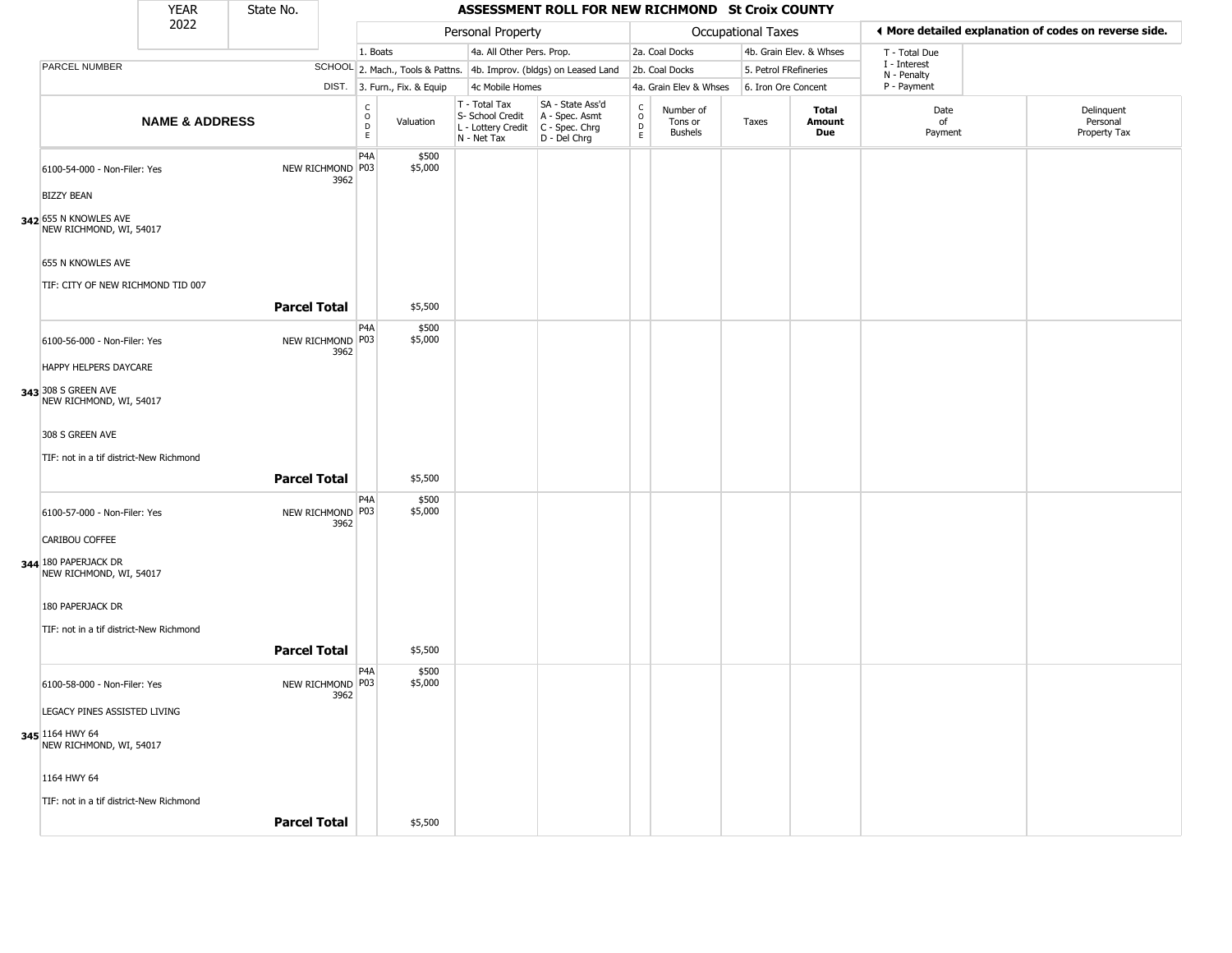# ASSESSMENT ROLL FOR NEW RICHMOND St Croix COUNTY

YEAR 2022 | State No.

Personal Property: 1. Boats; 4a. All Other Pers. Prop.; 2. Mach., Tools & Pattns.; 4b. Improv. (bldgs) on Leased Land; 3. Furn., Fix. & Equip; 4c Mobile Homes

Occupational Taxes: 2a. Coal Docks; 4b. Grain Elev. & Whses; 2b. Coal Docks; 5. Petrol FRefineries; 4a. Grain Elev & Whses; 6. Iron Ore Concent

◀ More detailed explanation of codes on reverse side.

T - Total Due; I - Interest; N - Penalty; P - Payment

| | NAME & ADDRESS | SCHOOL DIST. | CODE | Valuation | T - Total Tax S- School Credit L - Lottery Credit N - Net Tax | SA - State Ass'd A - Spec. Asmt C - Spec. Chrg D - Del Chrg | CODE | Number of Tons or Bushels | Taxes | Total Amount Due | Date of Payment | Delinquent Personal Property Tax |
|---|---|---|---|---|---|---|---|---|---|---|---|---|
| 342 | 6100-54-000 - Non-Filer: Yes<br>BIZZY BEAN<br>655 N KNOWLES AVE<br>NEW RICHMOND, WI, 54017<br>655 N KNOWLES AVE<br>TIF: CITY OF NEW RICHMOND TID 007 | NEW RICHMOND 3962 | P4A<br>P03 | \$500<br>\$5,000 | | | | | | | | |
| | **Parcel Total** | | | \$5,500 | | | | | | | | |
| 343 | 6100-56-000 - Non-Filer: Yes<br>HAPPY HELPERS DAYCARE<br>308 S GREEN AVE<br>NEW RICHMOND, WI, 54017<br>308 S GREEN AVE<br>TIF: not in a tif district-New Richmond | NEW RICHMOND 3962 | P4A<br>P03 | \$500<br>\$5,000 | | | | | | | | |
| | **Parcel Total** | | | \$5,500 | | | | | | | | |
| 344 | 6100-57-000 - Non-Filer: Yes<br>CARIBOU COFFEE<br>180 PAPERJACK DR<br>NEW RICHMOND, WI, 54017<br>180 PAPERJACK DR<br>TIF: not in a tif district-New Richmond | NEW RICHMOND 3962 | P4A<br>P03 | \$500<br>\$5,000 | | | | | | | | |
| | **Parcel Total** | | | \$5,500 | | | | | | | | |
| 345 | 6100-58-000 - Non-Filer: Yes<br>LEGACY PINES ASSISTED LIVING<br>1164 HWY 64<br>NEW RICHMOND, WI, 54017<br>1164 HWY 64<br>TIF: not in a tif district-New Richmond | NEW RICHMOND 3962 | P4A<br>P03 | \$500<br>\$5,000 | | | | | | | | |
| | **Parcel Total** | | | \$5,500 | | | | | | | | |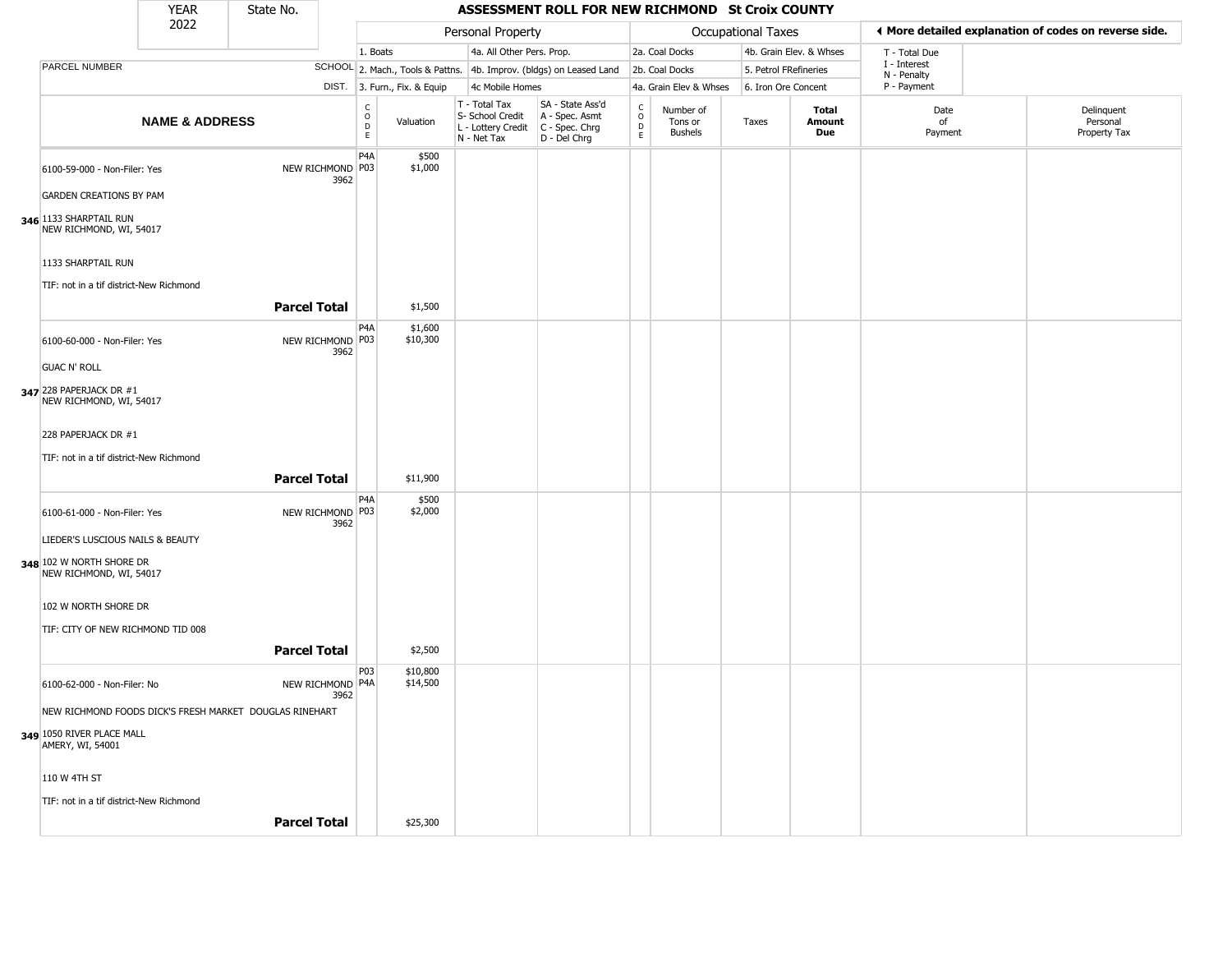# ASSESSMENT ROLL FOR NEW RICHMOND St Croix COUNTY

YEAR 2022 | State No.

| PARCEL NUMBER / NAME & ADDRESS | SCHOOL DIST. | CODE | Valuation | T - Total Tax / S- School Credit / L - Lottery Credit / N - Net Tax | SA - State Ass'd / A - Spec. Asmt / C - Spec. Chrg / D - Del Chrg | CODE | Number of Tons or Bushels | Taxes | Total Amount Due | Date of Payment | Delinquent Personal Property Tax |
|---|---|---|---|---|---|---|---|---|---|---|---|
| Personal Property: 1. Boats; 2. Mach., Tools & Pattns.; 3. Furn., Fix. & Equip; 4a. All Other Pers. Prop.; 4b. Improv. (bldgs) on Leased Land; 4c Mobile Homes | | | | | | Occupational Taxes: 2a. Coal Docks; 2b. Coal Docks; 4a. Grain Elev & Whses; 4b. Grain Elev. & Whses; 5. Petrol FRefineries; 6. Iron Ore Concent | | | | T - Total Due; I - Interest; N - Penalty; P - Payment | |
| **346** 6100-59-000 - Non-Filer: Yes<br>GARDEN CREATIONS BY PAM<br>1133 SHARPTAIL RUN<br>NEW RICHMOND, WI, 54017<br>1133 SHARPTAIL RUN<br>TIF: not in a tif district-New Richmond | NEW RICHMOND 3962 | P4A<br>P03 | $500<br>$1,000 | | | | | | | | |
| **Parcel Total** | | | $1,500 | | | | | | | | |
| **347** 6100-60-000 - Non-Filer: Yes<br>GUAC N' ROLL<br>228 PAPERJACK DR #1<br>NEW RICHMOND, WI, 54017<br>228 PAPERJACK DR #1<br>TIF: not in a tif district-New Richmond | NEW RICHMOND 3962 | P4A<br>P03 | $1,600<br>$10,300 | | | | | | | | |
| **Parcel Total** | | | $11,900 | | | | | | | | |
| **348** 6100-61-000 - Non-Filer: Yes<br>LIEDER'S LUSCIOUS NAILS & BEAUTY<br>102 W NORTH SHORE DR<br>NEW RICHMOND, WI, 54017<br>102 W NORTH SHORE DR<br>TIF: CITY OF NEW RICHMOND TID 008 | NEW RICHMOND 3962 | P4A<br>P03 | $500<br>$2,000 | | | | | | | | |
| **Parcel Total** | | | $2,500 | | | | | | | | |
| **349** 6100-62-000 - Non-Filer: No<br>NEW RICHMOND FOODS DICK'S FRESH MARKET DOUGLAS RINEHART<br>1050 RIVER PLACE MALL<br>AMERY, WI, 54001<br>110 W 4TH ST<br>TIF: not in a tif district-New Richmond | NEW RICHMOND 3962 | P03<br>P4A | $10,800<br>$14,500 | | | | | | | | |
| **Parcel Total** | | | $25,300 | | | | | | | | |

◄ More detailed explanation of codes on reverse side.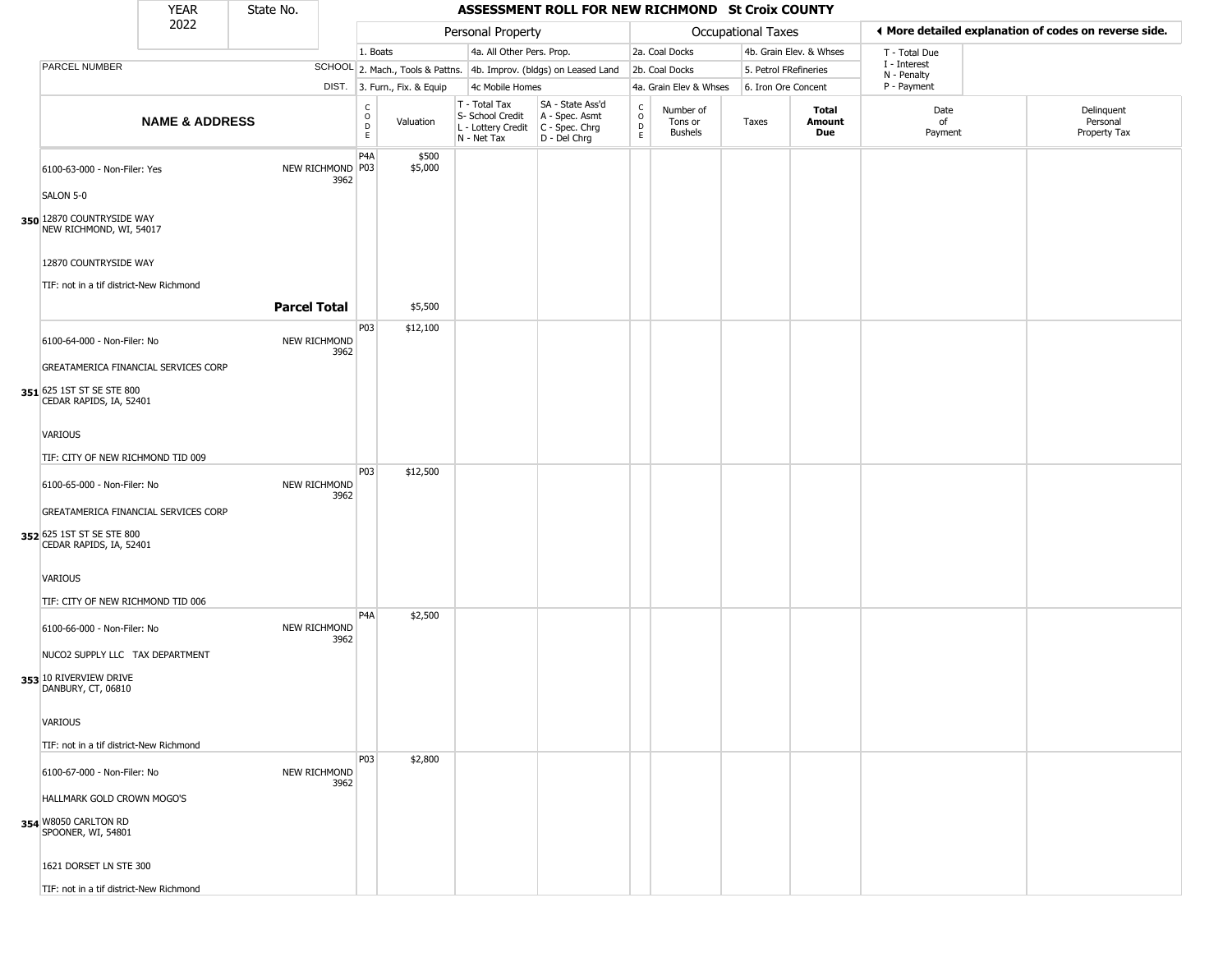| YEAR 2022 | State No. | | | ASSESSMENT ROLL FOR NEW RICHMOND St Croix COUNTY | | | | | | | | |
|---|---|---|---|---|---|---|---|---|---|---|---|---|

◄ More detailed explanation of codes on reverse side.

| | | Personal Property | | | | Occupational Taxes | | | | | | |
|---|---|---|---|---|---|---|---|---|---|---|---|---|
| | | 1. Boats | | 4a. All Other Pers. Prop. | | 2a. Coal Docks | | 4b. Grain Elev. & Whses | | T - Total Due | | |
| PARCEL NUMBER | SCHOOL | 2. Mach., Tools & Pattns. | | 4b. Improv. (bldgs) on Leased Land | | 2b. Coal Docks | | 5. Petrol FRefineries | | I - Interest N - Penalty | | |
| | DIST. | 3. Furn., Fix. & Equip | | 4c Mobile Homes | | 4a. Grain Elev & Whses | | 6. Iron Ore Concent | | P - Payment | | |
| **NAME & ADDRESS** | | CODE | Valuation | T - Total Tax S- School Credit L - Lottery Credit N - Net Tax | SA - State Ass'd A - Spec. Asmt C - Spec. Chrg D - Del Chrg | CODE | Number of Tons or Bushels | Taxes | **Total Amount Due** | Date of Payment | Delinquent Personal Property Tax |
| 6100-63-000 - Non-Filer: Yes<br>SALON 5-0<br>**350** 12870 COUNTRYSIDE WAY NEW RICHMOND, WI, 54017<br>12870 COUNTRYSIDE WAY<br>TIF: not in a tif district-New Richmond | NEW RICHMOND 3962 | P4A<br>P03 | \$500<br>\$5,000 | | | | | | | | |
| | **Parcel Total** | | \$5,500 | | | | | | | | |
| 6100-64-000 - Non-Filer: No<br>GREATAMERICA FINANCIAL SERVICES CORP<br>**351** 625 1ST ST SE STE 800 CEDAR RAPIDS, IA, 52401<br>VARIOUS<br>TIF: CITY OF NEW RICHMOND TID 009 | NEW RICHMOND 3962 | P03 | \$12,100 | | | | | | | | |
| 6100-65-000 - Non-Filer: No<br>GREATAMERICA FINANCIAL SERVICES CORP<br>**352** 625 1ST ST SE STE 800 CEDAR RAPIDS, IA, 52401<br>VARIOUS<br>TIF: CITY OF NEW RICHMOND TID 006 | NEW RICHMOND 3962 | P03 | \$12,500 | | | | | | | | |
| 6100-66-000 - Non-Filer: No<br>NUCO2 SUPPLY LLC TAX DEPARTMENT<br>**353** 10 RIVERVIEW DRIVE DANBURY, CT, 06810<br>VARIOUS<br>TIF: not in a tif district-New Richmond | NEW RICHMOND 3962 | P4A | \$2,500 | | | | | | | | |
| 6100-67-000 - Non-Filer: No<br>HALLMARK GOLD CROWN MOGO'S<br>**354** W8050 CARLTON RD SPOONER, WI, 54801<br>1621 DORSET LN STE 300<br>TIF: not in a tif district-New Richmond | NEW RICHMOND 3962 | P03 | \$2,800 | | | | | | | | |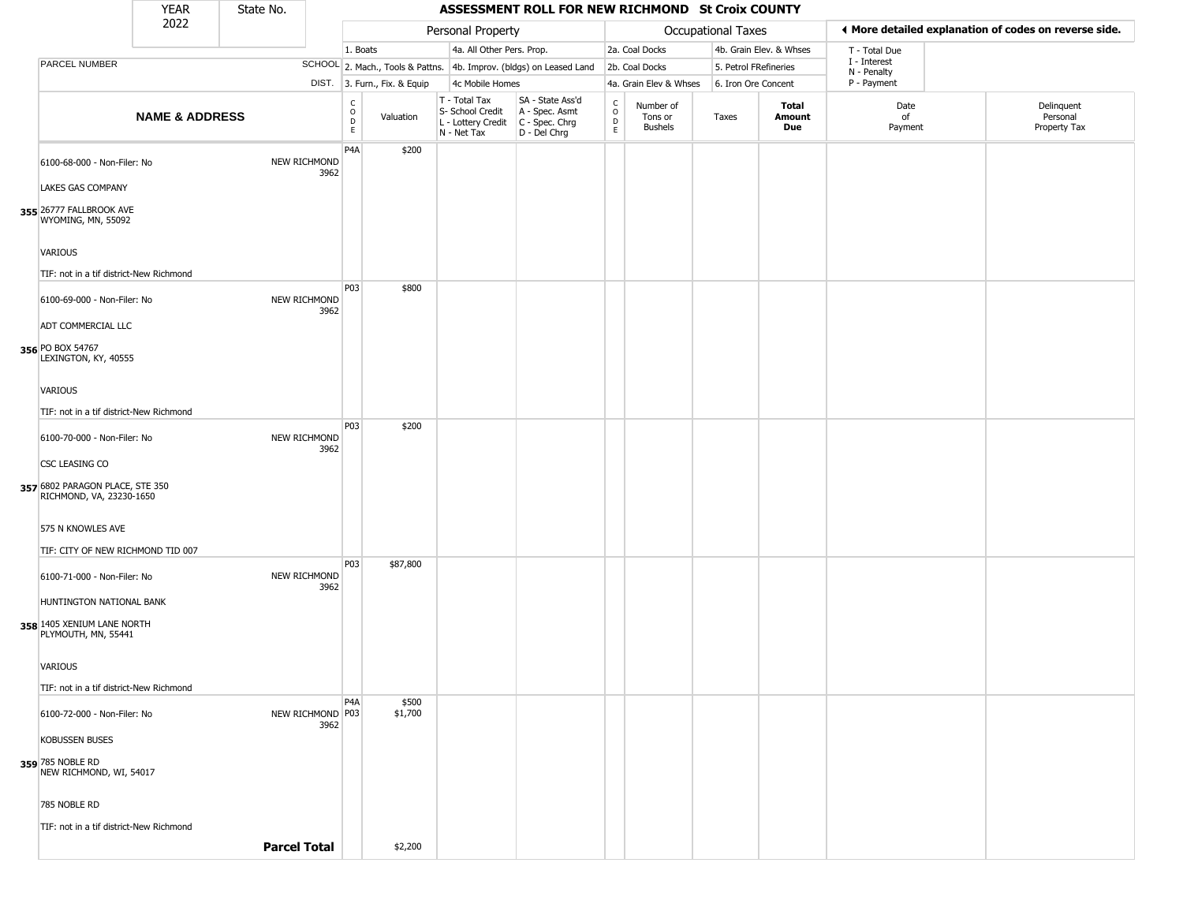| YEAR 2022 | State No. | ASSESSMENT ROLL FOR NEW RICHMOND St Croix COUNTY |
|---|---|---|

| | | Personal Property | | | | Occupational Taxes | | | | ◄ More detailed explanation of codes on reverse side. | |
|---|---|---|---|---|---|---|---|---|---|---|---|
| PARCEL NUMBER | SCHOOL DIST. | 1. Boats 2. Mach., Tools & Pattns. 3. Furn., Fix. & Equip | | 4a. All Other Pers. Prop. 4b. Improv. (bldgs) on Leased Land 4c Mobile Homes | | 2a. Coal Docks 2b. Coal Docks 4a. Grain Elev & Whses | | 4b. Grain Elev. & Whses 5. Petrol FRefineries 6. Iron Ore Concent | | T - Total Due I - Interest N - Penalty P - Payment | |
| **NAME & ADDRESS** | | CODE | Valuation | T - Total Tax S- School Credit L - Lottery Credit N - Net Tax | SA - State Ass'd A - Spec. Asmt C - Spec. Chrg D - Del Chrg | CODE | Number of Tons or Bushels | Taxes | **Total Amount Due** | Date of Payment | Delinquent Personal Property Tax |
| 6100-68-000 - Non-Filer: No<br>LAKES GAS COMPANY<br>**355** 26777 FALLBROOK AVE<br>WYOMING, MN, 55092<br>VARIOUS<br>TIF: not in a tif district-New Richmond | NEW RICHMOND 3962 | P4A | $200 | | | | | | | | |
| 6100-69-000 - Non-Filer: No<br>ADT COMMERCIAL LLC<br>**356** PO BOX 54767<br>LEXINGTON, KY, 40555<br>VARIOUS<br>TIF: not in a tif district-New Richmond | NEW RICHMOND 3962 | P03 | $800 | | | | | | | | |
| 6100-70-000 - Non-Filer: No<br>CSC LEASING CO<br>**357** 6802 PARAGON PLACE, STE 350<br>RICHMOND, VA, 23230-1650<br>575 N KNOWLES AVE<br>TIF: CITY OF NEW RICHMOND TID 007 | NEW RICHMOND 3962 | P03 | $200 | | | | | | | | |
| 6100-71-000 - Non-Filer: No<br>HUNTINGTON NATIONAL BANK<br>**358** 1405 XENIUM LANE NORTH<br>PLYMOUTH, MN, 55441<br>VARIOUS<br>TIF: not in a tif district-New Richmond | NEW RICHMOND 3962 | P03 | $87,800 | | | | | | | | |
| 6100-72-000 - Non-Filer: No<br>KOBUSSEN BUSES<br>**359** 785 NOBLE RD<br>NEW RICHMOND, WI, 54017<br>785 NOBLE RD<br>TIF: not in a tif district-New Richmond | NEW RICHMOND 3962 | P4A<br>P03 | $500<br>$1,700 | | | | | | | | |
| | **Parcel Total** | | $2,200 | | | | | | | | |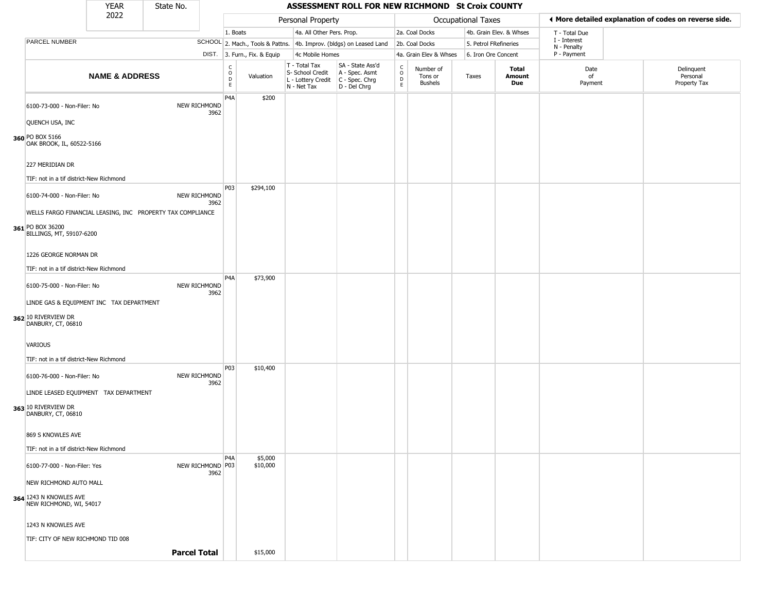| YEAR 2022 | State No. | ASSESSMENT ROLL FOR NEW RICHMOND St Croix COUNTY | | | | | | | | | | |
|---|---|---|---|---|---|---|---|---|---|---|---|---|
| | | Personal Property | | | | Occupational Taxes | | | | | ◄ More detailed explanation of codes on reverse side. | |
| | | 1. Boats | | 4a. All Other Pers. Prop. | | 2a. Coal Docks | | 4b. Grain Elev. & Whses | | | T - Total Due | |
| PARCEL NUMBER | SCHOOL | 2. Mach., Tools & Pattns. | | 4b. Improv. (bldgs) on Leased Land | | 2b. Coal Docks | | 5. Petrol FRefineries | | | I - Interest N - Penalty | |
| | DIST. | 3. Furn., Fix. & Equip | | 4c Mobile Homes | | 4a. Grain Elev & Whses | | 6. Iron Ore Concent | | | P - Payment | |
| **NAME & ADDRESS** | | CODE | Valuation | T - Total Tax S- School Credit L - Lottery Credit N - Net Tax | SA - State Ass'd A - Spec. Asmt C - Spec. Chrg D - Del Chrg | CODE | Number of Tons or Bushels | Taxes | **Total Amount Due** | | Date of Payment | Delinquent Personal Property Tax |
| **360** 6100-73-000 - Non-Filer: No<br>QUENCH USA, INC<br>PO BOX 5166<br>OAK BROOK, IL, 60522-5166<br>227 MERIDIAN DR<br>TIF: not in a tif district-New Richmond | NEW RICHMOND 3962 | P4A | $200 | | | | | | | | | |
| **361** 6100-74-000 - Non-Filer: No<br>WELLS FARGO FINANCIAL LEASING, INC PROPERTY TAX COMPLIANCE<br>PO BOX 36200<br>BILLINGS, MT, 59107-6200<br>1226 GEORGE NORMAN DR<br>TIF: not in a tif district-New Richmond | NEW RICHMOND 3962 | P03 | $294,100 | | | | | | | | | |
| **362** 6100-75-000 - Non-Filer: No<br>LINDE GAS & EQUIPMENT INC TAX DEPARTMENT<br>10 RIVERVIEW DR<br>DANBURY, CT, 06810<br>VARIOUS<br>TIF: not in a tif district-New Richmond | NEW RICHMOND 3962 | P4A | $73,900 | | | | | | | | | |
| **363** 6100-76-000 - Non-Filer: No<br>LINDE LEASED EQUIPMENT TAX DEPARTMENT<br>10 RIVERVIEW DR<br>DANBURY, CT, 06810<br>869 S KNOWLES AVE<br>TIF: not in a tif district-New Richmond | NEW RICHMOND 3962 | P03 | $10,400 | | | | | | | | | |
| **364** 6100-77-000 - Non-Filer: Yes<br>NEW RICHMOND AUTO MALL<br>1243 N KNOWLES AVE<br>NEW RICHMOND, WI, 54017<br>1243 N KNOWLES AVE<br>TIF: CITY OF NEW RICHMOND TID 008 | NEW RICHMOND 3962 | P4A<br>P03 | $5,000<br>$10,000 | | | | | | | | | |
| | **Parcel Total** | | $15,000 | | | | | | | | | |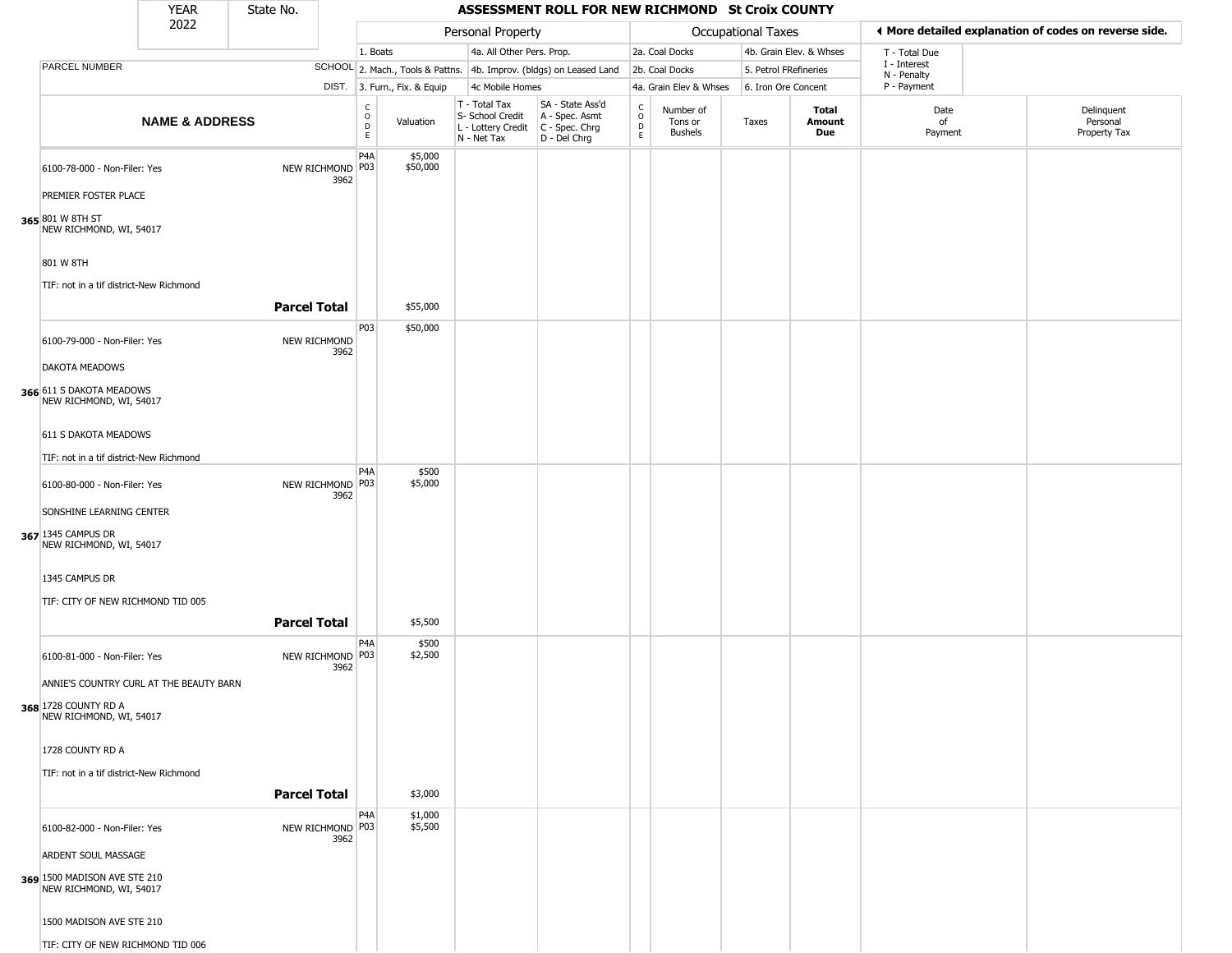# ASSESSMENT ROLL FOR NEW RICHMOND St Croix COUNTY

YEAR 2022 | State No.

| | | Personal Property | | | | Occupational Taxes | | | | ◄ More detailed explanation of codes on reverse side. | |
|---|---|---|---|---|---|---|---|---|---|---|---|
| PARCEL NUMBER | SCHOOL DIST. | 1. Boats<br>2. Mach., Tools & Pattns.<br>3. Furn., Fix. & Equip | | 4a. All Other Pers. Prop.<br>4b. Improv. (bldgs) on Leased Land<br>4c Mobile Homes | | 2a. Coal Docks<br>2b. Coal Docks<br>4a. Grain Elev & Whses | | 4b. Grain Elev. & Whses<br>5. Petrol FRefineries<br>6. Iron Ore Concent | | T - Total Due<br>I - Interest<br>N - Penalty<br>P - Payment | |
| **NAME & ADDRESS** | | CODE | Valuation | T - Total Tax<br>S- School Credit<br>L - Lottery Credit<br>N - Net Tax | SA - State Ass'd<br>A - Spec. Asmt<br>C - Spec. Chrg<br>D - Del Chrg | CODE | Number of Tons or Bushels | Taxes | **Total Amount Due** | Date of Payment | Delinquent Personal Property Tax |
| 365 6100-78-000 - Non-Filer: Yes<br>PREMIER FOSTER PLACE<br>801 W 8TH ST<br>NEW RICHMOND, WI, 54017<br>801 W 8TH<br>TIF: not in a tif district-New Richmond | NEW RICHMOND 3962 | P4A<br>P03 | $5,000<br>$50,000 | | | | | | | | |
| | **Parcel Total** | | $55,000 | | | | | | | | |
| 366 6100-79-000 - Non-Filer: Yes<br>DAKOTA MEADOWS<br>611 S DAKOTA MEADOWS<br>NEW RICHMOND, WI, 54017<br>611 S DAKOTA MEADOWS<br>TIF: not in a tif district-New Richmond | NEW RICHMOND 3962 | P03 | $50,000 | | | | | | | | |
| 367 6100-80-000 - Non-Filer: Yes<br>SONSHINE LEARNING CENTER<br>1345 CAMPUS DR<br>NEW RICHMOND, WI, 54017<br>1345 CAMPUS DR<br>TIF: CITY OF NEW RICHMOND TID 005 | NEW RICHMOND 3962 | P4A<br>P03 | $500<br>$5,000 | | | | | | | | |
| | **Parcel Total** | | $5,500 | | | | | | | | |
| 368 6100-81-000 - Non-Filer: Yes<br>ANNIE'S COUNTRY CURL AT THE BEAUTY BARN<br>1728 COUNTY RD A<br>NEW RICHMOND, WI, 54017<br>1728 COUNTY RD A<br>TIF: not in a tif district-New Richmond | NEW RICHMOND 3962 | P4A<br>P03 | $500<br>$2,500 | | | | | | | | |
| | **Parcel Total** | | $3,000 | | | | | | | | |
| 369 6100-82-000 - Non-Filer: Yes<br>ARDENT SOUL MASSAGE<br>1500 MADISON AVE STE 210<br>NEW RICHMOND, WI, 54017<br>1500 MADISON AVE STE 210<br>TIF: CITY OF NEW RICHMOND TID 006 | NEW RICHMOND 3962 | P4A<br>P03 | $1,000<br>$5,500 | | | | | | | | |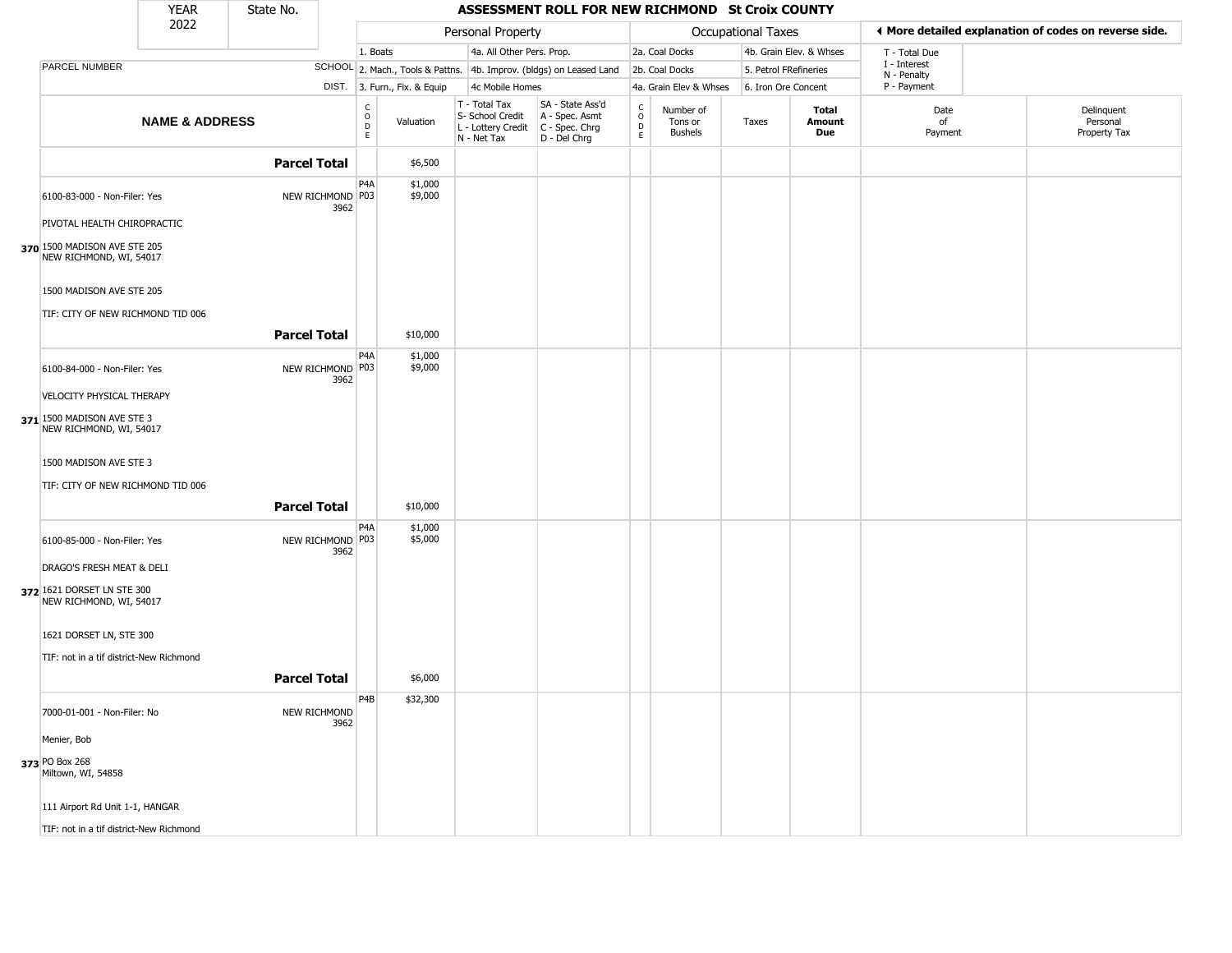# ASSESSMENT ROLL FOR NEW RICHMOND St Croix COUNTY

| YEAR | State No. |
|---|---|
| 2022 | |

**Personal Property:** 1. Boats; 2. Mach., Tools & Pattns.; 3. Furn., Fix. & Equip; 4a. All Other Pers. Prop.; 4b. Improv. (bldgs) on Leased Land; 4c Mobile Homes

**Occupational Taxes:** 2a. Coal Docks; 2b. Coal Docks; 4a. Grain Elev & Whses; 4b. Grain Elev. & Whses; 5. Petrol FRefineries; 6. Iron Ore Concent

◄ More detailed explanation of codes on reverse side.

T - Total Due; I - Interest; N - Penalty; P - Payment

| NAME & ADDRESS | PARCEL NUMBER SCHOOL DIST. | CODE | Valuation | T - Total Tax S- School Credit L - Lottery Credit N - Net Tax | SA - State Ass'd A - Spec. Asmt C - Spec. Chrg D - Del Chrg | CODE | Number of Tons or Bushels | Taxes | Total Amount Due | Date of Payment | Delinquent Personal Property Tax |
|---|---|---|---|---|---|---|---|---|---|---|---|
| **Parcel Total** | | | $6,500 | | | | | | | | |
| 6100-83-000 - Non-Filer: Yes | NEW RICHMOND 3962 | P4A | $1,000 | | | | | | | | |
| | | P03 | $9,000 | | | | | | | | |
| PIVOTAL HEALTH CHIROPRACTIC | | | | | | | | | | | |
| 370 1500 MADISON AVE STE 205 NEW RICHMOND, WI, 54017 | | | | | | | | | | | |
| 1500 MADISON AVE STE 205 | | | | | | | | | | | |
| TIF: CITY OF NEW RICHMOND TID 006 | | | | | | | | | | | |
| **Parcel Total** | | | $10,000 | | | | | | | | |
| 6100-84-000 - Non-Filer: Yes | NEW RICHMOND 3962 | P4A | $1,000 | | | | | | | | |
| | | P03 | $9,000 | | | | | | | | |
| VELOCITY PHYSICAL THERAPY | | | | | | | | | | | |
| 371 1500 MADISON AVE STE 3 NEW RICHMOND, WI, 54017 | | | | | | | | | | | |
| 1500 MADISON AVE STE 3 | | | | | | | | | | | |
| TIF: CITY OF NEW RICHMOND TID 006 | | | | | | | | | | | |
| **Parcel Total** | | | $10,000 | | | | | | | | |
| 6100-85-000 - Non-Filer: Yes | NEW RICHMOND 3962 | P4A | $1,000 | | | | | | | | |
| | | P03 | $5,000 | | | | | | | | |
| DRAGO'S FRESH MEAT & DELI | | | | | | | | | | | |
| 372 1621 DORSET LN STE 300 NEW RICHMOND, WI, 54017 | | | | | | | | | | | |
| 1621 DORSET LN, STE 300 | | | | | | | | | | | |
| TIF: not in a tif district-New Richmond | | | | | | | | | | | |
| **Parcel Total** | | | $6,000 | | | | | | | | |
| 7000-01-001 - Non-Filer: No | NEW RICHMOND 3962 | P4B | $32,300 | | | | | | | | |
| Menier, Bob | | | | | | | | | | | |
| 373 PO Box 268 Miltown, WI, 54858 | | | | | | | | | | | |
| 111 Airport Rd Unit 1-1, HANGAR | | | | | | | | | | | |
| TIF: not in a tif district-New Richmond | | | | | | | | | | | |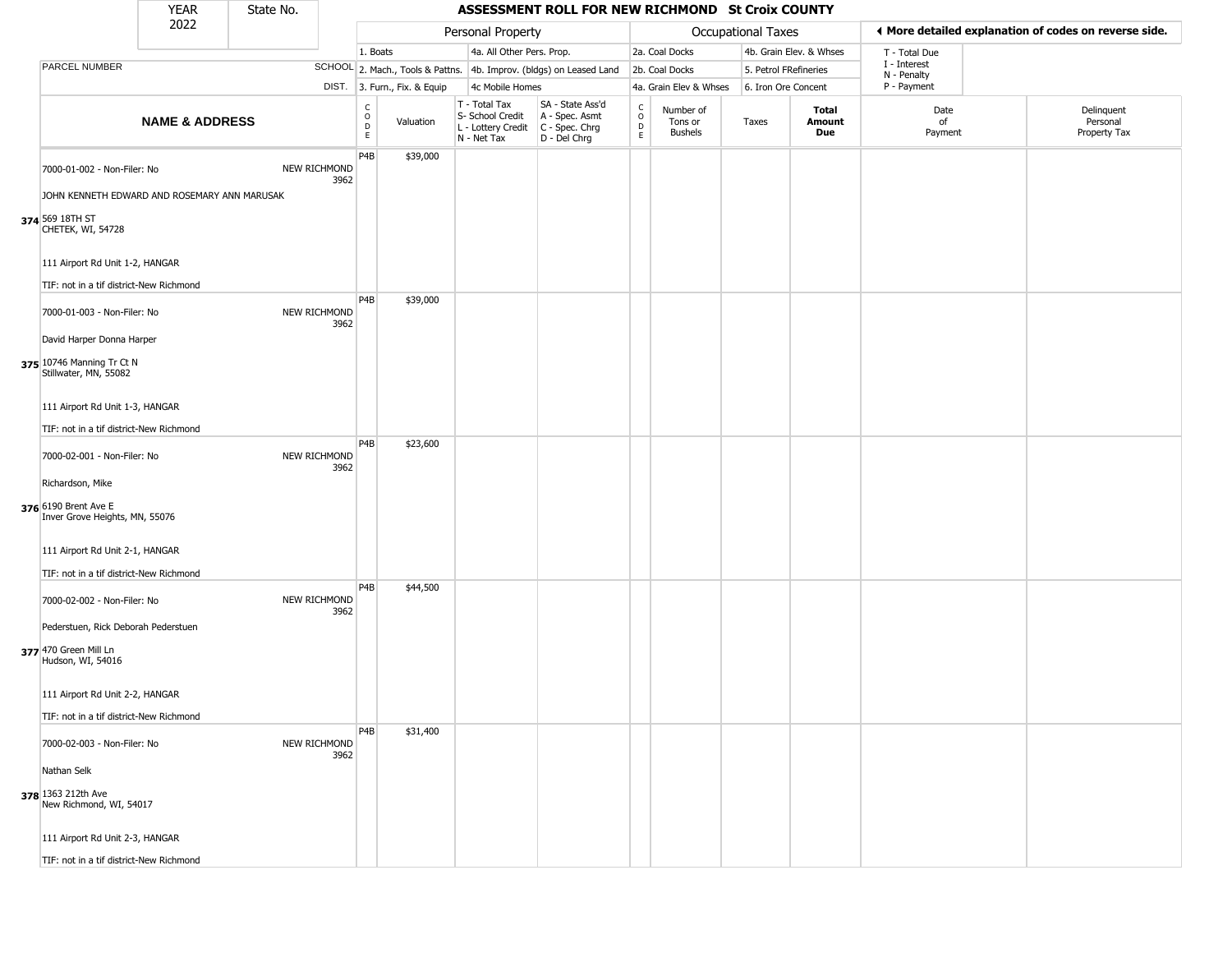# ASSESSMENT ROLL FOR NEW RICHMOND St Croix COUNTY

| YEAR | State No. |
|---|---|
| 2022 | |

| | | Personal Property | | | | Occupational Taxes | | | | More detailed explanation of codes on reverse side. | |
|---|---|---|---|---|---|---|---|---|---|---|---|
| | | 1. Boats | | 4a. All Other Pers. Prop. | | 2a. Coal Docks | | 4b. Grain Elev. & Whses | | T - Total Due | |
| PARCEL NUMBER | SCHOOL | 2. Mach., Tools & Pattns. | | 4b. Improv. (bldgs) on Leased Land | | 2b. Coal Docks | | 5. Petrol FRefineries | | I - Interest, N - Penalty | |
| | DIST. | 3. Furn., Fix. & Equip | | 4c Mobile Homes | | 4a. Grain Elev & Whses | | 6. Iron Ore Concent | | P - Payment | |
| NAME & ADDRESS | | CODE | Valuation | T - Total Tax, S- School Credit, L - Lottery Credit, N - Net Tax | SA - State Ass'd, A - Spec. Asmt, C - Spec. Chrg, D - Del Chrg | CODE | Number of Tons or Bushels | Taxes | Total Amount Due | Date of Payment | Delinquent Personal Property Tax |
| 374 7000-01-002 - Non-Filer: No<br>JOHN KENNETH EDWARD AND ROSEMARY ANN MARUSAK<br>569 18TH ST<br>CHETEK, WI, 54728<br>111 Airport Rd Unit 1-2, HANGAR<br>TIF: not in a tif district-New Richmond | NEW RICHMOND 3962 | P4B | $39,000 | | | | | | | | |
| 375 7000-01-003 - Non-Filer: No<br>David Harper Donna Harper<br>10746 Manning Tr Ct N<br>Stillwater, MN, 55082<br>111 Airport Rd Unit 1-3, HANGAR<br>TIF: not in a tif district-New Richmond | NEW RICHMOND 3962 | P4B | $39,000 | | | | | | | | |
| 376 7000-02-001 - Non-Filer: No<br>Richardson, Mike<br>6190 Brent Ave E<br>Inver Grove Heights, MN, 55076<br>111 Airport Rd Unit 2-1, HANGAR<br>TIF: not in a tif district-New Richmond | NEW RICHMOND 3962 | P4B | $23,600 | | | | | | | | |
| 377 7000-02-002 - Non-Filer: No<br>Pederstuen, Rick Deborah Pederstuen<br>470 Green Mill Ln<br>Hudson, WI, 54016<br>111 Airport Rd Unit 2-2, HANGAR<br>TIF: not in a tif district-New Richmond | NEW RICHMOND 3962 | P4B | $44,500 | | | | | | | | |
| 378 7000-02-003 - Non-Filer: No<br>Nathan Selk<br>1363 212th Ave<br>New Richmond, WI, 54017<br>111 Airport Rd Unit 2-3, HANGAR<br>TIF: not in a tif district-New Richmond | NEW RICHMOND 3962 | P4B | $31,400 | | | | | | | | |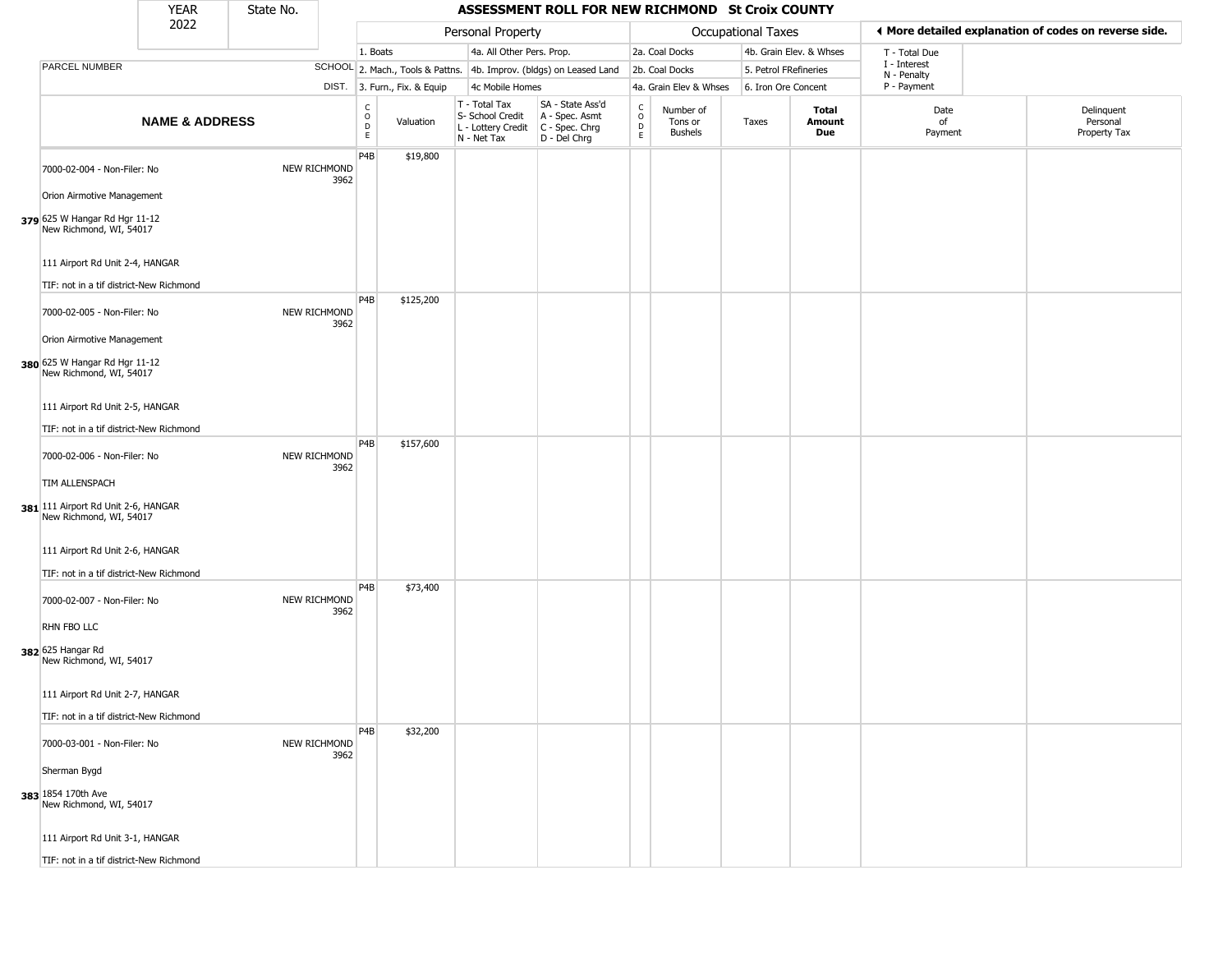| YEAR 2022 | State No. | | ASSESSMENT ROLL FOR NEW RICHMOND St Croix COUNTY | | | | | | | | | | |
|---|---|---|---|---|---|---|---|---|---|---|---|---|---|
| | | | Personal Property | | | | Occupational Taxes | | | | | ◄ More detailed explanation of codes on reverse side. | |
| | | | 1. Boats | | 4a. All Other Pers. Prop. | | 2a. Coal Docks | | 4b. Grain Elev. & Whses | | T - Total Due | | |
| PARCEL NUMBER | | SCHOOL | 2. Mach., Tools & Pattns. | | 4b. Improv. (bldgs) on Leased Land | | 2b. Coal Docks | | 5. Petrol FRefineries | | I - Interest<br>N - Penalty | | |
| | | DIST. | 3. Furn., Fix. & Equip | | 4c Mobile Homes | | 4a. Grain Elev & Whses | | 6. Iron Ore Concent | | P - Payment | | |
| NAME & ADDRESS | | | CODE | Valuation | T - Total Tax<br>S- School Credit<br>L - Lottery Credit<br>N - Net Tax | SA - State Ass'd<br>A - Spec. Asmt<br>C - Spec. Chrg<br>D - Del Chrg | CODE | Number of Tons or Bushels | Taxes | Total Amount Due | Date of Payment | Delinquent Personal Property Tax |
| 379 | 7000-02-004 - Non-Filer: No<br>Orion Airmotive Management<br>625 W Hangar Rd Hgr 11-12<br>New Richmond, WI, 54017<br>111 Airport Rd Unit 2-4, HANGAR<br>TIF: not in a tif district-New Richmond | NEW RICHMOND 3962 | P4B | $19,800 | | | | | | | | |
| 380 | 7000-02-005 - Non-Filer: No<br>Orion Airmotive Management<br>625 W Hangar Rd Hgr 11-12<br>New Richmond, WI, 54017<br>111 Airport Rd Unit 2-5, HANGAR<br>TIF: not in a tif district-New Richmond | NEW RICHMOND 3962 | P4B | $125,200 | | | | | | | | |
| 381 | 7000-02-006 - Non-Filer: No<br>TIM ALLENSPACH<br>111 Airport Rd Unit 2-6, HANGAR<br>New Richmond, WI, 54017<br>111 Airport Rd Unit 2-6, HANGAR<br>TIF: not in a tif district-New Richmond | NEW RICHMOND 3962 | P4B | $157,600 | | | | | | | | |
| 382 | 7000-02-007 - Non-Filer: No<br>RHN FBO LLC<br>625 Hangar Rd<br>New Richmond, WI, 54017<br>111 Airport Rd Unit 2-7, HANGAR<br>TIF: not in a tif district-New Richmond | NEW RICHMOND 3962 | P4B | $73,400 | | | | | | | | |
| 383 | 7000-03-001 - Non-Filer: No<br>Sherman Bygd<br>1854 170th Ave<br>New Richmond, WI, 54017<br>111 Airport Rd Unit 3-1, HANGAR<br>TIF: not in a tif district-New Richmond | NEW RICHMOND 3962 | P4B | $32,200 | | | | | | | | |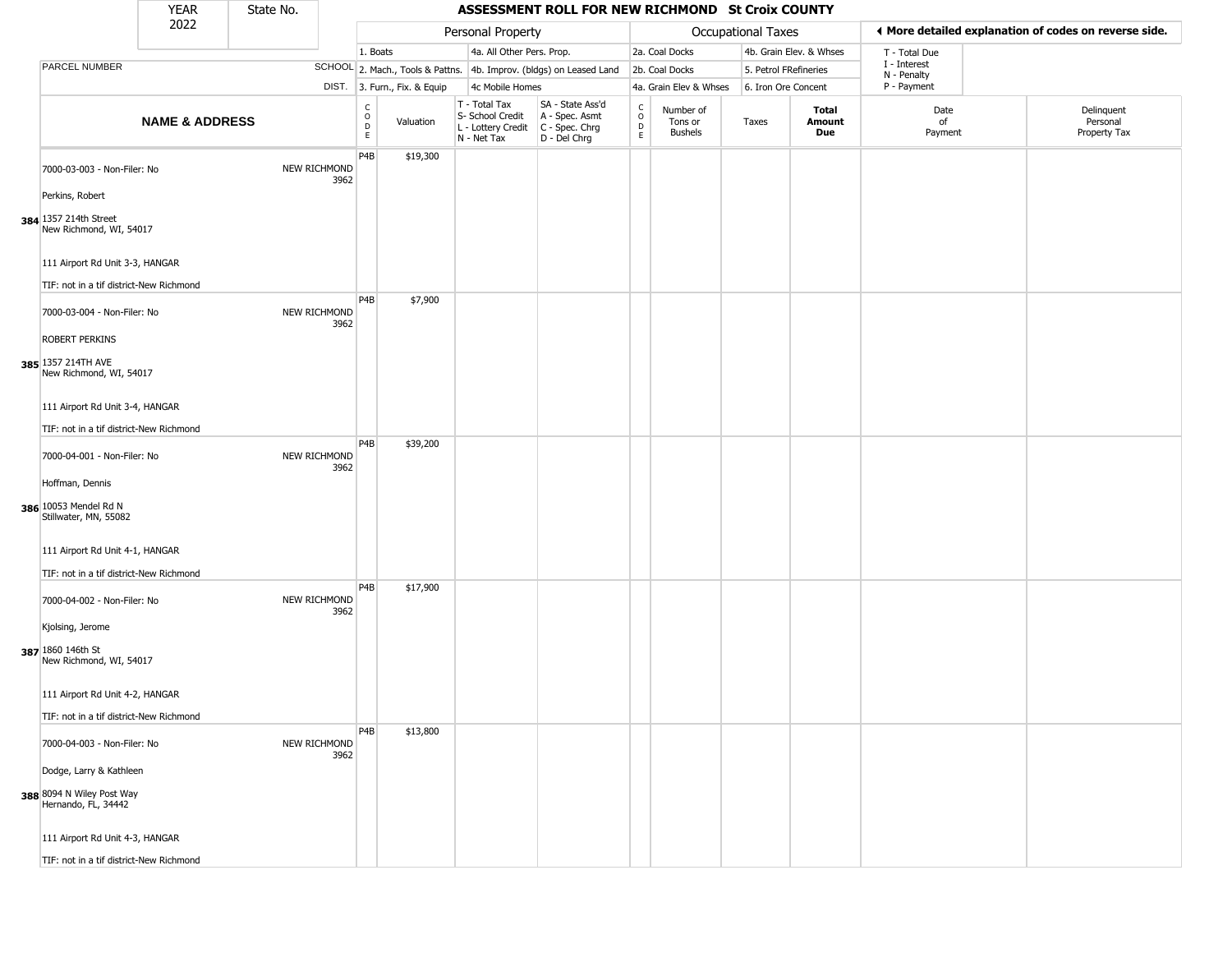| YEAR 2022 | State No. | ASSESSMENT ROLL FOR NEW RICHMOND St Croix COUNTY | | | | | | | | | | | |
|---|---|---|---|---|---|---|---|---|---|---|---|---|---|

| | | Personal Property | | | | Occupational Taxes | | | | | ◄ More detailed explanation of codes on reverse side. | |
|---|---|---|---|---|---|---|---|---|---|---|---|---|
| PARCEL NUMBER | SCHOOL DIST. | 1. Boats<br>2. Mach., Tools & Pattns.<br>3. Furn., Fix. & Equip | | 4a. All Other Pers. Prop.<br>4b. Improv. (bldgs) on Leased Land<br>4c Mobile Homes | | 2a. Coal Docks<br>2b. Coal Docks<br>4a. Grain Elev & Whses | | 4b. Grain Elev. & Whses<br>5. Petrol FRefineries<br>6. Iron Ore Concent | | | T - Total Due<br>I - Interest<br>N - Penalty<br>P - Payment | |
| **NAME & ADDRESS** | | CODE | Valuation | T - Total Tax<br>S- School Credit<br>L - Lottery Credit<br>N - Net Tax | SA - State Ass'd<br>A - Spec. Asmt<br>C - Spec. Chrg<br>D - Del Chrg | CODE | Number of Tons or Bushels | Taxes | **Total Amount Due** | Date of Payment | Delinquent Personal Property Tax |
| 7000-03-003 - Non-Filer: No<br>Perkins, Robert<br>**384** 1357 214th Street<br>New Richmond, WI, 54017<br>111 Airport Rd Unit 3-3, HANGAR<br>TIF: not in a tif district-New Richmond | NEW RICHMOND 3962 | P4B | $19,300 | | | | | | | | |
| 7000-03-004 - Non-Filer: No<br>ROBERT PERKINS<br>**385** 1357 214TH AVE<br>New Richmond, WI, 54017<br>111 Airport Rd Unit 3-4, HANGAR<br>TIF: not in a tif district-New Richmond | NEW RICHMOND 3962 | P4B | $7,900 | | | | | | | | |
| 7000-04-001 - Non-Filer: No<br>Hoffman, Dennis<br>**386** 10053 Mendel Rd N<br>Stillwater, MN, 55082<br>111 Airport Rd Unit 4-1, HANGAR<br>TIF: not in a tif district-New Richmond | NEW RICHMOND 3962 | P4B | $39,200 | | | | | | | | |
| 7000-04-002 - Non-Filer: No<br>Kjolsing, Jerome<br>**387** 1860 146th St<br>New Richmond, WI, 54017<br>111 Airport Rd Unit 4-2, HANGAR<br>TIF: not in a tif district-New Richmond | NEW RICHMOND 3962 | P4B | $17,900 | | | | | | | | |
| 7000-04-003 - Non-Filer: No<br>Dodge, Larry & Kathleen<br>**388** 8094 N Wiley Post Way<br>Hernando, FL, 34442<br>111 Airport Rd Unit 4-3, HANGAR<br>TIF: not in a tif district-New Richmond | NEW RICHMOND 3962 | P4B | $13,800 | | | | | | | | |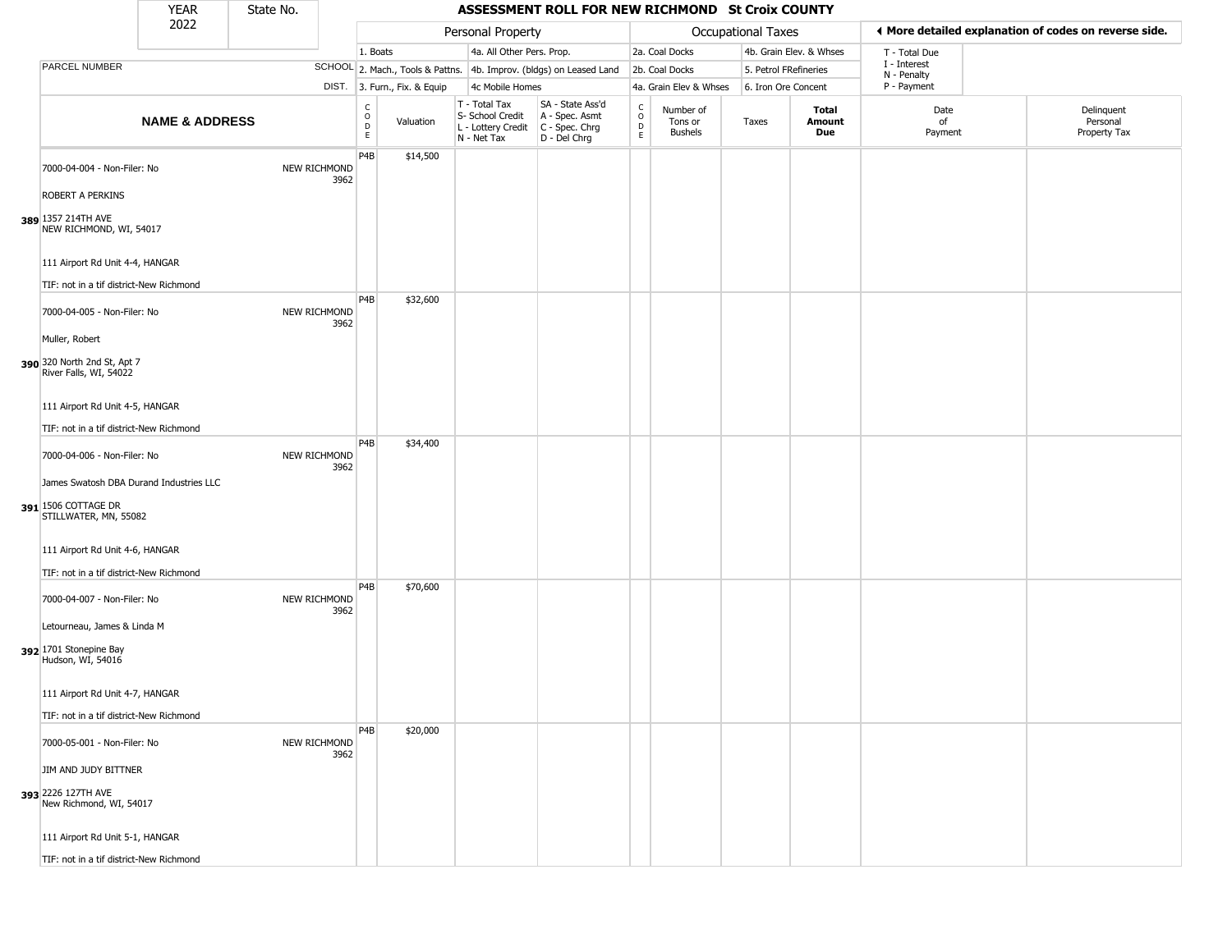| YEAR 2022 | State No. | ASSESSMENT ROLL FOR NEW RICHMOND St Croix COUNTY |
|---|---|---|

| PARCEL NUMBER | SCHOOL DIST. | Personal Property: 1. Boats, 2. Mach., Tools & Pattns., 3. Furn., Fix. & Equip, 4a. All Other Pers. Prop., 4b. Improv. (bldgs) on Leased Land, 4c Mobile Homes | | | | Occupational Taxes: 2a. Coal Docks, 2b. Coal Docks, 4a. Grain Elev & Whses, 4b. Grain Elev. & Whses, 5. Petrol FRefineries, 6. Iron Ore Concent | | | | ◄ More detailed explanation of codes on reverse side. T - Total Due, I - Interest, N - Penalty, P - Payment | |
|---|---|---|---|---|---|---|---|---|---|---|---|
| **NAME & ADDRESS** | | CODE | Valuation | T - Total Tax S- School Credit L - Lottery Credit N - Net Tax | SA - State Ass'd A - Spec. Asmt C - Spec. Chrg D - Del Chrg | CODE | Number of Tons or Bushels | Taxes | **Total Amount Due** | Date of Payment | Delinquent Personal Property Tax |
| 7000-04-004 - Non-Filer: No<br>ROBERT A PERKINS<br>**389** 1357 214TH AVE<br>NEW RICHMOND, WI, 54017<br>111 Airport Rd Unit 4-4, HANGAR<br>TIF: not in a tif district-New Richmond | NEW RICHMOND 3962 | P4B | $14,500 | | | | | | | | |
| 7000-04-005 - Non-Filer: No<br>Muller, Robert<br>**390** 320 North 2nd St, Apt 7<br>River Falls, WI, 54022<br>111 Airport Rd Unit 4-5, HANGAR<br>TIF: not in a tif district-New Richmond | NEW RICHMOND 3962 | P4B | $32,600 | | | | | | | | |
| 7000-04-006 - Non-Filer: No<br>James Swatosh DBA Durand Industries LLC<br>**391** 1506 COTTAGE DR<br>STILLWATER, MN, 55082<br>111 Airport Rd Unit 4-6, HANGAR<br>TIF: not in a tif district-New Richmond | NEW RICHMOND 3962 | P4B | $34,400 | | | | | | | | |
| 7000-04-007 - Non-Filer: No<br>Letourneau, James & Linda M<br>**392** 1701 Stonepine Bay<br>Hudson, WI, 54016<br>111 Airport Rd Unit 4-7, HANGAR<br>TIF: not in a tif district-New Richmond | NEW RICHMOND 3962 | P4B | $70,600 | | | | | | | | |
| 7000-05-001 - Non-Filer: No<br>JIM AND JUDY BITTNER<br>**393** 2226 127TH AVE<br>New Richmond, WI, 54017<br>111 Airport Rd Unit 5-1, HANGAR<br>TIF: not in a tif district-New Richmond | NEW RICHMOND 3962 | P4B | $20,000 | | | | | | | | |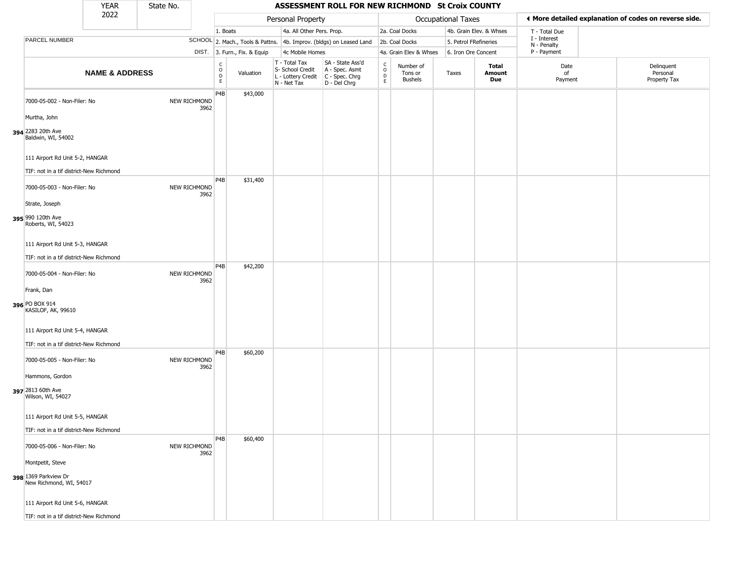| YEAR 2022 | State No. | ASSESSMENT ROLL FOR NEW RICHMOND St Croix COUNTY |
|---|---|---|

| | | Personal Property | | | | Occupational Taxes | | | | ◀ More detailed explanation of codes on reverse side. | |
|---|---|---|---|---|---|---|---|---|---|---|---|
| PARCEL NUMBER | SCHOOL DIST. | 1. Boats<br>2. Mach., Tools & Pattns.<br>3. Furn., Fix. & Equip | | 4a. All Other Pers. Prop.<br>4b. Improv. (bldgs) on Leased Land<br>4c Mobile Homes | | 2a. Coal Docks<br>2b. Coal Docks<br>4a. Grain Elev & Whses | | 4b. Grain Elev. & Whses<br>5. Petrol FRefineries<br>6. Iron Ore Concent | | T - Total Due<br>I - Interest<br>N - Penalty<br>P - Payment | |
| **NAME & ADDRESS** | | CODE | Valuation | T - Total Tax<br>S- School Credit<br>L - Lottery Credit<br>N - Net Tax | SA - State Ass'd<br>A - Spec. Asmt<br>C - Spec. Chrg<br>D - Del Chrg | CODE | Number of Tons or Bushels | Taxes | **Total Amount Due** | Date of Payment | Delinquent Personal Property Tax |
| 7000-05-002 - Non-Filer: No<br>Murtha, John<br>394 2283 20th Ave<br>Baldwin, WI, 54002<br>111 Airport Rd Unit 5-2, HANGAR<br>TIF: not in a tif district-New Richmond | NEW RICHMOND 3962 | P4B | $43,000 | | | | | | | | |
| 7000-05-003 - Non-Filer: No<br>Strate, Joseph<br>395 990 120th Ave<br>Roberts, WI, 54023<br>111 Airport Rd Unit 5-3, HANGAR<br>TIF: not in a tif district-New Richmond | NEW RICHMOND 3962 | P4B | $31,400 | | | | | | | | |
| 7000-05-004 - Non-Filer: No<br>Frank, Dan<br>396 PO BOX 914<br>KASILOF, AK, 99610<br>111 Airport Rd Unit 5-4, HANGAR<br>TIF: not in a tif district-New Richmond | NEW RICHMOND 3962 | P4B | $42,200 | | | | | | | | |
| 7000-05-005 - Non-Filer: No<br>Hammons, Gordon<br>397 2813 60th Ave<br>Wilson, WI, 54027<br>111 Airport Rd Unit 5-5, HANGAR<br>TIF: not in a tif district-New Richmond | NEW RICHMOND 3962 | P4B | $60,200 | | | | | | | | |
| 7000-05-006 - Non-Filer: No<br>Montpetit, Steve<br>398 1369 Parkview Dr<br>New Richmond, WI, 54017<br>111 Airport Rd Unit 5-6, HANGAR<br>TIF: not in a tif district-New Richmond | NEW RICHMOND 3962 | P4B | $60,400 | | | | | | | | |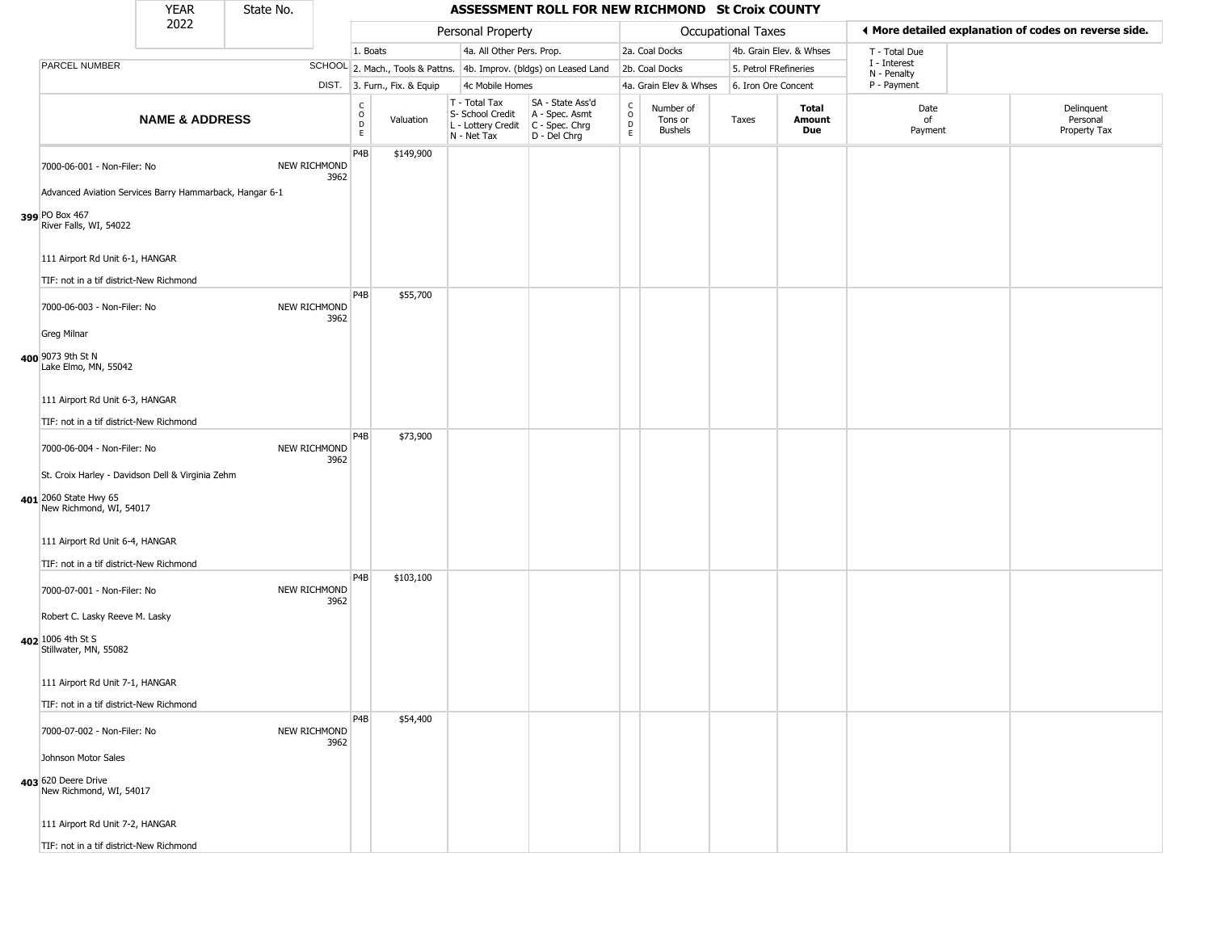| YEAR 2022 | State No. | | | ASSESSMENT ROLL FOR NEW RICHMOND St Croix COUNTY | | | | | | | | |
|---|---|---|---|---|---|---|---|---|---|---|---|---|

| | | | Personal Property | | | | Occupational Taxes | | | | ◀ More detailed explanation of codes on reverse side. | |
|---|---|---|---|---|---|---|---|---|---|---|---|---|
| | | | 1. Boats | | 4a. All Other Pers. Prop. | | 2a. Coal Docks | | 4b. Grain Elev. & Whses | | T - Total Due | |
| PARCEL NUMBER | SCHOOL | | 2. Mach., Tools & Pattns. | | 4b. Improv. (bldgs) on Leased Land | | 2b. Coal Docks | | 5. Petrol FRefineries | | I - Interest N - Penalty | |
| | DIST. | | 3. Furn., Fix. & Equip | | 4c Mobile Homes | | 4a. Grain Elev & Whses | | 6. Iron Ore Concent | | P - Payment | |
| **NAME & ADDRESS** | | CODE | Valuation | T - Total Tax S- School Credit L - Lottery Credit N - Net Tax | SA - State Ass'd A - Spec. Asmt C - Spec. Chrg D - Del Chrg | CODE | Number of Tons or Bushels | Taxes | **Total Amount Due** | Date of Payment | Delinquent Personal Property Tax |
| 7000-06-001 - Non-Filer: No<br>Advanced Aviation Services Barry Hammarback, Hangar 6-1<br>**399** PO Box 467<br>River Falls, WI, 54022<br>111 Airport Rd Unit 6-1, HANGAR<br>TIF: not in a tif district-New Richmond | NEW RICHMOND 3962 | P4B | $149,900 | | | | | | | | |
| 7000-06-003 - Non-Filer: No<br>Greg Milnar<br>**400** 9073 9th St N<br>Lake Elmo, MN, 55042<br>111 Airport Rd Unit 6-3, HANGAR<br>TIF: not in a tif district-New Richmond | NEW RICHMOND 3962 | P4B | $55,700 | | | | | | | | |
| 7000-06-004 - Non-Filer: No<br>St. Croix Harley - Davidson Dell & Virginia Zehm<br>**401** 2060 State Hwy 65<br>New Richmond, WI, 54017<br>111 Airport Rd Unit 6-4, HANGAR<br>TIF: not in a tif district-New Richmond | NEW RICHMOND 3962 | P4B | $73,900 | | | | | | | | |
| 7000-07-001 - Non-Filer: No<br>Robert C. Lasky Reeve M. Lasky<br>**402** 1006 4th St S<br>Stillwater, MN, 55082<br>111 Airport Rd Unit 7-1, HANGAR<br>TIF: not in a tif district-New Richmond | NEW RICHMOND 3962 | P4B | $103,100 | | | | | | | | |
| 7000-07-002 - Non-Filer: No<br>Johnson Motor Sales<br>**403** 620 Deere Drive<br>New Richmond, WI, 54017<br>111 Airport Rd Unit 7-2, HANGAR<br>TIF: not in a tif district-New Richmond | NEW RICHMOND 3962 | P4B | $54,400 | | | | | | | | |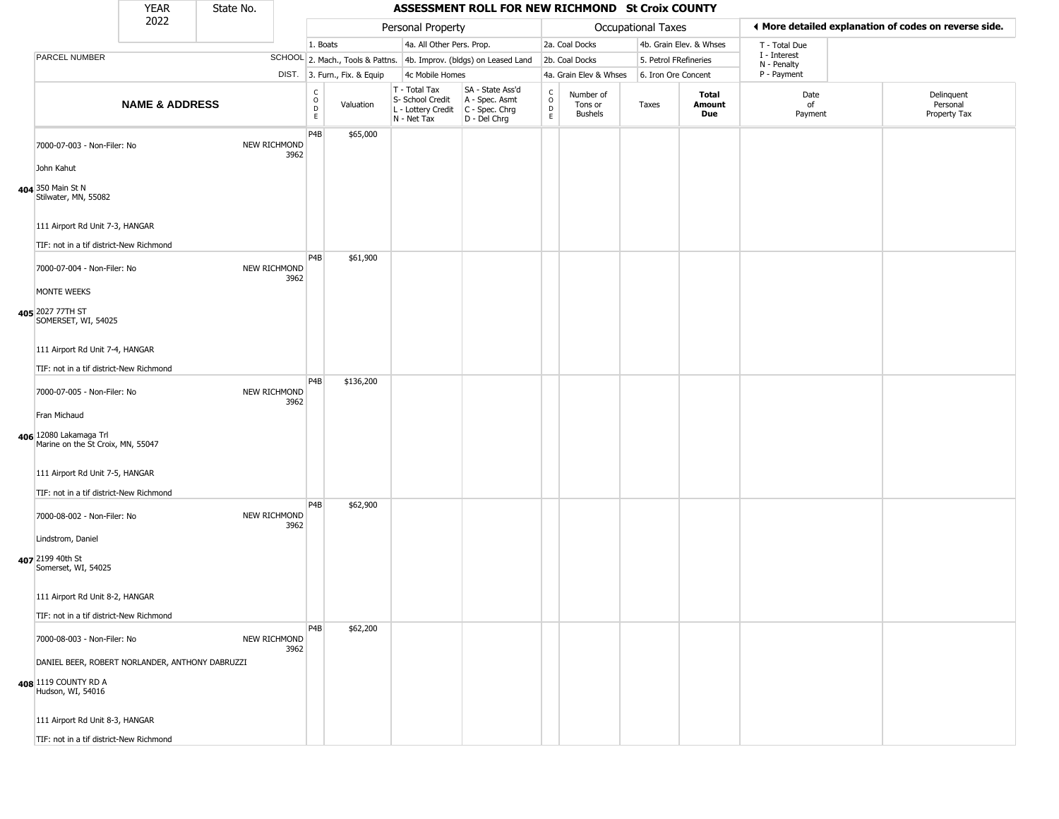# ASSESSMENT ROLL FOR NEW RICHMOND St Croix COUNTY

| YEAR | State No. |
|---|---|
| 2022 | |

| | | Personal Property | | | | Occupational Taxes | | | | ◄ More detailed explanation of codes on reverse side. | |
|---|---|---|---|---|---|---|---|---|---|---|---|
| PARCEL NUMBER | SCHOOL DIST. | 1. Boats<br>2. Mach., Tools & Pattns.<br>3. Furn., Fix. & Equip | | 4a. All Other Pers. Prop.<br>4b. Improv. (bldgs) on Leased Land<br>4c Mobile Homes | | 2a. Coal Docks<br>2b. Coal Docks<br>4a. Grain Elev & Whses | | 4b. Grain Elev. & Whses<br>5. Petrol FRefineries<br>6. Iron Ore Concent | | T - Total Due<br>I - Interest<br>N - Penalty<br>P - Payment | |
| **NAME & ADDRESS** | | CODE | Valuation | T - Total Tax<br>S- School Credit<br>L - Lottery Credit<br>N - Net Tax | SA - State Ass'd<br>A - Spec. Asmt<br>C - Spec. Chrg<br>D - Del Chrg | CODE | Number of Tons or Bushels | Taxes | **Total Amount Due** | Date of Payment | Delinquent Personal Property Tax |
| 404 7000-07-003 - Non-Filer: No<br>John Kahut<br>350 Main St N<br>Stilwater, MN, 55082<br>111 Airport Rd Unit 7-3, HANGAR<br>TIF: not in a tif district-New Richmond | NEW RICHMOND 3962 | P4B | $65,000 | | | | | | | | |
| 405 7000-07-004 - Non-Filer: No<br>MONTE WEEKS<br>2027 77TH ST<br>SOMERSET, WI, 54025<br>111 Airport Rd Unit 7-4, HANGAR<br>TIF: not in a tif district-New Richmond | NEW RICHMOND 3962 | P4B | $61,900 | | | | | | | | |
| 406 7000-07-005 - Non-Filer: No<br>Fran Michaud<br>12080 Lakamaga Trl<br>Marine on the St Croix, MN, 55047<br>111 Airport Rd Unit 7-5, HANGAR<br>TIF: not in a tif district-New Richmond | NEW RICHMOND 3962 | P4B | $136,200 | | | | | | | | |
| 407 7000-08-002 - Non-Filer: No<br>Lindstrom, Daniel<br>2199 40th St<br>Somerset, WI, 54025<br>111 Airport Rd Unit 8-2, HANGAR<br>TIF: not in a tif district-New Richmond | NEW RICHMOND 3962 | P4B | $62,900 | | | | | | | | |
| 408 7000-08-003 - Non-Filer: No<br>DANIEL BEER, ROBERT NORLANDER, ANTHONY DABRUZZI<br>1119 COUNTY RD A<br>Hudson, WI, 54016<br>111 Airport Rd Unit 8-3, HANGAR<br>TIF: not in a tif district-New Richmond | NEW RICHMOND 3962 | P4B | $62,200 | | | | | | | | |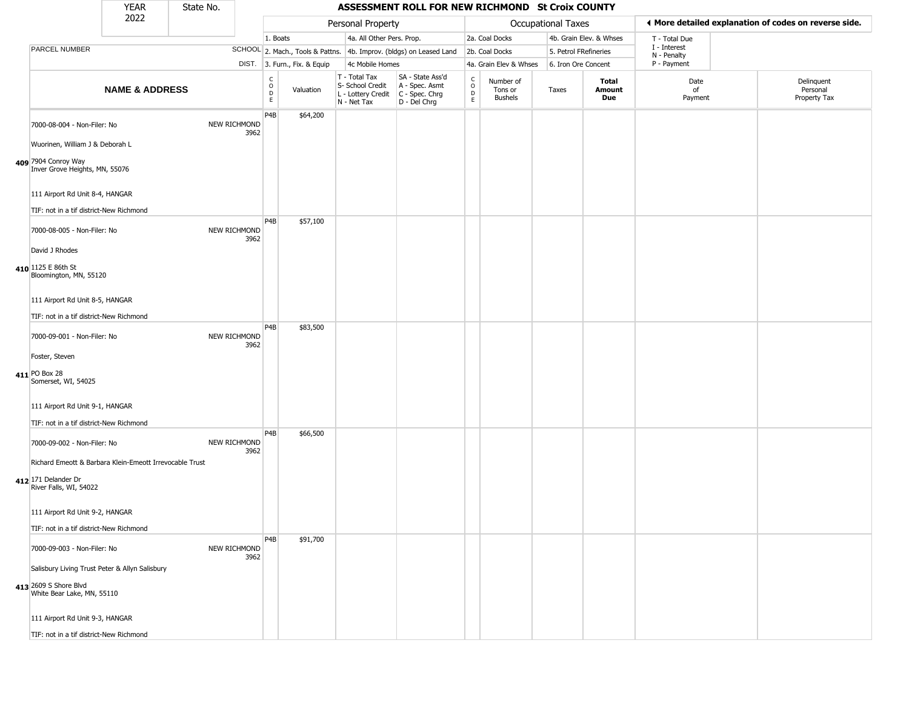| YEAR 2022 | State No. | | ASSESSMENT ROLL FOR NEW RICHMOND St Croix COUNTY | | | | | | | | | | |
|---|---|---|---|---|---|---|---|---|---|---|---|---|---|
| | | | Personal Property | | | | Occupational Taxes | | | | | ◄ More detailed explanation of codes on reverse side. | |
| | | | 1. Boats | | 4a. All Other Pers. Prop. | | 2a. Coal Docks | | 4b. Grain Elev. & Whses | | | T - Total Due | |
| PARCEL NUMBER | | SCHOOL | 2. Mach., Tools & Pattns. | | 4b. Improv. (bldgs) on Leased Land | | 2b. Coal Docks | | 5. Petrol FRefineries | | | I - Interest / N - Penalty | |
| | | DIST. | 3. Furn., Fix. & Equip | | 4c Mobile Homes | | 4a. Grain Elev & Whses | | 6. Iron Ore Concent | | | P - Payment | |
| | NAME & ADDRESS | | CODE | Valuation | T - Total Tax / S- School Credit / L - Lottery Credit / N - Net Tax | SA - State Ass'd / A - Spec. Asmt / C - Spec. Chrg / D - Del Chrg | CODE | Number of Tons or Bushels | Taxes | Total Amount Due | | Date of Payment | Delinquent Personal Property Tax |
| 409 | 7000-08-004 - Non-Filer: No<br>Wuorinen, William J & Deborah L<br>7904 Conroy Way<br>Inver Grove Heights, MN, 55076<br>111 Airport Rd Unit 8-4, HANGAR<br>TIF: not in a tif district-New Richmond | NEW RICHMOND 3962 | P4B | $64,200 | | | | | | | | | |
| 410 | 7000-08-005 - Non-Filer: No<br>David J Rhodes<br>1125 E 86th St<br>Bloomington, MN, 55120<br>111 Airport Rd Unit 8-5, HANGAR<br>TIF: not in a tif district-New Richmond | NEW RICHMOND 3962 | P4B | $57,100 | | | | | | | | | |
| 411 | 7000-09-001 - Non-Filer: No<br>Foster, Steven<br>PO Box 28<br>Somerset, WI, 54025<br>111 Airport Rd Unit 9-1, HANGAR<br>TIF: not in a tif district-New Richmond | NEW RICHMOND 3962 | P4B | $83,500 | | | | | | | | | |
| 412 | 7000-09-002 - Non-Filer: No<br>Richard Emeott & Barbara Klein-Emeott Irrevocable Trust<br>171 Delander Dr<br>River Falls, WI, 54022<br>111 Airport Rd Unit 9-2, HANGAR<br>TIF: not in a tif district-New Richmond | NEW RICHMOND 3962 | P4B | $66,500 | | | | | | | | | |
| 413 | 7000-09-003 - Non-Filer: No<br>Salisbury Living Trust Peter & Allyn Salisbury<br>2609 S Shore Blvd<br>White Bear Lake, MN, 55110<br>111 Airport Rd Unit 9-3, HANGAR<br>TIF: not in a tif district-New Richmond | NEW RICHMOND 3962 | P4B | $91,700 | | | | | | | | | |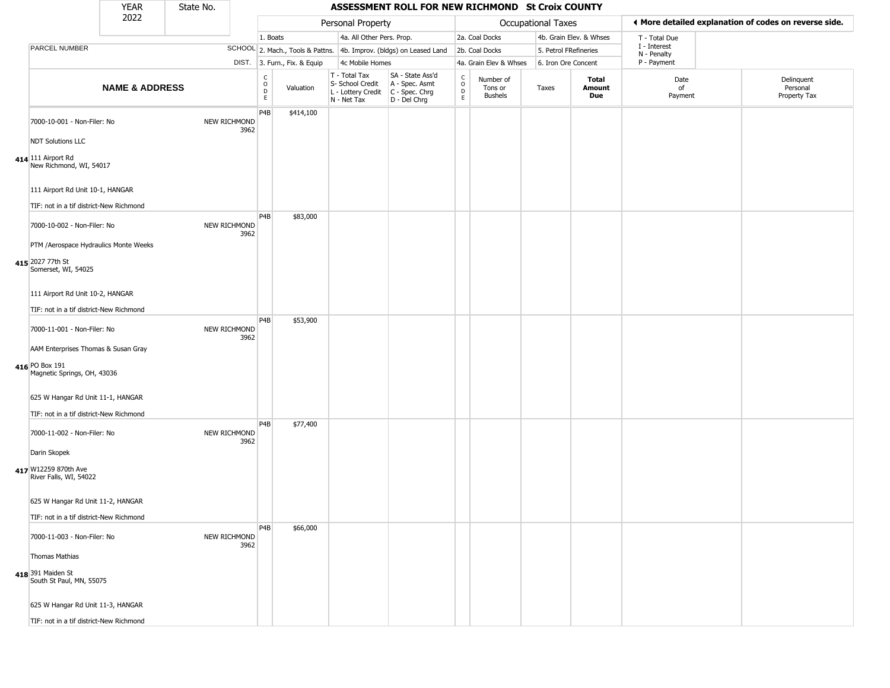| YEAR 2022 | State No. | | ASSESSMENT ROLL FOR NEW RICHMOND St Croix COUNTY | | | | | | | | | |
|---|---|---|---|---|---|---|---|---|---|---|---|---|

| | | | Personal Property | | | | Occupational Taxes | | | | ◄ More detailed explanation of codes on reverse side. | |
|---|---|---|---|---|---|---|---|---|---|---|---|---|
| | | | 1. Boats | | 4a. All Other Pers. Prop. | | 2a. Coal Docks | | 4b. Grain Elev. & Whses | | T - Total Due<br>I - Interest<br>N - Penalty<br>P - Payment | |
| PARCEL NUMBER | SCHOOL | | 2. Mach., Tools & Pattns. | | 4b. Improv. (bldgs) on Leased Land | | 2b. Coal Docks | | 5. Petrol FRefineries | | | |
| | DIST. | | 3. Furn., Fix. & Equip | | 4c Mobile Homes | | 4a. Grain Elev & Whses | | 6. Iron Ore Concent | | | |
| NAME & ADDRESS | | CODE | Valuation | T - Total Tax<br>S- School Credit<br>L - Lottery Credit<br>N - Net Tax | SA - State Ass'd<br>A - Spec. Asmt<br>C - Spec. Chrg<br>D - Del Chrg | CODE | Number of Tons or Bushels | Taxes | Total Amount Due | Date of Payment | Delinquent Personal Property Tax |
| 414 7000-10-001 - Non-Filer: No<br>NDT Solutions LLC<br>111 Airport Rd<br>New Richmond, WI, 54017<br>111 Airport Rd Unit 10-1, HANGAR<br>TIF: not in a tif district-New Richmond | NEW RICHMOND 3962 | P4B | $414,100 | | | | | | | | |
| 415 7000-10-002 - Non-Filer: No<br>PTM /Aerospace Hydraulics Monte Weeks<br>2027 77th St<br>Somerset, WI, 54025<br>111 Airport Rd Unit 10-2, HANGAR<br>TIF: not in a tif district-New Richmond | NEW RICHMOND 3962 | P4B | $83,000 | | | | | | | | |
| 416 7000-11-001 - Non-Filer: No<br>AAM Enterprises Thomas & Susan Gray<br>PO Box 191<br>Magnetic Springs, OH, 43036<br>625 W Hangar Rd Unit 11-1, HANGAR<br>TIF: not in a tif district-New Richmond | NEW RICHMOND 3962 | P4B | $53,900 | | | | | | | | |
| 417 7000-11-002 - Non-Filer: No<br>Darin Skopek<br>W12259 870th Ave<br>River Falls, WI, 54022<br>625 W Hangar Rd Unit 11-2, HANGAR<br>TIF: not in a tif district-New Richmond | NEW RICHMOND 3962 | P4B | $77,400 | | | | | | | | |
| 418 7000-11-003 - Non-Filer: No<br>Thomas Mathias<br>391 Maiden St<br>South St Paul, MN, 55075<br>625 W Hangar Rd Unit 11-3, HANGAR<br>TIF: not in a tif district-New Richmond | NEW RICHMOND 3962 | P4B | $66,000 | | | | | | | | |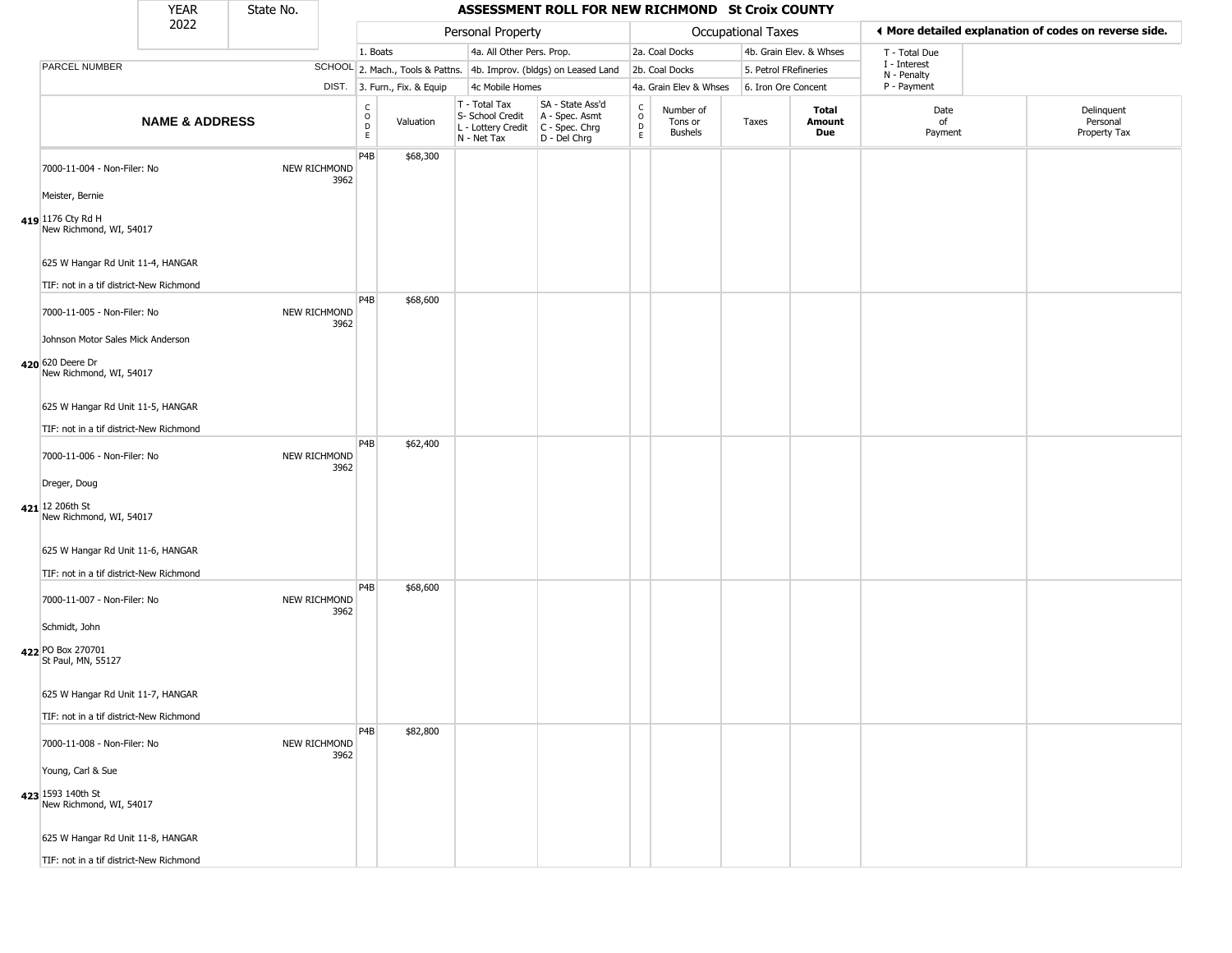| YEAR 2022 | State No. | | ASSESSMENT ROLL FOR NEW RICHMOND St Croix COUNTY | | | | | | | | | | |
|---|---|---|---|---|---|---|---|---|---|---|---|---|---|

| | | | Personal Property | | | | Occupational Taxes | | | | ◄ More detailed explanation of codes on reverse side. | |
|---|---|---|---|---|---|---|---|---|---|---|---|---|
| | | | 1. Boats | | 4a. All Other Pers. Prop. | | 2a. Coal Docks | | 4b. Grain Elev. & Whses | | T - Total Due | |
| PARCEL NUMBER | SCHOOL | | 2. Mach., Tools & Pattns. | | 4b. Improv. (bldgs) on Leased Land | | 2b. Coal Docks | | 5. Petrol FRefineries | | I - Interest | |
| | DIST. | | 3. Furn., Fix. & Equip | | 4c Mobile Homes | | 4a. Grain Elev & Whses | | 6. Iron Ore Concent | | N - Penalty / P - Payment | |
| **NAME & ADDRESS** | | CODE | Valuation | T - Total Tax / S- School Credit / L - Lottery Credit / N - Net Tax | SA - State Ass'd / A - Spec. Asmt / C - Spec. Chrg / D - Del Chrg | CODE | Number of Tons or Bushels | Taxes | **Total Amount Due** | Date of Payment | Delinquent Personal Property Tax | |
| 7000-11-004 - Non-Filer: No<br>Meister, Bernie<br>**419** 1176 Cty Rd H<br>New Richmond, WI, 54017<br>625 W Hangar Rd Unit 11-4, HANGAR<br>TIF: not in a tif district-New Richmond | NEW RICHMOND 3962 | P4B | $68,300 | | | | | | | | | |
| 7000-11-005 - Non-Filer: No<br>Johnson Motor Sales Mick Anderson<br>**420** 620 Deere Dr<br>New Richmond, WI, 54017<br>625 W Hangar Rd Unit 11-5, HANGAR<br>TIF: not in a tif district-New Richmond | NEW RICHMOND 3962 | P4B | $68,600 | | | | | | | | | |
| 7000-11-006 - Non-Filer: No<br>Dreger, Doug<br>**421** 12 206th St<br>New Richmond, WI, 54017<br>625 W Hangar Rd Unit 11-6, HANGAR<br>TIF: not in a tif district-New Richmond | NEW RICHMOND 3962 | P4B | $62,400 | | | | | | | | | |
| 7000-11-007 - Non-Filer: No<br>Schmidt, John<br>**422** PO Box 270701<br>St Paul, MN, 55127<br>625 W Hangar Rd Unit 11-7, HANGAR<br>TIF: not in a tif district-New Richmond | NEW RICHMOND 3962 | P4B | $68,600 | | | | | | | | | |
| 7000-11-008 - Non-Filer: No<br>Young, Carl & Sue<br>**423** 1593 140th St<br>New Richmond, WI, 54017<br>625 W Hangar Rd Unit 11-8, HANGAR<br>TIF: not in a tif district-New Richmond | NEW RICHMOND 3962 | P4B | $82,800 | | | | | | | | | |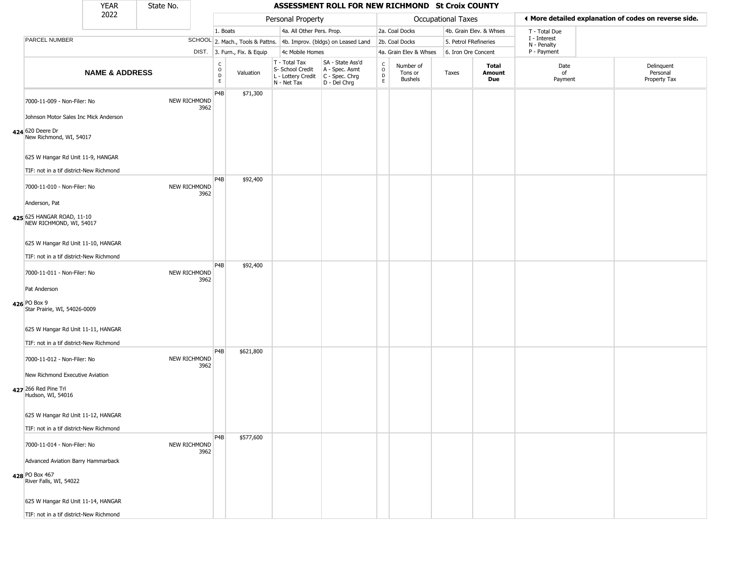| YEAR 2022 | State No. | ASSESSMENT ROLL FOR NEW RICHMOND St Croix COUNTY | | | | | | | | | | | | |
|---|---|---|---|---|---|---|---|---|---|---|---|---|---|---|

| | | Personal Property | | | | Occupational Taxes | | | | | ◀ More detailed explanation of codes on reverse side. | |
|---|---|---|---|---|---|---|---|---|---|---|---|---|
| PARCEL NUMBER | SCHOOL DIST. | 1. Boats<br>2. Mach., Tools & Pattns.<br>3. Furn., Fix. & Equip | | 4a. All Other Pers. Prop.<br>4b. Improv. (bldgs) on Leased Land<br>4c Mobile Homes | | 2a. Coal Docks<br>2b. Coal Docks<br>4a. Grain Elev & Whses | | 4b. Grain Elev. & Whses<br>5. Petrol FRefineries<br>6. Iron Ore Concent | | | T - Total Due<br>I - Interest<br>N - Penalty<br>P - Payment | |
| **NAME & ADDRESS** | | CODE | Valuation | T - Total Tax<br>S- School Credit<br>L - Lottery Credit<br>N - Net Tax | SA - State Ass'd<br>A - Spec. Asmt<br>C - Spec. Chrg<br>D - Del Chrg | CODE | Number of Tons or Bushels | Taxes | **Total Amount Due** | Date of Payment | Delinquent Personal Property Tax |
| 7000-11-009 - Non-Filer: No<br>Johnson Motor Sales Inc Mick Anderson<br>**424** 620 Deere Dr<br>New Richmond, WI, 54017<br>625 W Hangar Rd Unit 11-9, HANGAR<br>TIF: not in a tif district-New Richmond | NEW RICHMOND 3962 | P4B | $71,300 | | | | | | | | |
| 7000-11-010 - Non-Filer: No<br>Anderson, Pat<br>**425** 625 HANGAR ROAD, 11-10<br>NEW RICHMOND, WI, 54017<br>625 W Hangar Rd Unit 11-10, HANGAR<br>TIF: not in a tif district-New Richmond | NEW RICHMOND 3962 | P4B | $92,400 | | | | | | | | |
| 7000-11-011 - Non-Filer: No<br>Pat Anderson<br>**426** PO Box 9<br>Star Prairie, WI, 54026-0009<br>625 W Hangar Rd Unit 11-11, HANGAR<br>TIF: not in a tif district-New Richmond | NEW RICHMOND 3962 | P4B | $92,400 | | | | | | | | |
| 7000-11-012 - Non-Filer: No<br>New Richmond Executive Aviation<br>**427** 266 Red Pine Trl<br>Hudson, WI, 54016<br>625 W Hangar Rd Unit 11-12, HANGAR<br>TIF: not in a tif district-New Richmond | NEW RICHMOND 3962 | P4B | $621,800 | | | | | | | | |
| 7000-11-014 - Non-Filer: No<br>Advanced Aviation Barry Hammarback<br>**428** PO Box 467<br>River Falls, WI, 54022<br>625 W Hangar Rd Unit 11-14, HANGAR<br>TIF: not in a tif district-New Richmond | NEW RICHMOND 3962 | P4B | $577,600 | | | | | | | | |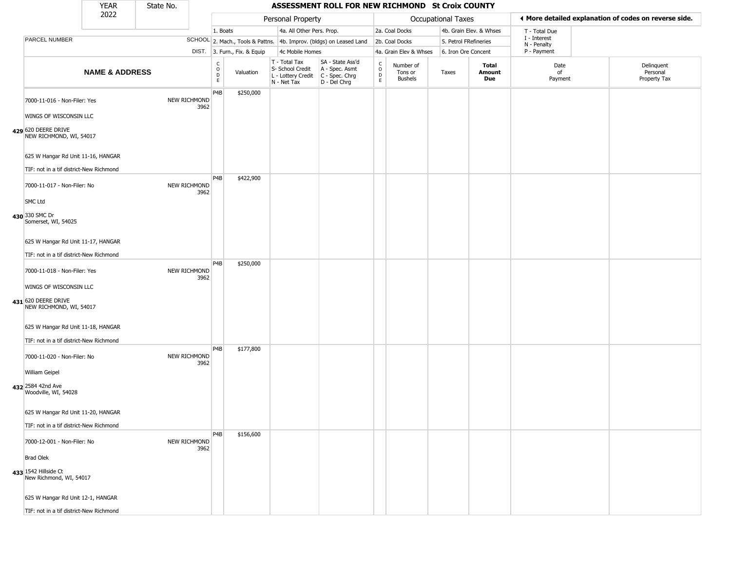# ASSESSMENT ROLL FOR NEW RICHMOND St Croix COUNTY

YEAR 2022 | State No.

| | | Personal Property | | | | | Occupational Taxes | | | | ◄ More detailed explanation of codes on reverse side. | |
|---|---|---|---|---|---|---|---|---|---|---|---|---|
| PARCEL NUMBER | SCHOOL DIST. | 1. Boats / 2. Mach., Tools & Pattns. / 3. Furn., Fix. & Equip | | 4a. All Other Pers. Prop. / 4b. Improv. (bldgs) on Leased Land / 4c Mobile Homes | | | 2a. Coal Docks / 2b. Coal Docks / 4a. Grain Elev & Whses | | 4b. Grain Elev. & Whses / 5. Petrol FRefineries / 6. Iron Ore Concent | | T - Total Due / I - Interest / N - Penalty / P - Payment | |
| **NAME & ADDRESS** | | CODE | Valuation | T - Total Tax / S- School Credit / L - Lottery Credit / N - Net Tax | SA - State Ass'd / A - Spec. Asmt / C - Spec. Chrg / D - Del Chrg | CODE | Number of Tons or Bushels | Taxes | **Total Amount Due** | Date of Payment | Delinquent Personal Property Tax |
| 429 7000-11-016 - Non-Filer: Yes<br>WINGS OF WISCONSIN LLC<br>620 DEERE DRIVE<br>NEW RICHMOND, WI, 54017<br>625 W Hangar Rd Unit 11-16, HANGAR<br>TIF: not in a tif district-New Richmond | NEW RICHMOND 3962 | P4B | $250,000 | | | | | | | | |
| 430 7000-11-017 - Non-Filer: No<br>SMC Ltd<br>330 SMC Dr<br>Somerset, WI, 54025<br>625 W Hangar Rd Unit 11-17, HANGAR<br>TIF: not in a tif district-New Richmond | NEW RICHMOND 3962 | P4B | $422,900 | | | | | | | | |
| 431 7000-11-018 - Non-Filer: Yes<br>WINGS OF WISCONSIN LLC<br>620 DEERE DRIVE<br>NEW RICHMOND, WI, 54017<br>625 W Hangar Rd Unit 11-18, HANGAR<br>TIF: not in a tif district-New Richmond | NEW RICHMOND 3962 | P4B | $250,000 | | | | | | | | |
| 432 7000-11-020 - Non-Filer: No<br>William Geipel<br>2584 42nd Ave<br>Woodville, WI, 54028<br>625 W Hangar Rd Unit 11-20, HANGAR<br>TIF: not in a tif district-New Richmond | NEW RICHMOND 3962 | P4B | $177,800 | | | | | | | | |
| 433 7000-12-001 - Non-Filer: No<br>Brad Olek<br>1542 Hillside Ct<br>New Richmond, WI, 54017<br>625 W Hangar Rd Unit 12-1, HANGAR<br>TIF: not in a tif district-New Richmond | NEW RICHMOND 3962 | P4B | $156,600 | | | | | | | | |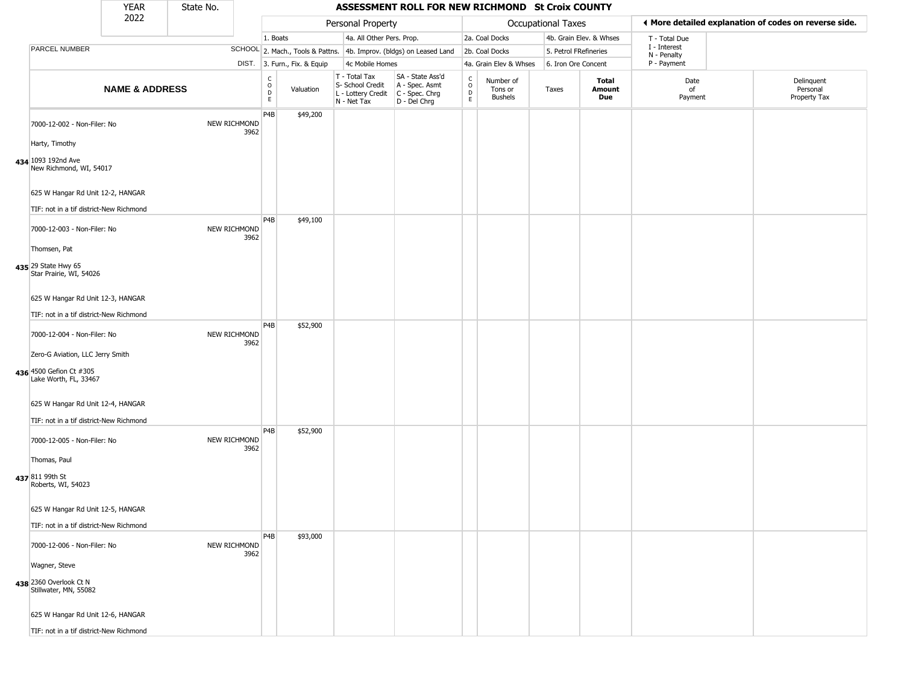| YEAR 2022 | State No. | ASSESSMENT ROLL FOR NEW RICHMOND St Croix COUNTY |
|---|---|---|

| | | Personal Property | | | | Occupational Taxes | | | | ◄ More detailed explanation of codes on reverse side. | |
|---|---|---|---|---|---|---|---|---|---|---|---|
| | | 1. Boats | | 4a. All Other Pers. Prop. | | 2a. Coal Docks | | 4b. Grain Elev. & Whses | | T - Total Due | |
| PARCEL NUMBER | SCHOOL | 2. Mach., Tools & Pattns. | | 4b. Improv. (bldgs) on Leased Land | | 2b. Coal Docks | | 5. Petrol FRefineries | | I - Interest N - Penalty | |
| | DIST. | 3. Furn., Fix. & Equip | | 4c Mobile Homes | | 4a. Grain Elev & Whses | | 6. Iron Ore Concent | | P - Payment | |

| NAME & ADDRESS | | CODE | Valuation | T - Total Tax S- School Credit L - Lottery Credit N - Net Tax | SA - State Ass'd A - Spec. Asmt C - Spec. Chrg D - Del Chrg | CODE | Number of Tons or Bushels | Taxes | Total Amount Due | Date of Payment | Delinquent Personal Property Tax |
|---|---|---|---|---|---|---|---|---|---|---|---|
| 434 7000-12-002 - Non-Filer: No<br>Harty, Timothy<br>1093 192nd Ave<br>New Richmond, WI, 54017<br>625 W Hangar Rd Unit 12-2, HANGAR<br>TIF: not in a tif district-New Richmond | NEW RICHMOND 3962 | P4B | $49,200 | | | | | | | | |
| 435 7000-12-003 - Non-Filer: No<br>Thomsen, Pat<br>29 State Hwy 65<br>Star Prairie, WI, 54026<br>625 W Hangar Rd Unit 12-3, HANGAR<br>TIF: not in a tif district-New Richmond | NEW RICHMOND 3962 | P4B | $49,100 | | | | | | | | |
| 436 7000-12-004 - Non-Filer: No<br>Zero-G Aviation, LLC Jerry Smith<br>4500 Gefion Ct #305<br>Lake Worth, FL, 33467<br>625 W Hangar Rd Unit 12-4, HANGAR<br>TIF: not in a tif district-New Richmond | NEW RICHMOND 3962 | P4B | $52,900 | | | | | | | | |
| 437 7000-12-005 - Non-Filer: No<br>Thomas, Paul<br>811 99th St<br>Roberts, WI, 54023<br>625 W Hangar Rd Unit 12-5, HANGAR<br>TIF: not in a tif district-New Richmond | NEW RICHMOND 3962 | P4B | $52,900 | | | | | | | | |
| 438 7000-12-006 - Non-Filer: No<br>Wagner, Steve<br>2360 Overlook Ct N<br>Stillwater, MN, 55082<br>625 W Hangar Rd Unit 12-6, HANGAR<br>TIF: not in a tif district-New Richmond | NEW RICHMOND 3962 | P4B | $93,000 | | | | | | | | |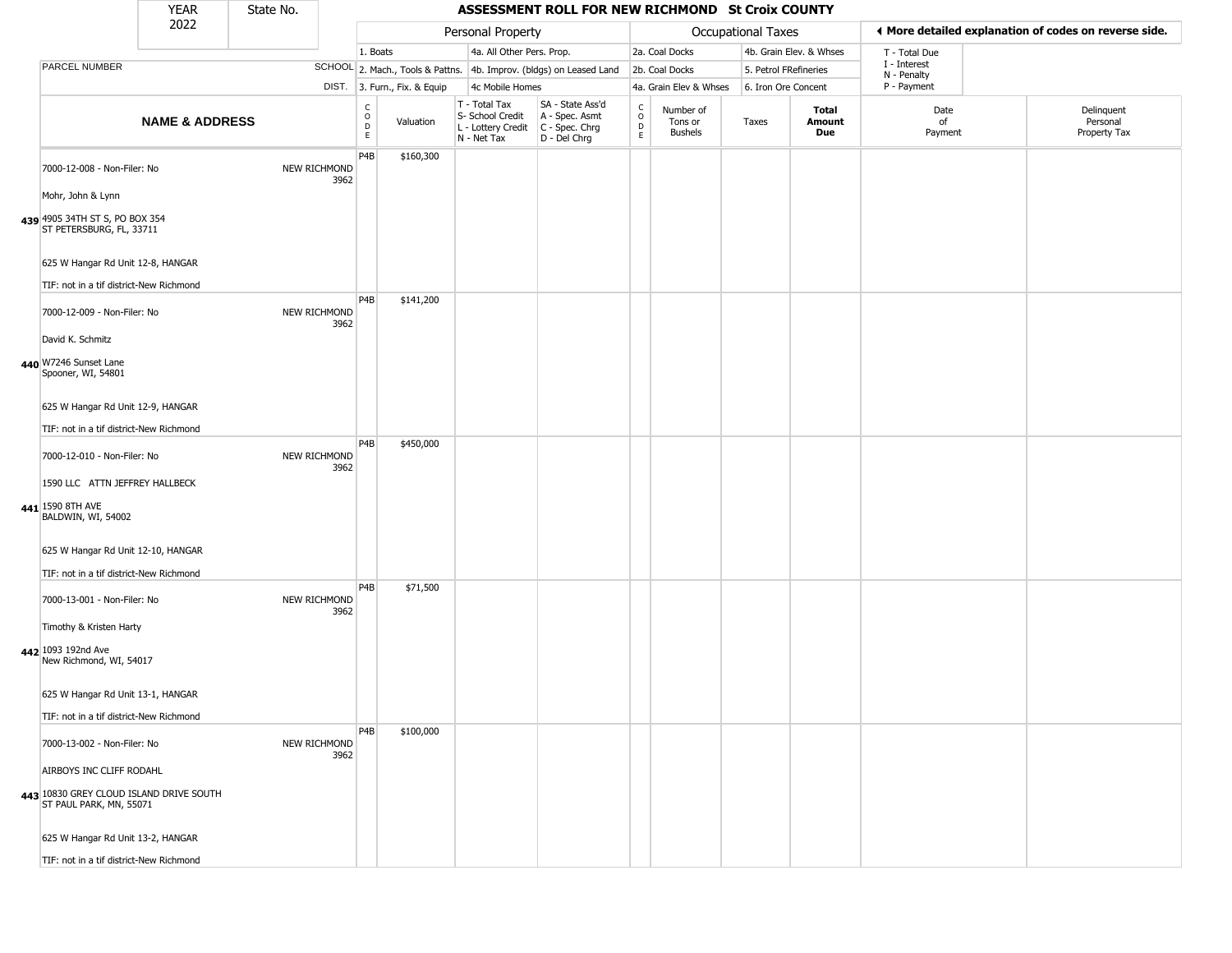# ASSESSMENT ROLL FOR NEW RICHMOND St Croix COUNTY

YEAR 2022 | State No.

◄ More detailed explanation of codes on reverse side.

**Personal Property:** 1. Boats | 2. Mach., Tools & Pattns. | 3. Furn., Fix. & Equip | 4a. All Other Pers. Prop. | 4b. Improv. (bldgs) on Leased Land | 4c Mobile Homes

**Occupational Taxes:** 2a. Coal Docks | 2b. Coal Docks | 4a. Grain Elev & Whses | 4b. Grain Elev. & Whses | 5. Petrol FRefineries | 6. Iron Ore Concent

T - Total Due | I - Interest | N - Penalty | P - Payment

| | NAME & ADDRESS | SCHOOL DIST. | CODE | Valuation | T - Total Tax S- School Credit L - Lottery Credit N - Net Tax | SA - State Ass'd A - Spec. Asmt C - Spec. Chrg D - Del Chrg | CODE | Number of Tons or Bushels | Taxes | Total Amount Due | Date of Payment | Delinquent Personal Property Tax |
|---|---|---|---|---|---|---|---|---|---|---|---|---|
| 439 | 7000-12-008 - Non-Filer: No<br>Mohr, John & Lynn<br>4905 34TH ST S, PO BOX 354<br>ST PETERSBURG, FL, 33711<br>625 W Hangar Rd Unit 12-8, HANGAR<br>TIF: not in a tif district-New Richmond | NEW RICHMOND 3962 | P4B | $160,300 | | | | | | | | |
| 440 | 7000-12-009 - Non-Filer: No<br>David K. Schmitz<br>W7246 Sunset Lane<br>Spooner, WI, 54801<br>625 W Hangar Rd Unit 12-9, HANGAR<br>TIF: not in a tif district-New Richmond | NEW RICHMOND 3962 | P4B | $141,200 | | | | | | | | |
| 441 | 7000-12-010 - Non-Filer: No<br>1590 LLC ATTN JEFFREY HALLBECK<br>1590 8TH AVE<br>BALDWIN, WI, 54002<br>625 W Hangar Rd Unit 12-10, HANGAR<br>TIF: not in a tif district-New Richmond | NEW RICHMOND 3962 | P4B | $450,000 | | | | | | | | |
| 442 | 7000-13-001 - Non-Filer: No<br>Timothy & Kristen Harty<br>1093 192nd Ave<br>New Richmond, WI, 54017<br>625 W Hangar Rd Unit 13-1, HANGAR<br>TIF: not in a tif district-New Richmond | NEW RICHMOND 3962 | P4B | $71,500 | | | | | | | | |
| 443 | 7000-13-002 - Non-Filer: No<br>AIRBOYS INC CLIFF RODAHL<br>10830 GREY CLOUD ISLAND DRIVE SOUTH<br>ST PAUL PARK, MN, 55071<br>625 W Hangar Rd Unit 13-2, HANGAR<br>TIF: not in a tif district-New Richmond | NEW RICHMOND 3962 | P4B | $100,000 | | | | | | | | |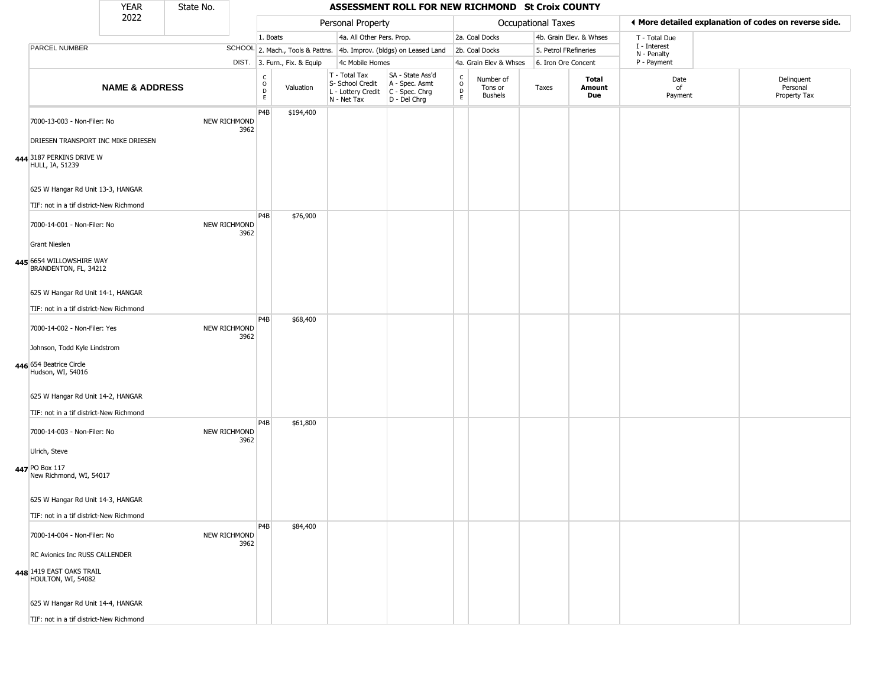| YEAR 2022 | State No. | | ASSESSMENT ROLL FOR NEW RICHMOND St Croix COUNTY | | | | | | | | | | |
|---|---|---|---|---|---|---|---|---|---|---|---|---|---|
| | | | Personal Property | | | | Occupational Taxes | | | | | ◄ More detailed explanation of codes on reverse side. | |
| | | | 1. Boats | | 4a. All Other Pers. Prop. | | 2a. Coal Docks | | 4b. Grain Elev. & Whses | | | T - Total Due | |
| PARCEL NUMBER | | SCHOOL | 2. Mach., Tools & Pattns. | | 4b. Improv. (bldgs) on Leased Land | | 2b. Coal Docks | | 5. Petrol FRefineries | | | I - Interest N - Penalty | |
| | | DIST. | 3. Furn., Fix. & Equip | | 4c Mobile Homes | | 4a. Grain Elev & Whses | | 6. Iron Ore Concent | | | P - Payment | |
| NAME & ADDRESS | | | CODE | Valuation | T - Total Tax S- School Credit L - Lottery Credit N - Net Tax | SA - State Ass'd A - Spec. Asmt C - Spec. Chrg D - Del Chrg | CODE | Number of Tons or Bushels | Taxes | Total Amount Due | Date of Payment | Delinquent Personal Property Tax | |
| 444 | 7000-13-003 - Non-Filer: No<br>DRIESEN TRANSPORT INC MIKE DRIESEN<br>3187 PERKINS DRIVE W<br>HULL, IA, 51239<br>625 W Hangar Rd Unit 13-3, HANGAR<br>TIF: not in a tif district-New Richmond | NEW RICHMOND 3962 | P4B | $194,400 | | | | | | | | | |
| 445 | 7000-14-001 - Non-Filer: No<br>Grant Nieslen<br>6654 WILLOWSHIRE WAY<br>BRANDENTON, FL, 34212<br>625 W Hangar Rd Unit 14-1, HANGAR<br>TIF: not in a tif district-New Richmond | NEW RICHMOND 3962 | P4B | $76,900 | | | | | | | | | |
| 446 | 7000-14-002 - Non-Filer: Yes<br>Johnson, Todd Kyle Lindstrom<br>654 Beatrice Circle<br>Hudson, WI, 54016<br>625 W Hangar Rd Unit 14-2, HANGAR<br>TIF: not in a tif district-New Richmond | NEW RICHMOND 3962 | P4B | $68,400 | | | | | | | | | |
| 447 | 7000-14-003 - Non-Filer: No<br>Ulrich, Steve<br>PO Box 117<br>New Richmond, WI, 54017<br>625 W Hangar Rd Unit 14-3, HANGAR<br>TIF: not in a tif district-New Richmond | NEW RICHMOND 3962 | P4B | $61,800 | | | | | | | | | |
| 448 | 7000-14-004 - Non-Filer: No<br>RC Avionics Inc RUSS CALLENDER<br>1419 EAST OAKS TRAIL<br>HOULTON, WI, 54082<br>625 W Hangar Rd Unit 14-4, HANGAR<br>TIF: not in a tif district-New Richmond | NEW RICHMOND 3962 | P4B | $84,400 | | | | | | | | | |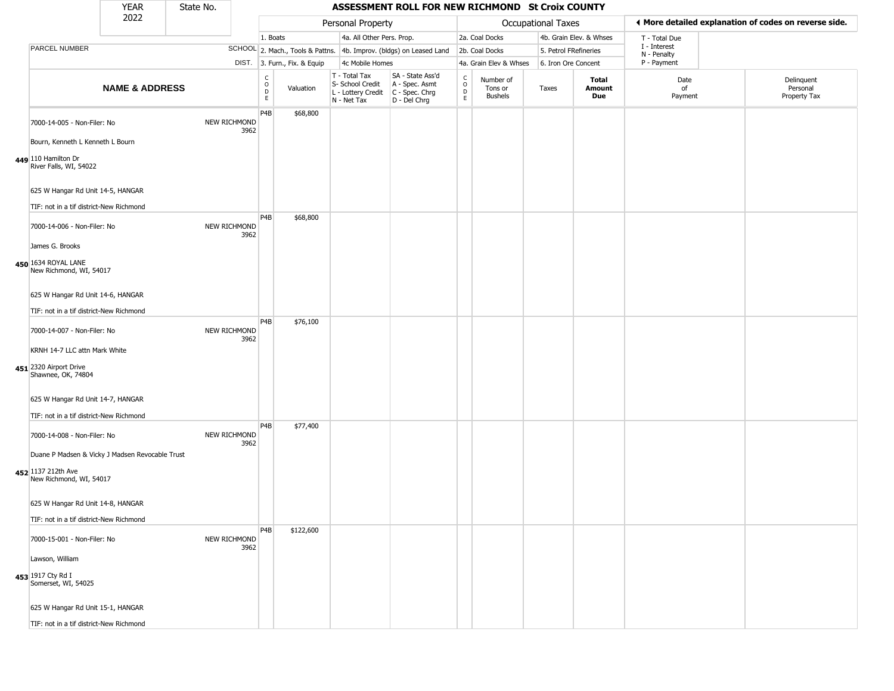| YEAR 2022 | State No. | | ASSESSMENT ROLL FOR NEW RICHMOND St Croix COUNTY | | | | | | | | | | |
|---|---|---|---|---|---|---|---|---|---|---|---|---|---|

| PARCEL NUMBER | SCHOOL DIST. | Personal Property: 1. Boats; 2. Mach., Tools & Pattns.; 3. Furn., Fix. & Equip | 4a. All Other Pers. Prop.; 4b. Improv. (bldgs) on Leased Land; 4c Mobile Homes | | | Occupational Taxes: 2a. Coal Docks; 2b. Coal Docks; 4a. Grain Elev & Whses | 4b. Grain Elev. & Whses; 5. Petrol FRefineries; 6. Iron Ore Concent | | | ◄ More detailed explanation of codes on reverse side. T - Total Due; I - Interest; N - Penalty; P - Payment | |
|---|---|---|---|---|---|---|---|---|---|---|---|
| **NAME & ADDRESS** | | CODE | Valuation | T - Total Tax; S- School Credit; L - Lottery Credit; N - Net Tax | SA - State Ass'd; A - Spec. Asmt; C - Spec. Chrg; D - Del Chrg | CODE | Number of Tons or Bushels | Taxes | **Total Amount Due** | Date of Payment | Delinquent Personal Property Tax |
| 449 7000-14-005 - Non-Filer: No<br>Bourn, Kenneth L Kenneth L Bourn<br>110 Hamilton Dr<br>River Falls, WI, 54022<br>625 W Hangar Rd Unit 14-5, HANGAR<br>TIF: not in a tif district-New Richmond | NEW RICHMOND 3962 | P4B | $68,800 | | | | | | | | |
| 450 7000-14-006 - Non-Filer: No<br>James G. Brooks<br>1634 ROYAL LANE<br>New Richmond, WI, 54017<br>625 W Hangar Rd Unit 14-6, HANGAR<br>TIF: not in a tif district-New Richmond | NEW RICHMOND 3962 | P4B | $68,800 | | | | | | | | |
| 451 7000-14-007 - Non-Filer: No<br>KRNH 14-7 LLC attn Mark White<br>2320 Airport Drive<br>Shawnee, OK, 74804<br>625 W Hangar Rd Unit 14-7, HANGAR<br>TIF: not in a tif district-New Richmond | NEW RICHMOND 3962 | P4B | $76,100 | | | | | | | | |
| 452 7000-14-008 - Non-Filer: No<br>Duane P Madsen & Vicky J Madsen Revocable Trust<br>1137 212th Ave<br>New Richmond, WI, 54017<br>625 W Hangar Rd Unit 14-8, HANGAR<br>TIF: not in a tif district-New Richmond | NEW RICHMOND 3962 | P4B | $77,400 | | | | | | | | |
| 453 7000-15-001 - Non-Filer: No<br>Lawson, William<br>1917 Cty Rd I<br>Somerset, WI, 54025<br>625 W Hangar Rd Unit 15-1, HANGAR<br>TIF: not in a tif district-New Richmond | NEW RICHMOND 3962 | P4B | $122,600 | | | | | | | | |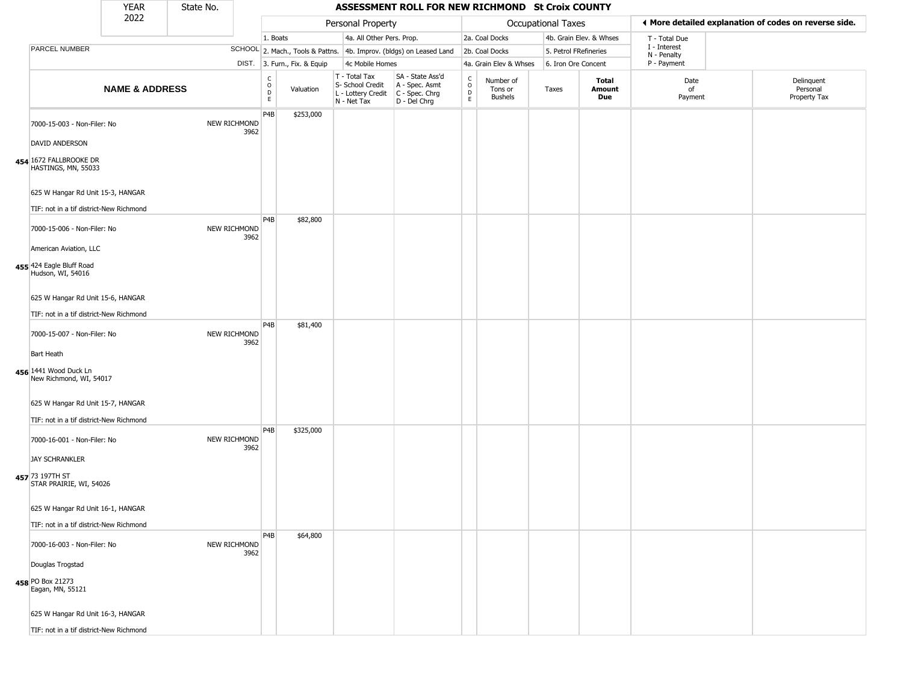| YEAR 2022 | State No. | | ASSESSMENT ROLL FOR NEW RICHMOND St Croix COUNTY | | | | | | | | | | |
|---|---|---|---|---|---|---|---|---|---|---|---|---|---|

| PARCEL NUMBER / NAME & ADDRESS | SCHOOL DIST. | CODE | Valuation | T - Total Tax<br>S- School Credit<br>L - Lottery Credit<br>N - Net Tax | SA - State Ass'd<br>A - Spec. Asmt<br>C - Spec. Chrg<br>D - Del Chrg | CODE | Number of Tons or Bushels | Taxes | Total Amount Due | Date of Payment | Delinquent Personal Property Tax |
|---|---|---|---|---|---|---|---|---|---|---|---|
| 7000-15-003 - Non-Filer: No<br>DAVID ANDERSON<br>454 1672 FALLBROOKE DR<br>HASTINGS, MN, 55033<br>625 W Hangar Rd Unit 15-3, HANGAR<br>TIF: not in a tif district-New Richmond | NEW RICHMOND 3962 | P4B | $253,000 | | | | | | | | |
| 7000-15-006 - Non-Filer: No<br>American Aviation, LLC<br>455 424 Eagle Bluff Road<br>Hudson, WI, 54016<br>625 W Hangar Rd Unit 15-6, HANGAR<br>TIF: not in a tif district-New Richmond | NEW RICHMOND 3962 | P4B | $82,800 | | | | | | | | |
| 7000-15-007 - Non-Filer: No<br>Bart Heath<br>456 1441 Wood Duck Ln<br>New Richmond, WI, 54017<br>625 W Hangar Rd Unit 15-7, HANGAR<br>TIF: not in a tif district-New Richmond | NEW RICHMOND 3962 | P4B | $81,400 | | | | | | | | |
| 7000-16-001 - Non-Filer: No<br>JAY SCHRANKLER<br>457 73 197TH ST<br>STAR PRAIRIE, WI, 54026<br>625 W Hangar Rd Unit 16-1, HANGAR<br>TIF: not in a tif district-New Richmond | NEW RICHMOND 3962 | P4B | $325,000 | | | | | | | | |
| 7000-16-003 - Non-Filer: No<br>Douglas Trogstad<br>458 PO Box 21273<br>Eagan, MN, 55121<br>625 W Hangar Rd Unit 16-3, HANGAR<br>TIF: not in a tif district-New Richmond | NEW RICHMOND 3962 | P4B | $64,800 | | | | | | | | |

Personal Property: 1. Boats; 2. Mach., Tools & Pattns.; 3. Furn., Fix. & Equip; 4a. All Other Pers. Prop.; 4b. Improv. (bldgs) on Leased Land; 4c Mobile Homes

Occupational Taxes: 2a. Coal Docks; 2b. Coal Docks; 4a. Grain Elev & Whses; 4b. Grain Elev. & Whses; 5. Petrol FRefineries; 6. Iron Ore Concent

◀ More detailed explanation of codes on reverse side.

T - Total Due; I - Interest; N - Penalty; P - Payment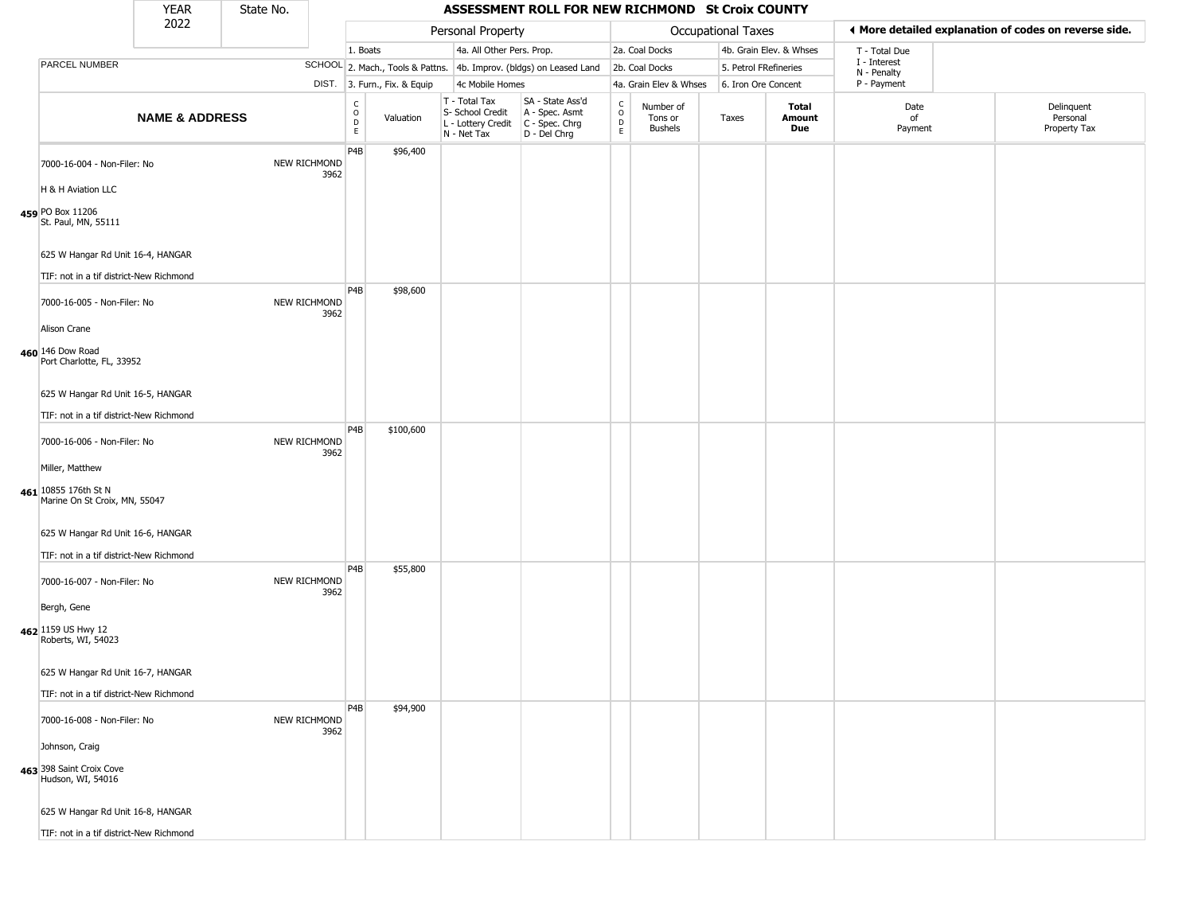| YEAR 2022 | State No. | | ASSESSMENT ROLL FOR NEW RICHMOND St Croix COUNTY | | | | | | | | | |
|---|---|---|---|---|---|---|---|---|---|---|---|---|

| | | Personal Property | | | | Occupational Taxes | | | | ◄ More detailed explanation of codes on reverse side. | |
|---|---|---|---|---|---|---|---|---|---|---|---|
| | | 1. Boats | | 4a. All Other Pers. Prop. | | 2a. Coal Docks | | 4b. Grain Elev. & Whses | | T - Total Due | |
| PARCEL NUMBER | SCHOOL | 2. Mach., Tools & Pattns. | | 4b. Improv. (bldgs) on Leased Land | | 2b. Coal Docks | | 5. Petrol FRefineries | | I - Interest | |
| | DIST. | 3. Furn., Fix. & Equip | | 4c Mobile Homes | | 4a. Grain Elev & Whses | | 6. Iron Ore Concent | | N - Penalty / P - Payment | |

| NAME & ADDRESS | | CODE | Valuation | T - Total Tax / S- School Credit / L - Lottery Credit / N - Net Tax | SA - State Ass'd / A - Spec. Asmt / C - Spec. Chrg / D - Del Chrg | CODE | Number of Tons or Bushels | Taxes | Total Amount Due | Date of Payment | Delinquent Personal Property Tax |
|---|---|---|---|---|---|---|---|---|---|---|---|
| 7000-16-004 - Non-Filer: No<br>H & H Aviation LLC<br>459 PO Box 11206<br>St. Paul, MN, 55111<br>625 W Hangar Rd Unit 16-4, HANGAR<br>TIF: not in a tif district-New Richmond | NEW RICHMOND 3962 | P4B | $96,400 | | | | | | | | |
| 7000-16-005 - Non-Filer: No<br>Alison Crane<br>460 146 Dow Road<br>Port Charlotte, FL, 33952<br>625 W Hangar Rd Unit 16-5, HANGAR<br>TIF: not in a tif district-New Richmond | NEW RICHMOND 3962 | P4B | $98,600 | | | | | | | | |
| 7000-16-006 - Non-Filer: No<br>Miller, Matthew<br>461 10855 176th St N<br>Marine On St Croix, MN, 55047<br>625 W Hangar Rd Unit 16-6, HANGAR<br>TIF: not in a tif district-New Richmond | NEW RICHMOND 3962 | P4B | $100,600 | | | | | | | | |
| 7000-16-007 - Non-Filer: No<br>Bergh, Gene<br>462 1159 US Hwy 12<br>Roberts, WI, 54023<br>625 W Hangar Rd Unit 16-7, HANGAR<br>TIF: not in a tif district-New Richmond | NEW RICHMOND 3962 | P4B | $55,800 | | | | | | | | |
| 7000-16-008 - Non-Filer: No<br>Johnson, Craig<br>463 398 Saint Croix Cove<br>Hudson, WI, 54016<br>625 W Hangar Rd Unit 16-8, HANGAR<br>TIF: not in a tif district-New Richmond | NEW RICHMOND 3962 | P4B | $94,900 | | | | | | | | |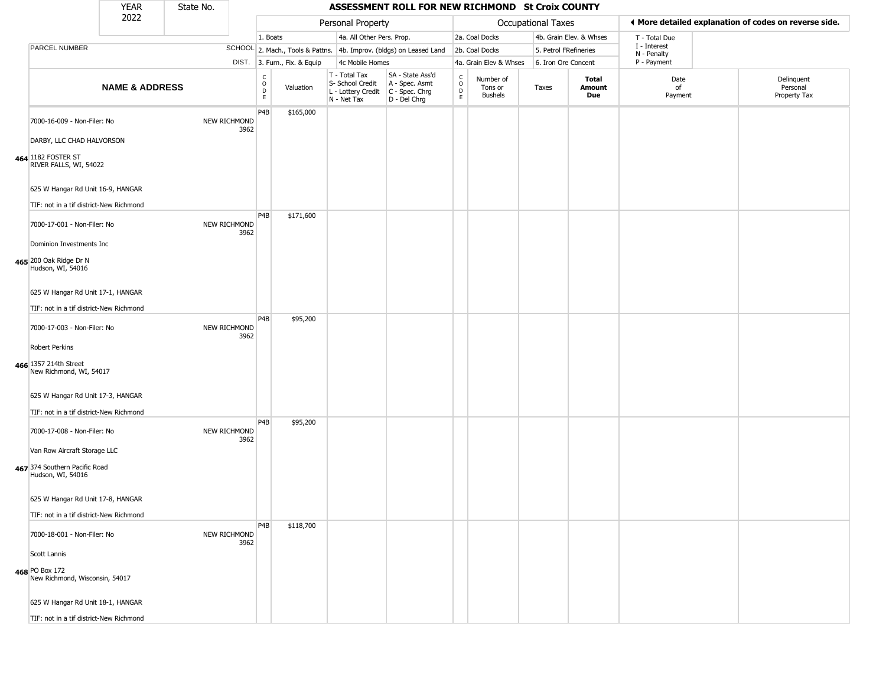| YEAR 2022 | State No. | | ASSESSMENT ROLL FOR NEW RICHMOND St Croix COUNTY | | | | | | | | | | |
|---|---|---|---|---|---|---|---|---|---|---|---|---|---|
| | | | Personal Property | | | | Occupational Taxes | | | | ◄ More detailed explanation of codes on reverse side. | | |
| | | | 1. Boats | | 4a. All Other Pers. Prop. | | 2a. Coal Docks | | 4b. Grain Elev. & Whses | | T - Total Due | | |
| PARCEL NUMBER | SCHOOL | | 2. Mach., Tools & Pattns. | | 4b. Improv. (bldgs) on Leased Land | | 2b. Coal Docks | | 5. Petrol FRefineries | | I - Interest N - Penalty | | |
| | DIST. | | 3. Furn., Fix. & Equip | | 4c Mobile Homes | | 4a. Grain Elev & Whses | | 6. Iron Ore Concent | | P - Payment | | |
| NAME & ADDRESS | | CODE | Valuation | T - Total Tax S- School Credit L - Lottery Credit N - Net Tax | SA - State Ass'd A - Spec. Asmt C - Spec. Chrg D - Del Chrg | CODE | Number of Tons or Bushels | Taxes | Total Amount Due | Date of Payment | Delinquent Personal Property Tax | | |
| 464 7000-16-009 - Non-Filer: No<br>DARBY, LLC CHAD HALVORSON<br>1182 FOSTER ST<br>RIVER FALLS, WI, 54022<br>625 W Hangar Rd Unit 16-9, HANGAR<br>TIF: not in a tif district-New Richmond | NEW RICHMOND 3962 | P4B | $165,000 | | | | | | | | | | |
| 465 7000-17-001 - Non-Filer: No<br>Dominion Investments Inc<br>200 Oak Ridge Dr N<br>Hudson, WI, 54016<br>625 W Hangar Rd Unit 17-1, HANGAR<br>TIF: not in a tif district-New Richmond | NEW RICHMOND 3962 | P4B | $171,600 | | | | | | | | | | |
| 466 7000-17-003 - Non-Filer: No<br>Robert Perkins<br>1357 214th Street<br>New Richmond, WI, 54017<br>625 W Hangar Rd Unit 17-3, HANGAR<br>TIF: not in a tif district-New Richmond | NEW RICHMOND 3962 | P4B | $95,200 | | | | | | | | | | |
| 467 7000-17-008 - Non-Filer: No<br>Van Row Aircraft Storage LLC<br>374 Southern Pacific Road<br>Hudson, WI, 54016<br>625 W Hangar Rd Unit 17-8, HANGAR<br>TIF: not in a tif district-New Richmond | NEW RICHMOND 3962 | P4B | $95,200 | | | | | | | | | | |
| 468 7000-18-001 - Non-Filer: No<br>Scott Lannis<br>PO Box 172<br>New Richmond, Wisconsin, 54017<br>625 W Hangar Rd Unit 18-1, HANGAR<br>TIF: not in a tif district-New Richmond | NEW RICHMOND 3962 | P4B | $118,700 | | | | | | | | | | |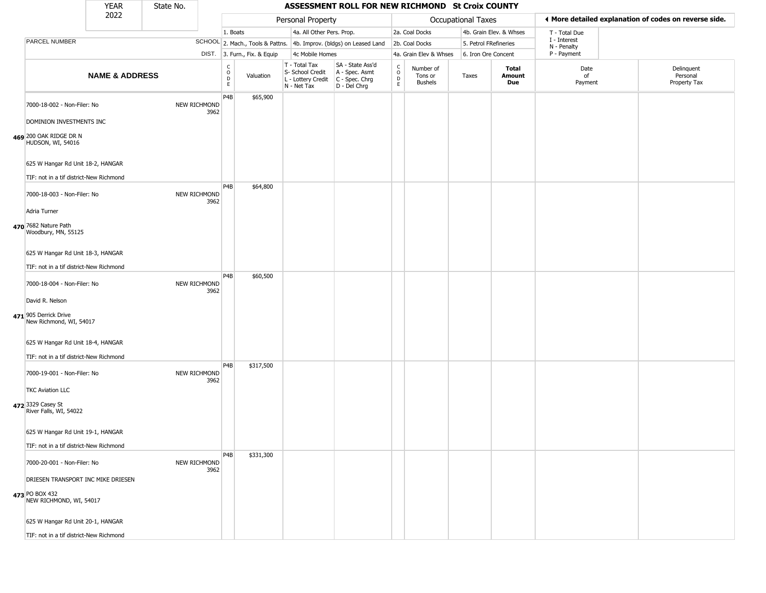| YEAR 2022 | State No. | | ASSESSMENT ROLL FOR NEW RICHMOND St Croix COUNTY | | | | | | | | | |
|---|---|---|---|---|---|---|---|---|---|---|---|---|

| | | Personal Property | | | | Occupational Taxes | | | | ◄ More detailed explanation of codes on reverse side. | |
|---|---|---|---|---|---|---|---|---|---|---|---|
| PARCEL NUMBER | SCHOOL DIST. | 1. Boats<br>2. Mach., Tools & Pattns.<br>3. Furn., Fix. & Equip | | 4a. All Other Pers. Prop.<br>4b. Improv. (bldgs) on Leased Land<br>4c Mobile Homes | | 2a. Coal Docks<br>2b. Coal Docks<br>4a. Grain Elev & Whses | | 4b. Grain Elev. & Whses<br>5. Petrol FRefineries<br>6. Iron Ore Concent | | T - Total Due<br>I - Interest<br>N - Penalty<br>P - Payment | |
| **NAME & ADDRESS** | | CODE | Valuation | T - Total Tax<br>S- School Credit<br>L - Lottery Credit<br>N - Net Tax | SA - State Ass'd<br>A - Spec. Asmt<br>C - Spec. Chrg<br>D - Del Chrg | CODE | Number of Tons or Bushels | Taxes | **Total Amount Due** | Date of Payment | Delinquent Personal Property Tax |
| 7000-18-002 - Non-Filer: No<br>DOMINION INVESTMENTS INC<br>469 200 OAK RIDGE DR N<br>HUDSON, WI, 54016<br>625 W Hangar Rd Unit 18-2, HANGAR<br>TIF: not in a tif district-New Richmond | NEW RICHMOND 3962 | P4B | $65,900 | | | | | | | | |
| 7000-18-003 - Non-Filer: No<br>Adria Turner<br>470 7682 Nature Path<br>Woodbury, MN, 55125<br>625 W Hangar Rd Unit 18-3, HANGAR<br>TIF: not in a tif district-New Richmond | NEW RICHMOND 3962 | P4B | $64,800 | | | | | | | | |
| 7000-18-004 - Non-Filer: No<br>David R. Nelson<br>471 905 Derrick Drive<br>New Richmond, WI, 54017<br>625 W Hangar Rd Unit 18-4, HANGAR<br>TIF: not in a tif district-New Richmond | NEW RICHMOND 3962 | P4B | $60,500 | | | | | | | | |
| 7000-19-001 - Non-Filer: No<br>TKC Aviation LLC<br>472 3329 Casey St<br>River Falls, WI, 54022<br>625 W Hangar Rd Unit 19-1, HANGAR<br>TIF: not in a tif district-New Richmond | NEW RICHMOND 3962 | P4B | $317,500 | | | | | | | | |
| 7000-20-001 - Non-Filer: No<br>DRIESEN TRANSPORT INC MIKE DRIESEN<br>473 PO BOX 432<br>NEW RICHMOND, WI, 54017<br>625 W Hangar Rd Unit 20-1, HANGAR<br>TIF: not in a tif district-New Richmond | NEW RICHMOND 3962 | P4B | $331,300 | | | | | | | | |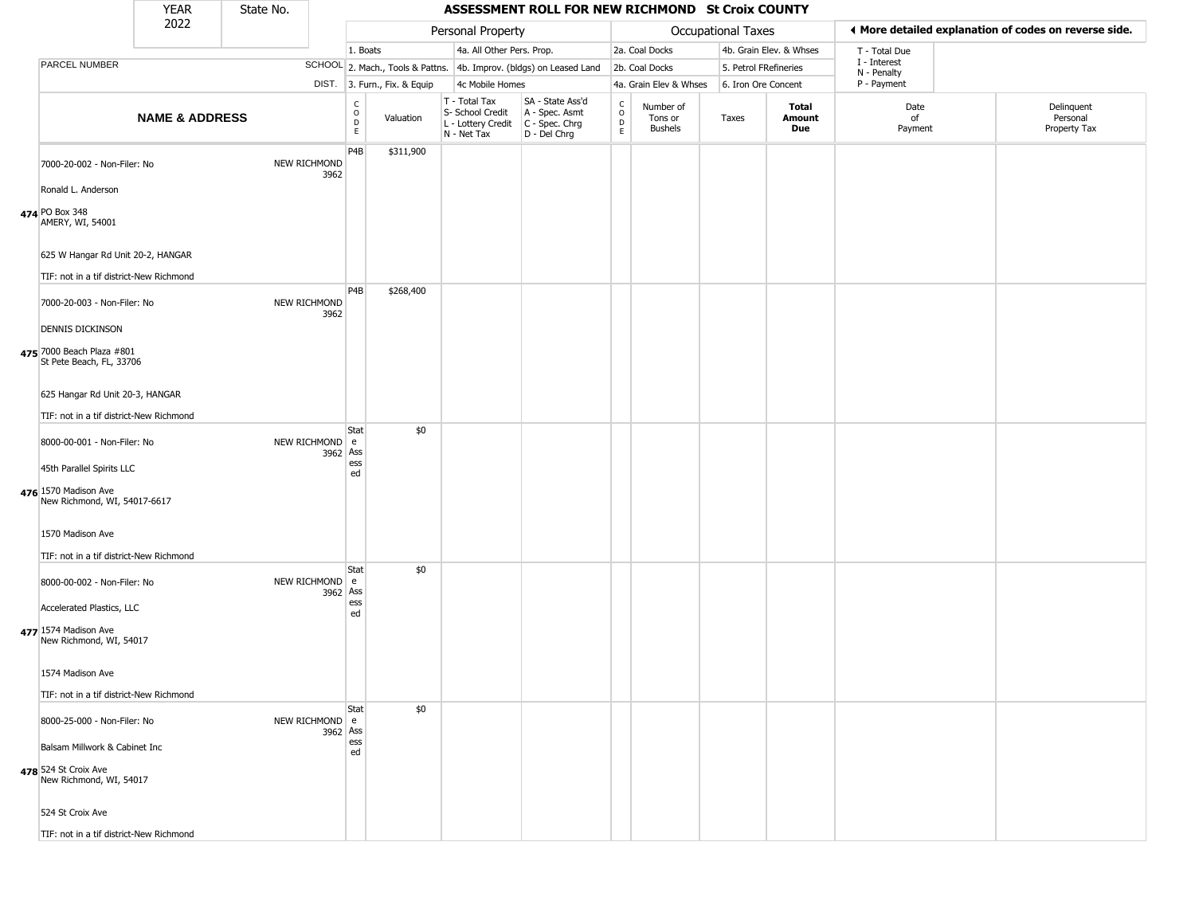| YEAR 2022 | State No. | | ASSESSMENT ROLL FOR NEW RICHMOND St Croix COUNTY | | | | | | | | | | |
|---|---|---|---|---|---|---|---|---|---|---|---|---|---|

| | | Personal Property | | | | Occupational Taxes | | | | ◄ More detailed explanation of codes on reverse side. | |
|---|---|---|---|---|---|---|---|---|---|---|---|
| | | 1. Boats | | 4a. All Other Pers. Prop. | | 2a. Coal Docks | | 4b. Grain Elev. & Whses | | T - Total Due | |
| PARCEL NUMBER | SCHOOL | 2. Mach., Tools & Pattns. | | 4b. Improv. (bldgs) on Leased Land | | 2b. Coal Docks | | 5. Petrol FRefineries | | I - Interest N - Penalty | |
| | DIST. | 3. Furn., Fix. & Equip | | 4c Mobile Homes | | 4a. Grain Elev & Whses | | 6. Iron Ore Concent | | P - Payment | |

| NAME & ADDRESS | | CODE | Valuation | T - Total Tax S- School Credit L - Lottery Credit N - Net Tax | SA - State Ass'd A - Spec. Asmt C - Spec. Chrg D - Del Chrg | CODE | Number of Tons or Bushels | Taxes | Total Amount Due | Date of Payment | Delinquent Personal Property Tax |
|---|---|---|---|---|---|---|---|---|---|---|---|
| **474** 7000-20-002 - Non-Filer: No<br>Ronald L. Anderson<br>PO Box 348<br>AMERY, WI, 54001<br>625 W Hangar Rd Unit 20-2, HANGAR<br>TIF: not in a tif district-New Richmond | NEW RICHMOND 3962 | P4B | $311,900 | | | | | | | | |
| **475** 7000-20-003 - Non-Filer: No<br>DENNIS DICKINSON<br>7000 Beach Plaza #801<br>St Pete Beach, FL, 33706<br>625 Hangar Rd Unit 20-3, HANGAR<br>TIF: not in a tif district-New Richmond | NEW RICHMOND 3962 | P4B | $268,400 | | | | | | | | |
| **476** 8000-00-001 - Non-Filer: No<br>45th Parallel Spirits LLC<br>1570 Madison Ave<br>New Richmond, WI, 54017-6617<br>1570 Madison Ave<br>TIF: not in a tif district-New Richmond | NEW RICHMOND 3962 | State Assessed | $0 | | | | | | | | |
| **477** 8000-00-002 - Non-Filer: No<br>Accelerated Plastics, LLC<br>1574 Madison Ave<br>New Richmond, WI, 54017<br>1574 Madison Ave<br>TIF: not in a tif district-New Richmond | NEW RICHMOND 3962 | State Assessed | $0 | | | | | | | | |
| **478** 8000-25-000 - Non-Filer: No<br>Balsam Millwork & Cabinet Inc<br>524 St Croix Ave<br>New Richmond, WI, 54017<br>524 St Croix Ave<br>TIF: not in a tif district-New Richmond | NEW RICHMOND 3962 | State Assessed | $0 | | | | | | | | |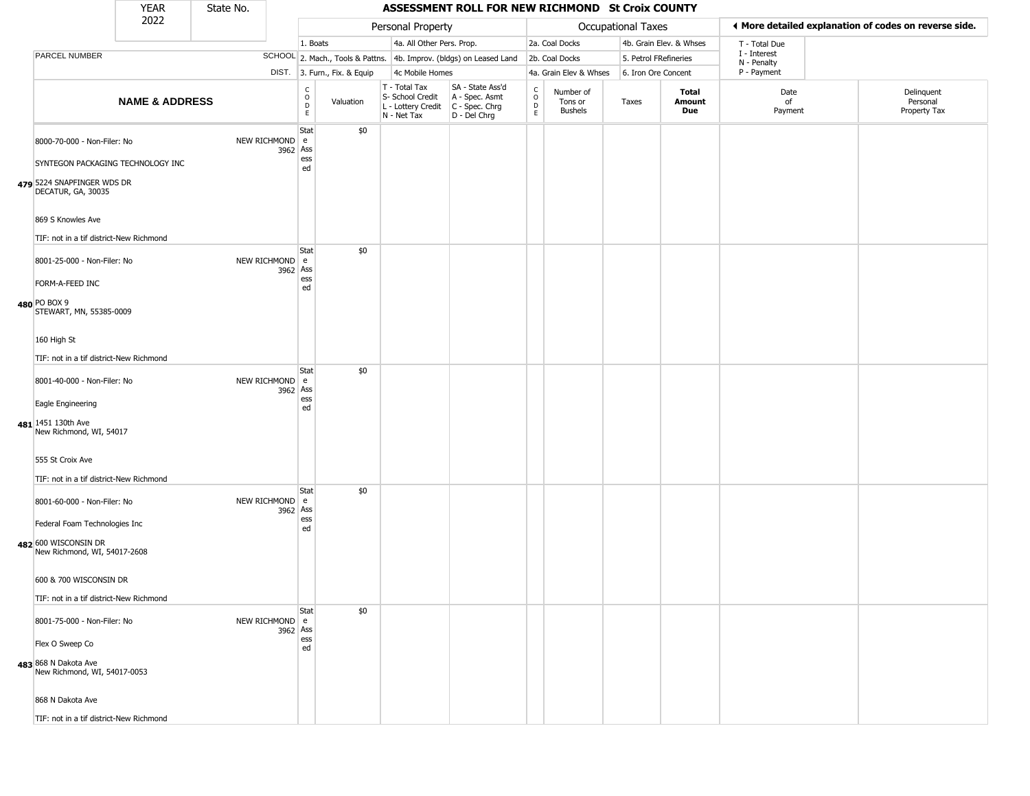| YEAR 2022 | State No. | | ASSESSMENT ROLL FOR NEW RICHMOND St Croix COUNTY | | | | | | | | | |
|---|---|---|---|---|---|---|---|---|---|---|---|---|

| | | Personal Property | | | | Occupational Taxes | | | | ◂ More detailed explanation of codes on reverse side. | |
|---|---|---|---|---|---|---|---|---|---|---|---|
| PARCEL NUMBER | SCHOOL DIST. | 1. Boats 2. Mach., Tools & Pattns. 3. Furn., Fix. & Equip | | 4a. All Other Pers. Prop. 4b. Improv. (bldgs) on Leased Land 4c Mobile Homes | | 2a. Coal Docks 2b. Coal Docks 4a. Grain Elev & Whses | | 4b. Grain Elev. & Whses 5. Petrol FRefineries 6. Iron Ore Concent | | T - Total Due I - Interest N - Penalty P - Payment | |
| **NAME & ADDRESS** | | CODE | Valuation | T - Total Tax S- School Credit L - Lottery Credit N - Net Tax | SA - State Ass'd A - Spec. Asmt C - Spec. Chrg D - Del Chrg | CODE | Number of Tons or Bushels | Taxes | **Total Amount Due** | Date of Payment | Delinquent Personal Property Tax |
| **479** 8000-70-000 - Non-Filer: No<br>SYNTEGON PACKAGING TECHNOLOGY INC<br>5224 SNAPFINGER WDS DR<br>DECATUR, GA, 30035<br>869 S Knowles Ave<br>TIF: not in a tif district-New Richmond | NEW RICHMOND 3962 | State Assessed | $0 | | | | | | | | |
| **480** 8001-25-000 - Non-Filer: No<br>FORM-A-FEED INC<br>PO BOX 9<br>STEWART, MN, 55385-0009<br>160 High St<br>TIF: not in a tif district-New Richmond | NEW RICHMOND 3962 | State Assessed | $0 | | | | | | | | |
| **481** 8001-40-000 - Non-Filer: No<br>Eagle Engineering<br>1451 130th Ave<br>New Richmond, WI, 54017<br>555 St Croix Ave<br>TIF: not in a tif district-New Richmond | NEW RICHMOND 3962 | State Assessed | $0 | | | | | | | | |
| **482** 8001-60-000 - Non-Filer: No<br>Federal Foam Technologies Inc<br>600 WISCONSIN DR<br>New Richmond, WI, 54017-2608<br>600 & 700 WISCONSIN DR<br>TIF: not in a tif district-New Richmond | NEW RICHMOND 3962 | State Assessed | $0 | | | | | | | | |
| **483** 8001-75-000 - Non-Filer: No<br>Flex O Sweep Co<br>868 N Dakota Ave<br>New Richmond, WI, 54017-0053<br>868 N Dakota Ave<br>TIF: not in a tif district-New Richmond | NEW RICHMOND 3962 | State Assessed | $0 | | | | | | | | |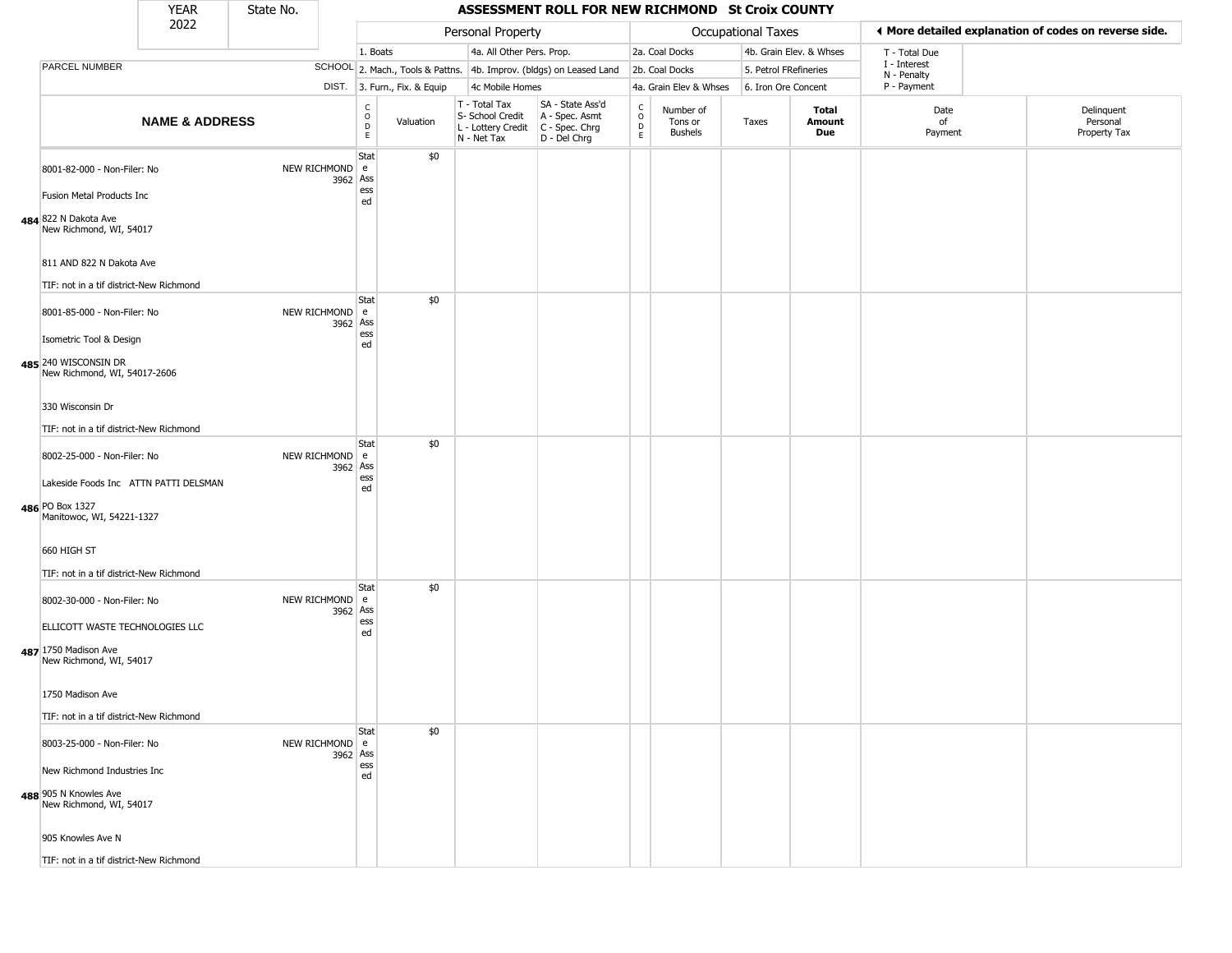| YEAR 2022 | State No. | ASSESSMENT ROLL FOR NEW RICHMOND St Croix COUNTY |
|---|---|---|

| | | Personal Property | | | | Occupational Taxes | | | | ◀ More detailed explanation of codes on reverse side. | |
|---|---|---|---|---|---|---|---|---|---|---|---|
| PARCEL NUMBER | SCHOOL | 1. Boats | | 4a. All Other Pers. Prop. | | 2a. Coal Docks | | 4b. Grain Elev. & Whses | | T - Total Due<br>I - Interest<br>N - Penalty<br>P - Payment | |
| | DIST. | 2. Mach., Tools & Pattns. | | 4b. Improv. (bldgs) on Leased Land | | 2b. Coal Docks | | 5. Petrol FRefineries | | | |
| | | 3. Furn., Fix. & Equip | | 4c Mobile Homes | | 4a. Grain Elev & Whses | | 6. Iron Ore Concent | | | |
| **NAME & ADDRESS** | | CODE | Valuation | T - Total Tax<br>S- School Credit<br>L - Lottery Credit<br>N - Net Tax | SA - State Ass'd<br>A - Spec. Asmt<br>C - Spec. Chrg<br>D - Del Chrg | CODE | Number of Tons or Bushels | Taxes | **Total Amount Due** | Date of Payment | Delinquent Personal Property Tax |
| 484 8001-82-000 - Non-Filer: No<br>Fusion Metal Products Inc<br>822 N Dakota Ave<br>New Richmond, WI, 54017<br>811 AND 822 N Dakota Ave<br>TIF: not in a tif district-New Richmond | NEW RICHMOND 3962 | State Assessed | $0 | | | | | | | | |
| 485 8001-85-000 - Non-Filer: No<br>Isometric Tool & Design<br>240 WISCONSIN DR<br>New Richmond, WI, 54017-2606<br>330 Wisconsin Dr<br>TIF: not in a tif district-New Richmond | NEW RICHMOND 3962 | State Assessed | $0 | | | | | | | | |
| 486 8002-25-000 - Non-Filer: No<br>Lakeside Foods Inc ATTN PATTI DELSMAN<br>PO Box 1327<br>Manitowoc, WI, 54221-1327<br>660 HIGH ST<br>TIF: not in a tif district-New Richmond | NEW RICHMOND 3962 | State Assessed | $0 | | | | | | | | |
| 487 8002-30-000 - Non-Filer: No<br>ELLICOTT WASTE TECHNOLOGIES LLC<br>1750 Madison Ave<br>New Richmond, WI, 54017<br>1750 Madison Ave<br>TIF: not in a tif district-New Richmond | NEW RICHMOND 3962 | State Assessed | $0 | | | | | | | | |
| 488 8003-25-000 - Non-Filer: No<br>New Richmond Industries Inc<br>905 N Knowles Ave<br>New Richmond, WI, 54017<br>905 Knowles Ave N<br>TIF: not in a tif district-New Richmond | NEW RICHMOND 3962 | State Assessed | $0 | | | | | | | | |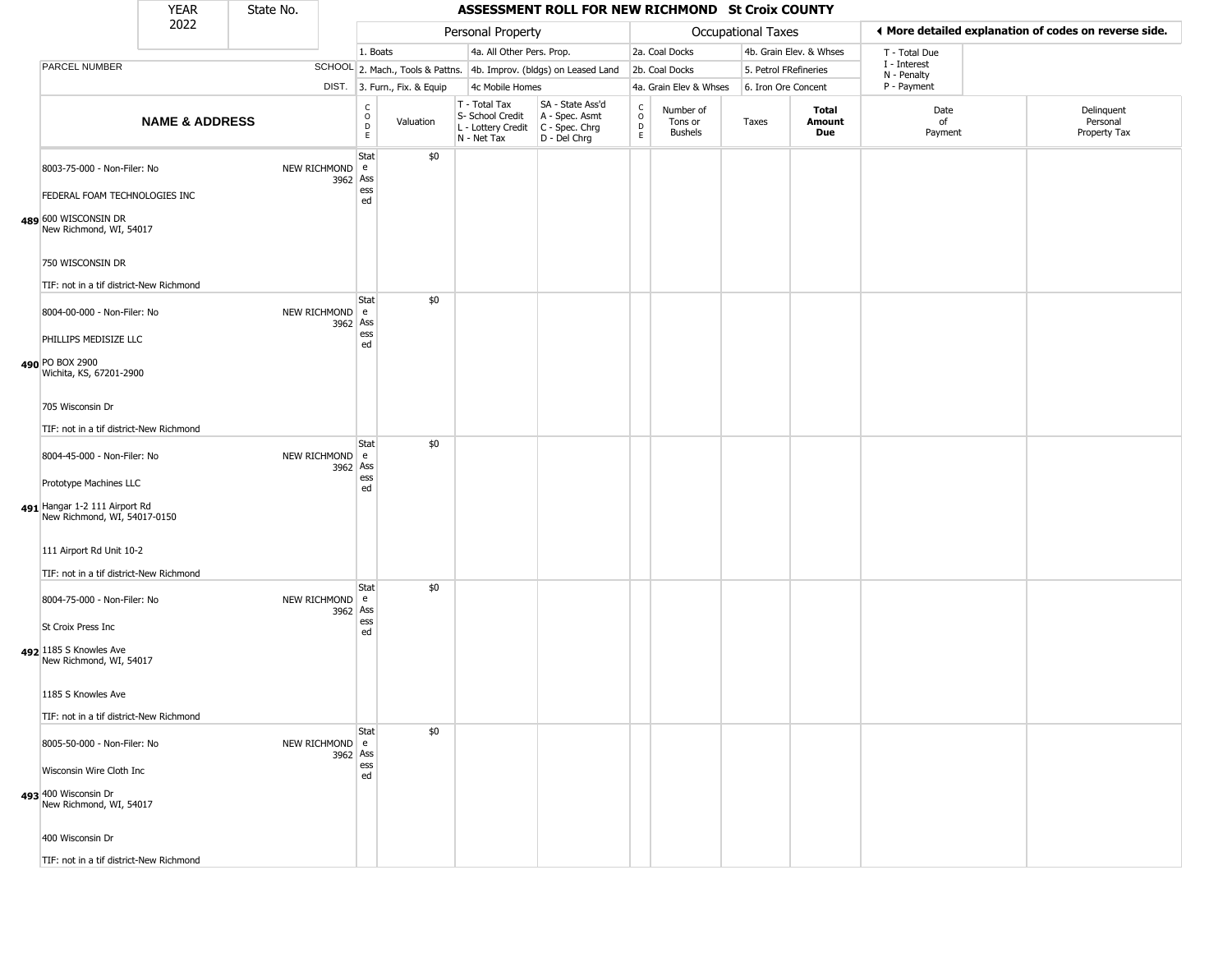| YEAR 2022 | State No. | ASSESSMENT ROLL FOR NEW RICHMOND St Croix COUNTY |
|---|---|---|

| | | Personal Property | | | | Occupational Taxes | | | | ◄ More detailed explanation of codes on reverse side. | |
|---|---|---|---|---|---|---|---|---|---|---|---|
| PARCEL NUMBER | SCHOOL DIST. | 1. Boats<br>2. Mach., Tools & Pattns.<br>3. Furn., Fix. & Equip | | 4a. All Other Pers. Prop.<br>4b. Improv. (bldgs) on Leased Land<br>4c Mobile Homes | | 2a. Coal Docks<br>2b. Coal Docks<br>4a. Grain Elev & Whses | | 4b. Grain Elev. & Whses<br>5. Petrol FRefineries<br>6. Iron Ore Concent | | T - Total Due<br>I - Interest<br>N - Penalty<br>P - Payment | |
| **NAME & ADDRESS** | | CODE | Valuation | T - Total Tax<br>S- School Credit<br>L - Lottery Credit<br>N - Net Tax | SA - State Ass'd<br>A - Spec. Asmt<br>C - Spec. Chrg<br>D - Del Chrg | CODE | Number of Tons or Bushels | Taxes | **Total Amount Due** | Date of Payment | Delinquent Personal Property Tax |
| 489 8003-75-000 - Non-Filer: No<br>FEDERAL FOAM TECHNOLOGIES INC<br>600 WISCONSIN DR<br>New Richmond, WI, 54017<br>750 WISCONSIN DR<br>TIF: not in a tif district-New Richmond | NEW RICHMOND 3962 | State Assessed | $0 | | | | | | | | |
| 490 8004-00-000 - Non-Filer: No<br>PHILLIPS MEDISIZE LLC<br>PO BOX 2900<br>Wichita, KS, 67201-2900<br>705 Wisconsin Dr<br>TIF: not in a tif district-New Richmond | NEW RICHMOND 3962 | State Assessed | $0 | | | | | | | | |
| 491 8004-45-000 - Non-Filer: No<br>Prototype Machines LLC<br>Hangar 1-2 111 Airport Rd<br>New Richmond, WI, 54017-0150<br>111 Airport Rd Unit 10-2<br>TIF: not in a tif district-New Richmond | NEW RICHMOND 3962 | State Assessed | $0 | | | | | | | | |
| 492 8004-75-000 - Non-Filer: No<br>St Croix Press Inc<br>1185 S Knowles Ave<br>New Richmond, WI, 54017<br>1185 S Knowles Ave<br>TIF: not in a tif district-New Richmond | NEW RICHMOND 3962 | State Assessed | $0 | | | | | | | | |
| 493 8005-50-000 - Non-Filer: No<br>Wisconsin Wire Cloth Inc<br>400 Wisconsin Dr<br>New Richmond, WI, 54017<br>400 Wisconsin Dr<br>TIF: not in a tif district-New Richmond | NEW RICHMOND 3962 | State Assessed | $0 | | | | | | | | |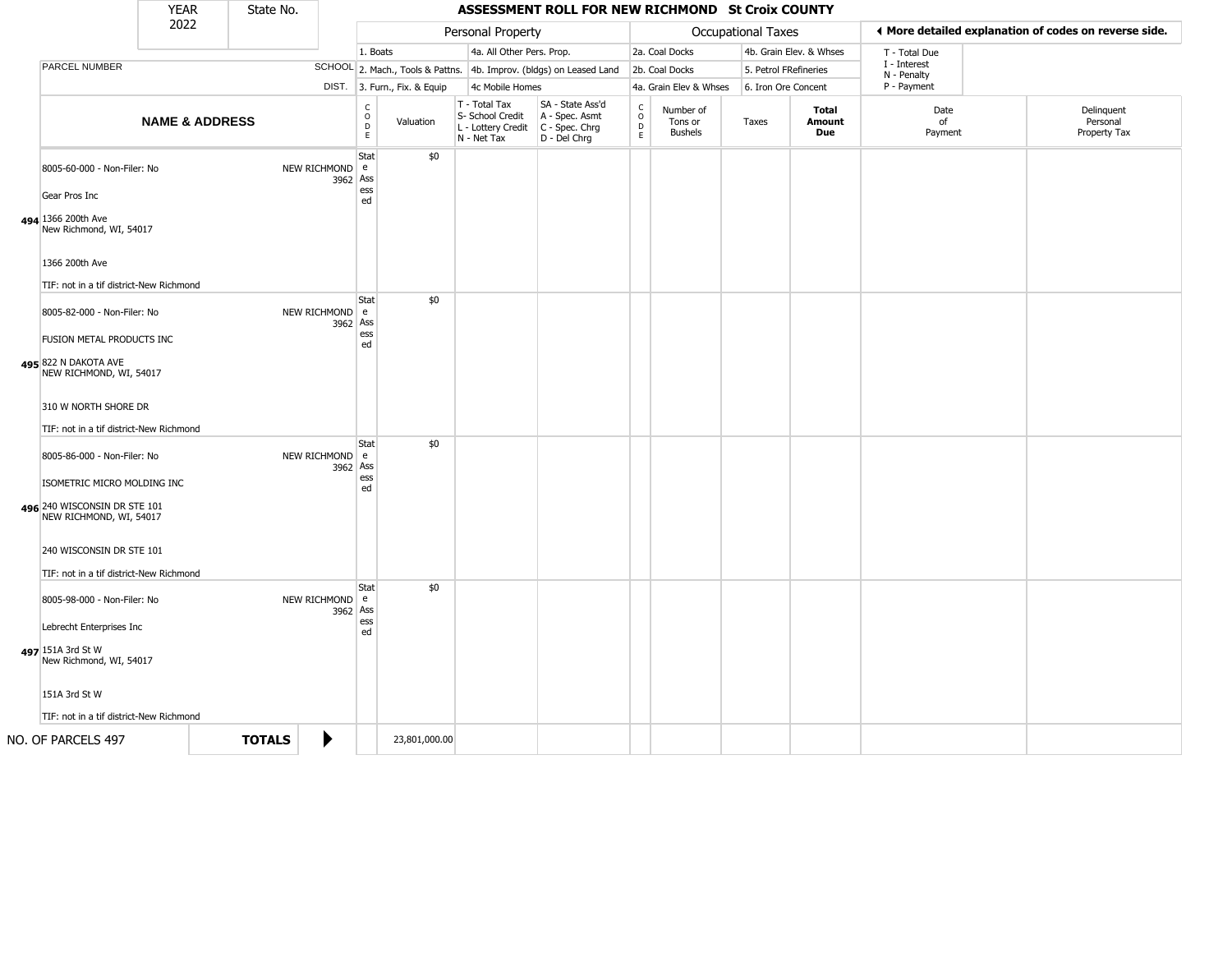| YEAR 2022 | State No. | | ASSESSMENT ROLL FOR NEW RICHMOND St Croix COUNTY | | | | | | | | | |
|---|---|---|---|---|---|---|---|---|---|---|---|---|

| PARCEL NUMBER / NAME & ADDRESS | SCHOOL DIST. | CODE | Valuation | T - Total Tax / S- School Credit / L - Lottery Credit / N - Net Tax | SA - State Ass'd / A - Spec. Asmt / C - Spec. Chrg / D - Del Chrg | CODE | Number of Tons or Bushels | Taxes | Total Amount Due | Date of Payment | Delinquent Personal Property Tax |
|---|---|---|---|---|---|---|---|---|---|---|---|
| **494** 8005-60-000 - Non-Filer: No<br>Gear Pros Inc<br>1366 200th Ave<br>New Richmond, WI, 54017<br>1366 200th Ave<br>TIF: not in a tif district-New Richmond | NEW RICHMOND 3962 | State Assessed | $0 | | | | | | | | |
| **495** 8005-82-000 - Non-Filer: No<br>FUSION METAL PRODUCTS INC<br>822 N DAKOTA AVE<br>NEW RICHMOND, WI, 54017<br>310 W NORTH SHORE DR<br>TIF: not in a tif district-New Richmond | NEW RICHMOND 3962 | State Assessed | $0 | | | | | | | | |
| **496** 8005-86-000 - Non-Filer: No<br>ISOMETRIC MICRO MOLDING INC<br>240 WISCONSIN DR STE 101<br>NEW RICHMOND, WI, 54017<br>240 WISCONSIN DR STE 101<br>TIF: not in a tif district-New Richmond | NEW RICHMOND 3962 | State Assessed | $0 | | | | | | | | |
| **497** 8005-98-000 - Non-Filer: No<br>Lebrecht Enterprises Inc<br>151A 3rd St W<br>New Richmond, WI, 54017<br>151A 3rd St W<br>TIF: not in a tif district-New Richmond | NEW RICHMOND 3962 | State Assessed | $0 | | | | | | | | |
| NO. OF PARCELS 497 | **TOTALS** | | 23,801,000.00 | | | | | | | | |

Personal Property: 1. Boats; 2. Mach., Tools & Pattns.; 3. Furn., Fix. & Equip; 4a. All Other Pers. Prop.; 4b. Improv. (bldgs) on Leased Land; 4c Mobile Homes

Occupational Taxes: 2a. Coal Docks; 2b. Coal Docks; 4a. Grain Elev & Whses; 4b. Grain Elev. & Whses; 5. Petrol FRefineries; 6. Iron Ore Concent

◄ More detailed explanation of codes on reverse side.

T - Total Due; I - Interest; N - Penalty; P - Payment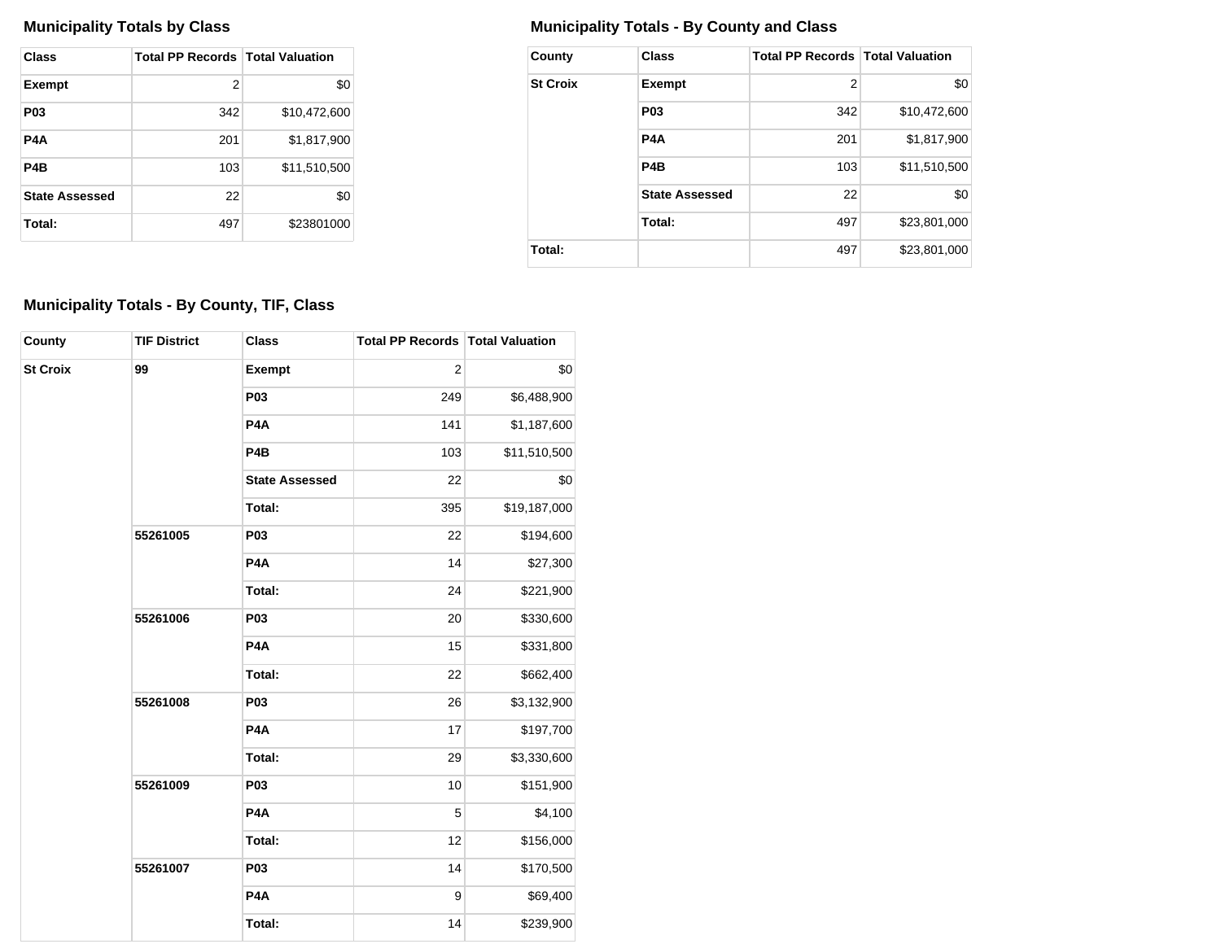### Municipality Totals by Class

| Class | Total PP Records | Total Valuation |
|---|---|---|
| **Exempt** | 2 | $0 |
| **P03** | 342 | $10,472,600 |
| **P4A** | 201 | $1,817,900 |
| **P4B** | 103 | $11,510,500 |
| **State Assessed** | 22 | $0 |
| **Total:** | 497 | $23801000 |

### Municipality Totals - By County and Class

| County | Class | Total PP Records | Total Valuation |
|---|---|---|---|
| **St Croix** | **Exempt** | 2 | $0 |
| | **P03** | 342 | $10,472,600 |
| | **P4A** | 201 | $1,817,900 |
| | **P4B** | 103 | $11,510,500 |
| | **State Assessed** | 22 | $0 |
| | **Total:** | 497 | $23,801,000 |
| **Total:** | | 497 | $23,801,000 |

### Municipality Totals - By County, TIF, Class

| County | TIF District | Class | Total PP Records | Total Valuation |
|---|---|---|---|---|
| **St Croix** | **99** | **Exempt** | 2 | $0 |
| | | **P03** | 249 | $6,488,900 |
| | | **P4A** | 141 | $1,187,600 |
| | | **P4B** | 103 | $11,510,500 |
| | | **State Assessed** | 22 | $0 |
| | | **Total:** | 395 | $19,187,000 |
| | **55261005** | **P03** | 22 | $194,600 |
| | | **P4A** | 14 | $27,300 |
| | | **Total:** | 24 | $221,900 |
| | **55261006** | **P03** | 20 | $330,600 |
| | | **P4A** | 15 | $331,800 |
| | | **Total:** | 22 | $662,400 |
| | **55261008** | **P03** | 26 | $3,132,900 |
| | | **P4A** | 17 | $197,700 |
| | | **Total:** | 29 | $3,330,600 |
| | **55261009** | **P03** | 10 | $151,900 |
| | | **P4A** | 5 | $4,100 |
| | | **Total:** | 12 | $156,000 |
| | **55261007** | **P03** | 14 | $170,500 |
| | | **P4A** | 9 | $69,400 |
| | | **Total:** | 14 | $239,900 |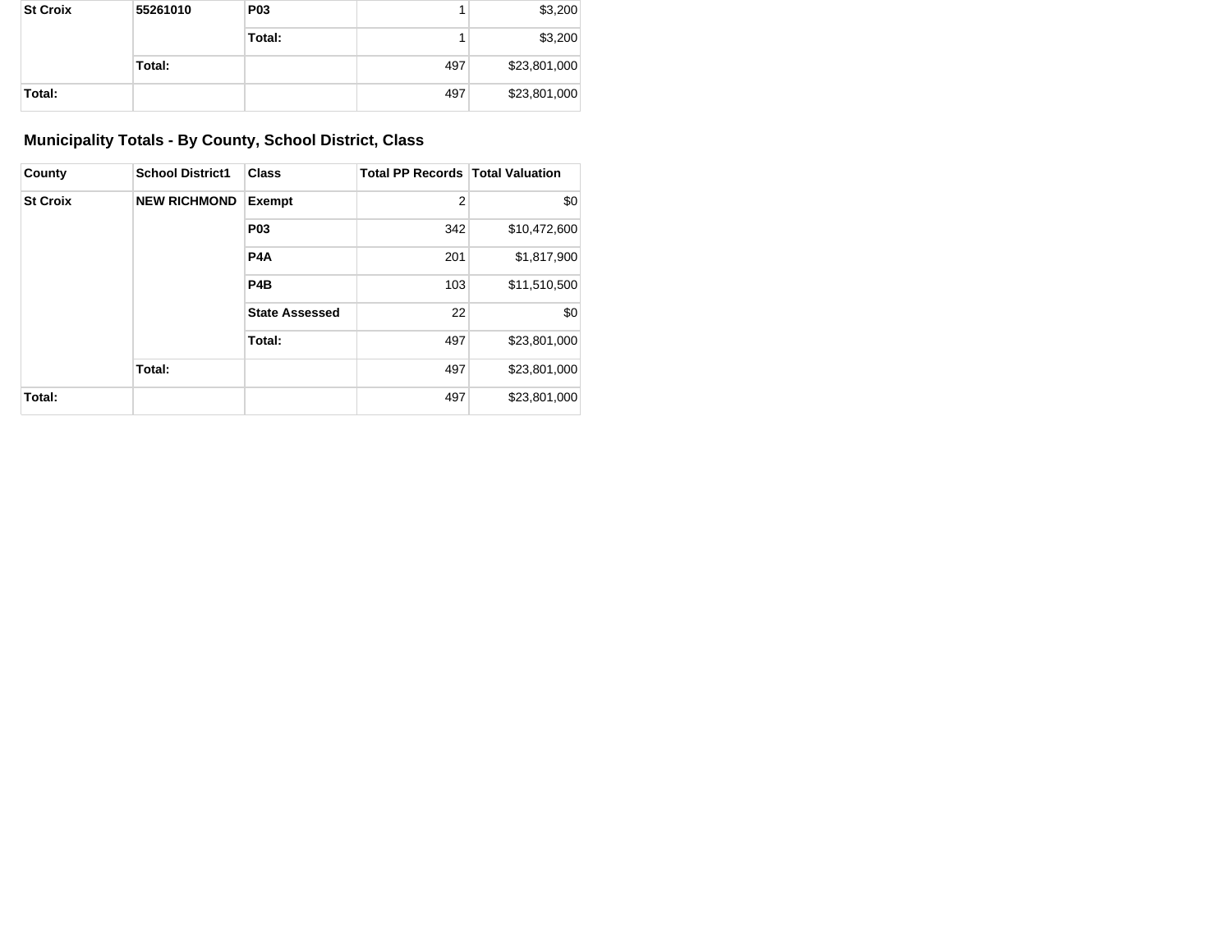| | | | | |
|---|---|---|---|---|
| **St Croix** | **55261010** | **P03** | 1 | $3,200 |
| | | **Total:** | 1 | $3,200 |
| | **Total:** | | 497 | $23,801,000 |
| **Total:** | | | 497 | $23,801,000 |

### Municipality Totals - By County, School District, Class

| County | School District1 | Class | Total PP Records | Total Valuation |
|---|---|---|---|---|
| **St Croix** | **NEW RICHMOND** | **Exempt** | 2 | $0 |
| | | **P03** | 342 | $10,472,600 |
| | | **P4A** | 201 | $1,817,900 |
| | | **P4B** | 103 | $11,510,500 |
| | | **State Assessed** | 22 | $0 |
| | | **Total:** | 497 | $23,801,000 |
| | **Total:** | | 497 | $23,801,000 |
| **Total:** | | | 497 | $23,801,000 |